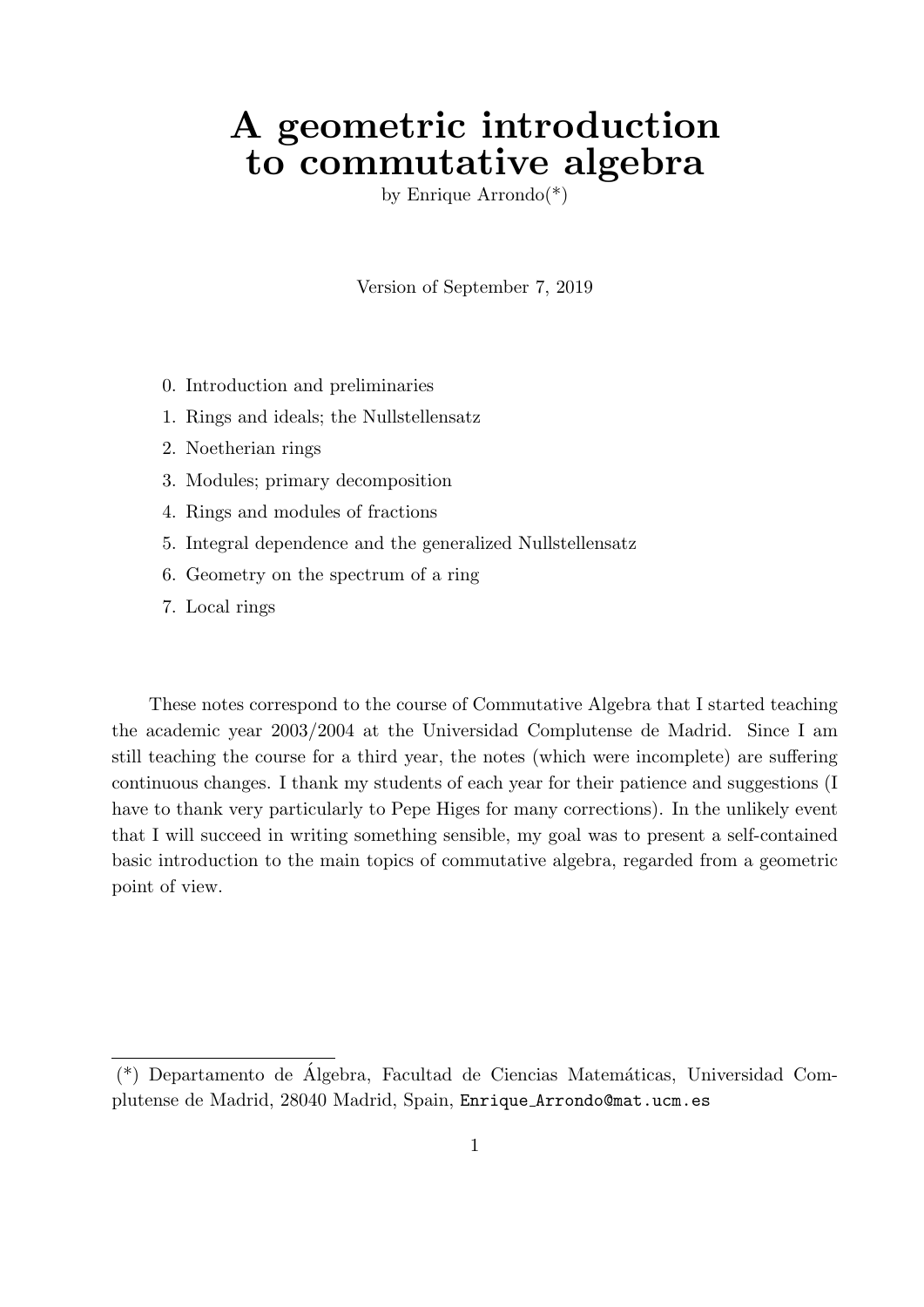# A geometric introduction to commutative algebra

by Enrique Arrondo(*)

Version of September 7, 2019

0. Introduction and preliminaries
1. Rings and ideals; the Nullstellensatz
2. Noetherian rings
3. Modules; primary decomposition
4. Rings and modules of fractions
5. Integral dependence and the generalized Nullstellensatz
6. Geometry on the spectrum of a ring
7. Local rings

These notes correspond to the course of Commutative Algebra that I started teaching the academic year 2003/2004 at the Universidad Complutense de Madrid. Since I am still teaching the course for a third year, the notes (which were incomplete) are suffering continuous changes. I thank my students of each year for their patience and suggestions (I have to thank very particularly to Pepe Higes for many corrections). In the unlikely event that I will succeed in writing something sensible, my goal was to present a self-contained basic introduction to the main topics of commutative algebra, regarded from a geometric point of view.

---

(*) Departamento de Álgebra, Facultad de Ciencias Matemáticas, Universidad Complutense de Madrid, 28040 Madrid, Spain, `Enrique_Arrondo@mat.ucm.es`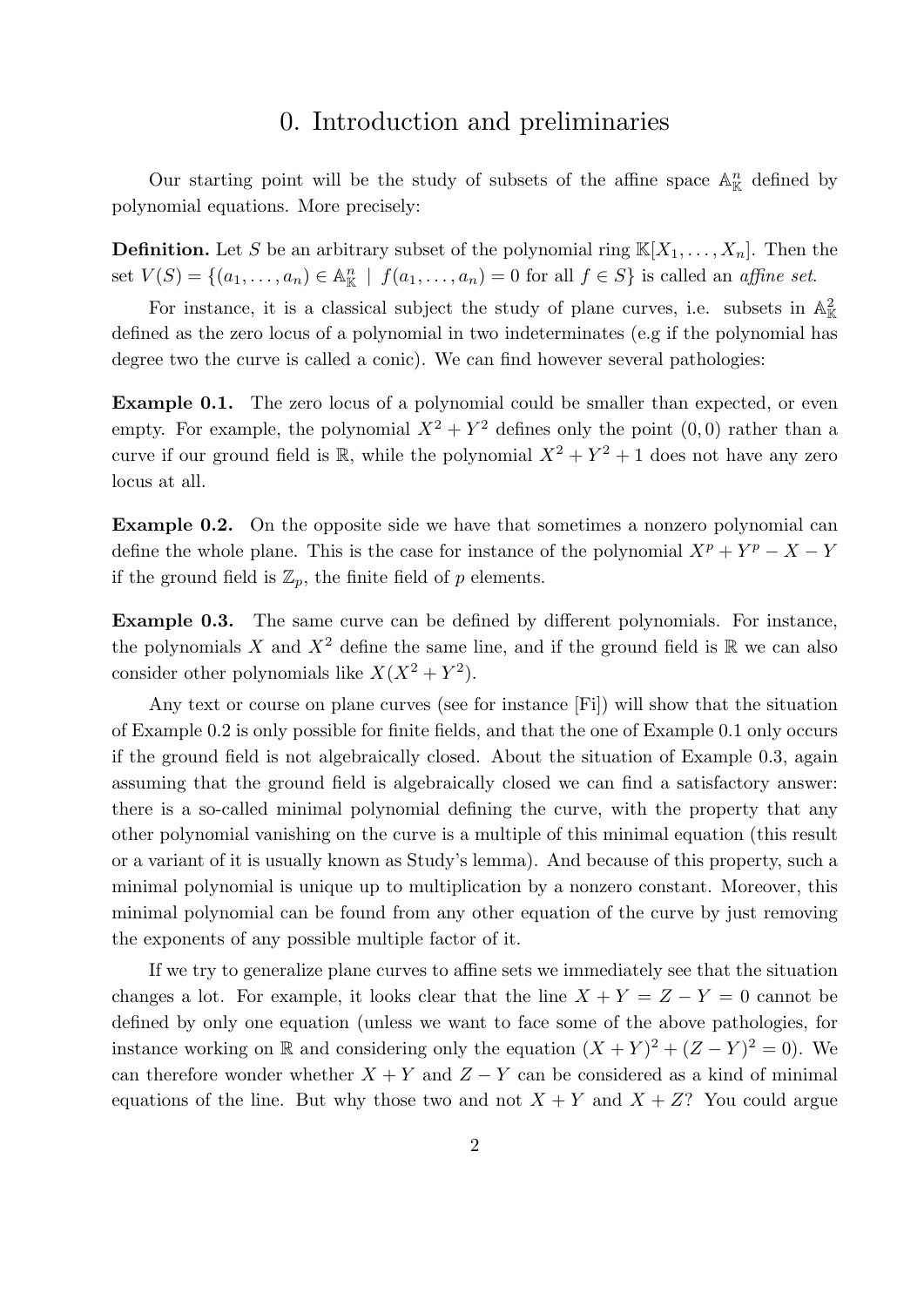# 0. Introduction and preliminaries

Our starting point will be the study of subsets of the affine space $\mathbb{A}^n_{\mathbb{K}}$ defined by polynomial equations. More precisely:

**Definition.** Let $S$ be an arbitrary subset of the polynomial ring $\mathbb{K}[X_1, \ldots, X_n]$. Then the set $V(S) = \{(a_1, \ldots, a_n) \in \mathbb{A}^n_{\mathbb{K}} \mid f(a_1, \ldots, a_n) = 0 \text{ for all } f \in S\}$ is called an *affine set*.

For instance, it is a classical subject the study of plane curves, i.e. subsets in $\mathbb{A}^2_{\mathbb{K}}$ defined as the zero locus of a polynomial in two indeterminates (e.g if the polynomial has degree two the curve is called a conic). We can find however several pathologies:

**Example 0.1.** The zero locus of a polynomial could be smaller than expected, or even empty. For example, the polynomial $X^2 + Y^2$ defines only the point $(0, 0)$ rather than a curve if our ground field is $\mathbb{R}$, while the polynomial $X^2 + Y^2 + 1$ does not have any zero locus at all.

**Example 0.2.** On the opposite side we have that sometimes a nonzero polynomial can define the whole plane. This is the case for instance of the polynomial $X^p + Y^p - X - Y$ if the ground field is $\mathbb{Z}_p$, the finite field of $p$ elements.

**Example 0.3.** The same curve can be defined by different polynomials. For instance, the polynomials $X$ and $X^2$ define the same line, and if the ground field is $\mathbb{R}$ we can also consider other polynomials like $X(X^2 + Y^2)$.

Any text or course on plane curves (see for instance [Fi]) will show that the situation of Example 0.2 is only possible for finite fields, and that the one of Example 0.1 only occurs if the ground field is not algebraically closed. About the situation of Example 0.3, again assuming that the ground field is algebraically closed we can find a satisfactory answer: there is a so-called minimal polynomial defining the curve, with the property that any other polynomial vanishing on the curve is a multiple of this minimal equation (this result or a variant of it is usually known as Study's lemma). And because of this property, such a minimal polynomial is unique up to multiplication by a nonzero constant. Moreover, this minimal polynomial can be found from any other equation of the curve by just removing the exponents of any possible multiple factor of it.

If we try to generalize plane curves to affine sets we immediately see that the situation changes a lot. For example, it looks clear that the line $X + Y = Z - Y = 0$ cannot be defined by only one equation (unless we want to face some of the above pathologies, for instance working on $\mathbb{R}$ and considering only the equation $(X + Y)^2 + (Z - Y)^2 = 0$). We can therefore wonder whether $X + Y$ and $Z - Y$ can be considered as a kind of minimal equations of the line. But why those two and not $X + Y$ and $X + Z$? You could argue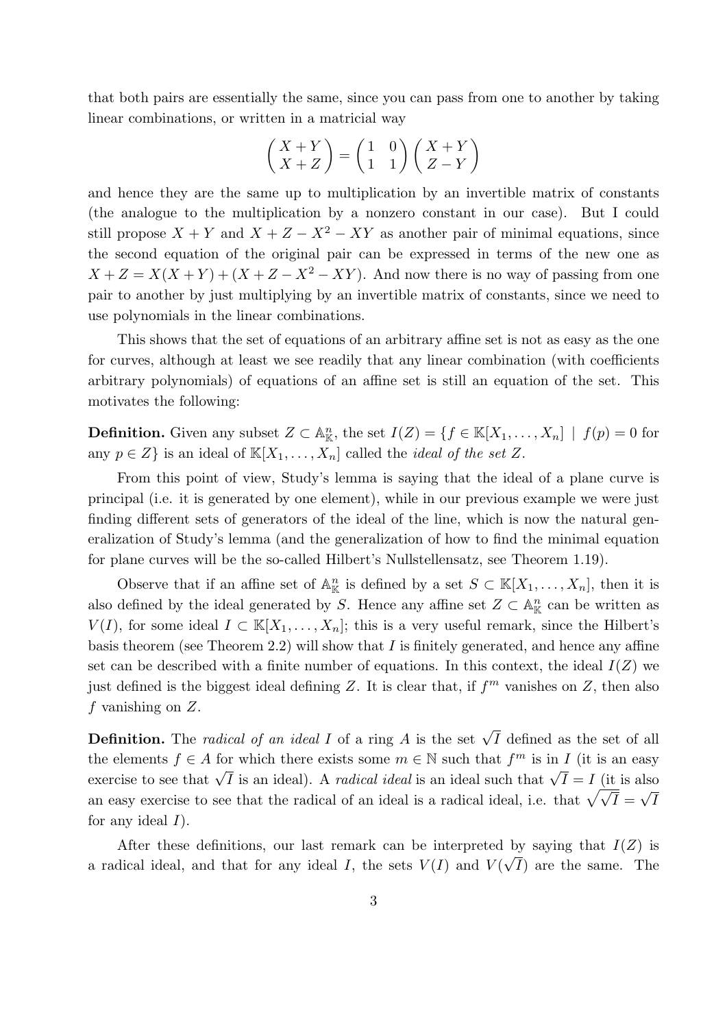that both pairs are essentially the same, since you can pass from one to another by taking linear combinations, or written in a matricial way

$$\begin{pmatrix} X+Y \\ X+Z \end{pmatrix} = \begin{pmatrix} 1 & 0 \\ 1 & 1 \end{pmatrix} \begin{pmatrix} X+Y \\ Z-Y \end{pmatrix}$$

and hence they are the same up to multiplication by an invertible matrix of constants (the analogue to the multiplication by a nonzero constant in our case). But I could still propose $X+Y$ and $X+Z-X^2-XY$ as another pair of minimal equations, since the second equation of the original pair can be expressed in terms of the new one as $X+Z = X(X+Y)+(X+Z-X^2-XY)$. And now there is no way of passing from one pair to another by just multiplying by an invertible matrix of constants, since we need to use polynomials in the linear combinations.

This shows that the set of equations of an arbitrary affine set is not as easy as the one for curves, although at least we see readily that any linear combination (with coefficients arbitrary polynomials) of equations of an affine set is still an equation of the set. This motivates the following:

**Definition.** Given any subset $Z \subset \mathbb{A}^n_{\mathbb{K}}$, the set $I(Z) = \{f \in \mathbb{K}[X_1,\ldots,X_n] \mid f(p) = 0$ for any $p \in Z\}$ is an ideal of $\mathbb{K}[X_1,\ldots,X_n]$ called the *ideal of the set* $Z$.

From this point of view, Study's lemma is saying that the ideal of a plane curve is principal (i.e. it is generated by one element), while in our previous example we were just finding different sets of generators of the ideal of the line, which is now the natural generalization of Study's lemma (and the generalization of how to find the minimal equation for plane curves will be the so-called Hilbert's Nullstellensatz, see Theorem 1.19).

Observe that if an affine set of $\mathbb{A}^n_{\mathbb{K}}$ is defined by a set $S \subset \mathbb{K}[X_1,\ldots,X_n]$, then it is also defined by the ideal generated by $S$. Hence any affine set $Z \subset \mathbb{A}^n_{\mathbb{K}}$ can be written as $V(I)$, for some ideal $I \subset \mathbb{K}[X_1,\ldots,X_n]$; this is a very useful remark, since the Hilbert's basis theorem (see Theorem 2.2) will show that $I$ is finitely generated, and hence any affine set can be described with a finite number of equations. In this context, the ideal $I(Z)$ we just defined is the biggest ideal defining $Z$. It is clear that, if $f^m$ vanishes on $Z$, then also $f$ vanishing on $Z$.

**Definition.** The *radical of an ideal* $I$ of a ring $A$ is the set $\sqrt{I}$ defined as the set of all the elements $f \in A$ for which there exists some $m \in \mathbb{N}$ such that $f^m$ is in $I$ (it is an easy exercise to see that $\sqrt{I}$ is an ideal). A *radical ideal* is an ideal such that $\sqrt{I} = I$ (it is also an easy exercise to see that the radical of an ideal is a radical ideal, i.e. that $\sqrt{\sqrt{I}} = \sqrt{I}$ for any ideal $I$).

After these definitions, our last remark can be interpreted by saying that $I(Z)$ is a radical ideal, and that for any ideal $I$, the sets $V(I)$ and $V(\sqrt{I})$ are the same. The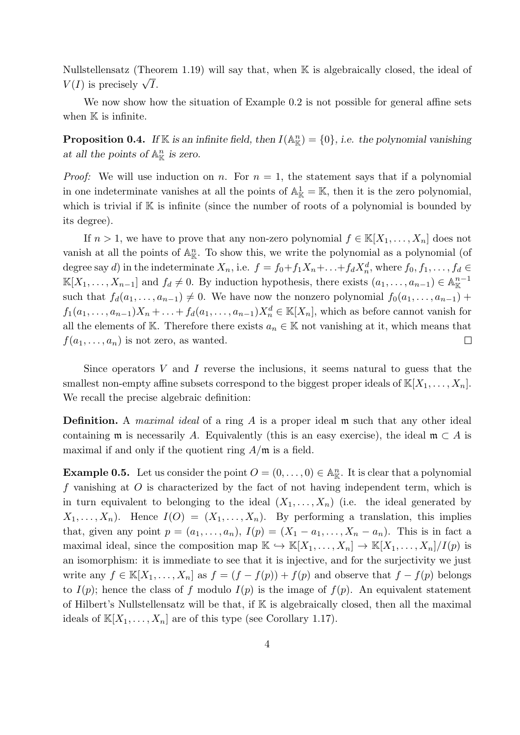Nullstellensatz (Theorem 1.19) will say that, when $\mathbb{K}$ is algebraically closed, the ideal of $V(I)$ is precisely $\sqrt{I}$.

We now show how the situation of Example 0.2 is not possible for general affine sets when $\mathbb{K}$ is infinite.

**Proposition 0.4.** *If $\mathbb{K}$ is an infinite field, then $I(\mathbb{A}^n_{\mathbb{K}}) = \{0\}$, i.e. the polynomial vanishing at all the points of $\mathbb{A}^n_{\mathbb{K}}$ is zero.*

*Proof:* We will use induction on $n$. For $n = 1$, the statement says that if a polynomial in one indeterminate vanishes at all the points of $\mathbb{A}^1_{\mathbb{K}} = \mathbb{K}$, then it is the zero polynomial, which is trivial if $\mathbb{K}$ is infinite (since the number of roots of a polynomial is bounded by its degree).

If $n > 1$, we have to prove that any non-zero polynomial $f \in \mathbb{K}[X_1, \ldots, X_n]$ does not vanish at all the points of $\mathbb{A}^n_{\mathbb{K}}$. To show this, we write the polynomial as a polynomial (of degree say $d$) in the indeterminate $X_n$, i.e. $f = f_0 + f_1 X_n + \ldots + f_d X_n^d$, where $f_0, f_1, \ldots, f_d \in \mathbb{K}[X_1, \ldots, X_{n-1}]$ and $f_d \neq 0$. By induction hypothesis, there exists $(a_1, \ldots, a_{n-1}) \in \mathbb{A}^{n-1}_{\mathbb{K}}$ such that $f_d(a_1, \ldots, a_{n-1}) \neq 0$. We have now the nonzero polynomial $f_0(a_1, \ldots, a_{n-1}) + f_1(a_1, \ldots, a_{n-1})X_n + \ldots + f_d(a_1, \ldots, a_{n-1})X_n^d \in \mathbb{K}[X_n]$, which as before cannot vanish for all the elements of $\mathbb{K}$. Therefore there exists $a_n \in \mathbb{K}$ not vanishing at it, which means that $f(a_1, \ldots, a_n)$ is not zero, as wanted. $\square$

Since operators $V$ and $I$ reverse the inclusions, it seems natural to guess that the smallest non-empty affine subsets correspond to the biggest proper ideals of $\mathbb{K}[X_1, \ldots, X_n]$. We recall the precise algebraic definition:

**Definition.** A *maximal ideal* of a ring $A$ is a proper ideal $\mathfrak{m}$ such that any other ideal containing $\mathfrak{m}$ is necessarily $A$. Equivalently (this is an easy exercise), the ideal $\mathfrak{m} \subset A$ is maximal if and only if the quotient ring $A/\mathfrak{m}$ is a field.

**Example 0.5.** Let us consider the point $O = (0, \ldots, 0) \in \mathbb{A}^n_{\mathbb{K}}$. It is clear that a polynomial $f$ vanishing at $O$ is characterized by the fact of not having independent term, which is in turn equivalent to belonging to the ideal $(X_1, \ldots, X_n)$ (i.e. the ideal generated by $X_1, \ldots, X_n$). Hence $I(O) = (X_1, \ldots, X_n)$. By performing a translation, this implies that, given any point $p = (a_1, \ldots, a_n)$, $I(p) = (X_1 - a_1, \ldots, X_n - a_n)$. This is in fact a maximal ideal, since the composition map $\mathbb{K} \hookrightarrow \mathbb{K}[X_1, \ldots, X_n] \to \mathbb{K}[X_1, \ldots, X_n]/I(p)$ is an isomorphism: it is immediate to see that it is injective, and for the surjectivity we just write any $f \in \mathbb{K}[X_1, \ldots, X_n]$ as $f = (f - f(p)) + f(p)$ and observe that $f - f(p)$ belongs to $I(p)$; hence the class of $f$ modulo $I(p)$ is the image of $f(p)$. An equivalent statement of Hilbert's Nullstellensatz will be that, if $\mathbb{K}$ is algebraically closed, then all the maximal ideals of $\mathbb{K}[X_1, \ldots, X_n]$ are of this type (see Corollary 1.17).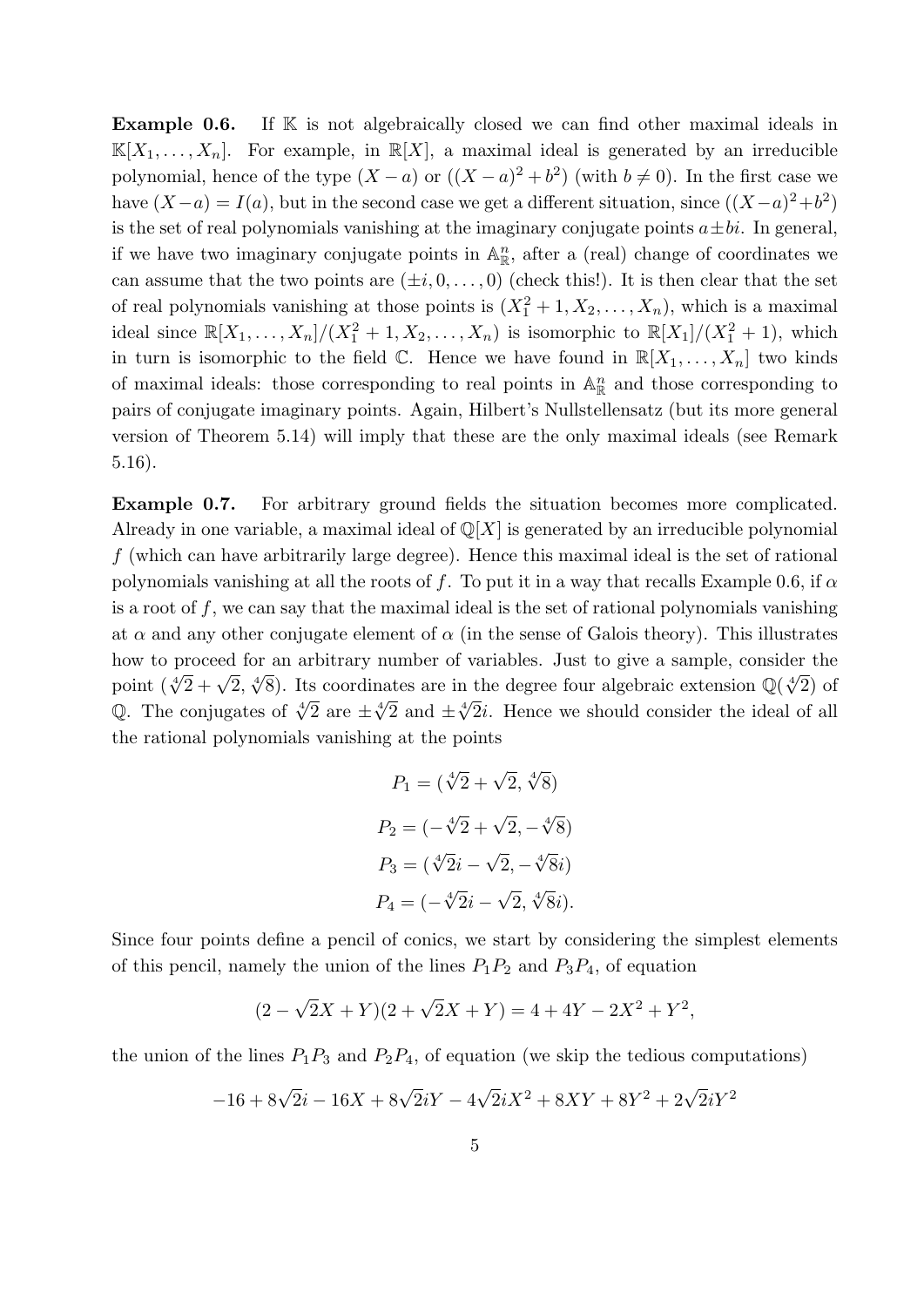**Example 0.6.** If $\mathbb{K}$ is not algebraically closed we can find other maximal ideals in $\mathbb{K}[X_1, \ldots, X_n]$. For example, in $\mathbb{R}[X]$, a maximal ideal is generated by an irreducible polynomial, hence of the type $(X - a)$ or $((X - a)^2 + b^2)$ (with $b \neq 0$). In the first case we have $(X - a) = I(a)$, but in the second case we get a different situation, since $((X - a)^2 + b^2)$ is the set of real polynomials vanishing at the imaginary conjugate points $a \pm bi$. In general, if we have two imaginary conjugate points in $\mathbb{A}^n_{\mathbb{R}}$, after a (real) change of coordinates we can assume that the two points are $(\pm i, 0, \ldots, 0)$ (check this!). It is then clear that the set of real polynomials vanishing at those points is $(X_1^2 + 1, X_2, \ldots, X_n)$, which is a maximal ideal since $\mathbb{R}[X_1, \ldots, X_n]/(X_1^2 + 1, X_2, \ldots, X_n)$ is isomorphic to $\mathbb{R}[X_1]/(X_1^2 + 1)$, which in turn is isomorphic to the field $\mathbb{C}$. Hence we have found in $\mathbb{R}[X_1, \ldots, X_n]$ two kinds of maximal ideals: those corresponding to real points in $\mathbb{A}^n_{\mathbb{R}}$ and those corresponding to pairs of conjugate imaginary points. Again, Hilbert's Nullstellensatz (but its more general version of Theorem 5.14) will imply that these are the only maximal ideals (see Remark 5.16).

**Example 0.7.** For arbitrary ground fields the situation becomes more complicated. Already in one variable, a maximal ideal of $\mathbb{Q}[X]$ is generated by an irreducible polynomial $f$ (which can have arbitrarily large degree). Hence this maximal ideal is the set of rational polynomials vanishing at all the roots of $f$. To put it in a way that recalls Example 0.6, if $\alpha$ is a root of $f$, we can say that the maximal ideal is the set of rational polynomials vanishing at $\alpha$ and any other conjugate element of $\alpha$ (in the sense of Galois theory). This illustrates how to proceed for an arbitrary number of variables. Just to give a sample, consider the point $(\sqrt[4]{2} + \sqrt{2}, \sqrt[4]{8})$. Its coordinates are in the degree four algebraic extension $\mathbb{Q}(\sqrt[4]{2})$ of $\mathbb{Q}$. The conjugates of $\sqrt[4]{2}$ are $\pm\sqrt[4]{2}$ and $\pm\sqrt[4]{2}i$. Hence we should consider the ideal of all the rational polynomials vanishing at the points

$$P_1 = (\sqrt[4]{2} + \sqrt{2}, \sqrt[4]{8})$$

$$P_2 = (-\sqrt[4]{2} + \sqrt{2}, -\sqrt[4]{8})$$

$$P_3 = (\sqrt[4]{2}i - \sqrt{2}, -\sqrt[4]{8}i)$$

$$P_4 = (-\sqrt[4]{2}i - \sqrt{2}, \sqrt[4]{8}i).$$

Since four points define a pencil of conics, we start by considering the simplest elements of this pencil, namely the union of the lines $P_1P_2$ and $P_3P_4$, of equation

$$(2 - \sqrt{2}X + Y)(2 + \sqrt{2}X + Y) = 4 + 4Y - 2X^2 + Y^2,$$

the union of the lines $P_1P_3$ and $P_2P_4$, of equation (we skip the tedious computations)

$$-16 + 8\sqrt{2}i - 16X + 8\sqrt{2}iY - 4\sqrt{2}iX^2 + 8XY + 8Y^2 + 2\sqrt{2}iY^2$$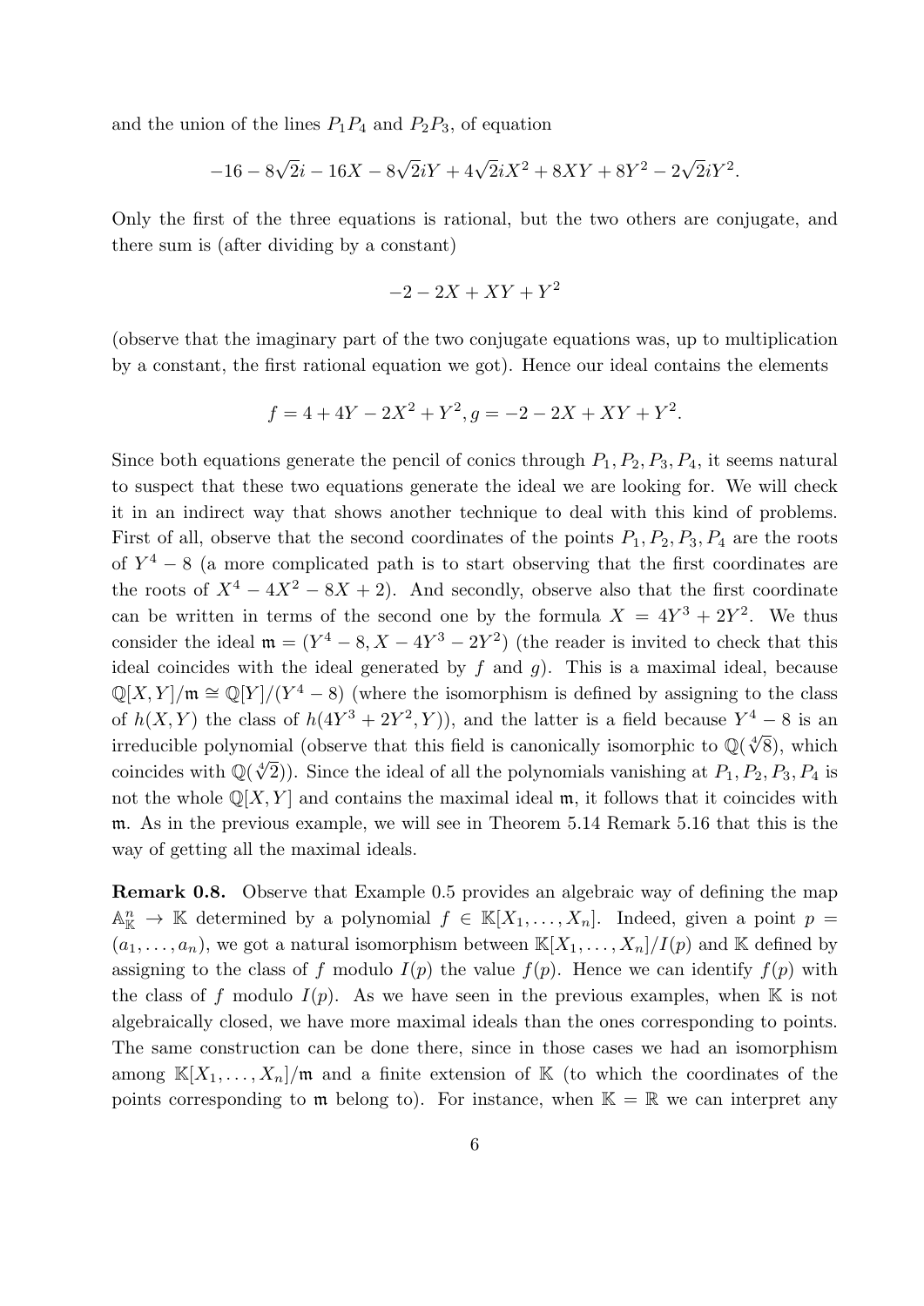and the union of the lines $P_1P_4$ and $P_2P_3$, of equation

$$-16 - 8\sqrt{2}i - 16X - 8\sqrt{2}iY + 4\sqrt{2}iX^2 + 8XY + 8Y^2 - 2\sqrt{2}iY^2.$$

Only the first of the three equations is rational, but the two others are conjugate, and there sum is (after dividing by a constant)

$$-2 - 2X + XY + Y^2$$

(observe that the imaginary part of the two conjugate equations was, up to multiplication by a constant, the first rational equation we got). Hence our ideal contains the elements

$$f = 4 + 4Y - 2X^2 + Y^2, g = -2 - 2X + XY + Y^2.$$

Since both equations generate the pencil of conics through $P_1, P_2, P_3, P_4$, it seems natural to suspect that these two equations generate the ideal we are looking for. We will check it in an indirect way that shows another technique to deal with this kind of problems. First of all, observe that the second coordinates of the points $P_1, P_2, P_3, P_4$ are the roots of $Y^4 - 8$ (a more complicated path is to start observing that the first coordinates are the roots of $X^4 - 4X^2 - 8X + 2$). And secondly, observe also that the first coordinate can be written in terms of the second one by the formula $X = 4Y^3 + 2Y^2$. We thus consider the ideal $\mathfrak{m} = (Y^4 - 8, X - 4Y^3 - 2Y^2)$ (the reader is invited to check that this ideal coincides with the ideal generated by $f$ and $g$). This is a maximal ideal, because $\mathbb{Q}[X,Y]/\mathfrak{m} \cong \mathbb{Q}[Y]/(Y^4 - 8)$ (where the isomorphism is defined by assigning to the class of $h(X,Y)$ the class of $h(4Y^3 + 2Y^2, Y)$), and the latter is a field because $Y^4 - 8$ is an irreducible polynomial (observe that this field is canonically isomorphic to $\mathbb{Q}(\sqrt[4]{8})$, which coincides with $\mathbb{Q}(\sqrt[4]{2})$). Since the ideal of all the polynomials vanishing at $P_1, P_2, P_3, P_4$ is not the whole $\mathbb{Q}[X,Y]$ and contains the maximal ideal $\mathfrak{m}$, it follows that it coincides with $\mathfrak{m}$. As in the previous example, we will see in Theorem 5.14 Remark 5.16 that this is the way of getting all the maximal ideals.

**Remark 0.8.** Observe that Example 0.5 provides an algebraic way of defining the map $\mathbb{A}^n_{\mathbb{K}} \to \mathbb{K}$ determined by a polynomial $f \in \mathbb{K}[X_1, \dots, X_n]$. Indeed, given a point $p = (a_1, \dots, a_n)$, we got a natural isomorphism between $\mathbb{K}[X_1, \dots, X_n]/I(p)$ and $\mathbb{K}$ defined by assigning to the class of $f$ modulo $I(p)$ the value $f(p)$. Hence we can identify $f(p)$ with the class of $f$ modulo $I(p)$. As we have seen in the previous examples, when $\mathbb{K}$ is not algebraically closed, we have more maximal ideals than the ones corresponding to points. The same construction can be done there, since in those cases we had an isomorphism among $\mathbb{K}[X_1, \dots, X_n]/\mathfrak{m}$ and a finite extension of $\mathbb{K}$ (to which the coordinates of the points corresponding to $\mathfrak{m}$ belong to). For instance, when $\mathbb{K} = \mathbb{R}$ we can interpret any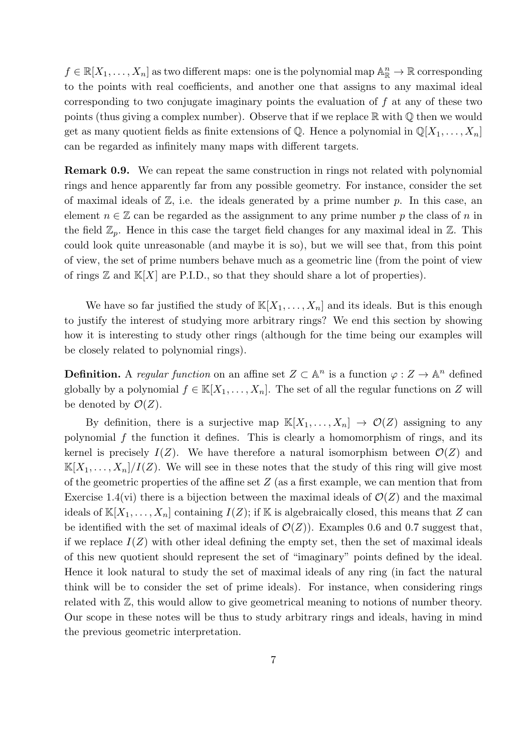$f \in \mathbb{R}[X_1, \ldots, X_n]$ as two different maps: one is the polynomial map $\mathbb{A}^n_{\mathbb{R}} \to \mathbb{R}$ corresponding to the points with real coefficients, and another one that assigns to any maximal ideal corresponding to two conjugate imaginary points the evaluation of $f$ at any of these two points (thus giving a complex number). Observe that if we replace $\mathbb{R}$ with $\mathbb{Q}$ then we would get as many quotient fields as finite extensions of $\mathbb{Q}$. Hence a polynomial in $\mathbb{Q}[X_1, \ldots, X_n]$ can be regarded as infinitely many maps with different targets.

**Remark 0.9.** We can repeat the same construction in rings not related with polynomial rings and hence apparently far from any possible geometry. For instance, consider the set of maximal ideals of $\mathbb{Z}$, i.e. the ideals generated by a prime number $p$. In this case, an element $n \in \mathbb{Z}$ can be regarded as the assignment to any prime number $p$ the class of $n$ in the field $\mathbb{Z}_p$. Hence in this case the target field changes for any maximal ideal in $\mathbb{Z}$. This could look quite unreasonable (and maybe it is so), but we will see that, from this point of view, the set of prime numbers behave much as a geometric line (from the point of view of rings $\mathbb{Z}$ and $\mathbb{K}[X]$ are P.I.D., so that they should share a lot of properties).

We have so far justified the study of $\mathbb{K}[X_1, \ldots, X_n]$ and its ideals. But is this enough to justify the interest of studying more arbitrary rings? We end this section by showing how it is interesting to study other rings (although for the time being our examples will be closely related to polynomial rings).

**Definition.** A *regular function* on an affine set $Z \subset \mathbb{A}^n$ is a function $\varphi : Z \to \mathbb{A}^n$ defined globally by a polynomial $f \in \mathbb{K}[X_1, \ldots, X_n]$. The set of all the regular functions on $Z$ will be denoted by $\mathcal{O}(Z)$.

By definition, there is a surjective map $\mathbb{K}[X_1, \ldots, X_n] \to \mathcal{O}(Z)$ assigning to any polynomial $f$ the function it defines. This is clearly a homomorphism of rings, and its kernel is precisely $I(Z)$. We have therefore a natural isomorphism between $\mathcal{O}(Z)$ and $\mathbb{K}[X_1, \ldots, X_n]/I(Z)$. We will see in these notes that the study of this ring will give most of the geometric properties of the affine set $Z$ (as a first example, we can mention that from Exercise 1.4(vi) there is a bijection between the maximal ideals of $\mathcal{O}(Z)$ and the maximal ideals of $\mathbb{K}[X_1, \ldots, X_n]$ containing $I(Z)$; if $\mathbb{K}$ is algebraically closed, this means that $Z$ can be identified with the set of maximal ideals of $\mathcal{O}(Z)$). Examples 0.6 and 0.7 suggest that, if we replace $I(Z)$ with other ideal defining the empty set, then the set of maximal ideals of this new quotient should represent the set of "imaginary" points defined by the ideal. Hence it look natural to study the set of maximal ideals of any ring (in fact the natural think will be to consider the set of prime ideals). For instance, when considering rings related with $\mathbb{Z}$, this would allow to give geometrical meaning to notions of number theory. Our scope in these notes will be thus to study arbitrary rings and ideals, having in mind the previous geometric interpretation.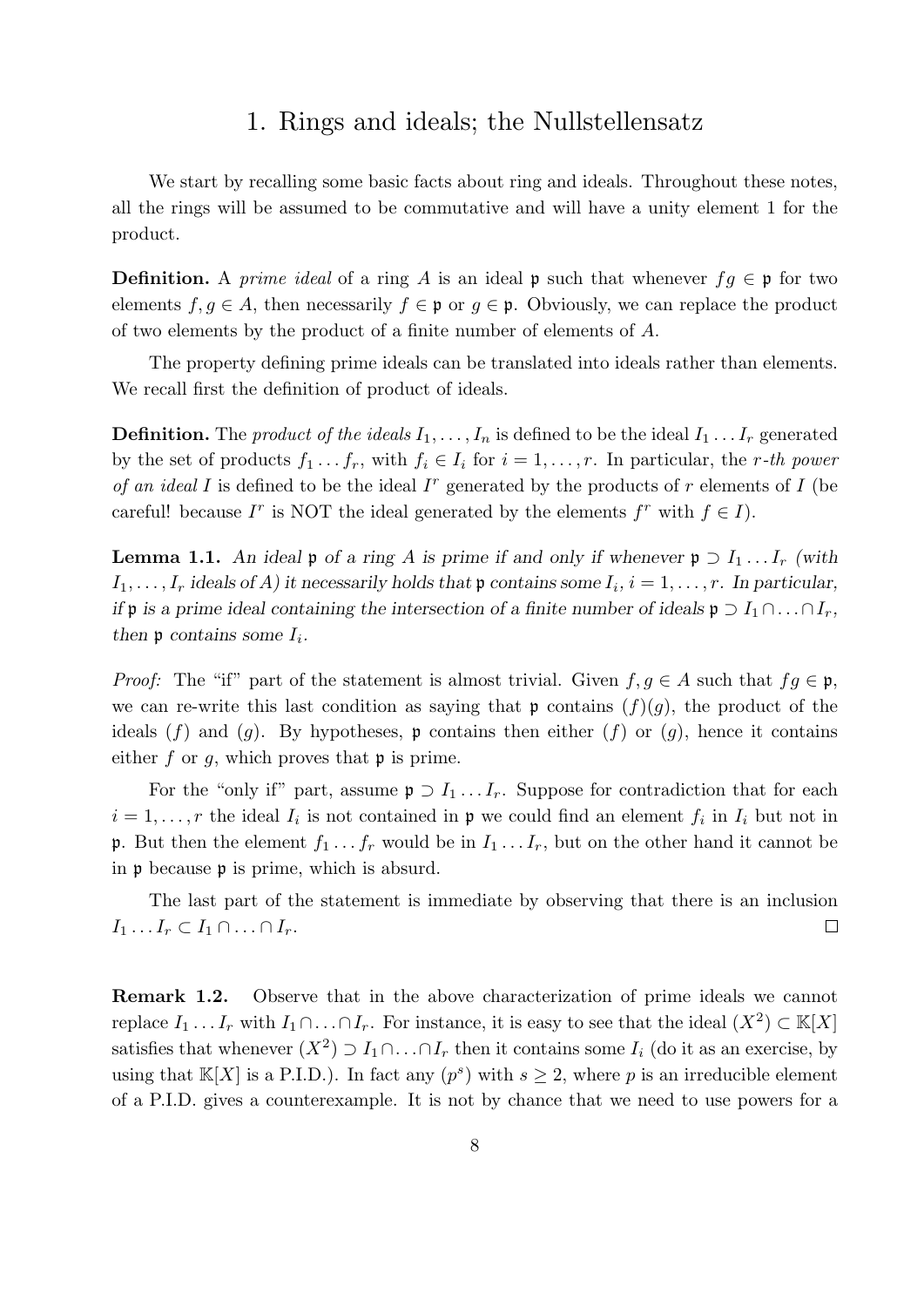# 1. Rings and ideals; the Nullstellensatz

We start by recalling some basic facts about ring and ideals. Throughout these notes, all the rings will be assumed to be commutative and will have a unity element 1 for the product.

**Definition.** A *prime ideal* of a ring $A$ is an ideal $\mathfrak{p}$ such that whenever $fg \in \mathfrak{p}$ for two elements $f, g \in A$, then necessarily $f \in \mathfrak{p}$ or $g \in \mathfrak{p}$. Obviously, we can replace the product of two elements by the product of a finite number of elements of $A$.

The property defining prime ideals can be translated into ideals rather than elements. We recall first the definition of product of ideals.

**Definition.** The *product of the ideals* $I_1, \ldots, I_n$ is defined to be the ideal $I_1 \ldots I_r$ generated by the set of products $f_1 \ldots f_r$, with $f_i \in I_i$ for $i = 1, \ldots, r$. In particular, the *$r$-th power of an ideal* $I$ is defined to be the ideal $I^r$ generated by the products of $r$ elements of $I$ (be careful! because $I^r$ is NOT the ideal generated by the elements $f^r$ with $f \in I$).

**Lemma 1.1.** *An ideal $\mathfrak{p}$ of a ring $A$ is prime if and only if whenever $\mathfrak{p} \supset I_1 \ldots I_r$ (with $I_1, \ldots, I_r$ ideals of $A$) it necessarily holds that $\mathfrak{p}$ contains some $I_i$, $i = 1, \ldots, r$. In particular, if $\mathfrak{p}$ is a prime ideal containing the intersection of a finite number of ideals $\mathfrak{p} \supset I_1 \cap \ldots \cap I_r$, then $\mathfrak{p}$ contains some $I_i$.*

*Proof:* The "if" part of the statement is almost trivial. Given $f, g \in A$ such that $fg \in \mathfrak{p}$, we can re-write this last condition as saying that $\mathfrak{p}$ contains $(f)(g)$, the product of the ideals $(f)$ and $(g)$. By hypotheses, $\mathfrak{p}$ contains then either $(f)$ or $(g)$, hence it contains either $f$ or $g$, which proves that $\mathfrak{p}$ is prime.

For the "only if" part, assume $\mathfrak{p} \supset I_1 \ldots I_r$. Suppose for contradiction that for each $i = 1, \ldots, r$ the ideal $I_i$ is not contained in $\mathfrak{p}$ we could find an element $f_i$ in $I_i$ but not in $\mathfrak{p}$. But then the element $f_1 \ldots f_r$ would be in $I_1 \ldots I_r$, but on the other hand it cannot be in $\mathfrak{p}$ because $\mathfrak{p}$ is prime, which is absurd.

The last part of the statement is immediate by observing that there is an inclusion $I_1 \ldots I_r \subset I_1 \cap \ldots \cap I_r$. $\square$

**Remark 1.2.** Observe that in the above characterization of prime ideals we cannot replace $I_1 \ldots I_r$ with $I_1 \cap \ldots \cap I_r$. For instance, it is easy to see that the ideal $(X^2) \subset \mathbb{K}[X]$ satisfies that whenever $(X^2) \supset I_1 \cap \ldots \cap I_r$ then it contains some $I_i$ (do it as an exercise, by using that $\mathbb{K}[X]$ is a P.I.D.). In fact any $(p^s)$ with $s \geq 2$, where $p$ is an irreducible element of a P.I.D. gives a counterexample. It is not by chance that we need to use powers for a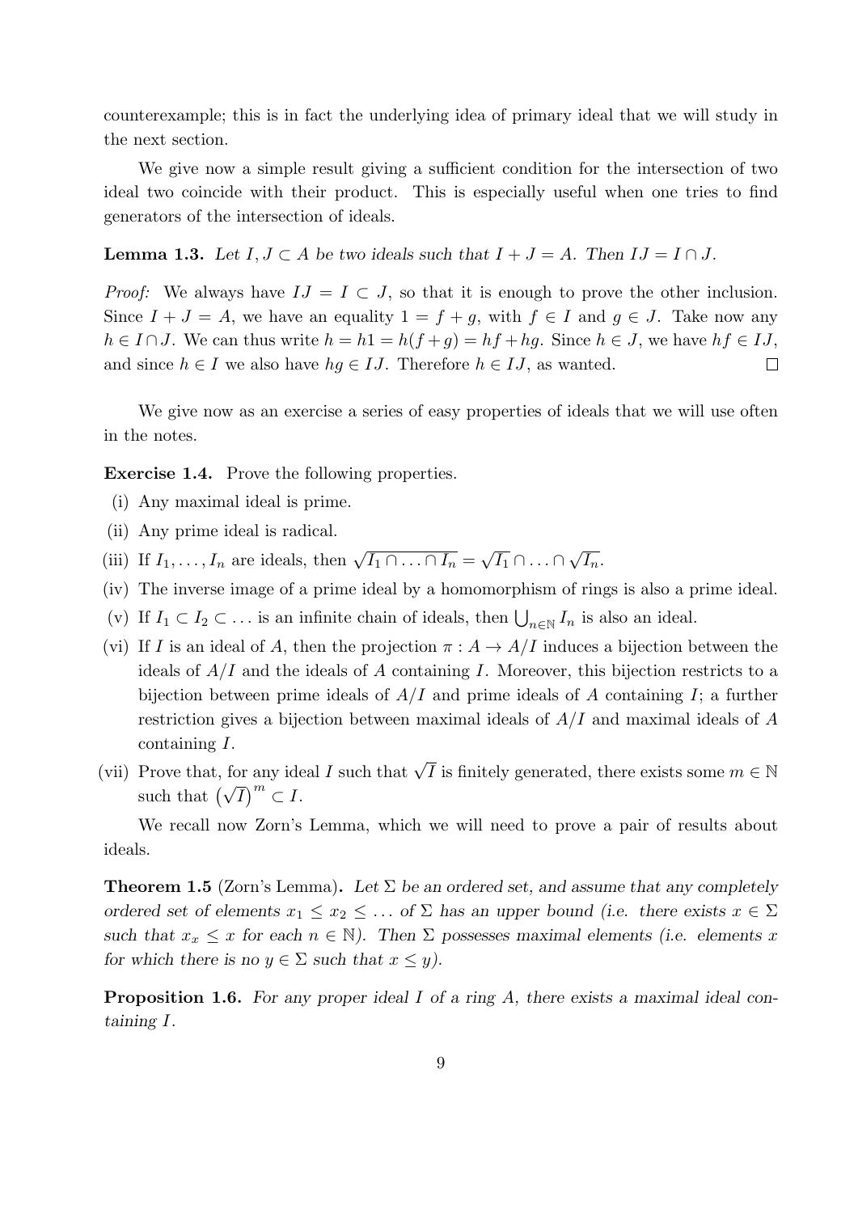counterexample; this is in fact the underlying idea of primary ideal that we will study in the next section.

We give now a simple result giving a sufficient condition for the intersection of two ideal two coincide with their product. This is especially useful when one tries to find generators of the intersection of ideals.

**Lemma 1.3.** *Let $I, J \subset A$ be two ideals such that $I + J = A$. Then $IJ = I \cap J$.*

*Proof:* We always have $IJ = I \subset J$, so that it is enough to prove the other inclusion. Since $I + J = A$, we have an equality $1 = f + g$, with $f \in I$ and $g \in J$. Take now any $h \in I \cap J$. We can thus write $h = h1 = h(f + g) = hf + hg$. Since $h \in J$, we have $hf \in IJ$, and since $h \in I$ we also have $hg \in IJ$. Therefore $h \in IJ$, as wanted. $\square$

We give now as an exercise a series of easy properties of ideals that we will use often in the notes.

**Exercise 1.4.** Prove the following properties.

(i) Any maximal ideal is prime.

(ii) Any prime ideal is radical.

(iii) If $I_1, \ldots, I_n$ are ideals, then $\sqrt{I_1 \cap \ldots \cap I_n} = \sqrt{I_1} \cap \ldots \cap \sqrt{I_n}$.

(iv) The inverse image of a prime ideal by a homomorphism of rings is also a prime ideal.

(v) If $I_1 \subset I_2 \subset \ldots$ is an infinite chain of ideals, then $\bigcup_{n \in \mathbb{N}} I_n$ is also an ideal.

(vi) If $I$ is an ideal of $A$, then the projection $\pi : A \to A/I$ induces a bijection between the ideals of $A/I$ and the ideals of $A$ containing $I$. Moreover, this bijection restricts to a bijection between prime ideals of $A/I$ and prime ideals of $A$ containing $I$; a further restriction gives a bijection between maximal ideals of $A/I$ and maximal ideals of $A$ containing $I$.

(vii) Prove that, for any ideal $I$ such that $\sqrt{I}$ is finitely generated, there exists some $m \in \mathbb{N}$ such that $\left(\sqrt{I}\right)^m \subset I$.

We recall now Zorn's Lemma, which we will need to prove a pair of results about ideals.

**Theorem 1.5** (Zorn's Lemma)**.** *Let $\Sigma$ be an ordered set, and assume that any completely ordered set of elements $x_1 \leq x_2 \leq \ldots$ of $\Sigma$ has an upper bound (i.e. there exists $x \in \Sigma$ such that $x_x \leq x$ for each $n \in \mathbb{N}$). Then $\Sigma$ possesses maximal elements (i.e. elements $x$ for which there is no $y \in \Sigma$ such that $x \leq y$).*

**Proposition 1.6.** *For any proper ideal $I$ of a ring $A$, there exists a maximal ideal containing $I$.*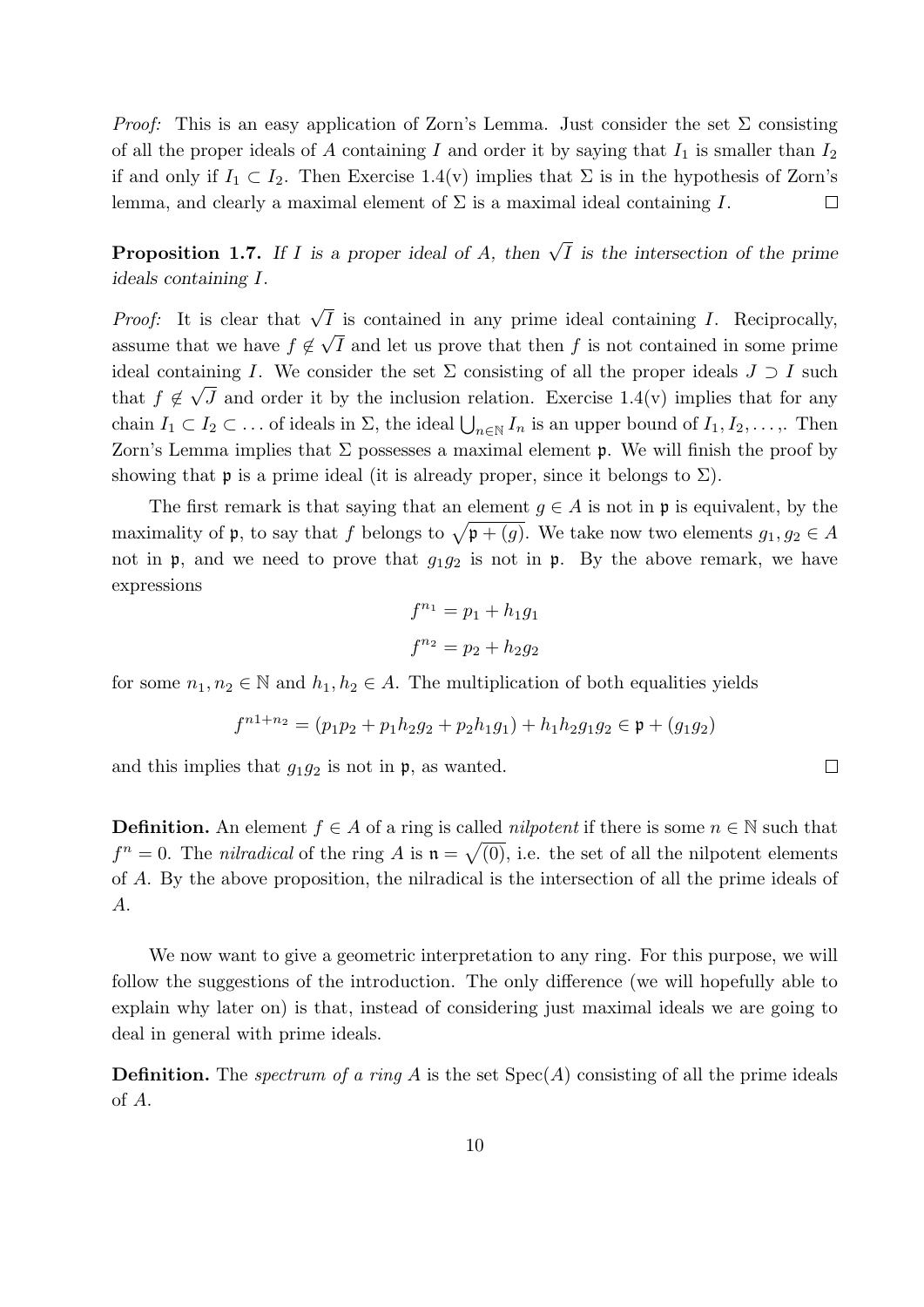*Proof:* This is an easy application of Zorn's Lemma. Just consider the set $\Sigma$ consisting of all the proper ideals of $A$ containing $I$ and order it by saying that $I_1$ is smaller than $I_2$ if and only if $I_1 \subset I_2$. Then Exercise 1.4(v) implies that $\Sigma$ is in the hypothesis of Zorn's lemma, and clearly a maximal element of $\Sigma$ is a maximal ideal containing $I$. $\square$

**Proposition 1.7.** *If $I$ is a proper ideal of $A$, then $\sqrt{I}$ is the intersection of the prime ideals containing $I$.*

*Proof:* It is clear that $\sqrt{I}$ is contained in any prime ideal containing $I$. Reciprocally, assume that we have $f \notin \sqrt{I}$ and let us prove that then $f$ is not contained in some prime ideal containing $I$. We consider the set $\Sigma$ consisting of all the proper ideals $J \supset I$ such that $f \notin \sqrt{J}$ and order it by the inclusion relation. Exercise 1.4(v) implies that for any chain $I_1 \subset I_2 \subset \ldots$ of ideals in $\Sigma$, the ideal $\bigcup_{n\in\mathbb{N}} I_n$ is an upper bound of $I_1, I_2, \ldots,$. Then Zorn's Lemma implies that $\Sigma$ possesses a maximal element $\mathfrak{p}$. We will finish the proof by showing that $\mathfrak{p}$ is a prime ideal (it is already proper, since it belongs to $\Sigma$).

The first remark is that saying that an element $g \in A$ is not in $\mathfrak{p}$ is equivalent, by the maximality of $\mathfrak{p}$, to say that $f$ belongs to $\sqrt{\mathfrak{p}+(g)}$. We take now two elements $g_1, g_2 \in A$ not in $\mathfrak{p}$, and we need to prove that $g_1g_2$ is not in $\mathfrak{p}$. By the above remark, we have expressions

$$f^{n_1} = p_1 + h_1g_1$$

$$f^{n_2} = p_2 + h_2g_2$$

for some $n_1, n_2 \in \mathbb{N}$ and $h_1, h_2 \in A$. The multiplication of both equalities yields

$$f^{n1+n_2} = (p_1p_2 + p_1h_2g_2 + p_2h_1g_1) + h_1h_2g_1g_2 \in \mathfrak{p} + (g_1g_2)$$

and this implies that $g_1g_2$ is not in $\mathfrak{p}$, as wanted. $\square$

**Definition.** An element $f \in A$ of a ring is called *nilpotent* if there is some $n \in \mathbb{N}$ such that $f^n = 0$. The *nilradical* of the ring $A$ is $\mathfrak{n} = \sqrt{(0)}$, i.e. the set of all the nilpotent elements of $A$. By the above proposition, the nilradical is the intersection of all the prime ideals of $A$.

We now want to give a geometric interpretation to any ring. For this purpose, we will follow the suggestions of the introduction. The only difference (we will hopefully able to explain why later on) is that, instead of considering just maximal ideals we are going to deal in general with prime ideals.

**Definition.** The *spectrum of a ring* $A$ is the set $\mathrm{Spec}(A)$ consisting of all the prime ideals of $A$.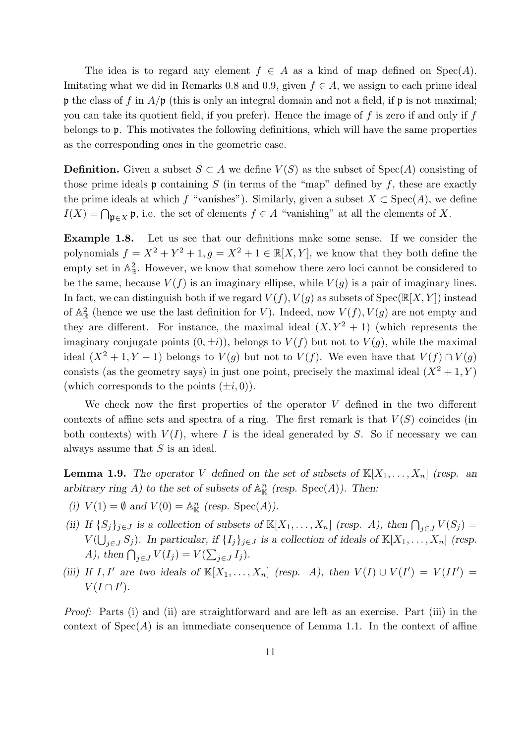The idea is to regard any element $f \in A$ as a kind of map defined on $\operatorname{Spec}(A)$. Imitating what we did in Remarks 0.8 and 0.9, given $f \in A$, we assign to each prime ideal $\mathfrak{p}$ the class of $f$ in $A/\mathfrak{p}$ (this is only an integral domain and not a field, if $\mathfrak{p}$ is not maximal; you can take its quotient field, if you prefer). Hence the image of $f$ is zero if and only if $f$ belongs to $\mathfrak{p}$. This motivates the following definitions, which will have the same properties as the corresponding ones in the geometric case.

**Definition.** Given a subset $S \subset A$ we define $V(S)$ as the subset of $\operatorname{Spec}(A)$ consisting of those prime ideals $\mathfrak{p}$ containing $S$ (in terms of the "map" defined by $f$, these are exactly the prime ideals at which $f$ "vanishes"). Similarly, given a subset $X \subset \operatorname{Spec}(A)$, we define $I(X) = \bigcap_{\mathfrak{p} \in X} \mathfrak{p}$, i.e. the set of elements $f \in A$ "vanishing" at all the elements of $X$.

**Example 1.8.** Let us see that our definitions make some sense. If we consider the polynomials $f = X^2 + Y^2 + 1, g = X^2 + 1 \in \mathbb{R}[X, Y]$, we know that they both define the empty set in $\mathbb{A}^2_{\mathbb{R}}$. However, we know that somehow there zero loci cannot be considered to be the same, because $V(f)$ is an imaginary ellipse, while $V(g)$ is a pair of imaginary lines. In fact, we can distinguish both if we regard $V(f), V(g)$ as subsets of $\operatorname{Spec}(\mathbb{R}[X, Y])$ instead of $\mathbb{A}^2_{\mathbb{R}}$ (hence we use the last definition for $V$). Indeed, now $V(f), V(g)$ are not empty and they are different. For instance, the maximal ideal $(X, Y^2 + 1)$ (which represents the imaginary conjugate points $(0, \pm i)$), belongs to $V(f)$ but not to $V(g)$, while the maximal ideal $(X^2 + 1, Y - 1)$ belongs to $V(g)$ but not to $V(f)$. We even have that $V(f) \cap V(g)$ consists (as the geometry says) in just one point, precisely the maximal ideal $(X^2 + 1, Y)$ (which corresponds to the points $(\pm i, 0)$).

We check now the first properties of the operator $V$ defined in the two different contexts of affine sets and spectra of a ring. The first remark is that $V(S)$ coincides (in both contexts) with $V(I)$, where $I$ is the ideal generated by $S$. So if necessary we can always assume that $S$ is an ideal.

**Lemma 1.9.** *The operator $V$ defined on the set of subsets of $\mathbb{K}[X_1, \ldots, X_n]$ (resp. an arbitrary ring $A$) to the set of subsets of $\mathbb{A}^n_{\mathbb{K}}$ (resp. $\operatorname{Spec}(A)$). Then:*

*(i) $V(1) = \emptyset$ and $V(0) = \mathbb{A}^n_{\mathbb{K}}$ (resp. $\operatorname{Spec}(A)$).*

*(ii) If $\{S_j\}_{j \in J}$ is a collection of subsets of $\mathbb{K}[X_1, \ldots, X_n]$ (resp. $A$), then $\bigcap_{j \in J} V(S_j) = V(\bigcup_{j \in J} S_j)$. In particular, if $\{I_j\}_{j \in J}$ is a collection of ideals of $\mathbb{K}[X_1, \ldots, X_n]$ (resp. $A$), then $\bigcap_{j \in J} V(I_j) = V(\sum_{j \in J} I_j)$.*

*(iii) If $I, I'$ are two ideals of $\mathbb{K}[X_1, \ldots, X_n]$ (resp. $A$), then $V(I) \cup V(I') = V(II') = V(I \cap I')$.*

*Proof:* Parts (i) and (ii) are straightforward and are left as an exercise. Part (iii) in the context of $\operatorname{Spec}(A)$ is an immediate consequence of Lemma 1.1. In the context of affine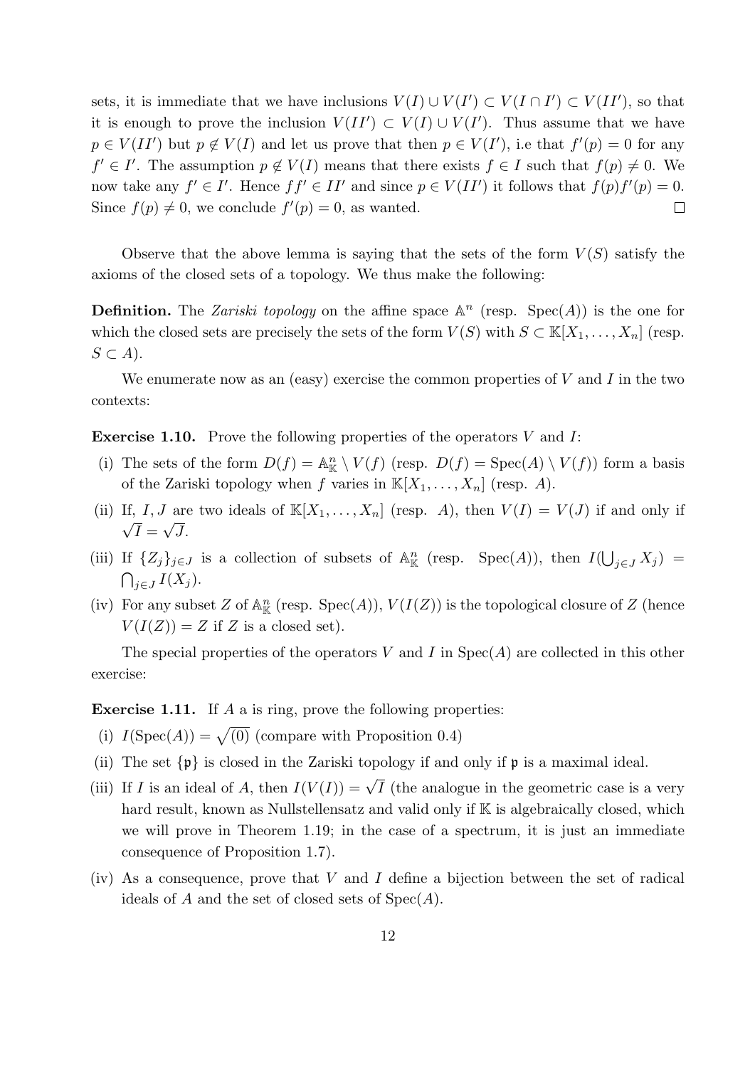sets, it is immediate that we have inclusions $V(I) \cup V(I') \subset V(I \cap I') \subset V(II')$, so that it is enough to prove the inclusion $V(II') \subset V(I) \cup V(I')$. Thus assume that we have $p \in V(II')$ but $p \notin V(I)$ and let us prove that then $p \in V(I')$, i.e that $f'(p) = 0$ for any $f' \in I'$. The assumption $p \notin V(I)$ means that there exists $f \in I$ such that $f(p) \neq 0$. We now take any $f' \in I'$. Hence $ff' \in II'$ and since $p \in V(II')$ it follows that $f(p)f'(p) = 0$. Since $f(p) \neq 0$, we conclude $f'(p) = 0$, as wanted. $\square$

Observe that the above lemma is saying that the sets of the form $V(S)$ satisfy the axioms of the closed sets of a topology. We thus make the following:

**Definition.** The *Zariski topology* on the affine space $\mathbb{A}^n$ (resp. $\mathrm{Spec}(A)$) is the one for which the closed sets are precisely the sets of the form $V(S)$ with $S \subset \mathbb{K}[X_1, \ldots, X_n]$ (resp. $S \subset A$).

We enumerate now as an (easy) exercise the common properties of $V$ and $I$ in the two contexts:

**Exercise 1.10.** Prove the following properties of the operators $V$ and $I$:

(i) The sets of the form $D(f) = \mathbb{A}^n_{\mathbb{K}} \setminus V(f)$ (resp. $D(f) = \mathrm{Spec}(A) \setminus V(f)$) form a basis of the Zariski topology when $f$ varies in $\mathbb{K}[X_1, \ldots, X_n]$ (resp. $A$).

(ii) If, $I, J$ are two ideals of $\mathbb{K}[X_1, \ldots, X_n]$ (resp. $A$), then $V(I) = V(J)$ if and only if $\sqrt{I} = \sqrt{J}$.

(iii) If $\{Z_j\}_{j \in J}$ is a collection of subsets of $\mathbb{A}^n_{\mathbb{K}}$ (resp. $\mathrm{Spec}(A)$), then $I(\bigcup_{j \in J} X_j) = \bigcap_{j \in J} I(X_j)$.

(iv) For any subset $Z$ of $\mathbb{A}^n_{\mathbb{K}}$ (resp. $\mathrm{Spec}(A)$), $V(I(Z))$ is the topological closure of $Z$ (hence $V(I(Z)) = Z$ if $Z$ is a closed set).

The special properties of the operators $V$ and $I$ in $\mathrm{Spec}(A)$ are collected in this other exercise:

**Exercise 1.11.** If $A$ a is ring, prove the following properties:

(i) $I(\mathrm{Spec}(A)) = \sqrt{(0)}$ (compare with Proposition 0.4)

(ii) The set $\{\mathfrak{p}\}$ is closed in the Zariski topology if and only if $\mathfrak{p}$ is a maximal ideal.

(iii) If $I$ is an ideal of $A$, then $I(V(I)) = \sqrt{I}$ (the analogue in the geometric case is a very hard result, known as Nullstellensatz and valid only if $\mathbb{K}$ is algebraically closed, which we will prove in Theorem 1.19; in the case of a spectrum, it is just an immediate consequence of Proposition 1.7).

(iv) As a consequence, prove that $V$ and $I$ define a bijection between the set of radical ideals of $A$ and the set of closed sets of $\mathrm{Spec}(A)$.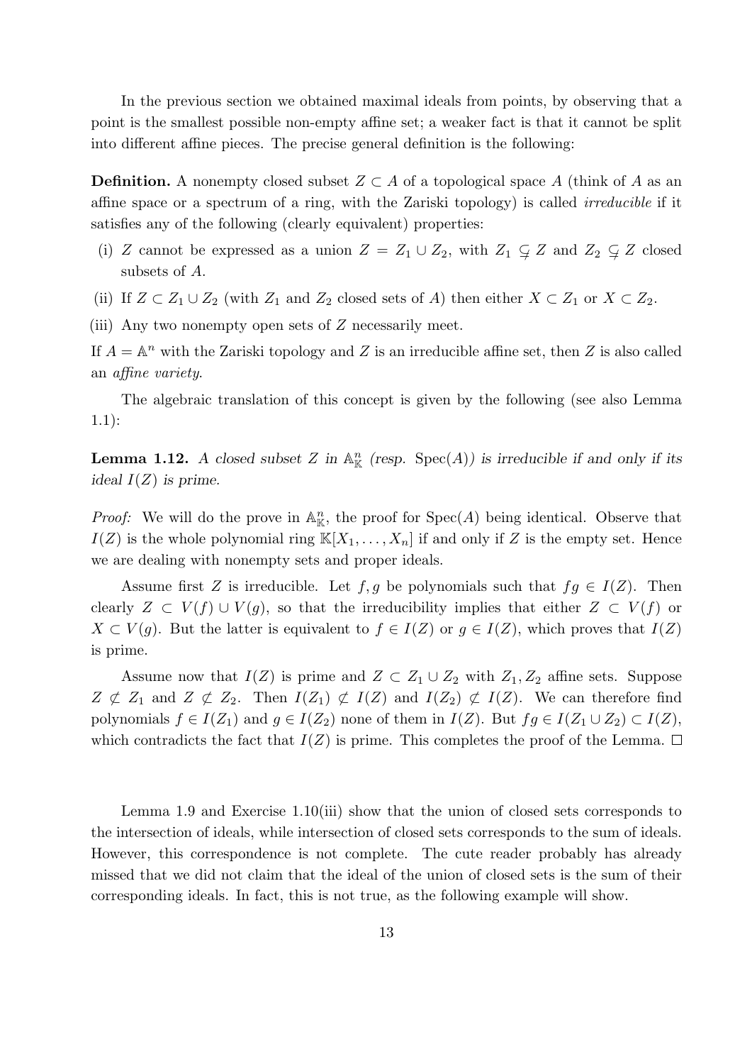In the previous section we obtained maximal ideals from points, by observing that a point is the smallest possible non-empty affine set; a weaker fact is that it cannot be split into different affine pieces. The precise general definition is the following:

**Definition.** A nonempty closed subset $Z \subset A$ of a topological space $A$ (think of $A$ as an affine space or a spectrum of a ring, with the Zariski topology) is called *irreducible* if it satisfies any of the following (clearly equivalent) properties:

(i) $Z$ cannot be expressed as a union $Z = Z_1 \cup Z_2$, with $Z_1 \subsetneq Z$ and $Z_2 \subsetneq Z$ closed subsets of $A$.

(ii) If $Z \subset Z_1 \cup Z_2$ (with $Z_1$ and $Z_2$ closed sets of $A$) then either $X \subset Z_1$ or $X \subset Z_2$.

(iii) Any two nonempty open sets of $Z$ necessarily meet.

If $A = \mathbb{A}^n$ with the Zariski topology and $Z$ is an irreducible affine set, then $Z$ is also called an *affine variety*.

The algebraic translation of this concept is given by the following (see also Lemma 1.1):

**Lemma 1.12.** *A closed subset $Z$ in $\mathbb{A}^n_{\mathbb{K}}$ (resp. $\mathrm{Spec}(A)$) is irreducible if and only if its ideal $I(Z)$ is prime.*

*Proof:* We will do the prove in $\mathbb{A}^n_{\mathbb{K}}$, the proof for $\mathrm{Spec}(A)$ being identical. Observe that $I(Z)$ is the whole polynomial ring $\mathbb{K}[X_1, \ldots, X_n]$ if and only if $Z$ is the empty set. Hence we are dealing with nonempty sets and proper ideals.

Assume first $Z$ is irreducible. Let $f, g$ be polynomials such that $fg \in I(Z)$. Then clearly $Z \subset V(f) \cup V(g)$, so that the irreducibility implies that either $Z \subset V(f)$ or $X \subset V(g)$. But the latter is equivalent to $f \in I(Z)$ or $g \in I(Z)$, which proves that $I(Z)$ is prime.

Assume now that $I(Z)$ is prime and $Z \subset Z_1 \cup Z_2$ with $Z_1, Z_2$ affine sets. Suppose $Z \not\subset Z_1$ and $Z \not\subset Z_2$. Then $I(Z_1) \not\subset I(Z)$ and $I(Z_2) \not\subset I(Z)$. We can therefore find polynomials $f \in I(Z_1)$ and $g \in I(Z_2)$ none of them in $I(Z)$. But $fg \in I(Z_1 \cup Z_2) \subset I(Z)$, which contradicts the fact that $I(Z)$ is prime. This completes the proof of the Lemma. $\square$

Lemma 1.9 and Exercise 1.10(iii) show that the union of closed sets corresponds to the intersection of ideals, while intersection of closed sets corresponds to the sum of ideals. However, this correspondence is not complete. The cute reader probably has already missed that we did not claim that the ideal of the union of closed sets is the sum of their corresponding ideals. In fact, this is not true, as the following example will show.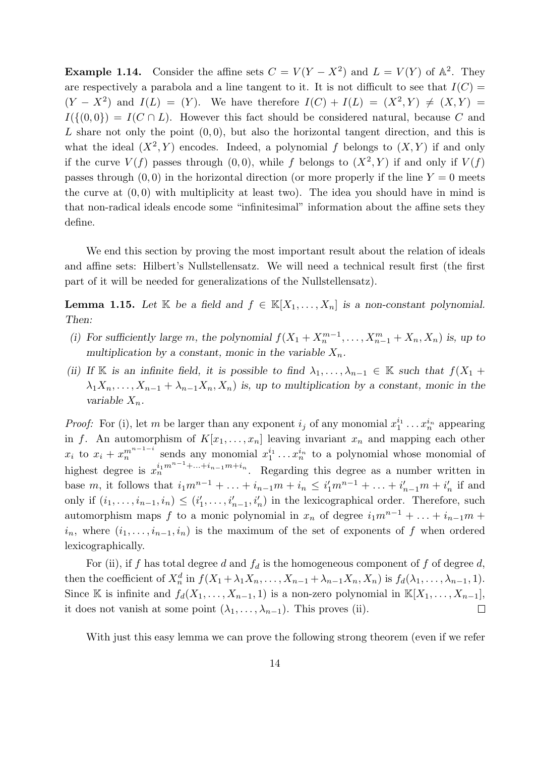**Example 1.14.** Consider the affine sets $C = V(Y - X^2)$ and $L = V(Y)$ of $\mathbb{A}^2$. They are respectively a parabola and a line tangent to it. It is not difficult to see that $I(C) = (Y - X^2)$ and $I(L) = (Y)$. We have therefore $I(C) + I(L) = (X^2, Y) \neq (X, Y) = I(\{(0,0\}) = I(C \cap L)$. However this fact should be considered natural, because $C$ and $L$ share not only the point $(0,0)$, but also the horizontal tangent direction, and this is what the ideal $(X^2, Y)$ encodes. Indeed, a polynomial $f$ belongs to $(X, Y)$ if and only if the curve $V(f)$ passes through $(0,0)$, while $f$ belongs to $(X^2, Y)$ if and only if $V(f)$ passes through $(0,0)$ in the horizontal direction (or more properly if the line $Y = 0$ meets the curve at $(0,0)$ with multiplicity at least two). The idea you should have in mind is that non-radical ideals encode some "infinitesimal" information about the affine sets they define.

We end this section by proving the most important result about the relation of ideals and affine sets: Hilbert's Nullstellensatz. We will need a technical result first (the first part of it will be needed for generalizations of the Nullstellensatz).

**Lemma 1.15.** *Let $\mathbb{K}$ be a field and $f \in \mathbb{K}[X_1, \ldots, X_n]$ is a non-constant polynomial. Then:*

*(i) For sufficiently large $m$, the polynomial $f(X_1 + X_n^{m-1}, \ldots, X_{n-1}^m + X_n, X_n)$ is, up to multiplication by a constant, monic in the variable $X_n$.*

*(ii) If $\mathbb{K}$ is an infinite field, it is possible to find $\lambda_1, \ldots, \lambda_{n-1} \in \mathbb{K}$ such that $f(X_1 + \lambda_1 X_n, \ldots, X_{n-1} + \lambda_{n-1} X_n, X_n)$ is, up to multiplication by a constant, monic in the variable $X_n$.*

*Proof:* For (i), let $m$ be larger than any exponent $i_j$ of any monomial $x_1^{i_1} \ldots x_n^{i_n}$ appearing in $f$. An automorphism of $K[x_1, \ldots, x_n]$ leaving invariant $x_n$ and mapping each other $x_i$ to $x_i + x_n^{m^{n-1-i}}$ sends any monomial $x_1^{i_1} \ldots x_n^{i_n}$ to a polynomial whose monomial of highest degree is $x_n^{i_1 m^{n-1} + \ldots + i_{n-1} m + i_n}$. Regarding this degree as a number written in base $m$, it follows that $i_1 m^{n-1} + \ldots + i_{n-1} m + i_n \leq i'_1 m^{n-1} + \ldots + i'_{n-1} m + i'_n$ if and only if $(i_1, \ldots, i_{n-1}, i_n) \leq (i'_1, \ldots, i'_{n-1}, i'_n)$ in the lexicographical order. Therefore, such automorphism maps $f$ to a monic polynomial in $x_n$ of degree $i_1 m^{n-1} + \ldots + i_{n-1} m + i_n$, where $(i_1, \ldots, i_{n-1}, i_n)$ is the maximum of the set of exponents of $f$ when ordered lexicographically.

For (ii), if $f$ has total degree $d$ and $f_d$ is the homogeneous component of $f$ of degree $d$, then the coefficient of $X_n^d$ in $f(X_1 + \lambda_1 X_n, \ldots, X_{n-1} + \lambda_{n-1} X_n, X_n)$ is $f_d(\lambda_1, \ldots, \lambda_{n-1}, 1)$. Since $\mathbb{K}$ is infinite and $f_d(X_1, \ldots, X_{n-1}, 1)$ is a non-zero polynomial in $\mathbb{K}[X_1, \ldots, X_{n-1}]$, it does not vanish at some point $(\lambda_1, \ldots, \lambda_{n-1})$. This proves (ii). $\square$

With just this easy lemma we can prove the following strong theorem (even if we refer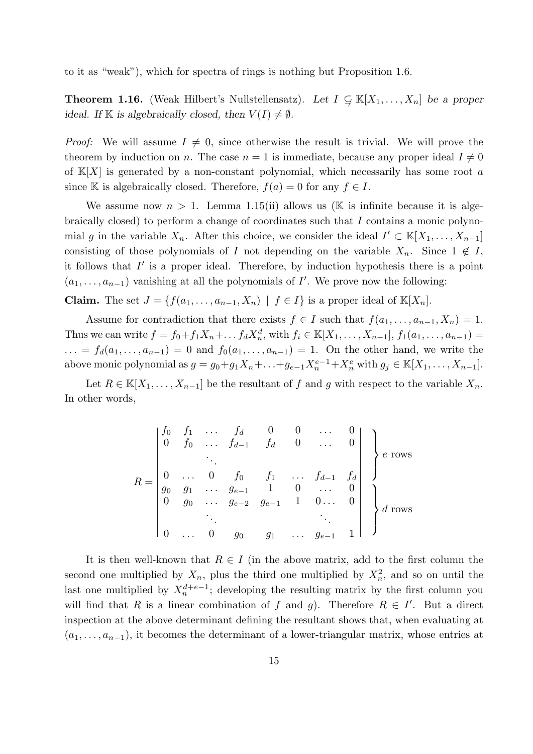to it as "weak"), which for spectra of rings is nothing but Proposition 1.6.

**Theorem 1.16.** (Weak Hilbert's Nullstellensatz). *Let $I \subsetneq \mathbb{K}[X_1, \ldots, X_n]$ be a proper ideal. If $\mathbb{K}$ is algebraically closed, then $V(I) \neq \emptyset$.*

*Proof:* We will assume $I \neq 0$, since otherwise the result is trivial. We will prove the theorem by induction on $n$. The case $n = 1$ is immediate, because any proper ideal $I \neq 0$ of $\mathbb{K}[X]$ is generated by a non-constant polynomial, which necessarily has some root $a$ since $\mathbb{K}$ is algebraically closed. Therefore, $f(a) = 0$ for any $f \in I$.

We assume now $n > 1$. Lemma 1.15(ii) allows us ($\mathbb{K}$ is infinite because it is algebraically closed) to perform a change of coordinates such that $I$ contains a monic polynomial $g$ in the variable $X_n$. After this choice, we consider the ideal $I' \subset \mathbb{K}[X_1, \ldots, X_{n-1}]$ consisting of those polynomials of $I$ not depending on the variable $X_n$. Since $1 \notin I$, it follows that $I'$ is a proper ideal. Therefore, by induction hypothesis there is a point $(a_1, \ldots, a_{n-1})$ vanishing at all the polynomials of $I'$. We prove now the following:

**Claim.** The set $J = \{f(a_1, \ldots, a_{n-1}, X_n) \mid f \in I\}$ is a proper ideal of $\mathbb{K}[X_n]$.

Assume for contradiction that there exists $f \in I$ such that $f(a_1, \ldots, a_{n-1}, X_n) = 1$. Thus we can write $f = f_0 + f_1 X_n + \ldots f_d X_n^d$, with $f_i \in \mathbb{K}[X_1, \ldots, X_{n-1}]$, $f_1(a_1, \ldots, a_{n-1}) = \ldots = f_d(a_1, \ldots, a_{n-1}) = 0$ and $f_0(a_1, \ldots, a_{n-1}) = 1$. On the other hand, we write the above monic polynomial as $g = g_0 + g_1 X_n + \ldots + g_{e-1} X_n^{e-1} + X_n^e$ with $g_j \in \mathbb{K}[X_1, \ldots, X_{n-1}]$.

Let $R \in \mathbb{K}[X_1, \ldots, X_{n-1}]$ be the resultant of $f$ and $g$ with respect to the variable $X_n$. In other words,

$$R = \begin{vmatrix} f_0 & f_1 & \ldots & f_d & 0 & 0 & \ldots & 0 \\ 0 & f_0 & \ldots & f_{d-1} & f_d & 0 & \ldots & 0 \\ & & \ddots & & & & & \\ 0 & \ldots & 0 & f_0 & f_1 & \ldots & f_{d-1} & f_d \\ g_0 & g_1 & \ldots & g_{e-1} & 1 & 0 & \ldots & 0 \\ 0 & g_0 & \ldots & g_{e-2} & g_{e-1} & 1 & 0\ldots & 0 \\ & & \ddots & & & & \ddots & \\ 0 & \ldots & 0 & g_0 & g_1 & \ldots & g_{e-1} & 1 \end{vmatrix} \begin{matrix} \left.\vphantom{\begin{matrix} a \\ a \\ a \\ a \end{matrix}}\right\} e \text{ rows} \\ \left.\vphantom{\begin{matrix} a \\ a \\ a \\ a \end{matrix}}\right\} d \text{ rows} \end{matrix}$$

It is then well-known that $R \in I$ (in the above matrix, add to the first column the second one multiplied by $X_n$, plus the third one multiplied by $X_n^2$, and so on until the last one multiplied by $X_n^{d+e-1}$; developing the resulting matrix by the first column you will find that $R$ is a linear combination of $f$ and $g$). Therefore $R \in I'$. But a direct inspection at the above determinant defining the resultant shows that, when evaluating at $(a_1, \ldots, a_{n-1})$, it becomes the determinant of a lower-triangular matrix, whose entries at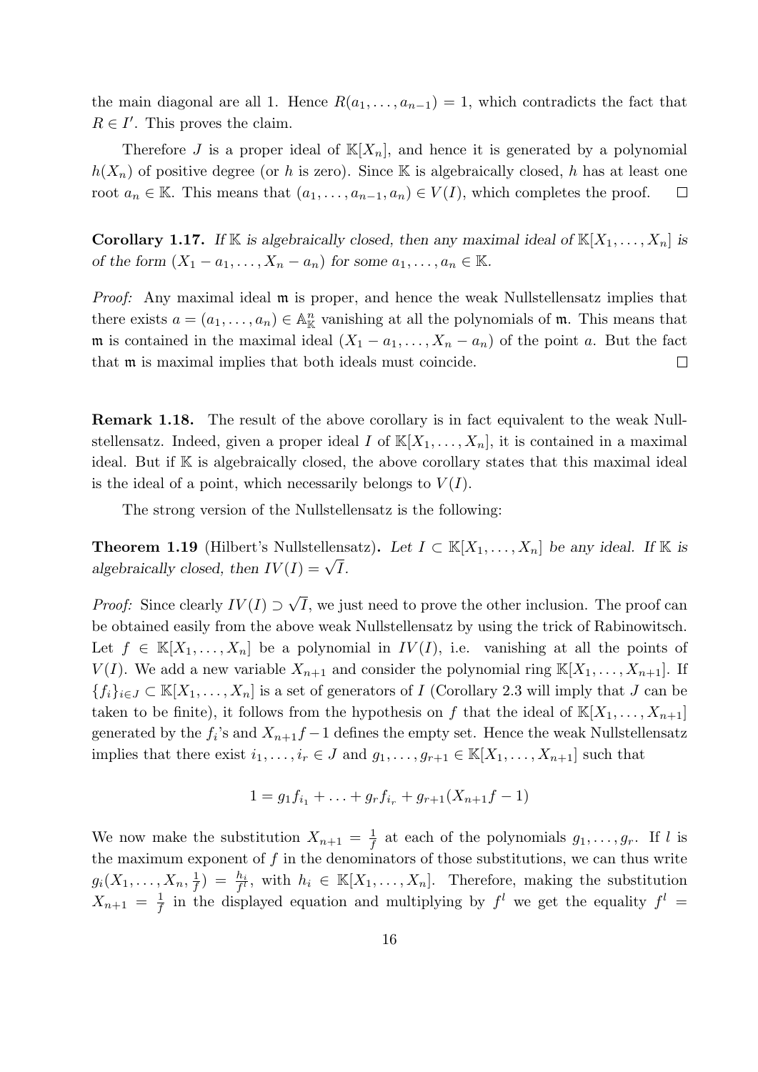the main diagonal are all 1. Hence $R(a_1, \ldots, a_{n-1}) = 1$, which contradicts the fact that $R \in I'$. This proves the claim.

Therefore $J$ is a proper ideal of $\mathbb{K}[X_n]$, and hence it is generated by a polynomial $h(X_n)$ of positive degree (or $h$ is zero). Since $\mathbb{K}$ is algebraically closed, $h$ has at least one root $a_n \in \mathbb{K}$. This means that $(a_1, \ldots, a_{n-1}, a_n) \in V(I)$, which completes the proof. $\square$

**Corollary 1.17.** *If $\mathbb{K}$ is algebraically closed, then any maximal ideal of $\mathbb{K}[X_1, \ldots, X_n]$ is of the form $(X_1 - a_1, \ldots, X_n - a_n)$ for some $a_1, \ldots, a_n \in \mathbb{K}$.*

*Proof:* Any maximal ideal $\mathfrak{m}$ is proper, and hence the weak Nullstellensatz implies that there exists $a = (a_1, \ldots, a_n) \in \mathbb{A}^n_{\mathbb{K}}$ vanishing at all the polynomials of $\mathfrak{m}$. This means that $\mathfrak{m}$ is contained in the maximal ideal $(X_1 - a_1, \ldots, X_n - a_n)$ of the point $a$. But the fact that $\mathfrak{m}$ is maximal implies that both ideals must coincide. $\square$

**Remark 1.18.** The result of the above corollary is in fact equivalent to the weak Nullstellensatz. Indeed, given a proper ideal $I$ of $\mathbb{K}[X_1, \ldots, X_n]$, it is contained in a maximal ideal. But if $\mathbb{K}$ is algebraically closed, the above corollary states that this maximal ideal is the ideal of a point, which necessarily belongs to $V(I)$.

The strong version of the Nullstellensatz is the following:

**Theorem 1.19** (Hilbert's Nullstellensatz)**.** *Let $I \subset \mathbb{K}[X_1, \ldots, X_n]$ be any ideal. If $\mathbb{K}$ is algebraically closed, then $IV(I) = \sqrt{I}$.*

*Proof:* Since clearly $IV(I) \supset \sqrt{I}$, we just need to prove the other inclusion. The proof can be obtained easily from the above weak Nullstellensatz by using the trick of Rabinowitsch. Let $f \in \mathbb{K}[X_1, \ldots, X_n]$ be a polynomial in $IV(I)$, i.e. vanishing at all the points of $V(I)$. We add a new variable $X_{n+1}$ and consider the polynomial ring $\mathbb{K}[X_1, \ldots, X_{n+1}]$. If $\{f_i\}_{i \in J} \subset \mathbb{K}[X_1, \ldots, X_n]$ is a set of generators of $I$ (Corollary 2.3 will imply that $J$ can be taken to be finite), it follows from the hypothesis on $f$ that the ideal of $\mathbb{K}[X_1, \ldots, X_{n+1}]$ generated by the $f_i$'s and $X_{n+1}f - 1$ defines the empty set. Hence the weak Nullstellensatz implies that there exist $i_1, \ldots, i_r \in J$ and $g_1, \ldots, g_{r+1} \in \mathbb{K}[X_1, \ldots, X_{n+1}]$ such that

$$1 = g_1 f_{i_1} + \ldots + g_r f_{i_r} + g_{r+1}(X_{n+1}f - 1)$$

We now make the substitution $X_{n+1} = \frac{1}{f}$ at each of the polynomials $g_1, \ldots, g_r$. If $l$ is the maximum exponent of $f$ in the denominators of those substitutions, we can thus write $g_i(X_1, \ldots, X_n, \frac{1}{f}) = \frac{h_i}{f^l}$, with $h_i \in \mathbb{K}[X_1, \ldots, X_n]$. Therefore, making the substitution $X_{n+1} = \frac{1}{f}$ in the displayed equation and multiplying by $f^l$ we get the equality $f^l =$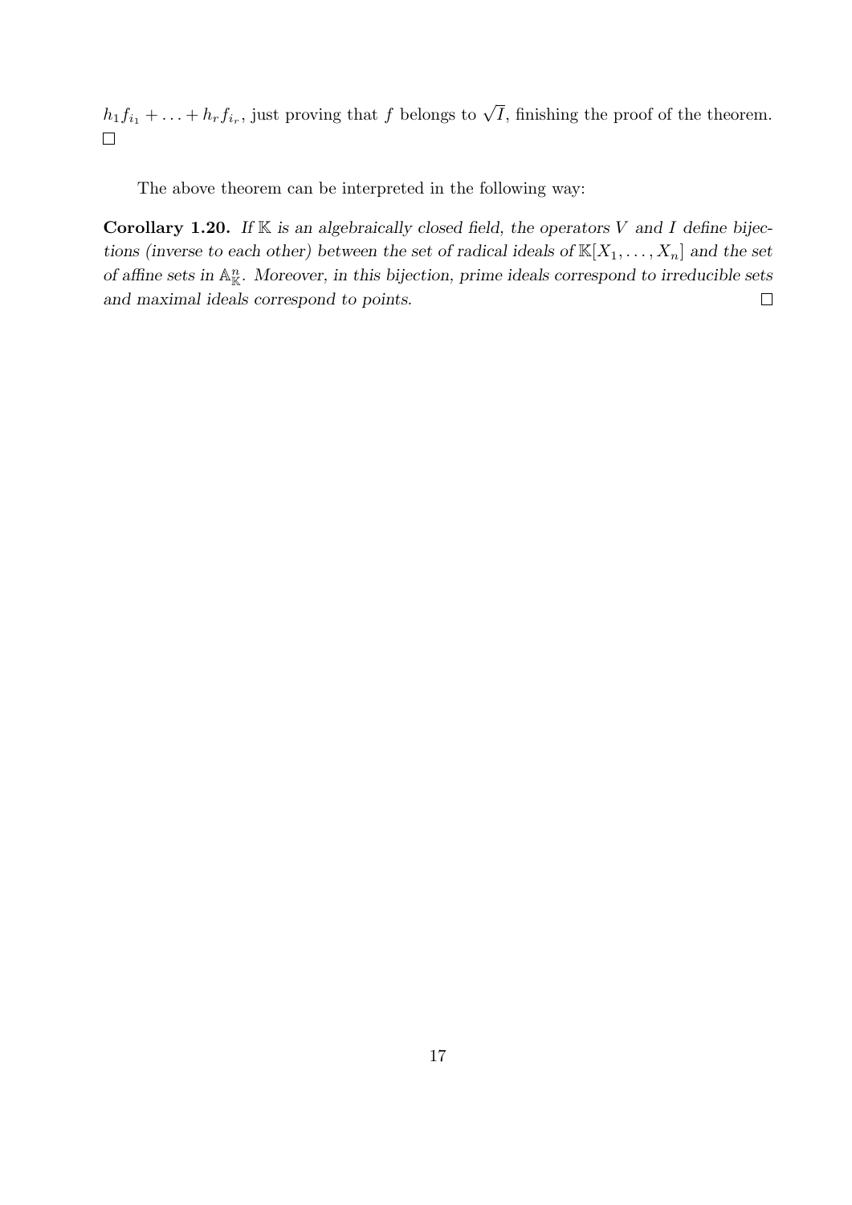$h_1 f_{i_1} + \ldots + h_r f_{i_r}$, just proving that $f$ belongs to $\sqrt{I}$, finishing the proof of the theorem. $\square$

The above theorem can be interpreted in the following way:

**Corollary 1.20.** *If $\mathbb{K}$ is an algebraically closed field, the operators $V$ and $I$ define bijections (inverse to each other) between the set of radical ideals of $\mathbb{K}[X_1, \ldots, X_n]$ and the set of affine sets in $\mathbb{A}^n_{\mathbb{K}}$. Moreover, in this bijection, prime ideals correspond to irreducible sets and maximal ideals correspond to points.* $\square$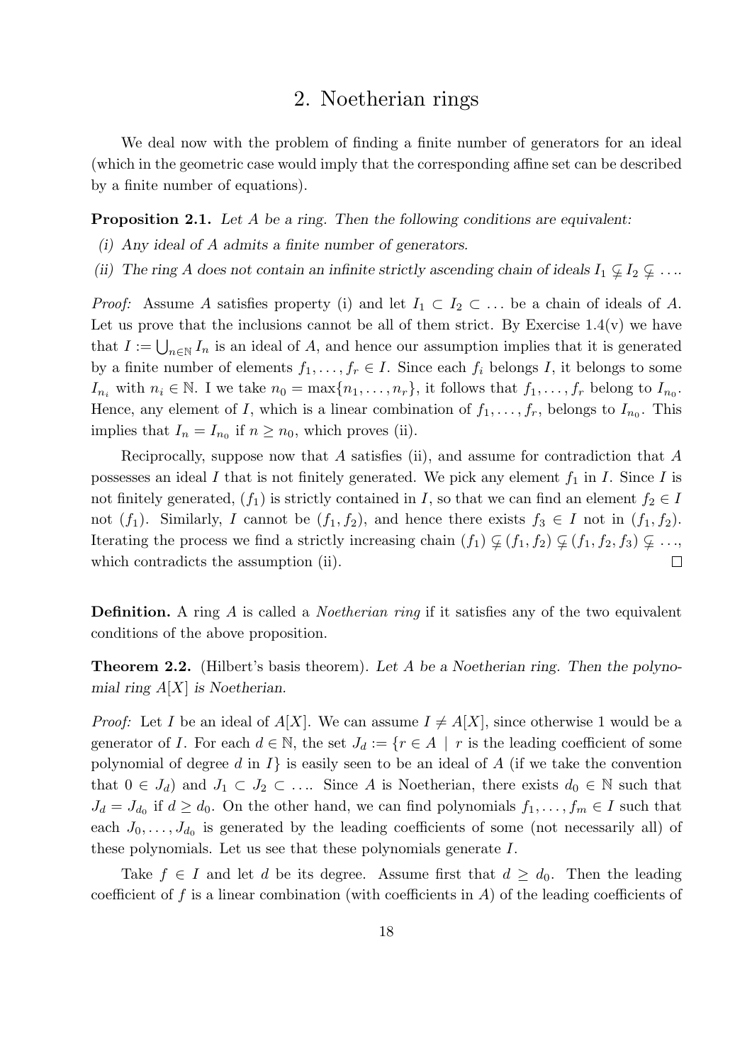# 2. Noetherian rings

We deal now with the problem of finding a finite number of generators for an ideal (which in the geometric case would imply that the corresponding affine set can be described by a finite number of equations).

**Proposition 2.1.** *Let $A$ be a ring. Then the following conditions are equivalent:*

*(i) Any ideal of $A$ admits a finite number of generators.*

*(ii) The ring $A$ does not contain an infinite strictly ascending chain of ideals $I_1 \subsetneq I_2 \subsetneq \ldots$.*

*Proof:* Assume $A$ satisfies property (i) and let $I_1 \subset I_2 \subset \ldots$ be a chain of ideals of $A$. Let us prove that the inclusions cannot be all of them strict. By Exercise 1.4(v) we have that $I := \bigcup_{n\in\mathbb{N}} I_n$ is an ideal of $A$, and hence our assumption implies that it is generated by a finite number of elements $f_1, \ldots, f_r \in I$. Since each $f_i$ belongs $I$, it belongs to some $I_{n_i}$ with $n_i \in \mathbb{N}$. I we take $n_0 = \max\{n_1, \ldots, n_r\}$, it follows that $f_1, \ldots, f_r$ belong to $I_{n_0}$. Hence, any element of $I$, which is a linear combination of $f_1, \ldots, f_r$, belongs to $I_{n_0}$. This implies that $I_n = I_{n_0}$ if $n \geq n_0$, which proves (ii).

Reciprocally, suppose now that $A$ satisfies (ii), and assume for contradiction that $A$ possesses an ideal $I$ that is not finitely generated. We pick any element $f_1$ in $I$. Since $I$ is not finitely generated, $(f_1)$ is strictly contained in $I$, so that we can find an element $f_2 \in I$ not $(f_1)$. Similarly, $I$ cannot be $(f_1, f_2)$, and hence there exists $f_3 \in I$ not in $(f_1, f_2)$. Iterating the process we find a strictly increasing chain $(f_1) \subsetneq (f_1, f_2) \subsetneq (f_1, f_2, f_3) \subsetneq \ldots$, which contradicts the assumption (ii). $\square$

**Definition.** A ring $A$ is called a *Noetherian ring* if it satisfies any of the two equivalent conditions of the above proposition.

**Theorem 2.2.** (Hilbert's basis theorem). *Let $A$ be a Noetherian ring. Then the polynomial ring $A[X]$ is Noetherian.*

*Proof:* Let $I$ be an ideal of $A[X]$. We can assume $I \neq A[X]$, since otherwise 1 would be a generator of $I$. For each $d \in \mathbb{N}$, the set $J_d := \{r \in A \mid r \text{ is the leading coefficient of some polynomial of degree } d \text{ in } I\}$ is easily seen to be an ideal of $A$ (if we take the convention that $0 \in J_d$) and $J_1 \subset J_2 \subset \ldots$. Since $A$ is Noetherian, there exists $d_0 \in \mathbb{N}$ such that $J_d = J_{d_0}$ if $d \geq d_0$. On the other hand, we can find polynomials $f_1, \ldots, f_m \in I$ such that each $J_0, \ldots, J_{d_0}$ is generated by the leading coefficients of some (not necessarily all) of these polynomials. Let us see that these polynomials generate $I$.

Take $f \in I$ and let $d$ be its degree. Assume first that $d \geq d_0$. Then the leading coefficient of $f$ is a linear combination (with coefficients in $A$) of the leading coefficients of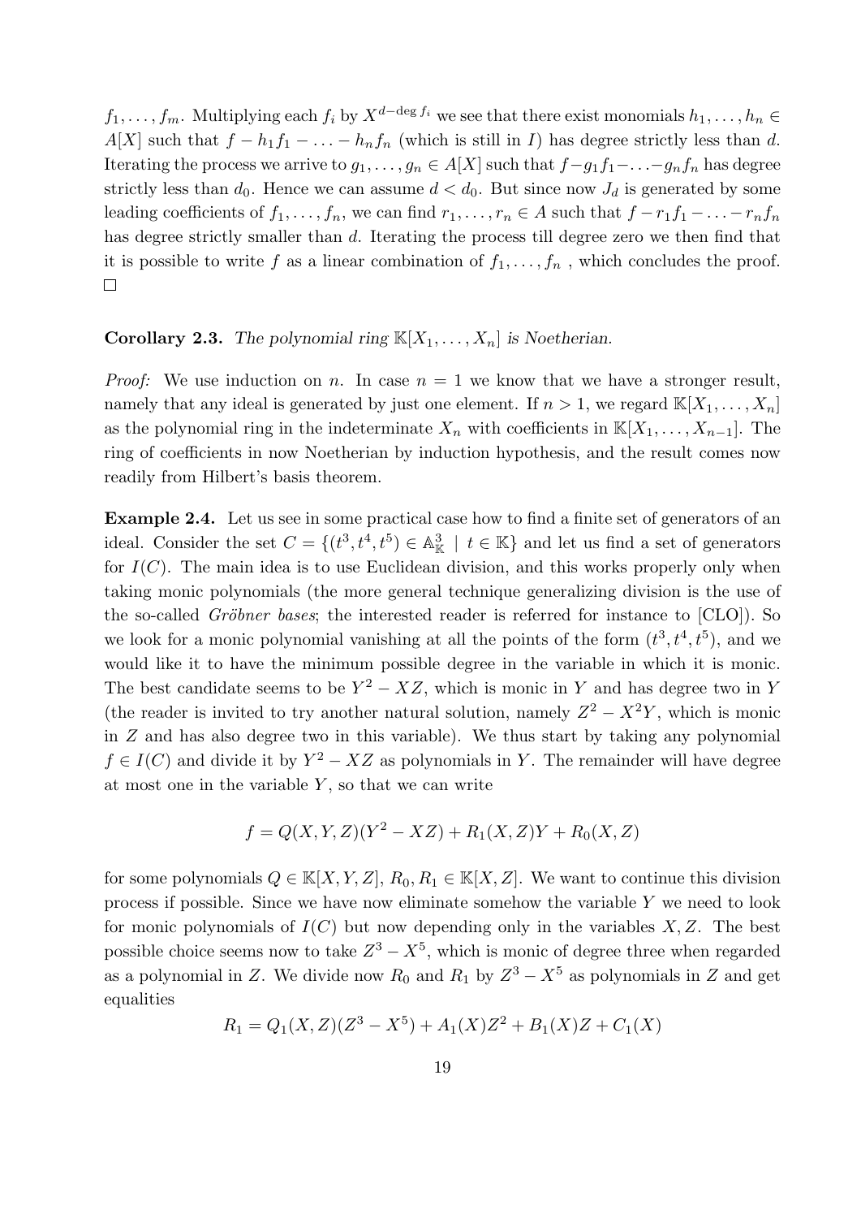$f_1, \ldots, f_m$. Multiplying each $f_i$ by $X^{d-\deg f_i}$ we see that there exist monomials $h_1, \ldots, h_n \in A[X]$ such that $f - h_1 f_1 - \ldots - h_n f_n$ (which is still in $I$) has degree strictly less than $d$. Iterating the process we arrive to $g_1, \ldots, g_n \in A[X]$ such that $f - g_1 f_1 - \ldots - g_n f_n$ has degree strictly less than $d_0$. Hence we can assume $d < d_0$. But since now $J_d$ is generated by some leading coefficients of $f_1, \ldots, f_n$, we can find $r_1, \ldots, r_n \in A$ such that $f - r_1 f_1 - \ldots - r_n f_n$ has degree strictly smaller than $d$. Iterating the process till degree zero we then find that it is possible to write $f$ as a linear combination of $f_1, \ldots, f_n$ , which concludes the proof. $\square$

**Corollary 2.3.** *The polynomial ring $\mathbb{K}[X_1, \ldots, X_n]$ is Noetherian.*

*Proof:* We use induction on $n$. In case $n = 1$ we know that we have a stronger result, namely that any ideal is generated by just one element. If $n > 1$, we regard $\mathbb{K}[X_1, \ldots, X_n]$ as the polynomial ring in the indeterminate $X_n$ with coefficients in $\mathbb{K}[X_1, \ldots, X_{n-1}]$. The ring of coefficients in now Noetherian by induction hypothesis, and the result comes now readily from Hilbert's basis theorem.

**Example 2.4.** Let us see in some practical case how to find a finite set of generators of an ideal. Consider the set $C = \{(t^3, t^4, t^5) \in \mathbb{A}^3_{\mathbb{K}} \mid t \in \mathbb{K}\}$ and let us find a set of generators for $I(C)$. The main idea is to use Euclidean division, and this works properly only when taking monic polynomials (the more general technique generalizing division is the use of the so-called *Gröbner bases*; the interested reader is referred for instance to [CLO]). So we look for a monic polynomial vanishing at all the points of the form $(t^3, t^4, t^5)$, and we would like it to have the minimum possible degree in the variable in which it is monic. The best candidate seems to be $Y^2 - XZ$, which is monic in $Y$ and has degree two in $Y$ (the reader is invited to try another natural solution, namely $Z^2 - X^2Y$, which is monic in $Z$ and has also degree two in this variable). We thus start by taking any polynomial $f \in I(C)$ and divide it by $Y^2 - XZ$ as polynomials in $Y$. The remainder will have degree at most one in the variable $Y$, so that we can write

$$f = Q(X, Y, Z)(Y^2 - XZ) + R_1(X, Z)Y + R_0(X, Z)$$

for some polynomials $Q \in \mathbb{K}[X, Y, Z]$, $R_0, R_1 \in \mathbb{K}[X, Z]$. We want to continue this division process if possible. Since we have now eliminate somehow the variable $Y$ we need to look for monic polynomials of $I(C)$ but now depending only in the variables $X, Z$. The best possible choice seems now to take $Z^3 - X^5$, which is monic of degree three when regarded as a polynomial in $Z$. We divide now $R_0$ and $R_1$ by $Z^3 - X^5$ as polynomials in $Z$ and get equalities

$$R_1 = Q_1(X, Z)(Z^3 - X^5) + A_1(X)Z^2 + B_1(X)Z + C_1(X)$$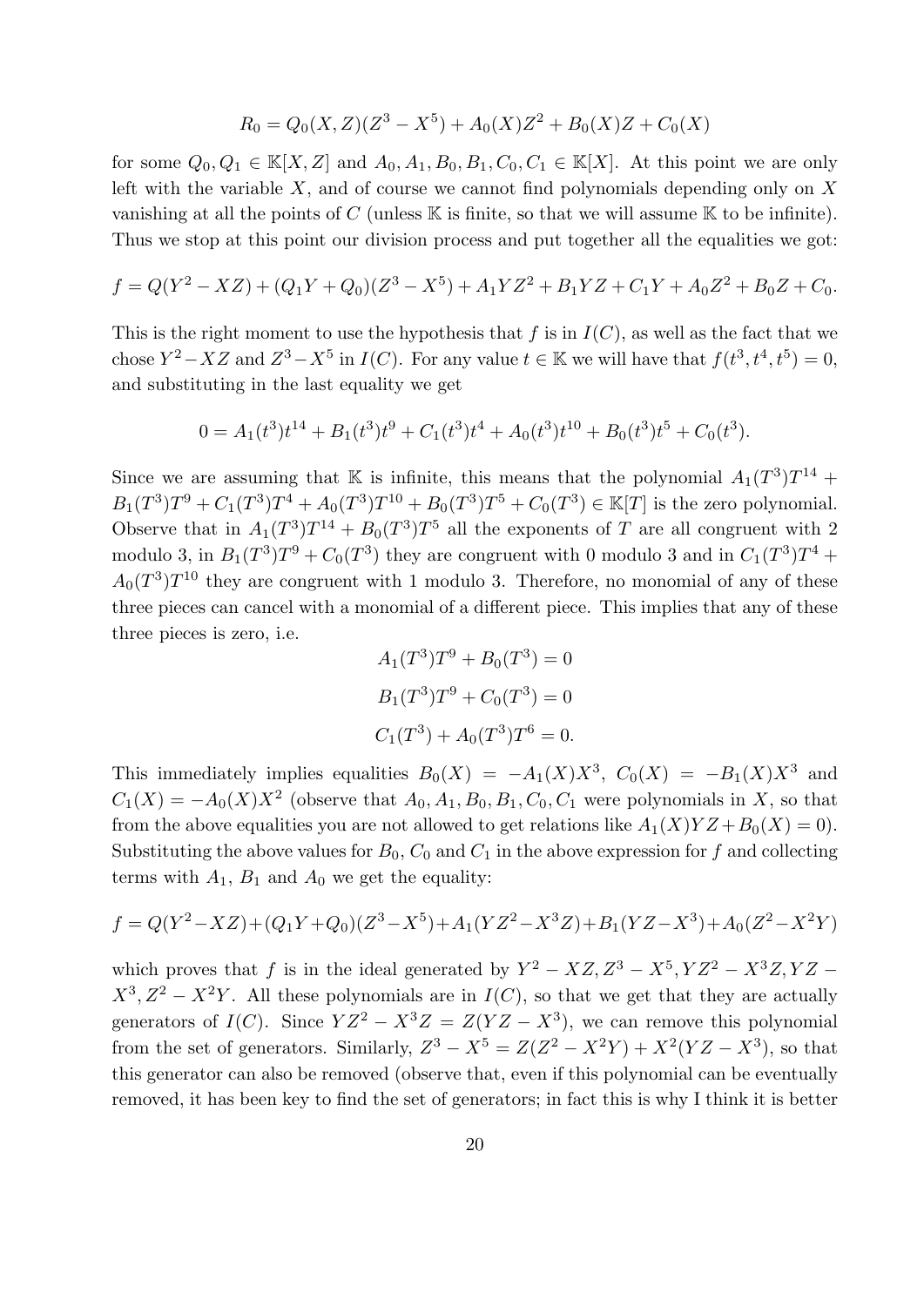$$R_0 = Q_0(X,Z)(Z^3 - X^5) + A_0(X)Z^2 + B_0(X)Z + C_0(X)$$

for some $Q_0, Q_1 \in \mathbb{K}[X,Z]$ and $A_0, A_1, B_0, B_1, C_0, C_1 \in \mathbb{K}[X]$. At this point we are only left with the variable $X$, and of course we cannot find polynomials depending only on $X$ vanishing at all the points of $C$ (unless $\mathbb{K}$ is finite, so that we will assume $\mathbb{K}$ to be infinite). Thus we stop at this point our division process and put together all the equalities we got:

$$f = Q(Y^2 - XZ) + (Q_1Y + Q_0)(Z^3 - X^5) + A_1YZ^2 + B_1YZ + C_1Y + A_0Z^2 + B_0Z + C_0.$$

This is the right moment to use the hypothesis that $f$ is in $I(C)$, as well as the fact that we chose $Y^2 - XZ$ and $Z^3 - X^5$ in $I(C)$. For any value $t \in \mathbb{K}$ we will have that $f(t^3, t^4, t^5) = 0$, and substituting in the last equality we get

$$0 = A_1(t^3)t^{14} + B_1(t^3)t^9 + C_1(t^3)t^4 + A_0(t^3)t^{10} + B_0(t^3)t^5 + C_0(t^3).$$

Since we are assuming that $\mathbb{K}$ is infinite, this means that the polynomial $A_1(T^3)T^{14} + B_1(T^3)T^9 + C_1(T^3)T^4 + A_0(T^3)T^{10} + B_0(T^3)T^5 + C_0(T^3) \in \mathbb{K}[T]$ is the zero polynomial. Observe that in $A_1(T^3)T^{14} + B_0(T^3)T^5$ all the exponents of $T$ are all congruent with 2 modulo 3, in $B_1(T^3)T^9 + C_0(T^3)$ they are congruent with 0 modulo 3 and in $C_1(T^3)T^4 + A_0(T^3)T^{10}$ they are congruent with 1 modulo 3. Therefore, no monomial of any of these three pieces can cancel with a monomial of a different piece. This implies that any of these three pieces is zero, i.e.

$$A_1(T^3)T^9 + B_0(T^3) = 0$$

$$B_1(T^3)T^9 + C_0(T^3) = 0$$

$$C_1(T^3) + A_0(T^3)T^6 = 0.$$

This immediately implies equalities $B_0(X) = -A_1(X)X^3$, $C_0(X) = -B_1(X)X^3$ and $C_1(X) = -A_0(X)X^2$ (observe that $A_0, A_1, B_0, B_1, C_0, C_1$ were polynomials in $X$, so that from the above equalities you are not allowed to get relations like $A_1(X)YZ + B_0(X) = 0$). Substituting the above values for $B_0$, $C_0$ and $C_1$ in the above expression for $f$ and collecting terms with $A_1$, $B_1$ and $A_0$ we get the equality:

$$f = Q(Y^2 - XZ) + (Q_1Y + Q_0)(Z^3 - X^5) + A_1(YZ^2 - X^3Z) + B_1(YZ - X^3) + A_0(Z^2 - X^2Y)$$

which proves that $f$ is in the ideal generated by $Y^2 - XZ, Z^3 - X^5, YZ^2 - X^3Z, YZ - X^3, Z^2 - X^2Y$. All these polynomials are in $I(C)$, so that we get that they are actually generators of $I(C)$. Since $YZ^2 - X^3Z = Z(YZ - X^3)$, we can remove this polynomial from the set of generators. Similarly, $Z^3 - X^5 = Z(Z^2 - X^2Y) + X^2(YZ - X^3)$, so that this generator can also be removed (observe that, even if this polynomial can be eventually removed, it has been key to find the set of generators; in fact this is why I think it is better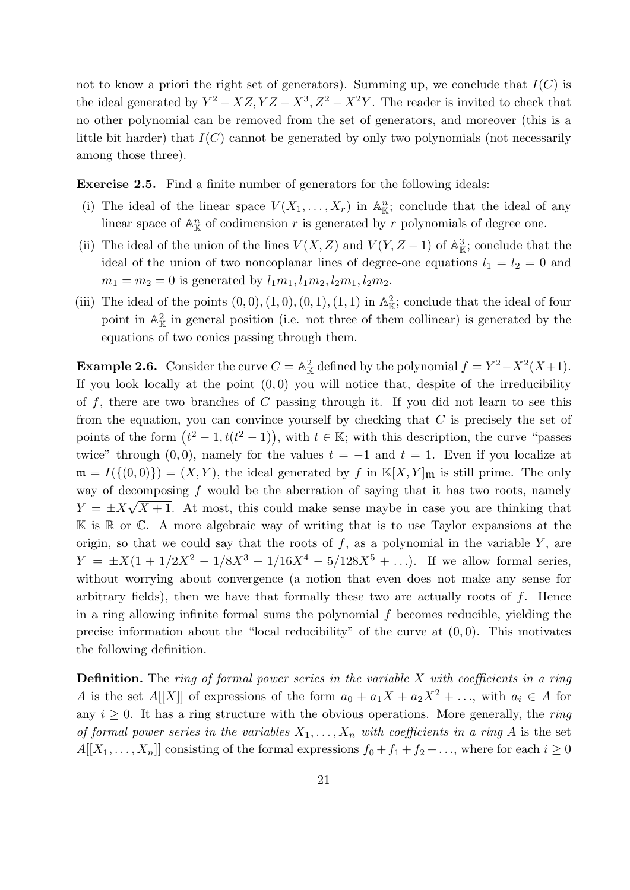not to know a priori the right set of generators). Summing up, we conclude that $I(C)$ is the ideal generated by $Y^2 - XZ, YZ - X^3, Z^2 - X^2Y$. The reader is invited to check that no other polynomial can be removed from the set of generators, and moreover (this is a little bit harder) that $I(C)$ cannot be generated by only two polynomials (not necessarily among those three).

**Exercise 2.5.** Find a finite number of generators for the following ideals:

(i) The ideal of the linear space $V(X_1, \ldots, X_r)$ in $\mathbb{A}^n_{\mathbb{K}}$; conclude that the ideal of any linear space of $\mathbb{A}^n_{\mathbb{K}}$ of codimension $r$ is generated by $r$ polynomials of degree one.

(ii) The ideal of the union of the lines $V(X, Z)$ and $V(Y, Z-1)$ of $\mathbb{A}^3_{\mathbb{K}}$; conclude that the ideal of the union of two noncoplanar lines of degree-one equations $l_1 = l_2 = 0$ and $m_1 = m_2 = 0$ is generated by $l_1m_1, l_1m_2, l_2m_1, l_2m_2$.

(iii) The ideal of the points $(0,0), (1,0), (0,1), (1,1)$ in $\mathbb{A}^2_{\mathbb{K}}$; conclude that the ideal of four point in $\mathbb{A}^2_{\mathbb{K}}$ in general position (i.e. not three of them collinear) is generated by the equations of two conics passing through them.

**Example 2.6.** Consider the curve $C = \mathbb{A}^2_{\mathbb{K}}$ defined by the polynomial $f = Y^2 - X^2(X+1)$. If you look locally at the point $(0,0)$ you will notice that, despite of the irreducibility of $f$, there are two branches of $C$ passing through it. If you did not learn to see this from the equation, you can convince yourself by checking that $C$ is precisely the set of points of the form $\big(t^2-1, t(t^2-1)\big)$, with $t \in \mathbb{K}$; with this description, the curve "passes twice" through $(0,0)$, namely for the values $t = -1$ and $t = 1$. Even if you localize at $\mathfrak{m} = I(\{(0,0)\}) = (X, Y)$, the ideal generated by $f$ in $\mathbb{K}[X,Y]_{\mathfrak{m}}$ is still prime. The only way of decomposing $f$ would be the aberration of saying that it has two roots, namely $Y = \pm X\sqrt{X+1}$. At most, this could make sense maybe in case you are thinking that $\mathbb{K}$ is $\mathbb{R}$ or $\mathbb{C}$. A more algebraic way of writing that is to use Taylor expansions at the origin, so that we could say that the roots of $f$, as a polynomial in the variable $Y$, are $Y = \pm X(1 + 1/2X^2 - 1/8X^3 + 1/16X^4 - 5/128X^5 + \ldots)$. If we allow formal series, without worrying about convergence (a notion that even does not make any sense for arbitrary fields), then we have that formally these two are actually roots of $f$. Hence in a ring allowing infinite formal sums the polynomial $f$ becomes reducible, yielding the precise information about the "local reducibility" of the curve at $(0,0)$. This motivates the following definition.

**Definition.** The *ring of formal power series in the variable $X$ with coefficients in a ring $A$* is the set $A[[X]]$ of expressions of the form $a_0 + a_1X + a_2X^2 + \ldots$, with $a_i \in A$ for any $i \geq 0$. It has a ring structure with the obvious operations. More generally, the *ring of formal power series in the variables $X_1, \ldots, X_n$ with coefficients in a ring $A$* is the set $A[[X_1, \ldots, X_n]]$ consisting of the formal expressions $f_0 + f_1 + f_2 + \ldots$, where for each $i \geq 0$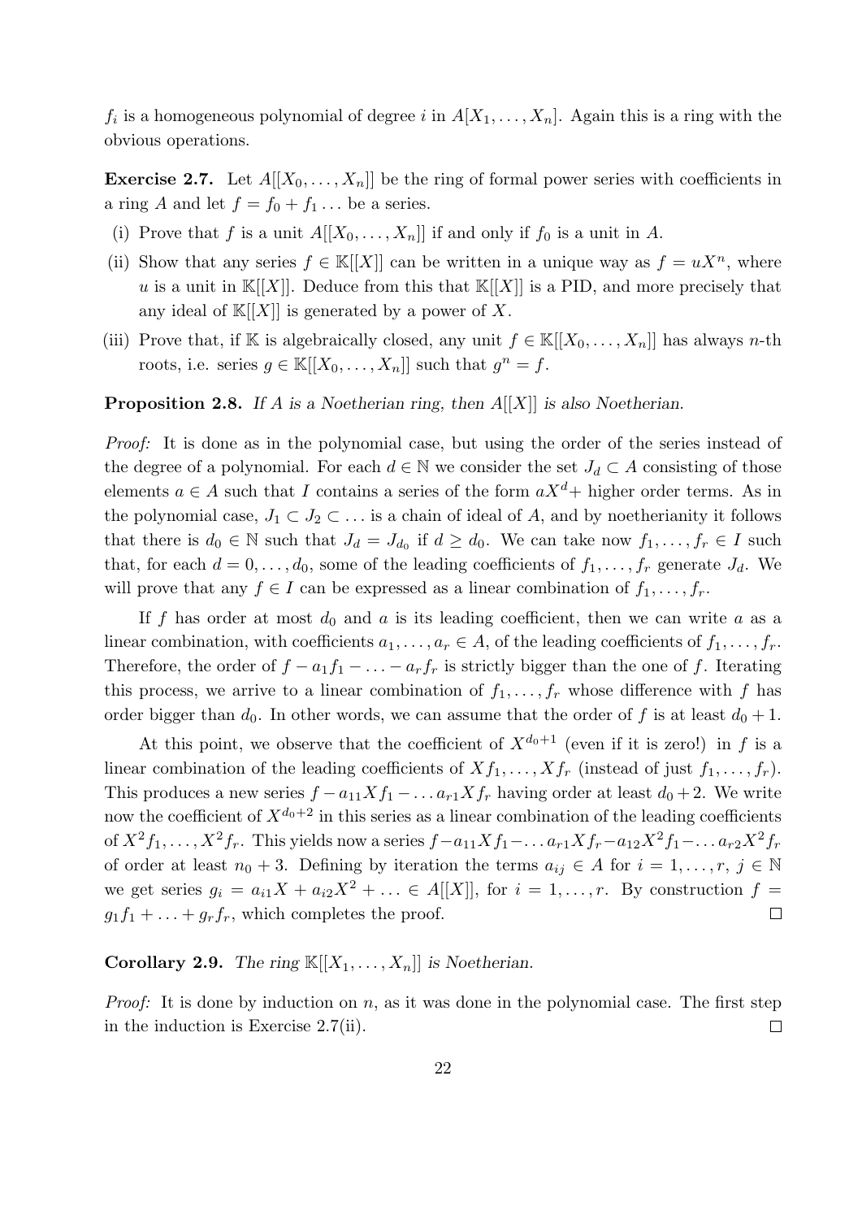$f_i$ is a homogeneous polynomial of degree $i$ in $A[X_1, \ldots, X_n]$. Again this is a ring with the obvious operations.

**Exercise 2.7.** Let $A[[X_0, \ldots, X_n]]$ be the ring of formal power series with coefficients in a ring $A$ and let $f = f_0 + f_1 \ldots$ be a series.

(i) Prove that $f$ is a unit $A[[X_0, \ldots, X_n]]$ if and only if $f_0$ is a unit in $A$.

(ii) Show that any series $f \in \mathbb{K}[[X]]$ can be written in a unique way as $f = uX^n$, where $u$ is a unit in $\mathbb{K}[[X]]$. Deduce from this that $\mathbb{K}[[X]]$ is a PID, and more precisely that any ideal of $\mathbb{K}[[X]]$ is generated by a power of $X$.

(iii) Prove that, if $\mathbb{K}$ is algebraically closed, any unit $f \in \mathbb{K}[[X_0, \ldots, X_n]]$ has always $n$-th roots, i.e. series $g \in \mathbb{K}[[X_0, \ldots, X_n]]$ such that $g^n = f$.

**Proposition 2.8.** *If $A$ is a Noetherian ring, then $A[[X]]$ is also Noetherian.*

*Proof:* It is done as in the polynomial case, but using the order of the series instead of the degree of a polynomial. For each $d \in \mathbb{N}$ we consider the set $J_d \subset A$ consisting of those elements $a \in A$ such that $I$ contains a series of the form $aX^d+$ higher order terms. As in the polynomial case, $J_1 \subset J_2 \subset \ldots$ is a chain of ideal of $A$, and by noetherianity it follows that there is $d_0 \in \mathbb{N}$ such that $J_d = J_{d_0}$ if $d \geq d_0$. We can take now $f_1, \ldots, f_r \in I$ such that, for each $d = 0, \ldots, d_0$, some of the leading coefficients of $f_1, \ldots, f_r$ generate $J_d$. We will prove that any $f \in I$ can be expressed as a linear combination of $f_1, \ldots, f_r$.

If $f$ has order at most $d_0$ and $a$ is its leading coefficient, then we can write $a$ as a linear combination, with coefficients $a_1, \ldots, a_r \in A$, of the leading coefficients of $f_1, \ldots, f_r$. Therefore, the order of $f - a_1 f_1 - \ldots - a_r f_r$ is strictly bigger than the one of $f$. Iterating this process, we arrive to a linear combination of $f_1, \ldots, f_r$ whose difference with $f$ has order bigger than $d_0$. In other words, we can assume that the order of $f$ is at least $d_0 + 1$.

At this point, we observe that the coefficient of $X^{d_0+1}$ (even if it is zero!) in $f$ is a linear combination of the leading coefficients of $Xf_1, \ldots, Xf_r$ (instead of just $f_1, \ldots, f_r$). This produces a new series $f - a_{11}Xf_1 - \ldots a_{r1}Xf_r$ having order at least $d_0 + 2$. We write now the coefficient of $X^{d_0+2}$ in this series as a linear combination of the leading coefficients of $X^2 f_1, \ldots, X^2 f_r$. This yields now a series $f - a_{11}Xf_1 - \ldots a_{r1}Xf_r - a_{12}X^2 f_1 - \ldots a_{r2}X^2 f_r$ of order at least $n_0 + 3$. Defining by iteration the terms $a_{ij} \in A$ for $i = 1, \ldots, r$, $j \in \mathbb{N}$ we get series $g_i = a_{i1}X + a_{i2}X^2 + \ldots \in A[[X]]$, for $i = 1, \ldots, r$. By construction $f = g_1 f_1 + \ldots + g_r f_r$, which completes the proof. $\square$

**Corollary 2.9.** *The ring $\mathbb{K}[[X_1, \ldots, X_n]]$ is Noetherian.*

*Proof:* It is done by induction on $n$, as it was done in the polynomial case. The first step in the induction is Exercise 2.7(ii). $\square$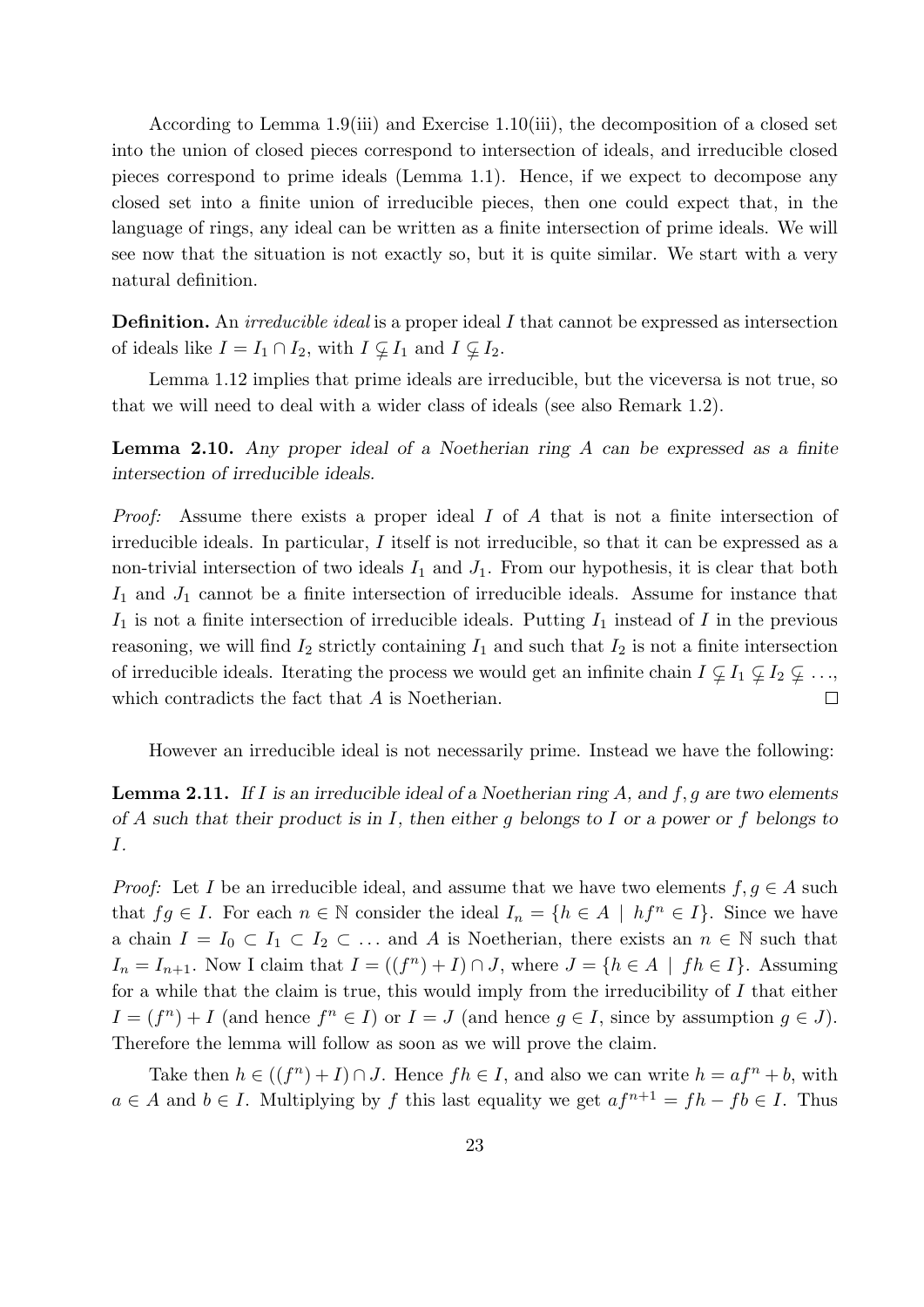According to Lemma 1.9(iii) and Exercise 1.10(iii), the decomposition of a closed set into the union of closed pieces correspond to intersection of ideals, and irreducible closed pieces correspond to prime ideals (Lemma 1.1). Hence, if we expect to decompose any closed set into a finite union of irreducible pieces, then one could expect that, in the language of rings, any ideal can be written as a finite intersection of prime ideals. We will see now that the situation is not exactly so, but it is quite similar. We start with a very natural definition.

**Definition.** An *irreducible ideal* is a proper ideal $I$ that cannot be expressed as intersection of ideals like $I = I_1 \cap I_2$, with $I \subsetneq I_1$ and $I \subsetneq I_2$.

Lemma 1.12 implies that prime ideals are irreducible, but the viceversa is not true, so that we will need to deal with a wider class of ideals (see also Remark 1.2).

**Lemma 2.10.** *Any proper ideal of a Noetherian ring $A$ can be expressed as a finite intersection of irreducible ideals.*

*Proof:* Assume there exists a proper ideal $I$ of $A$ that is not a finite intersection of irreducible ideals. In particular, $I$ itself is not irreducible, so that it can be expressed as a non-trivial intersection of two ideals $I_1$ and $J_1$. From our hypothesis, it is clear that both $I_1$ and $J_1$ cannot be a finite intersection of irreducible ideals. Assume for instance that $I_1$ is not a finite intersection of irreducible ideals. Putting $I_1$ instead of $I$ in the previous reasoning, we will find $I_2$ strictly containing $I_1$ and such that $I_2$ is not a finite intersection of irreducible ideals. Iterating the process we would get an infinite chain $I \subsetneq I_1 \subsetneq I_2 \subsetneq \ldots$, which contradicts the fact that $A$ is Noetherian. $\square$

However an irreducible ideal is not necessarily prime. Instead we have the following:

**Lemma 2.11.** *If $I$ is an irreducible ideal of a Noetherian ring $A$, and $f, g$ are two elements of $A$ such that their product is in $I$, then either $g$ belongs to $I$ or a power or $f$ belongs to $I$.*

*Proof:* Let $I$ be an irreducible ideal, and assume that we have two elements $f, g \in A$ such that $fg \in I$. For each $n \in \mathbb{N}$ consider the ideal $I_n = \{h \in A \mid hf^n \in I\}$. Since we have a chain $I = I_0 \subset I_1 \subset I_2 \subset \ldots$ and $A$ is Noetherian, there exists an $n \in \mathbb{N}$ such that $I_n = I_{n+1}$. Now I claim that $I = ((f^n) + I) \cap J$, where $J = \{h \in A \mid fh \in I\}$. Assuming for a while that the claim is true, this would imply from the irreducibility of $I$ that either $I = (f^n) + I$ (and hence $f^n \in I$) or $I = J$ (and hence $g \in I$, since by assumption $g \in J$). Therefore the lemma will follow as soon as we will prove the claim.

Take then $h \in ((f^n) + I) \cap J$. Hence $fh \in I$, and also we can write $h = af^n + b$, with $a \in A$ and $b \in I$. Multiplying by $f$ this last equality we get $af^{n+1} = fh - fb \in I$. Thus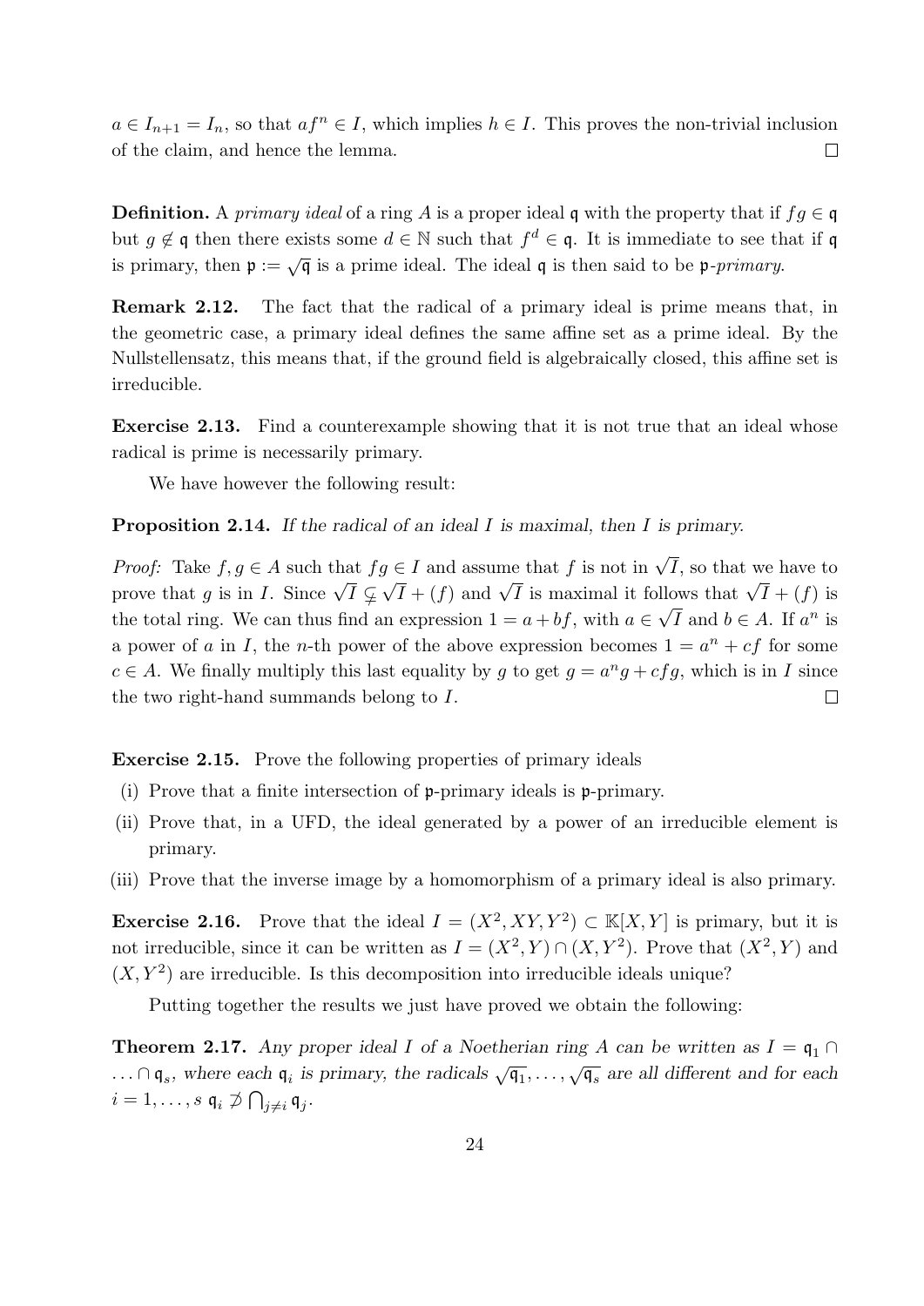$a \in I_{n+1} = I_n$, so that $af^n \in I$, which implies $h \in I$. This proves the non-trivial inclusion of the claim, and hence the lemma. $\square$

**Definition.** A *primary ideal* of a ring $A$ is a proper ideal $\mathfrak{q}$ with the property that if $fg \in \mathfrak{q}$ but $g \notin \mathfrak{q}$ then there exists some $d \in \mathbb{N}$ such that $f^d \in \mathfrak{q}$. It is immediate to see that if $\mathfrak{q}$ is primary, then $\mathfrak{p} := \sqrt{\mathfrak{q}}$ is a prime ideal. The ideal $\mathfrak{q}$ is then said to be $\mathfrak{p}$-*primary*.

**Remark 2.12.** The fact that the radical of a primary ideal is prime means that, in the geometric case, a primary ideal defines the same affine set as a prime ideal. By the Nullstellensatz, this means that, if the ground field is algebraically closed, this affine set is irreducible.

**Exercise 2.13.** Find a counterexample showing that it is not true that an ideal whose radical is prime is necessarily primary.

We have however the following result:

**Proposition 2.14.** *If the radical of an ideal $I$ is maximal, then $I$ is primary.*

*Proof:* Take $f, g \in A$ such that $fg \in I$ and assume that $f$ is not in $\sqrt{I}$, so that we have to prove that $g$ is in $I$. Since $\sqrt{I} \subsetneq \sqrt{I} + (f)$ and $\sqrt{I}$ is maximal it follows that $\sqrt{I} + (f)$ is the total ring. We can thus find an expression $1 = a + bf$, with $a \in \sqrt{I}$ and $b \in A$. If $a^n$ is a power of $a$ in $I$, the $n$-th power of the above expression becomes $1 = a^n + cf$ for some $c \in A$. We finally multiply this last equality by $g$ to get $g = a^n g + cfg$, which is in $I$ since the two right-hand summands belong to $I$. $\square$

**Exercise 2.15.** Prove the following properties of primary ideals

(i) Prove that a finite intersection of $\mathfrak{p}$-primary ideals is $\mathfrak{p}$-primary.

(ii) Prove that, in a UFD, the ideal generated by a power of an irreducible element is primary.

(iii) Prove that the inverse image by a homomorphism of a primary ideal is also primary.

**Exercise 2.16.** Prove that the ideal $I = (X^2, XY, Y^2) \subset \mathbb{K}[X, Y]$ is primary, but it is not irreducible, since it can be written as $I = (X^2, Y) \cap (X, Y^2)$. Prove that $(X^2, Y)$ and $(X, Y^2)$ are irreducible. Is this decomposition into irreducible ideals unique?

Putting together the results we just have proved we obtain the following:

**Theorem 2.17.** *Any proper ideal $I$ of a Noetherian ring $A$ can be written as $I = \mathfrak{q}_1 \cap \ldots \cap \mathfrak{q}_s$, where each $\mathfrak{q}_i$ is primary, the radicals $\sqrt{\mathfrak{q}_1}, \ldots, \sqrt{\mathfrak{q}_s}$ are all different and for each $i = 1, \ldots, s$ $\mathfrak{q}_i \not\supset \bigcap_{j \neq i} \mathfrak{q}_j$.*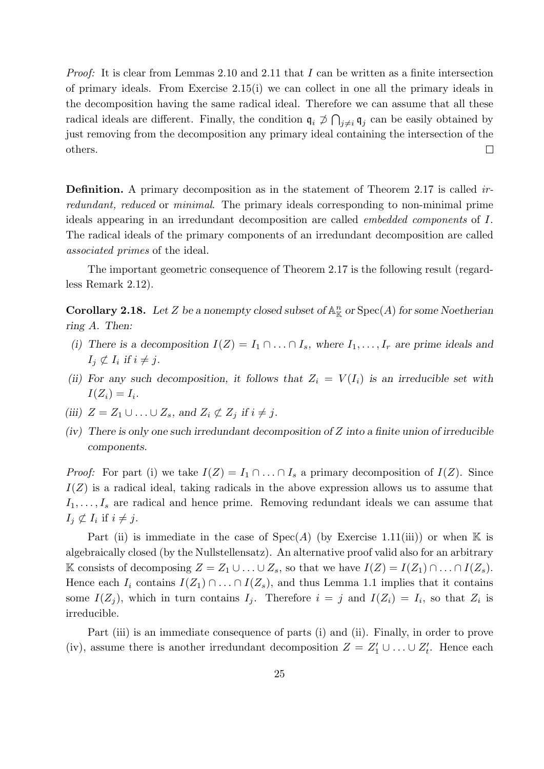*Proof:* It is clear from Lemmas 2.10 and 2.11 that $I$ can be written as a finite intersection of primary ideals. From Exercise 2.15(i) we can collect in one all the primary ideals in the decomposition having the same radical ideal. Therefore we can assume that all these radical ideals are different. Finally, the condition $\mathfrak{q}_i \not\supset \bigcap_{j\neq i} \mathfrak{q}_j$ can be easily obtained by just removing from the decomposition any primary ideal containing the intersection of the others. $\square$

**Definition.** A primary decomposition as in the statement of Theorem 2.17 is called *irredundant, reduced* or *minimal*. The primary ideals corresponding to non-minimal prime ideals appearing in an irredundant decomposition are called *embedded components* of $I$. The radical ideals of the primary components of an irredundant decomposition are called *associated primes* of the ideal.

The important geometric consequence of Theorem 2.17 is the following result (regardless Remark 2.12).

**Corollary 2.18.** *Let $Z$ be a nonempty closed subset of $\mathbb{A}^n_{\mathbb{K}}$ or $\mathrm{Spec}(A)$ for some Noetherian ring $A$. Then:*

*(i) There is a decomposition $I(Z) = I_1 \cap \ldots \cap I_s$, where $I_1, \ldots, I_r$ are prime ideals and $I_j \not\subset I_i$ if $i \neq j$.*

*(ii) For any such decomposition, it follows that $Z_i = V(I_i)$ is an irreducible set with $I(Z_i) = I_i$.*

*(iii) $Z = Z_1 \cup \ldots \cup Z_s$, and $Z_i \not\subset Z_j$ if $i \neq j$.*

*(iv) There is only one such irredundant decomposition of $Z$ into a finite union of irreducible components.*

*Proof:* For part (i) we take $I(Z) = I_1 \cap \ldots \cap I_s$ a primary decomposition of $I(Z)$. Since $I(Z)$ is a radical ideal, taking radicals in the above expression allows us to assume that $I_1, \ldots, I_s$ are radical and hence prime. Removing redundant ideals we can assume that $I_j \not\subset I_i$ if $i \neq j$.

Part (ii) is immediate in the case of $\mathrm{Spec}(A)$ (by Exercise 1.11(iii)) or when $\mathbb{K}$ is algebraically closed (by the Nullstellensatz). An alternative proof valid also for an arbitrary $\mathbb{K}$ consists of decomposing $Z = Z_1 \cup \ldots \cup Z_s$, so that we have $I(Z) = I(Z_1) \cap \ldots \cap I(Z_s)$. Hence each $I_i$ contains $I(Z_1) \cap \ldots \cap I(Z_s)$, and thus Lemma 1.1 implies that it contains some $I(Z_j)$, which in turn contains $I_j$. Therefore $i = j$ and $I(Z_i) = I_i$, so that $Z_i$ is irreducible.

Part (iii) is an immediate consequence of parts (i) and (ii). Finally, in order to prove (iv), assume there is another irredundant decomposition $Z = Z'_1 \cup \ldots \cup Z'_t$. Hence each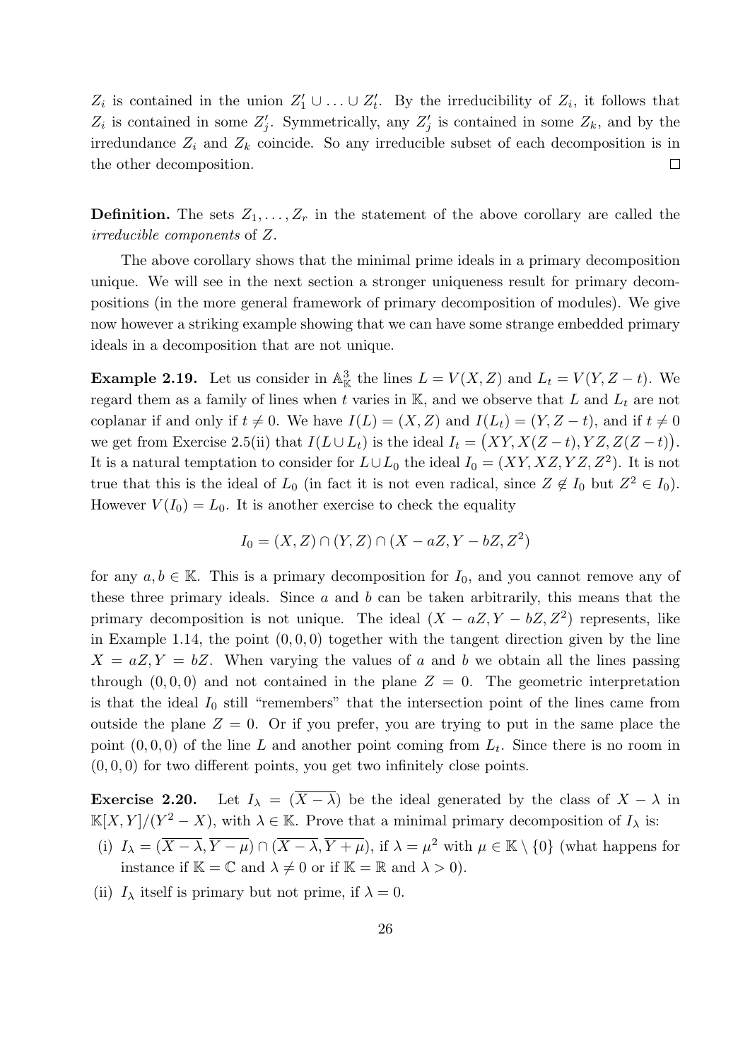$Z_i$ is contained in the union $Z'_1 \cup \ldots \cup Z'_t$. By the irreducibility of $Z_i$, it follows that $Z_i$ is contained in some $Z'_j$. Symmetrically, any $Z'_j$ is contained in some $Z_k$, and by the irredundance $Z_i$ and $Z_k$ coincide. So any irreducible subset of each decomposition is in the other decomposition. $\square$

**Definition.** The sets $Z_1, \ldots, Z_r$ in the statement of the above corollary are called the *irreducible components* of $Z$.

The above corollary shows that the minimal prime ideals in a primary decomposition unique. We will see in the next section a stronger uniqueness result for primary decompositions (in the more general framework of primary decomposition of modules). We give now however a striking example showing that we can have some strange embedded primary ideals in a decomposition that are not unique.

**Example 2.19.** Let us consider in $\mathbb{A}^3_{\mathbb{K}}$ the lines $L = V(X, Z)$ and $L_t = V(Y, Z - t)$. We regard them as a family of lines when $t$ varies in $\mathbb{K}$, and we observe that $L$ and $L_t$ are not coplanar if and only if $t \neq 0$. We have $I(L) = (X, Z)$ and $I(L_t) = (Y, Z - t)$, and if $t \neq 0$ we get from Exercise 2.5(ii) that $I(L \cup L_t)$ is the ideal $I_t = \big(XY, X(Z-t), YZ, Z(Z-t)\big)$. It is a natural temptation to consider for $L \cup L_0$ the ideal $I_0 = (XY, XZ, YZ, Z^2)$. It is not true that this is the ideal of $L_0$ (in fact it is not even radical, since $Z \notin I_0$ but $Z^2 \in I_0$). However $V(I_0) = L_0$. It is another exercise to check the equality

$$I_0 = (X, Z) \cap (Y, Z) \cap (X - aZ, Y - bZ, Z^2)$$

for any $a, b \in \mathbb{K}$. This is a primary decomposition for $I_0$, and you cannot remove any of these three primary ideals. Since $a$ and $b$ can be taken arbitrarily, this means that the primary decomposition is not unique. The ideal $(X - aZ, Y - bZ, Z^2)$ represents, like in Example 1.14, the point $(0, 0, 0)$ together with the tangent direction given by the line $X = aZ, Y = bZ$. When varying the values of $a$ and $b$ we obtain all the lines passing through $(0, 0, 0)$ and not contained in the plane $Z = 0$. The geometric interpretation is that the ideal $I_0$ still "remembers" that the intersection point of the lines came from outside the plane $Z = 0$. Or if you prefer, you are trying to put in the same place the point $(0, 0, 0)$ of the line $L$ and another point coming from $L_t$. Since there is no room in $(0, 0, 0)$ for two different points, you get two infinitely close points.

**Exercise 2.20.** Let $I_\lambda = (\overline{X - \lambda})$ be the ideal generated by the class of $X - \lambda$ in $\mathbb{K}[X, Y]/(Y^2 - X)$, with $\lambda \in \mathbb{K}$. Prove that a minimal primary decomposition of $I_\lambda$ is:

(i) $I_\lambda = (\overline{X - \lambda}, \overline{Y - \mu}) \cap (\overline{X - \lambda}, \overline{Y + \mu})$, if $\lambda = \mu^2$ with $\mu \in \mathbb{K} \setminus \{0\}$ (what happens for instance if $\mathbb{K} = \mathbb{C}$ and $\lambda \neq 0$ or if $\mathbb{K} = \mathbb{R}$ and $\lambda > 0$).

(ii) $I_\lambda$ itself is primary but not prime, if $\lambda = 0$.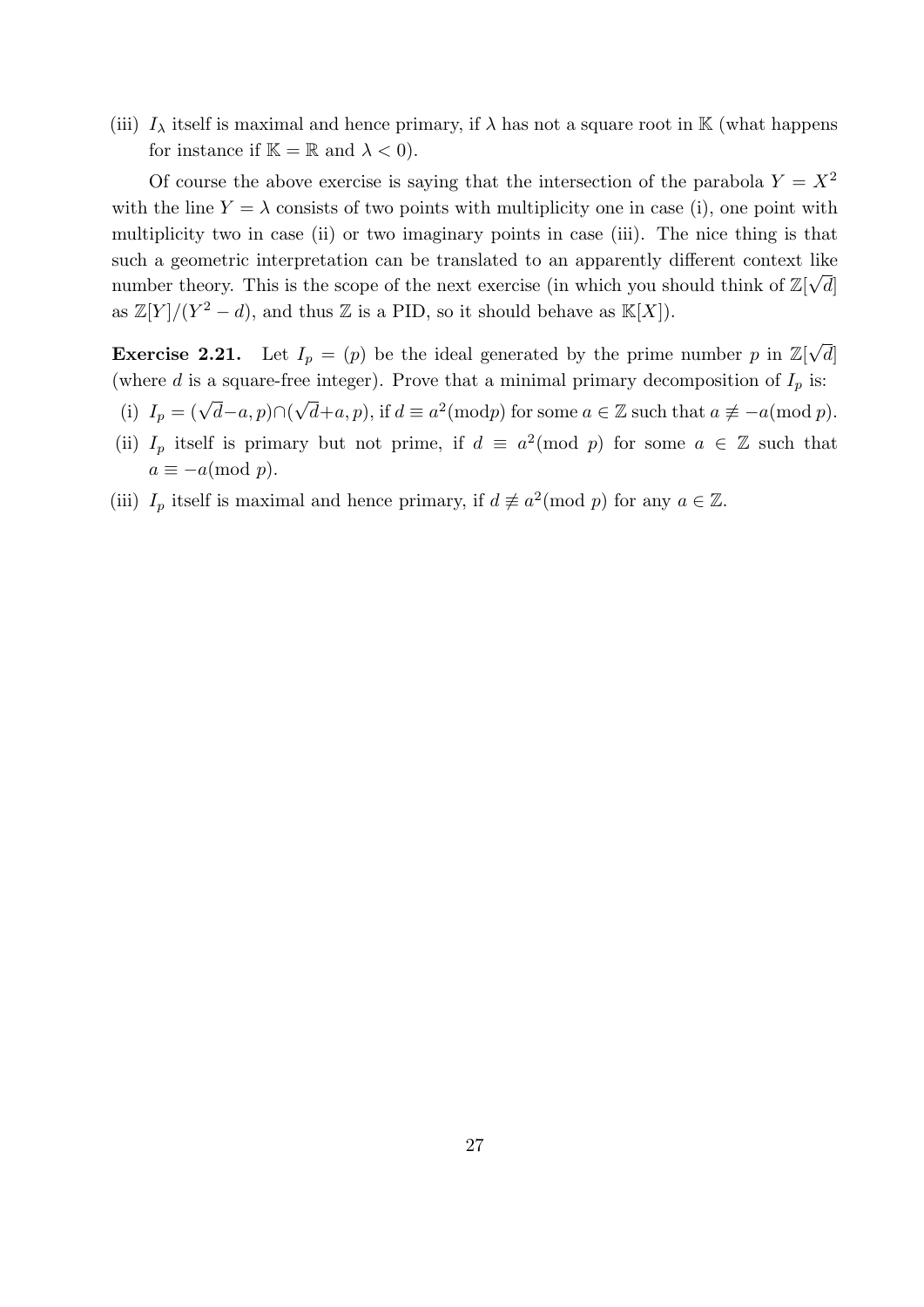(iii) $I_\lambda$ itself is maximal and hence primary, if $\lambda$ has not a square root in $\mathbb{K}$ (what happens for instance if $\mathbb{K} = \mathbb{R}$ and $\lambda < 0$).

Of course the above exercise is saying that the intersection of the parabola $Y = X^2$ with the line $Y = \lambda$ consists of two points with multiplicity one in case (i), one point with multiplicity two in case (ii) or two imaginary points in case (iii). The nice thing is that such a geometric interpretation can be translated to an apparently different context like number theory. This is the scope of the next exercise (in which you should think of $\mathbb{Z}[\sqrt{d}]$ as $\mathbb{Z}[Y]/(Y^2 - d)$, and thus $\mathbb{Z}$ is a PID, so it should behave as $\mathbb{K}[X]$).

**Exercise 2.21.** Let $I_p = (p)$ be the ideal generated by the prime number $p$ in $\mathbb{Z}[\sqrt{d}]$ (where $d$ is a square-free integer). Prove that a minimal primary decomposition of $I_p$ is:

(i) $I_p = (\sqrt{d} - a, p) \cap (\sqrt{d} + a, p)$, if $d \equiv a^2 (\mathrm{mod} p)$ for some $a \in \mathbb{Z}$ such that $a \not\equiv -a (\mathrm{mod}\, p)$.

(ii) $I_p$ itself is primary but not prime, if $d \equiv a^2 (\mathrm{mod}\ p)$ for some $a \in \mathbb{Z}$ such that $a \equiv -a (\mathrm{mod}\ p)$.

(iii) $I_p$ itself is maximal and hence primary, if $d \not\equiv a^2 (\mathrm{mod}\ p)$ for any $a \in \mathbb{Z}$.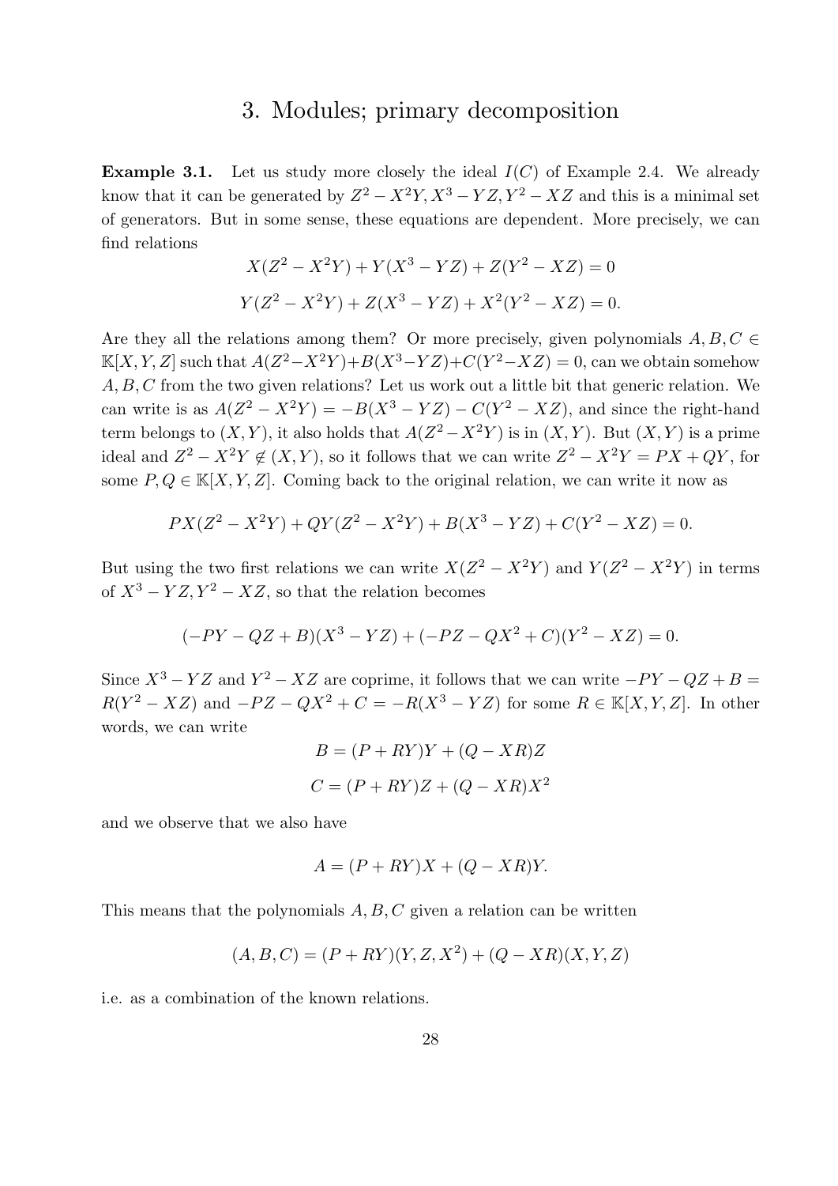// Chapter title; the page number "28" at the bottom is dropped. "We can write is as" is kept as printed. //
# 3. Modules; primary decomposition

**Example 3.1.** Let us study more closely the ideal $I(C)$ of Example 2.4. We already know that it can be generated by $Z^2 - X^2Y, X^3 - YZ, Y^2 - XZ$ and this is a minimal set of generators. But in some sense, these equations are dependent. More precisely, we can find relations

$$X(Z^2 - X^2Y) + Y(X^3 - YZ) + Z(Y^2 - XZ) = 0$$

$$Y(Z^2 - X^2Y) + Z(X^3 - YZ) + X^2(Y^2 - XZ) = 0.$$

Are they all the relations among them? Or more precisely, given polynomials $A, B, C \in \mathbb{K}[X, Y, Z]$ such that $A(Z^2-X^2Y)+B(X^3-YZ)+C(Y^2-XZ) = 0$, can we obtain somehow $A, B, C$ from the two given relations? Let us work out a little bit that generic relation. We can write is as $A(Z^2 - X^2Y) = -B(X^3 - YZ) - C(Y^2 - XZ)$, and since the right-hand term belongs to $(X, Y)$, it also holds that $A(Z^2-X^2Y)$ is in $(X, Y)$. But $(X, Y)$ is a prime ideal and $Z^2 - X^2Y \notin (X, Y)$, so it follows that we can write $Z^2 - X^2Y = PX + QY$, for some $P, Q \in \mathbb{K}[X, Y, Z]$. Coming back to the original relation, we can write it now as

$$PX(Z^2 - X^2Y) + QY(Z^2 - X^2Y) + B(X^3 - YZ) + C(Y^2 - XZ) = 0.$$

But using the two first relations we can write $X(Z^2 - X^2Y)$ and $Y(Z^2 - X^2Y)$ in terms of $X^3 - YZ, Y^2 - XZ$, so that the relation becomes

$$(-PY - QZ + B)(X^3 - YZ) + (-PZ - QX^2 + C)(Y^2 - XZ) = 0.$$

Since $X^3 - YZ$ and $Y^2 - XZ$ are coprime, it follows that we can write $-PY - QZ + B = R(Y^2 - XZ)$ and $-PZ - QX^2 + C = -R(X^3 - YZ)$ for some $R \in \mathbb{K}[X, Y, Z]$. In other words, we can write

$$B = (P + RY)Y + (Q - XR)Z$$

$$C = (P + RY)Z + (Q - XR)X^2$$

and we observe that we also have

$$A = (P + RY)X + (Q - XR)Y.$$

This means that the polynomials $A, B, C$ given a relation can be written

$$(A, B, C) = (P + RY)(Y, Z, X^2) + (Q - XR)(X, Y, Z)$$

i.e. as a combination of the known relations.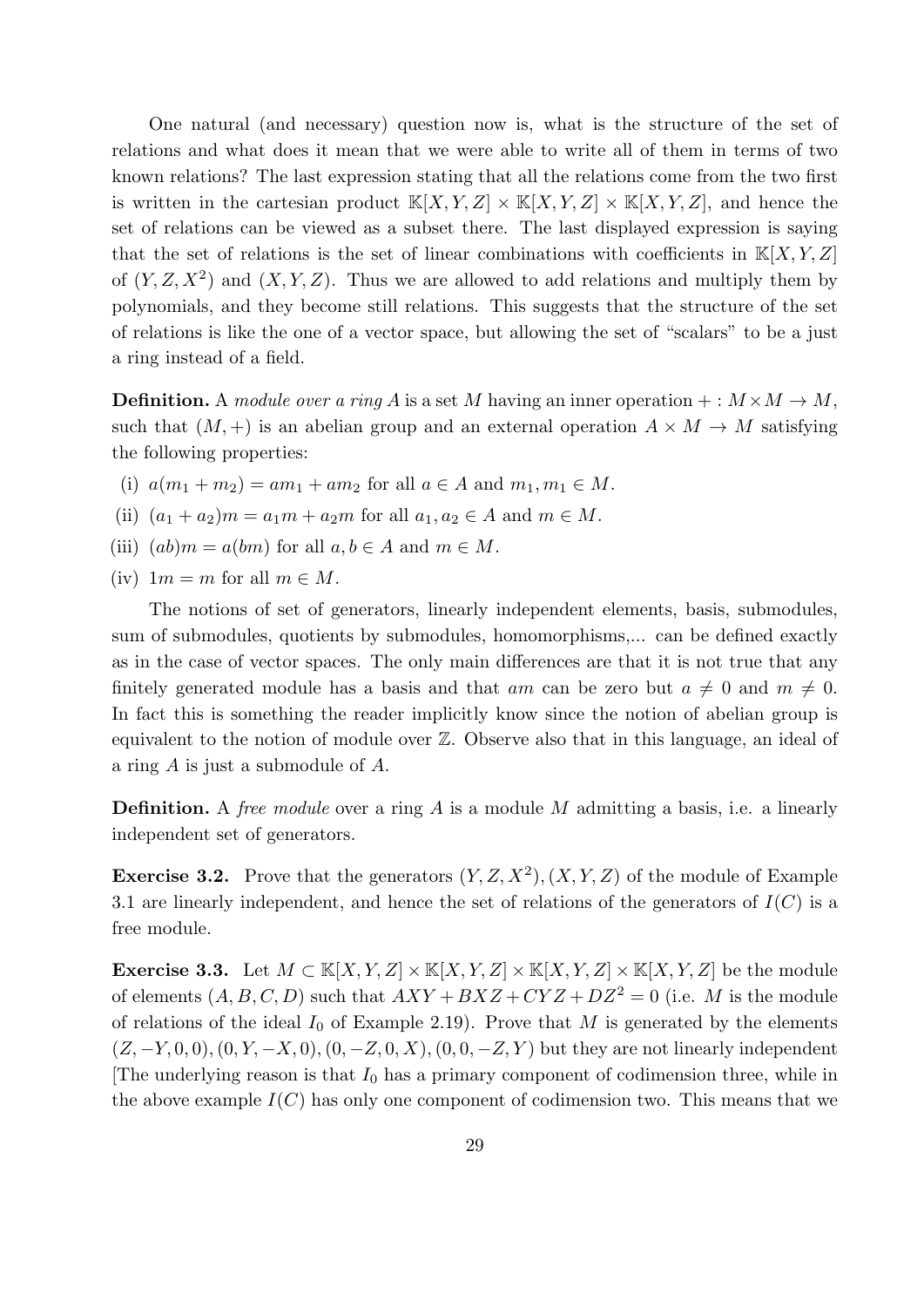One natural (and necessary) question now is, what is the structure of the set of relations and what does it mean that we were able to write all of them in terms of two known relations? The last expression stating that all the relations come from the two first is written in the cartesian product $\mathbb{K}[X,Y,Z] \times \mathbb{K}[X,Y,Z] \times \mathbb{K}[X,Y,Z]$, and hence the set of relations can be viewed as a subset there. The last displayed expression is saying that the set of relations is the set of linear combinations with coefficients in $\mathbb{K}[X,Y,Z]$ of $(Y,Z,X^2)$ and $(X,Y,Z)$. Thus we are allowed to add relations and multiply them by polynomials, and they become still relations. This suggests that the structure of the set of relations is like the one of a vector space, but allowing the set of "scalars" to be a just a ring instead of a field.

**Definition.** A *module over a ring* $A$ is a set $M$ having an inner operation $+ : M \times M \to M$, such that $(M,+)$ is an abelian group and an external operation $A \times M \to M$ satisfying the following properties:

(i) $a(m_1 + m_2) = am_1 + am_2$ for all $a \in A$ and $m_1, m_1 \in M$.

(ii) $(a_1 + a_2)m = a_1m + a_2m$ for all $a_1, a_2 \in A$ and $m \in M$.

(iii) $(ab)m = a(bm)$ for all $a, b \in A$ and $m \in M$.

(iv) $1m = m$ for all $m \in M$.

The notions of set of generators, linearly independent elements, basis, submodules, sum of submodules, quotients by submodules, homomorphisms,... can be defined exactly as in the case of vector spaces. The only main differences are that it is not true that any finitely generated module has a basis and that $am$ can be zero but $a \neq 0$ and $m \neq 0$. In fact this is something the reader implicitly know since the notion of abelian group is equivalent to the notion of module over $\mathbb{Z}$. Observe also that in this language, an ideal of a ring $A$ is just a submodule of $A$.

**Definition.** A *free module* over a ring $A$ is a module $M$ admitting a basis, i.e. a linearly independent set of generators.

**Exercise 3.2.** Prove that the generators $(Y,Z,X^2),(X,Y,Z)$ of the module of Example 3.1 are linearly independent, and hence the set of relations of the generators of $I(C)$ is a free module.

**Exercise 3.3.** Let $M \subset \mathbb{K}[X,Y,Z] \times \mathbb{K}[X,Y,Z] \times \mathbb{K}[X,Y,Z] \times \mathbb{K}[X,Y,Z]$ be the module of elements $(A,B,C,D)$ such that $AXY + BXZ + CYZ + DZ^2 = 0$ (i.e. $M$ is the module of relations of the ideal $I_0$ of Example 2.19). Prove that $M$ is generated by the elements $(Z,-Y,0,0), (0,Y,-X,0), (0,-Z,0,X), (0,0,-Z,Y)$ but they are not linearly independent [The underlying reason is that $I_0$ has a primary component of codimension three, while in the above example $I(C)$ has only one component of codimension two. This means that we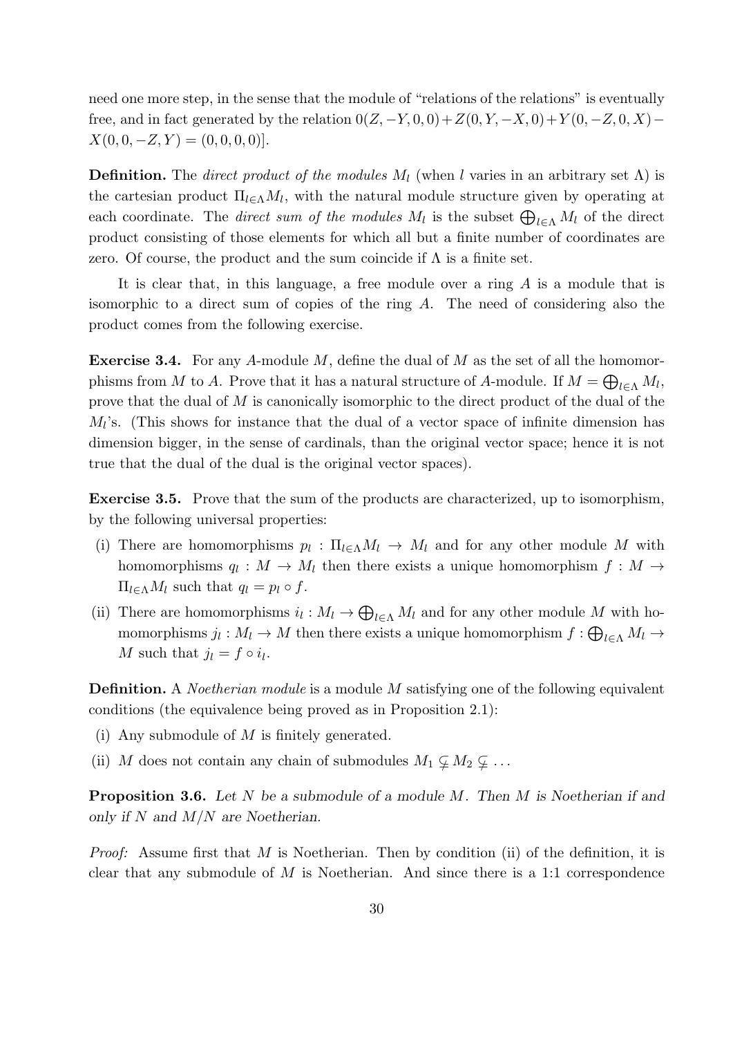need one more step, in the sense that the module of "relations of the relations" is eventually free, and in fact generated by the relation $0(Z,-Y,0,0)+Z(0,Y,-X,0)+Y(0,-Z,0,X)-X(0,0,-Z,Y)=(0,0,0,0)$].

**Definition.** The *direct product of the modules* $M_l$ (when $l$ varies in an arbitrary set $\Lambda$) is the cartesian product $\Pi_{l\in\Lambda}M_l$, with the natural module structure given by operating at each coordinate. The *direct sum of the modules* $M_l$ is the subset $\bigoplus_{l\in\Lambda}M_l$ of the direct product consisting of those elements for which all but a finite number of coordinates are zero. Of course, the product and the sum coincide if $\Lambda$ is a finite set.

It is clear that, in this language, a free module over a ring $A$ is a module that is isomorphic to a direct sum of copies of the ring $A$. The need of considering also the product comes from the following exercise.

**Exercise 3.4.** For any $A$-module $M$, define the dual of $M$ as the set of all the homomorphisms from $M$ to $A$. Prove that it has a natural structure of $A$-module. If $M=\bigoplus_{l\in\Lambda}M_l$, prove that the dual of $M$ is canonically isomorphic to the direct product of the dual of the $M_l$'s. (This shows for instance that the dual of a vector space of infinite dimension has dimension bigger, in the sense of cardinals, than the original vector space; hence it is not true that the dual of the dual is the original vector spaces).

**Exercise 3.5.** Prove that the sum of the products are characterized, up to isomorphism, by the following universal properties:

(i) There are homomorphisms $p_l:\Pi_{l\in\Lambda}M_l\to M_l$ and for any other module $M$ with homomorphisms $q_l:M\to M_l$ then there exists a unique homomorphism $f:M\to\Pi_{l\in\Lambda}M_l$ such that $q_l=p_l\circ f$.

(ii) There are homomorphisms $i_l:M_l\to\bigoplus_{l\in\Lambda}M_l$ and for any other module $M$ with homomorphisms $j_l:M_l\to M$ then there exists a unique homomorphism $f:\bigoplus_{l\in\Lambda}M_l\to M$ such that $j_l=f\circ i_l$.

**Definition.** A *Noetherian module* is a module $M$ satisfying one of the following equivalent conditions (the equivalence being proved as in Proposition 2.1):

(i) Any submodule of $M$ is finitely generated.

(ii) $M$ does not contain any chain of submodules $M_1\subsetneq M_2\subsetneq\dots$

**Proposition 3.6.** *Let $N$ be a submodule of a module $M$. Then $M$ is Noetherian if and only if $N$ and $M/N$ are Noetherian.*

*Proof:* Assume first that $M$ is Noetherian. Then by condition (ii) of the definition, it is clear that any submodule of $M$ is Noetherian. And since there is a 1:1 correspondence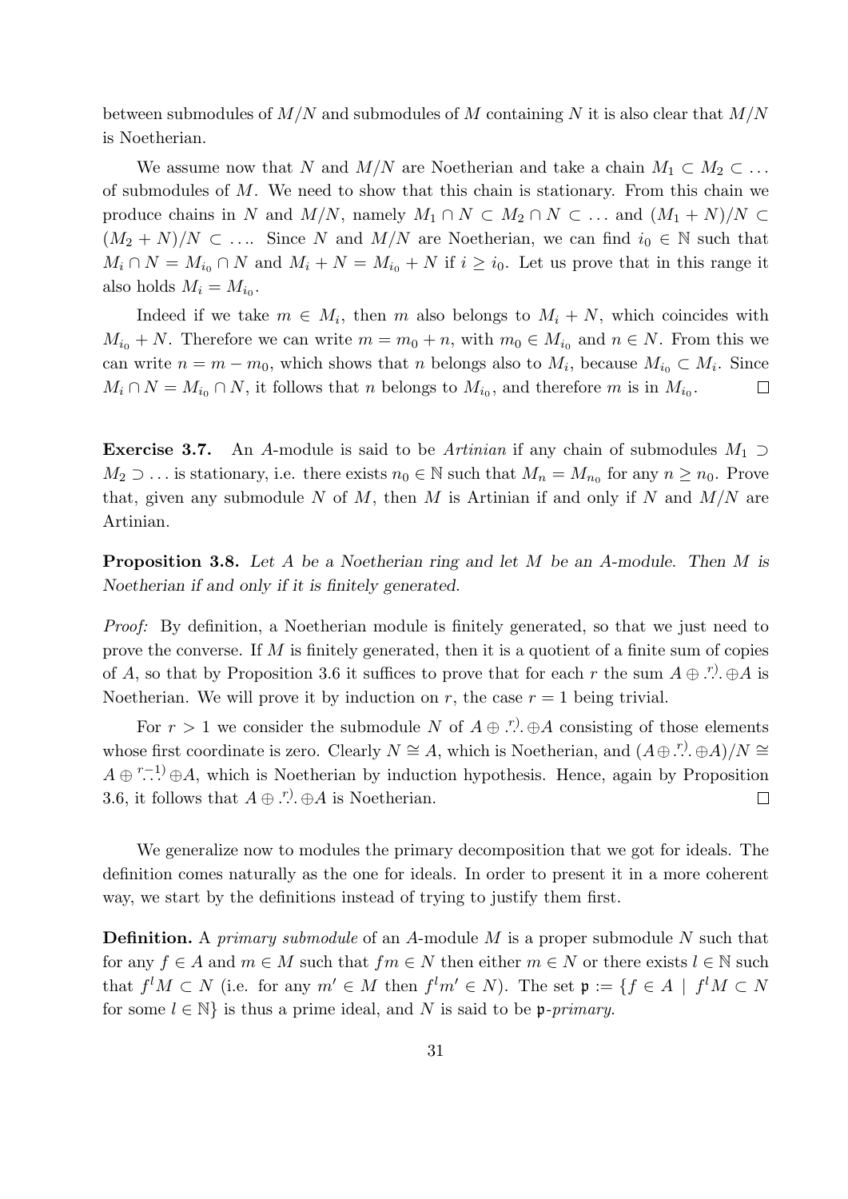between submodules of $M/N$ and submodules of $M$ containing $N$ it is also clear that $M/N$ is Noetherian.

We assume now that $N$ and $M/N$ are Noetherian and take a chain $M_1 \subset M_2 \subset \dots$ of submodules of $M$. We need to show that this chain is stationary. From this chain we produce chains in $N$ and $M/N$, namely $M_1 \cap N \subset M_2 \cap N \subset \dots$ and $(M_1 + N)/N \subset (M_2 + N)/N \subset \dots$. Since $N$ and $M/N$ are Noetherian, we can find $i_0 \in \mathbb{N}$ such that $M_i \cap N = M_{i_0} \cap N$ and $M_i + N = M_{i_0} + N$ if $i \geq i_0$. Let us prove that in this range it also holds $M_i = M_{i_0}$.

Indeed if we take $m \in M_i$, then $m$ also belongs to $M_i + N$, which coincides with $M_{i_0} + N$. Therefore we can write $m = m_0 + n$, with $m_0 \in M_{i_0}$ and $n \in N$. From this we can write $n = m - m_0$, which shows that $n$ belongs also to $M_i$, because $M_{i_0} \subset M_i$. Since $M_i \cap N = M_{i_0} \cap N$, it follows that $n$ belongs to $M_{i_0}$, and therefore $m$ is in $M_{i_0}$. □

**Exercise 3.7.** An $A$-module is said to be *Artinian* if any chain of submodules $M_1 \supset M_2 \supset \dots$ is stationary, i.e. there exists $n_0 \in \mathbb{N}$ such that $M_n = M_{n_0}$ for any $n \geq n_0$. Prove that, given any submodule $N$ of $M$, then $M$ is Artinian if and only if $N$ and $M/N$ are Artinian.

**Proposition 3.8.** *Let $A$ be a Noetherian ring and let $M$ be an $A$-module. Then $M$ is Noetherian if and only if it is finitely generated.*

*Proof:* By definition, a Noetherian module is finitely generated, so that we just need to prove the converse. If $M$ is finitely generated, then it is a quotient of a finite sum of copies of $A$, so that by Proposition 3.6 it suffices to prove that for each $r$ the sum $A \oplus \overset{r)}{\dots} \oplus A$ is Noetherian. We will prove it by induction on $r$, the case $r = 1$ being trivial.

For $r > 1$ we consider the submodule $N$ of $A \oplus \overset{r)}{\dots} \oplus A$ consisting of those elements whose first coordinate is zero. Clearly $N \cong A$, which is Noetherian, and $(A \oplus \overset{r)}{\dots} \oplus A)/N \cong A \oplus \overset{r-1)}{\dots} \oplus A$, which is Noetherian by induction hypothesis. Hence, again by Proposition 3.6, it follows that $A \oplus \overset{r)}{\dots} \oplus A$ is Noetherian. □

We generalize now to modules the primary decomposition that we got for ideals. The definition comes naturally as the one for ideals. In order to present it in a more coherent way, we start by the definitions instead of trying to justify them first.

**Definition.** A *primary submodule* of an $A$-module $M$ is a proper submodule $N$ such that for any $f \in A$ and $m \in M$ such that $fm \in N$ then either $m \in N$ or there exists $l \in \mathbb{N}$ such that $f^l M \subset N$ (i.e. for any $m' \in M$ then $f^l m' \in N$). The set $\mathfrak{p} := \{f \in A \mid f^l M \subset N$ for some $l \in \mathbb{N}\}$ is thus a prime ideal, and $N$ is said to be $\mathfrak{p}$-*primary*.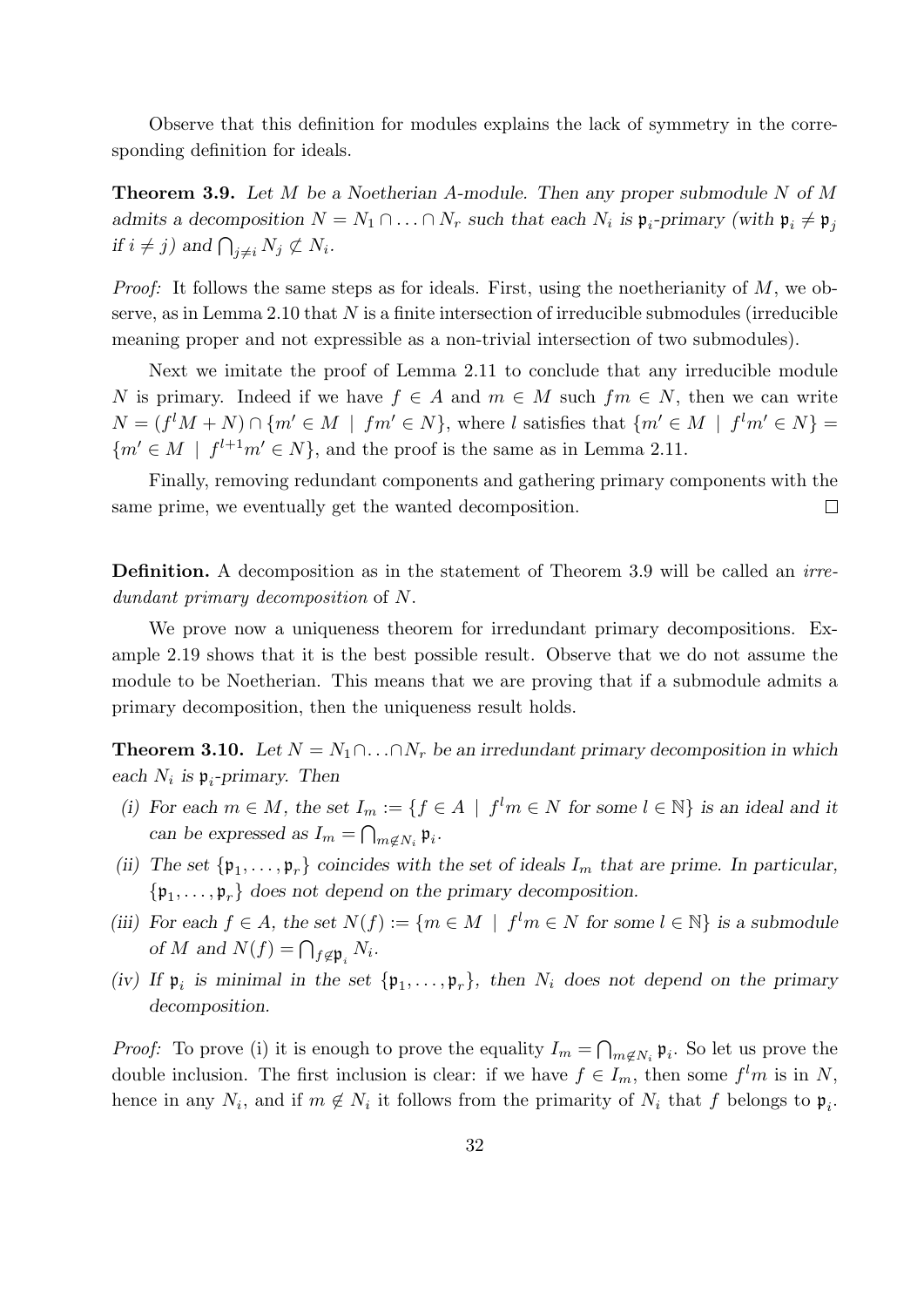Observe that this definition for modules explains the lack of symmetry in the corresponding definition for ideals.

**Theorem 3.9.** *Let $M$ be a Noetherian $A$-module. Then any proper submodule $N$ of $M$ admits a decomposition $N = N_1 \cap \ldots \cap N_r$ such that each $N_i$ is $\mathfrak{p}_i$-primary (with $\mathfrak{p}_i \neq \mathfrak{p}_j$ if $i \neq j$) and $\bigcap_{j \neq i} N_j \not\subset N_i$.*

*Proof:* It follows the same steps as for ideals. First, using the noetherianity of $M$, we observe, as in Lemma 2.10 that $N$ is a finite intersection of irreducible submodules (irreducible meaning proper and not expressible as a non-trivial intersection of two submodules).

Next we imitate the proof of Lemma 2.11 to conclude that any irreducible module $N$ is primary. Indeed if we have $f \in A$ and $m \in M$ such $fm \in N$, then we can write $N = (f^l M + N) \cap \{m' \in M \mid fm' \in N\}$, where $l$ satisfies that $\{m' \in M \mid f^l m' \in N\} = \{m' \in M \mid f^{l+1} m' \in N\}$, and the proof is the same as in Lemma 2.11.

Finally, removing redundant components and gathering primary components with the same prime, we eventually get the wanted decomposition. $\square$

**Definition.** A decomposition as in the statement of Theorem 3.9 will be called an *irredundant primary decomposition* of $N$.

We prove now a uniqueness theorem for irredundant primary decompositions. Example 2.19 shows that it is the best possible result. Observe that we do not assume the module to be Noetherian. This means that we are proving that if a submodule admits a primary decomposition, then the uniqueness result holds.

**Theorem 3.10.** *Let $N = N_1 \cap \ldots \cap N_r$ be an irredundant primary decomposition in which each $N_i$ is $\mathfrak{p}_i$-primary. Then*

*(i) For each $m \in M$, the set $I_m := \{f \in A \mid f^l m \in N \text{ for some } l \in \mathbb{N}\}$ is an ideal and it can be expressed as $I_m = \bigcap_{m \notin N_i} \mathfrak{p}_i$.*

*(ii) The set $\{\mathfrak{p}_1, \ldots, \mathfrak{p}_r\}$ coincides with the set of ideals $I_m$ that are prime. In particular, $\{\mathfrak{p}_1, \ldots, \mathfrak{p}_r\}$ does not depend on the primary decomposition.*

*(iii) For each $f \in A$, the set $N(f) := \{m \in M \mid f^l m \in N \text{ for some } l \in \mathbb{N}\}$ is a submodule of $M$ and $N(f) = \bigcap_{f \notin \mathfrak{p}_i} N_i$.*

*(iv) If $\mathfrak{p}_i$ is minimal in the set $\{\mathfrak{p}_1, \ldots, \mathfrak{p}_r\}$, then $N_i$ does not depend on the primary decomposition.*

*Proof:* To prove (i) it is enough to prove the equality $I_m = \bigcap_{m \notin N_i} \mathfrak{p}_i$. So let us prove the double inclusion. The first inclusion is clear: if we have $f \in I_m$, then some $f^l m$ is in $N$, hence in any $N_i$, and if $m \notin N_i$ it follows from the primarity of $N_i$ that $f$ belongs to $\mathfrak{p}_i$.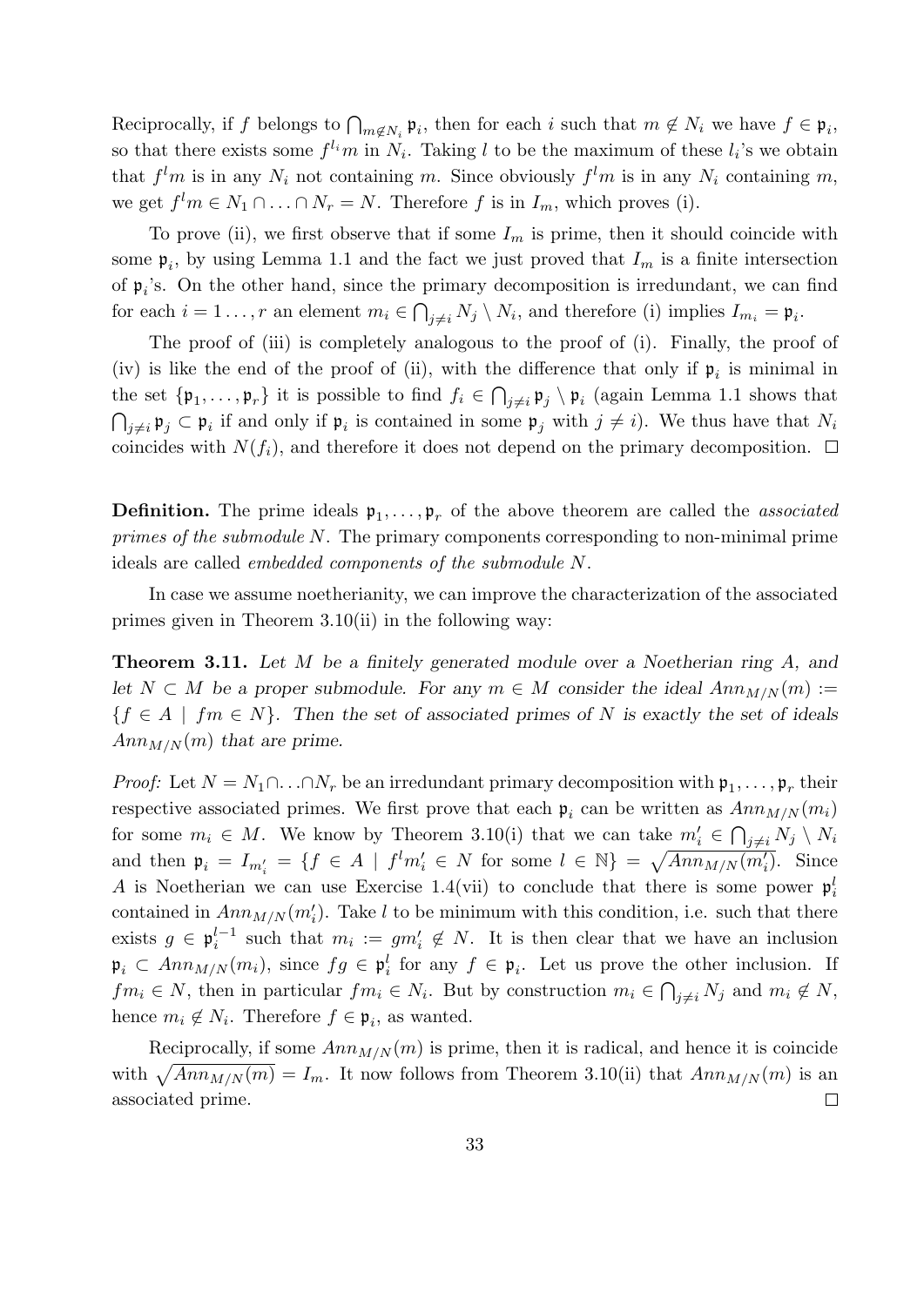Reciprocally, if $f$ belongs to $\bigcap_{m\notin N_i}\mathfrak{p}_i$, then for each $i$ such that $m\notin N_i$ we have $f\in\mathfrak{p}_i$, so that there exists some $f^{l_i}m$ in $N_i$. Taking $l$ to be the maximum of these $l_i$'s we obtain that $f^l m$ is in any $N_i$ not containing $m$. Since obviously $f^l m$ is in any $N_i$ containing $m$, we get $f^l m\in N_1\cap\ldots\cap N_r=N$. Therefore $f$ is in $I_m$, which proves (i).

To prove (ii), we first observe that if some $I_m$ is prime, then it should coincide with some $\mathfrak{p}_i$, by using Lemma 1.1 and the fact we just proved that $I_m$ is a finite intersection of $\mathfrak{p}_i$'s. On the other hand, since the primary decomposition is irredundant, we can find for each $i=1\ldots,r$ an element $m_i\in\bigcap_{j\neq i}N_j\setminus N_i$, and therefore (i) implies $I_{m_i}=\mathfrak{p}_i$.

The proof of (iii) is completely analogous to the proof of (i). Finally, the proof of (iv) is like the end of the proof of (ii), with the difference that only if $\mathfrak{p}_i$ is minimal in the set $\{\mathfrak{p}_1,\ldots,\mathfrak{p}_r\}$ it is possible to find $f_i\in\bigcap_{j\neq i}\mathfrak{p}_j\setminus\mathfrak{p}_i$ (again Lemma 1.1 shows that $\bigcap_{j\neq i}\mathfrak{p}_j\subset\mathfrak{p}_i$ if and only if $\mathfrak{p}_i$ is contained in some $\mathfrak{p}_j$ with $j\neq i$). We thus have that $N_i$ coincides with $N(f_i)$, and therefore it does not depend on the primary decomposition. $\square$

**Definition.** The prime ideals $\mathfrak{p}_1,\ldots,\mathfrak{p}_r$ of the above theorem are called the *associated primes of the submodule $N$*. The primary components corresponding to non-minimal prime ideals are called *embedded components of the submodule $N$*.

In case we assume noetherianity, we can improve the characterization of the associated primes given in Theorem 3.10(ii) in the following way:

**Theorem 3.11.** *Let $M$ be a finitely generated module over a Noetherian ring $A$, and let $N\subset M$ be a proper submodule. For any $m\in M$ consider the ideal $Ann_{M/N}(m):=\{f\in A\mid fm\in N\}$. Then the set of associated primes of $N$ is exactly the set of ideals $Ann_{M/N}(m)$ that are prime.*

*Proof:* Let $N=N_1\cap\ldots\cap N_r$ be an irredundant primary decomposition with $\mathfrak{p}_1,\ldots,\mathfrak{p}_r$ their respective associated primes. We first prove that each $\mathfrak{p}_i$ can be written as $Ann_{M/N}(m_i)$ for some $m_i\in M$. We know by Theorem 3.10(i) that we can take $m'_i\in\bigcap_{j\neq i}N_j\setminus N_i$ and then $\mathfrak{p}_i=I_{m'_i}=\{f\in A\mid f^l m'_i\in N \text{ for some } l\in\mathbb{N}\}=\sqrt{Ann_{M/N}(m'_i)}$. Since $A$ is Noetherian we can use Exercise 1.4(vii) to conclude that there is some power $\mathfrak{p}_i^l$ contained in $Ann_{M/N}(m'_i)$. Take $l$ to be minimum with this condition, i.e. such that there exists $g\in\mathfrak{p}_i^{l-1}$ such that $m_i:=gm'_i\notin N$. It is then clear that we have an inclusion $\mathfrak{p}_i\subset Ann_{M/N}(m_i)$, since $fg\in\mathfrak{p}_i^l$ for any $f\in\mathfrak{p}_i$. Let us prove the other inclusion. If $fm_i\in N$, then in particular $fm_i\in N_i$. But by construction $m_i\in\bigcap_{j\neq i}N_j$ and $m_i\notin N$, hence $m_i\notin N_i$. Therefore $f\in\mathfrak{p}_i$, as wanted.

Reciprocally, if some $Ann_{M/N}(m)$ is prime, then it is radical, and hence it is coincide with $\sqrt{Ann_{M/N}(m)}=I_m$. It now follows from Theorem 3.10(ii) that $Ann_{M/N}(m)$ is an associated prime. $\square$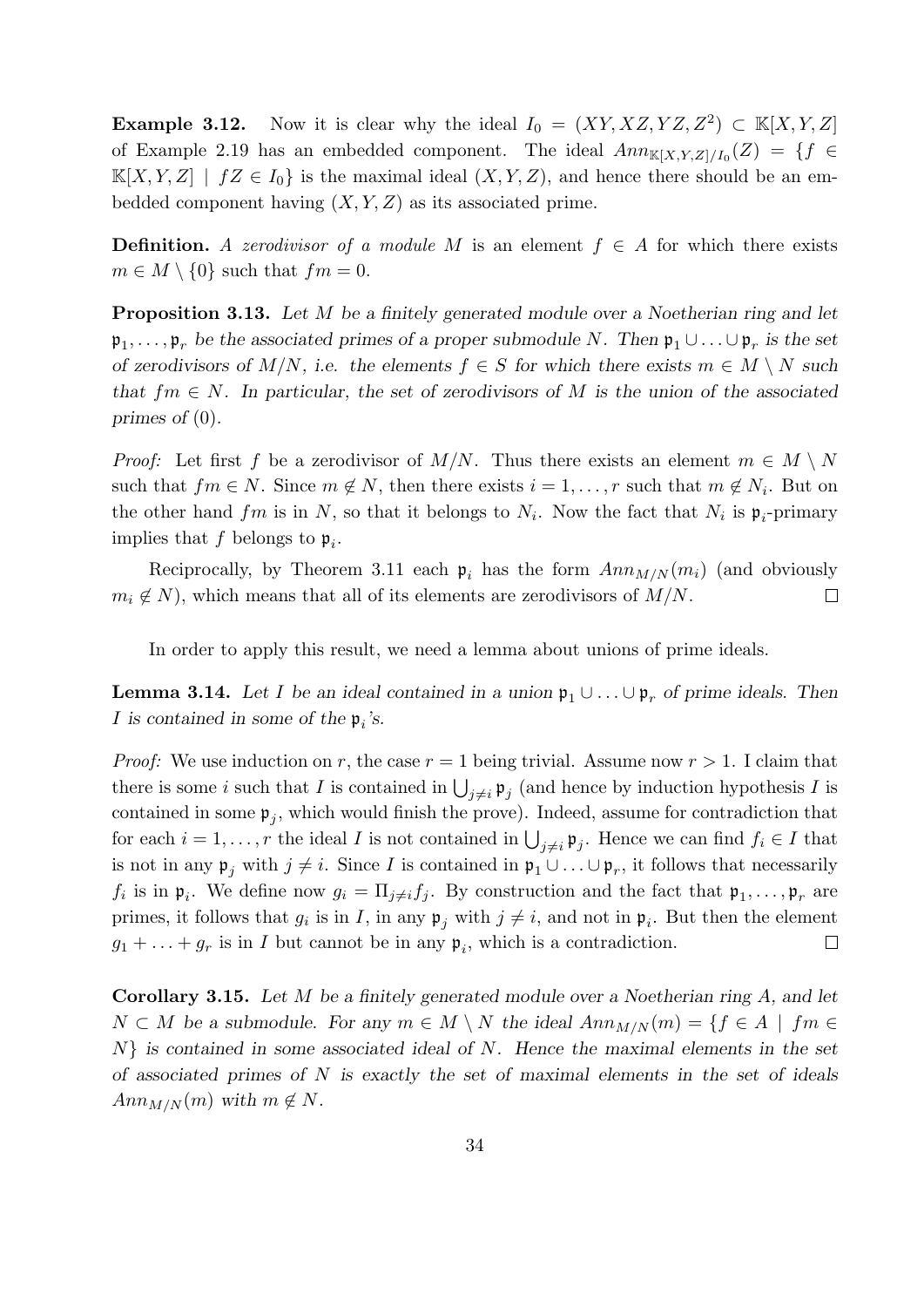**Example 3.12.** Now it is clear why the ideal $I_0 = (XY, XZ, YZ, Z^2) \subset \mathbb{K}[X,Y,Z]$ of Example 2.19 has an embedded component. The ideal $Ann_{\mathbb{K}[X,Y,Z]/I_0}(Z) = \{f \in \mathbb{K}[X,Y,Z] \mid fZ \in I_0\}$ is the maximal ideal $(X,Y,Z)$, and hence there should be an embedded component having $(X,Y,Z)$ as its associated prime.

**Definition.** *A zerodivisor of a module* $M$ is an element $f \in A$ for which there exists $m \in M \setminus \{0\}$ such that $fm = 0$.

**Proposition 3.13.** *Let $M$ be a finitely generated module over a Noetherian ring and let $\mathfrak{p}_1, \ldots, \mathfrak{p}_r$ be the associated primes of a proper submodule $N$. Then $\mathfrak{p}_1 \cup \ldots \cup \mathfrak{p}_r$ is the set of zerodivisors of $M/N$, i.e. the elements $f \in S$ for which there exists $m \in M \setminus N$ such that $fm \in N$. In particular, the set of zerodivisors of $M$ is the union of the associated primes of $(0)$.*

*Proof:* Let first $f$ be a zerodivisor of $M/N$. Thus there exists an element $m \in M \setminus N$ such that $fm \in N$. Since $m \notin N$, then there exists $i = 1, \ldots, r$ such that $m \notin N_i$. But on the other hand $fm$ is in $N$, so that it belongs to $N_i$. Now the fact that $N_i$ is $\mathfrak{p}_i$-primary implies that $f$ belongs to $\mathfrak{p}_i$.

Reciprocally, by Theorem 3.11 each $\mathfrak{p}_i$ has the form $Ann_{M/N}(m_i)$ (and obviously $m_i \notin N$), which means that all of its elements are zerodivisors of $M/N$. $\square$

In order to apply this result, we need a lemma about unions of prime ideals.

**Lemma 3.14.** *Let $I$ be an ideal contained in a union $\mathfrak{p}_1 \cup \ldots \cup \mathfrak{p}_r$ of prime ideals. Then $I$ is contained in some of the $\mathfrak{p}_i$'s.*

*Proof:* We use induction on $r$, the case $r = 1$ being trivial. Assume now $r > 1$. I claim that there is some $i$ such that $I$ is contained in $\bigcup_{j \neq i} \mathfrak{p}_j$ (and hence by induction hypothesis $I$ is contained in some $\mathfrak{p}_j$, which would finish the prove). Indeed, assume for contradiction that for each $i = 1, \ldots, r$ the ideal $I$ is not contained in $\bigcup_{j \neq i} \mathfrak{p}_j$. Hence we can find $f_i \in I$ that is not in any $\mathfrak{p}_j$ with $j \neq i$. Since $I$ is contained in $\mathfrak{p}_1 \cup \ldots \cup \mathfrak{p}_r$, it follows that necessarily $f_i$ is in $\mathfrak{p}_i$. We define now $g_i = \Pi_{j \neq i} f_j$. By construction and the fact that $\mathfrak{p}_1, \ldots, \mathfrak{p}_r$ are primes, it follows that $g_i$ is in $I$, in any $\mathfrak{p}_j$ with $j \neq i$, and not in $\mathfrak{p}_i$. But then the element $g_1 + \ldots + g_r$ is in $I$ but cannot be in any $\mathfrak{p}_i$, which is a contradiction. $\square$

**Corollary 3.15.** *Let $M$ be a finitely generated module over a Noetherian ring $A$, and let $N \subset M$ be a submodule. For any $m \in M \setminus N$ the ideal $Ann_{M/N}(m) = \{f \in A \mid fm \in N\}$ is contained in some associated ideal of $N$. Hence the maximal elements in the set of associated primes of $N$ is exactly the set of maximal elements in the set of ideals $Ann_{M/N}(m)$ with $m \notin N$.*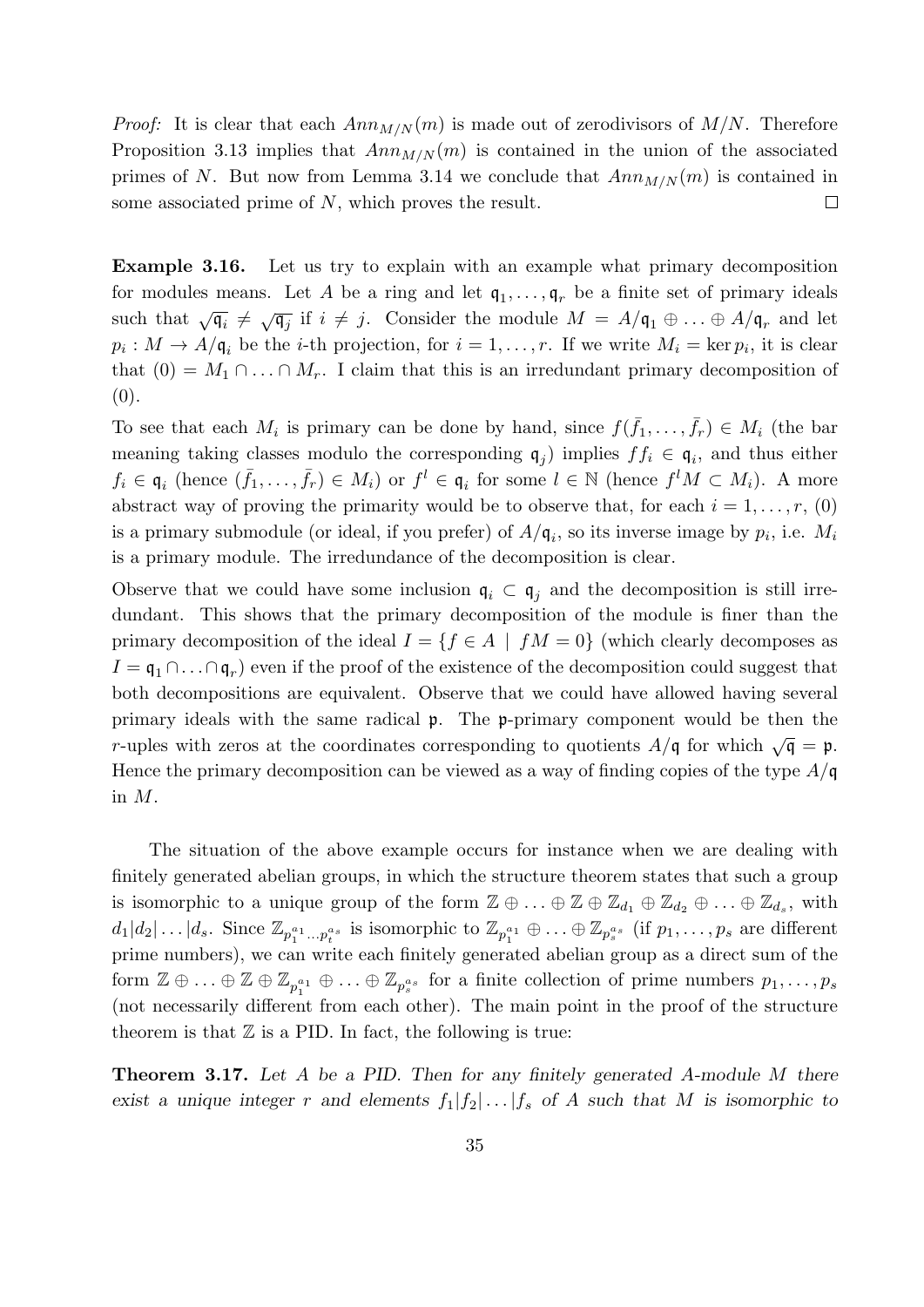*Proof:* It is clear that each $Ann_{M/N}(m)$ is made out of zerodivisors of $M/N$. Therefore Proposition 3.13 implies that $Ann_{M/N}(m)$ is contained in the union of the associated primes of $N$. But now from Lemma 3.14 we conclude that $Ann_{M/N}(m)$ is contained in some associated prime of $N$, which proves the result. $\square$

**Example 3.16.** Let us try to explain with an example what primary decomposition for modules means. Let $A$ be a ring and let $\mathfrak{q}_1, \ldots, \mathfrak{q}_r$ be a finite set of primary ideals such that $\sqrt{\mathfrak{q}_i} \neq \sqrt{\mathfrak{q}_j}$ if $i \neq j$. Consider the module $M = A/\mathfrak{q}_1 \oplus \ldots \oplus A/\mathfrak{q}_r$ and let $p_i : M \to A/\mathfrak{q}_i$ be the $i$-th projection, for $i = 1, \ldots, r$. If we write $M_i = \ker p_i$, it is clear that $(0) = M_1 \cap \ldots \cap M_r$. I claim that this is an irredundant primary decomposition of $(0)$.

To see that each $M_i$ is primary can be done by hand, since $f(\bar{f}_1, \ldots, \bar{f}_r) \in M_i$ (the bar meaning taking classes modulo the corresponding $\mathfrak{q}_j$) implies $ff_i \in \mathfrak{q}_i$, and thus either $f_i \in \mathfrak{q}_i$ (hence $(\bar{f}_1, \ldots, \bar{f}_r) \in M_i$) or $f^l \in \mathfrak{q}_i$ for some $l \in \mathbb{N}$ (hence $f^l M \subset M_i$). A more abstract way of proving the primarity would be to observe that, for each $i = 1, \ldots, r$, $(0)$ is a primary submodule (or ideal, if you prefer) of $A/\mathfrak{q}_i$, so its inverse image by $p_i$, i.e. $M_i$ is a primary module. The irredundance of the decomposition is clear.

Observe that we could have some inclusion $\mathfrak{q}_i \subset \mathfrak{q}_j$ and the decomposition is still irredundant. This shows that the primary decomposition of the module is finer than the primary decomposition of the ideal $I = \{f \in A \mid fM = 0\}$ (which clearly decomposes as $I = \mathfrak{q}_1 \cap \ldots \cap \mathfrak{q}_r$) even if the proof of the existence of the decomposition could suggest that both decompositions are equivalent. Observe that we could have allowed having several primary ideals with the same radical $\mathfrak{p}$. The $\mathfrak{p}$-primary component would be then the $r$-uples with zeros at the coordinates corresponding to quotients $A/\mathfrak{q}$ for which $\sqrt{\mathfrak{q}} = \mathfrak{p}$. Hence the primary decomposition can be viewed as a way of finding copies of the type $A/\mathfrak{q}$ in $M$.

The situation of the above example occurs for instance when we are dealing with finitely generated abelian groups, in which the structure theorem states that such a group is isomorphic to a unique group of the form $\mathbb{Z} \oplus \ldots \oplus \mathbb{Z} \oplus \mathbb{Z}_{d_1} \oplus \mathbb{Z}_{d_2} \oplus \ldots \oplus \mathbb{Z}_{d_s}$, with $d_1 | d_2 | \ldots | d_s$. Since $\mathbb{Z}_{p_1^{a_1} \ldots p_t^{a_s}}$ is isomorphic to $\mathbb{Z}_{p_1^{a_1}} \oplus \ldots \oplus \mathbb{Z}_{p_s^{a_s}}$ (if $p_1, \ldots, p_s$ are different prime numbers), we can write each finitely generated abelian group as a direct sum of the form $\mathbb{Z} \oplus \ldots \oplus \mathbb{Z} \oplus \mathbb{Z}_{p_1^{a_1}} \oplus \ldots \oplus \mathbb{Z}_{p_s^{a_s}}$ for a finite collection of prime numbers $p_1, \ldots, p_s$ (not necessarily different from each other). The main point in the proof of the structure theorem is that $\mathbb{Z}$ is a PID. In fact, the following is true:

**Theorem 3.17.** *Let $A$ be a PID. Then for any finitely generated $A$-module $M$ there exist a unique integer $r$ and elements $f_1 | f_2 | \ldots | f_s$ of $A$ such that $M$ is isomorphic to*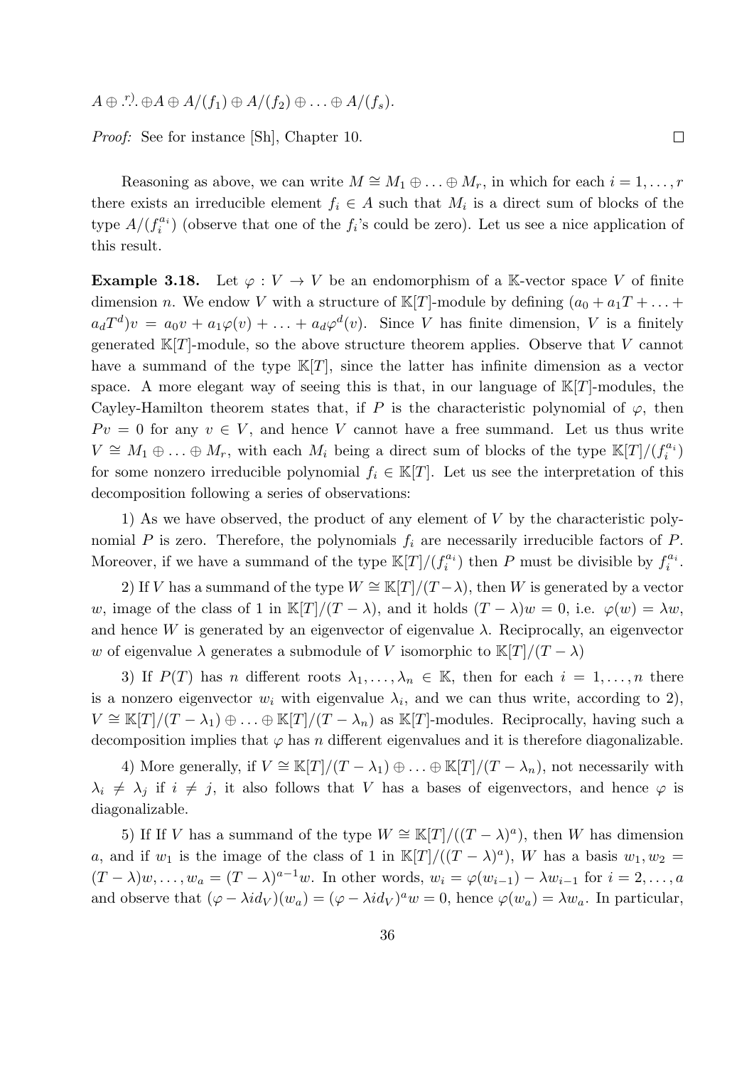$A \oplus \overset{r)}{\dots} \oplus A \oplus A/(f_1) \oplus A/(f_2) \oplus \ldots \oplus A/(f_s)$.

*Proof:* See for instance [Sh], Chapter 10. $\square$

Reasoning as above, we can write $M \cong M_1 \oplus \ldots \oplus M_r$, in which for each $i = 1, \ldots, r$ there exists an irreducible element $f_i \in A$ such that $M_i$ is a direct sum of blocks of the type $A/(f_i^{a_i})$ (observe that one of the $f_i$'s could be zero). Let us see a nice application of this result.

**Example 3.18.** Let $\varphi : V \to V$ be an endomorphism of a $\mathbb{K}$-vector space $V$ of finite dimension $n$. We endow $V$ with a structure of $\mathbb{K}[T]$-module by defining $(a_0 + a_1 T + \ldots + a_d T^d)v = a_0 v + a_1 \varphi(v) + \ldots + a_d \varphi^d(v)$. Since $V$ has finite dimension, $V$ is a finitely generated $\mathbb{K}[T]$-module, so the above structure theorem applies. Observe that $V$ cannot have a summand of the type $\mathbb{K}[T]$, since the latter has infinite dimension as a vector space. A more elegant way of seeing this is that, in our language of $\mathbb{K}[T]$-modules, the Cayley-Hamilton theorem states that, if $P$ is the characteristic polynomial of $\varphi$, then $Pv = 0$ for any $v \in V$, and hence $V$ cannot have a free summand. Let us thus write $V \cong M_1 \oplus \ldots \oplus M_r$, with each $M_i$ being a direct sum of blocks of the type $\mathbb{K}[T]/(f_i^{a_i})$ for some nonzero irreducible polynomial $f_i \in \mathbb{K}[T]$. Let us see the interpretation of this decomposition following a series of observations:

1) As we have observed, the product of any element of $V$ by the characteristic polynomial $P$ is zero. Therefore, the polynomials $f_i$ are necessarily irreducible factors of $P$. Moreover, if we have a summand of the type $\mathbb{K}[T]/(f_i^{a_i})$ then $P$ must be divisible by $f_i^{a_i}$.

2) If $V$ has a summand of the type $W \cong \mathbb{K}[T]/(T-\lambda)$, then $W$ is generated by a vector $w$, image of the class of 1 in $\mathbb{K}[T]/(T-\lambda)$, and it holds $(T-\lambda)w = 0$, i.e. $\varphi(w) = \lambda w$, and hence $W$ is generated by an eigenvector of eigenvalue $\lambda$. Reciprocally, an eigenvector $w$ of eigenvalue $\lambda$ generates a submodule of $V$ isomorphic to $\mathbb{K}[T]/(T-\lambda)$

3) If $P(T)$ has $n$ different roots $\lambda_1, \ldots, \lambda_n \in \mathbb{K}$, then for each $i = 1, \ldots, n$ there is a nonzero eigenvector $w_i$ with eigenvalue $\lambda_i$, and we can thus write, according to 2), $V \cong \mathbb{K}[T]/(T-\lambda_1) \oplus \ldots \oplus \mathbb{K}[T]/(T-\lambda_n)$ as $\mathbb{K}[T]$-modules. Reciprocally, having such a decomposition implies that $\varphi$ has $n$ different eigenvalues and it is therefore diagonalizable.

4) More generally, if $V \cong \mathbb{K}[T]/(T-\lambda_1) \oplus \ldots \oplus \mathbb{K}[T]/(T-\lambda_n)$, not necessarily with $\lambda_i \neq \lambda_j$ if $i \neq j$, it also follows that $V$ has a bases of eigenvectors, and hence $\varphi$ is diagonalizable.

5) If If $V$ has a summand of the type $W \cong \mathbb{K}[T]/((T-\lambda)^a)$, then $W$ has dimension $a$, and if $w_1$ is the image of the class of 1 in $\mathbb{K}[T]/((T-\lambda)^a)$, $W$ has a basis $w_1, w_2 = (T-\lambda)w, \ldots, w_a = (T-\lambda)^{a-1}w$. In other words, $w_i = \varphi(w_{i-1}) - \lambda w_{i-1}$ for $i = 2, \ldots, a$ and observe that $(\varphi - \lambda id_V)(w_a) = (\varphi - \lambda id_V)^a w = 0$, hence $\varphi(w_a) = \lambda w_a$. In particular,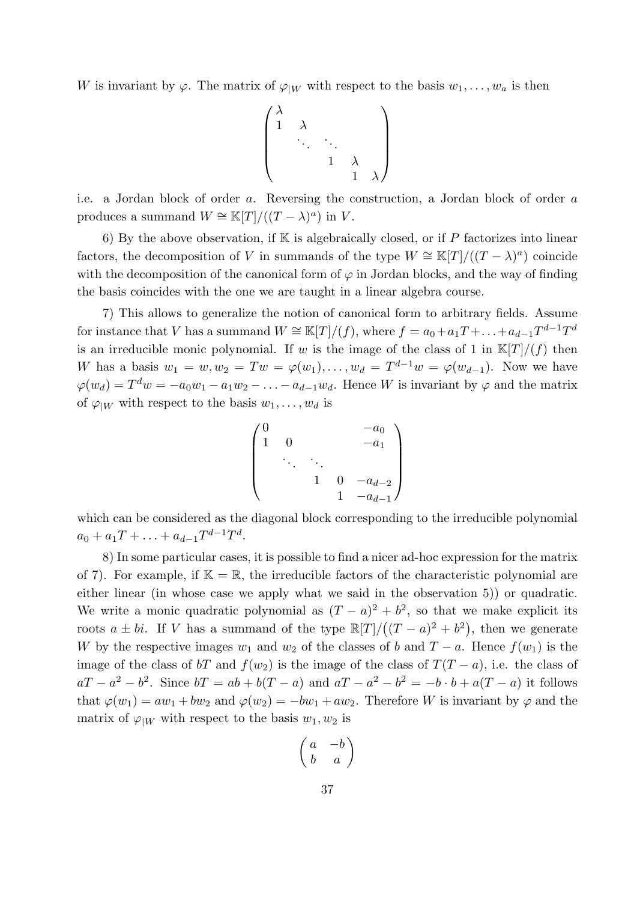$W$ is invariant by $\varphi$. The matrix of $\varphi_{|W}$ with respect to the basis $w_1, \ldots, w_a$ is then

$$\begin{pmatrix} \lambda & & & & \\ 1 & \lambda & & & \\ & \ddots & \ddots & & \\ & & 1 & \lambda & \\ & & & 1 & \lambda \end{pmatrix}$$

i.e. a Jordan block of order $a$. Reversing the construction, a Jordan block of order $a$ produces a summand $W \cong \mathbb{K}[T]/((T-\lambda)^a)$ in $V$.

6) By the above observation, if $\mathbb{K}$ is algebraically closed, or if $P$ factorizes into linear factors, the decomposition of $V$ in summands of the type $W \cong \mathbb{K}[T]/((T-\lambda)^a)$ coincide with the decomposition of the canonical form of $\varphi$ in Jordan blocks, and the way of finding the basis coincides with the one we are taught in a linear algebra course.

7) This allows to generalize the notion of canonical form to arbitrary fields. Assume for instance that $V$ has a summand $W \cong \mathbb{K}[T]/(f)$, where $f = a_0 + a_1 T + \ldots + a_{d-1} T^{d-1} T^d$ is an irreducible monic polynomial. If $w$ is the image of the class of 1 in $\mathbb{K}[T]/(f)$ then $W$ has a basis $w_1 = w, w_2 = Tw = \varphi(w_1), \ldots, w_d = T^{d-1} w = \varphi(w_{d-1})$. Now we have $\varphi(w_d) = T^d w = -a_0 w_1 - a_1 w_2 - \ldots - a_{d-1} w_d$. Hence $W$ is invariant by $\varphi$ and the matrix of $\varphi_{|W}$ with respect to the basis $w_1, \ldots, w_d$ is

$$\begin{pmatrix} 0 & & & & -a_0 \\ 1 & 0 & & & -a_1 \\ & \ddots & \ddots & & \\ & & 1 & 0 & -a_{d-2} \\ & & & 1 & -a_{d-1} \end{pmatrix}$$

which can be considered as the diagonal block corresponding to the irreducible polynomial $a_0 + a_1 T + \ldots + a_{d-1} T^{d-1} T^d$.

8) In some particular cases, it is possible to find a nicer ad-hoc expression for the matrix of 7). For example, if $\mathbb{K} = \mathbb{R}$, the irreducible factors of the characteristic polynomial are either linear (in whose case we apply what we said in the observation 5)) or quadratic. We write a monic quadratic polynomial as $(T-a)^2 + b^2$, so that we make explicit its roots $a \pm bi$. If $V$ has a summand of the type $\mathbb{R}[T]/\big((T-a)^2 + b^2\big)$, then we generate $W$ by the respective images $w_1$ and $w_2$ of the classes of $b$ and $T - a$. Hence $f(w_1)$ is the image of the class of $bT$ and $f(w_2)$ is the image of the class of $T(T-a)$, i.e. the class of $aT - a^2 - b^2$. Since $bT = ab + b(T-a)$ and $aT - a^2 - b^2 = -b \cdot b + a(T-a)$ it follows that $\varphi(w_1) = aw_1 + bw_2$ and $\varphi(w_2) = -bw_1 + aw_2$. Therefore $W$ is invariant by $\varphi$ and the matrix of $\varphi_{|W}$ with respect to the basis $w_1, w_2$ is

$$\begin{pmatrix} a & -b \\ b & a \end{pmatrix}$$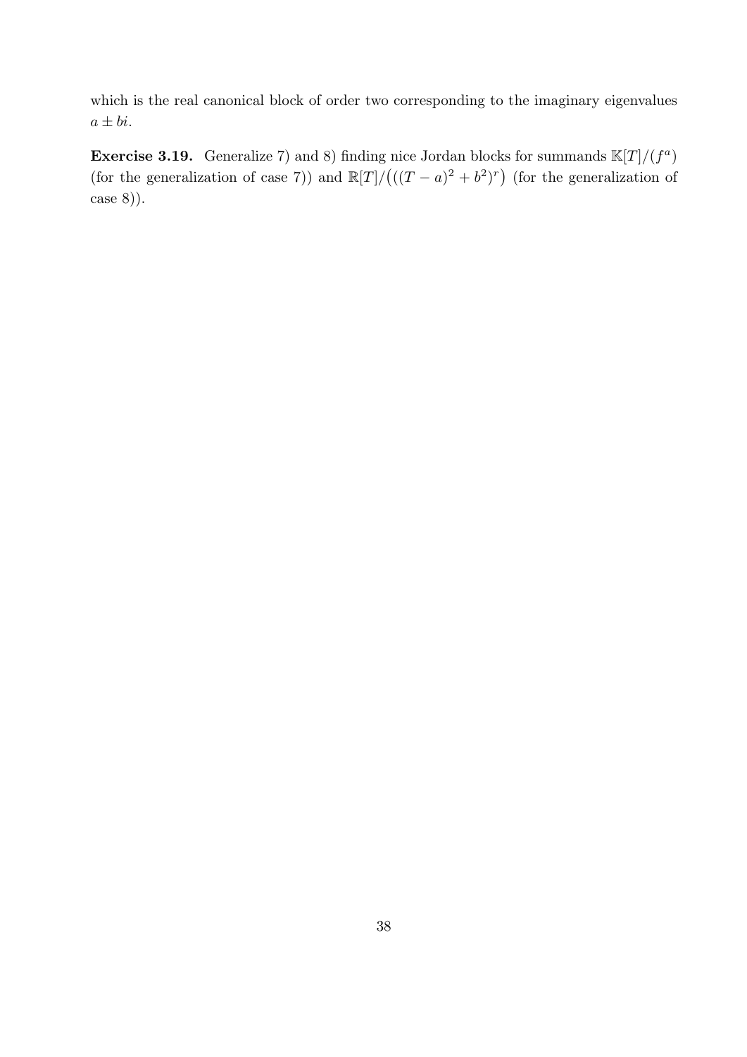which is the real canonical block of order two corresponding to the imaginary eigenvalues $a \pm bi$.

**Exercise 3.19.** Generalize 7) and 8) finding nice Jordan blocks for summands $\mathbb{K}[T]/(f^a)$ (for the generalization of case 7)) and $\mathbb{R}[T]/\big(((T-a)^2+b^2)^r\big)$ (for the generalization of case 8)).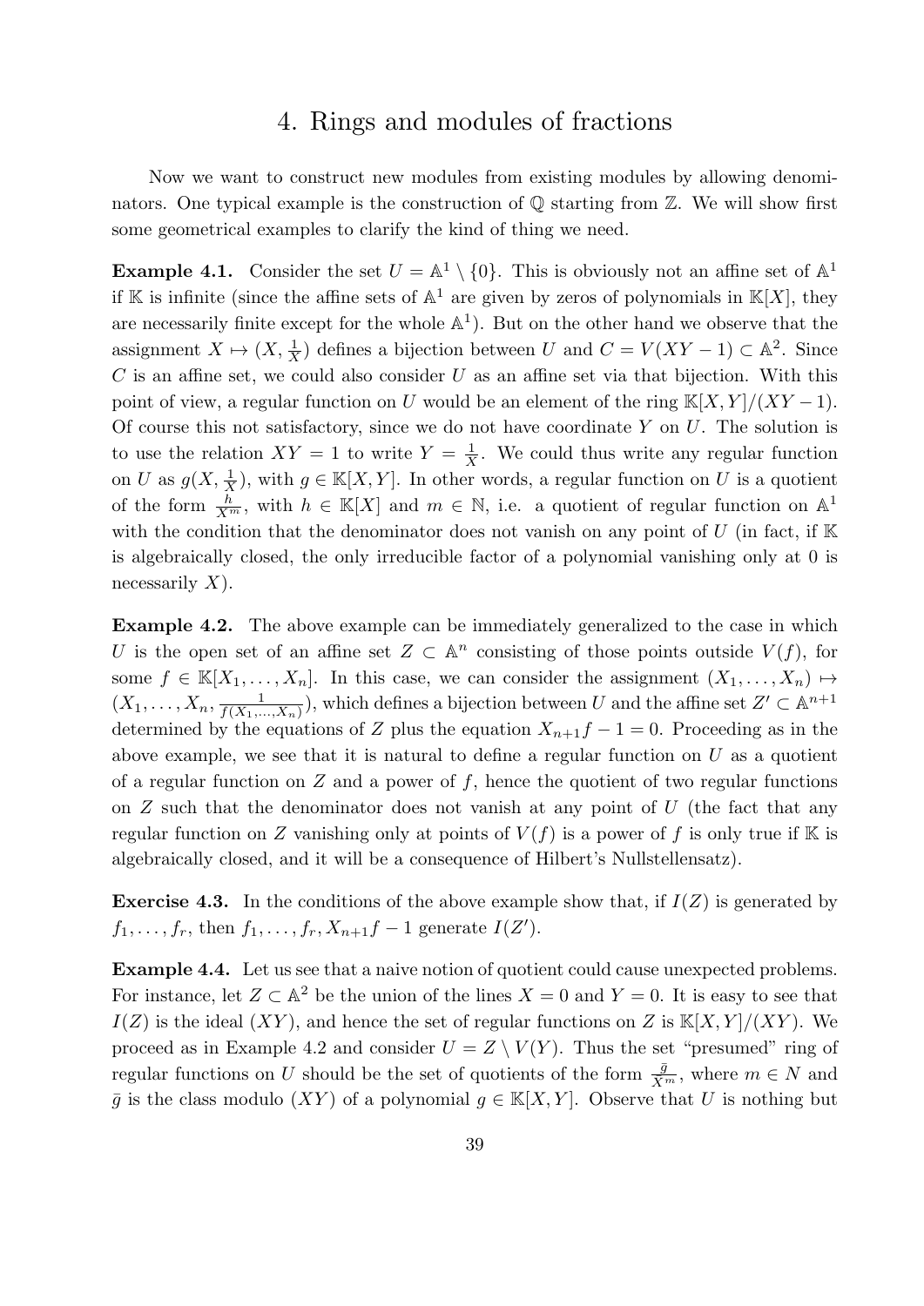# 4. Rings and modules of fractions

Now we want to construct new modules from existing modules by allowing denominators. One typical example is the construction of $\mathbb{Q}$ starting from $\mathbb{Z}$. We will show first some geometrical examples to clarify the kind of thing we need.

**Example 4.1.** Consider the set $U = \mathbb{A}^1 \setminus \{0\}$. This is obviously not an affine set of $\mathbb{A}^1$ if $\mathbb{K}$ is infinite (since the affine sets of $\mathbb{A}^1$ are given by zeros of polynomials in $\mathbb{K}[X]$, they are necessarily finite except for the whole $\mathbb{A}^1$). But on the other hand we observe that the assignment $X \mapsto (X, \frac{1}{X})$ defines a bijection between $U$ and $C = V(XY-1) \subset \mathbb{A}^2$. Since $C$ is an affine set, we could also consider $U$ as an affine set via that bijection. With this point of view, a regular function on $U$ would be an element of the ring $\mathbb{K}[X,Y]/(XY-1)$. Of course this not satisfactory, since we do not have coordinate $Y$ on $U$. The solution is to use the relation $XY = 1$ to write $Y = \frac{1}{X}$. We could thus write any regular function on $U$ as $g(X, \frac{1}{X})$, with $g \in \mathbb{K}[X,Y]$. In other words, a regular function on $U$ is a quotient of the form $\frac{h}{X^m}$, with $h \in \mathbb{K}[X]$ and $m \in \mathbb{N}$, i.e. a quotient of regular function on $\mathbb{A}^1$ with the condition that the denominator does not vanish on any point of $U$ (in fact, if $\mathbb{K}$ is algebraically closed, the only irreducible factor of a polynomial vanishing only at 0 is necessarily $X$).

**Example 4.2.** The above example can be immediately generalized to the case in which $U$ is the open set of an affine set $Z \subset \mathbb{A}^n$ consisting of those points outside $V(f)$, for some $f \in \mathbb{K}[X_1, \ldots, X_n]$. In this case, we can consider the assignment $(X_1, \ldots, X_n) \mapsto (X_1, \ldots, X_n, \frac{1}{f(X_1,\ldots,X_n)})$, which defines a bijection between $U$ and the affine set $Z' \subset \mathbb{A}^{n+1}$ determined by the equations of $Z$ plus the equation $X_{n+1}f - 1 = 0$. Proceeding as in the above example, we see that it is natural to define a regular function on $U$ as a quotient of a regular function on $Z$ and a power of $f$, hence the quotient of two regular functions on $Z$ such that the denominator does not vanish at any point of $U$ (the fact that any regular function on $Z$ vanishing only at points of $V(f)$ is a power of $f$ is only true if $\mathbb{K}$ is algebraically closed, and it will be a consequence of Hilbert's Nullstellensatz).

**Exercise 4.3.** In the conditions of the above example show that, if $I(Z)$ is generated by $f_1, \ldots, f_r$, then $f_1, \ldots, f_r, X_{n+1}f - 1$ generate $I(Z')$.

**Example 4.4.** Let us see that a naive notion of quotient could cause unexpected problems. For instance, let $Z \subset \mathbb{A}^2$ be the union of the lines $X = 0$ and $Y = 0$. It is easy to see that $I(Z)$ is the ideal $(XY)$, and hence the set of regular functions on $Z$ is $\mathbb{K}[X,Y]/(XY)$. We proceed as in Example 4.2 and consider $U = Z \setminus V(Y)$. Thus the set "presumed" ring of regular functions on $U$ should be the set of quotients of the form $\frac{\bar{g}}{X^m}$, where $m \in N$ and $\bar{g}$ is the class modulo $(XY)$ of a polynomial $g \in \mathbb{K}[X,Y]$. Observe that $U$ is nothing but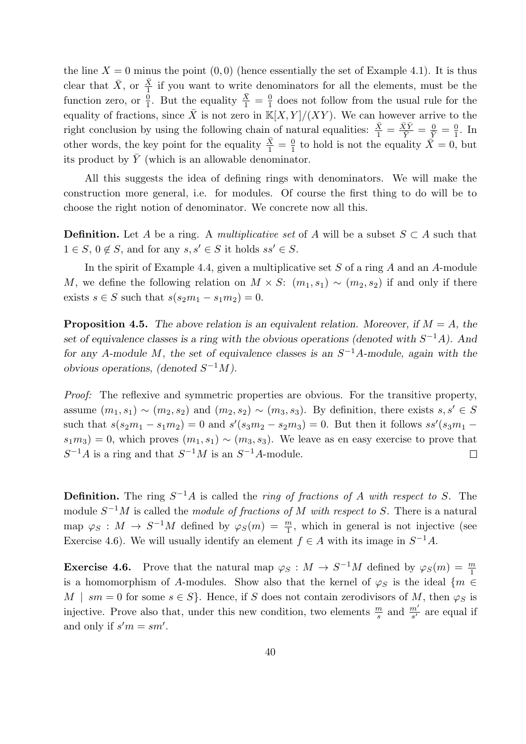the line $X = 0$ minus the point $(0,0)$ (hence essentially the set of Example 4.1). It is thus clear that $\bar{X}$, or $\frac{\bar{X}}{1}$ if you want to write denominators for all the elements, must be the function zero, or $\frac{0}{1}$. But the equality $\frac{\bar{X}}{1} = \frac{0}{1}$ does not follow from the usual rule for the equality of fractions, since $\bar{X}$ is not zero in $\mathbb{K}[X,Y]/(XY)$. We can however arrive to the right conclusion by using the following chain of natural equalities: $\frac{\bar{X}}{1} = \frac{\bar{X}\bar{Y}}{\bar{Y}} = \frac{0}{\bar{Y}} = \frac{0}{1}$. In other words, the key point for the equality $\frac{\bar{X}}{1} = \frac{0}{1}$ to hold is not the equality $\bar{X} = 0$, but its product by $\bar{Y}$ (which is an allowable denominator.

All this suggests the idea of defining rings with denominators. We will make the construction more general, i.e. for modules. Of course the first thing to do will be to choose the right notion of denominator. We concrete now all this.

**Definition.** Let $A$ be a ring. A *multiplicative set* of $A$ will be a subset $S \subset A$ such that $1 \in S$, $0 \notin S$, and for any $s, s' \in S$ it holds $ss' \in S$.

In the spirit of Example 4.4, given a multiplicative set $S$ of a ring $A$ and an $A$-module $M$, we define the following relation on $M \times S$: $(m_1, s_1) \sim (m_2, s_2)$ if and only if there exists $s \in S$ such that $s(s_2 m_1 - s_1 m_2) = 0$.

**Proposition 4.5.** *The above relation is an equivalent relation. Moreover, if $M = A$, the set of equivalence classes is a ring with the obvious operations (denoted with $S^{-1}A$). And for any $A$-module $M$, the set of equivalence classes is an $S^{-1}A$-module, again with the obvious operations, (denoted $S^{-1}M$).*

*Proof:* The reflexive and symmetric properties are obvious. For the transitive property, assume $(m_1, s_1) \sim (m_2, s_2)$ and $(m_2, s_2) \sim (m_3, s_3)$. By definition, there exists $s, s' \in S$ such that $s(s_2 m_1 - s_1 m_2) = 0$ and $s'(s_3 m_2 - s_2 m_3) = 0$. But then it follows $ss'(s_3 m_1 - s_1 m_3) = 0$, which proves $(m_1, s_1) \sim (m_3, s_3)$. We leave as en easy exercise to prove that $S^{-1}A$ is a ring and that $S^{-1}M$ is an $S^{-1}A$-module. $\square$

**Definition.** The ring $S^{-1}A$ is called the *ring of fractions of $A$ with respect to $S$*. The module $S^{-1}M$ is called the *module of fractions of $M$ with respect to $S$*. There is a natural map $\varphi_S : M \to S^{-1}M$ defined by $\varphi_S(m) = \frac{m}{1}$, which in general is not injective (see Exercise 4.6). We will usually identify an element $f \in A$ with its image in $S^{-1}A$.

**Exercise 4.6.** Prove that the natural map $\varphi_S : M \to S^{-1}M$ defined by $\varphi_S(m) = \frac{m}{1}$ is a homomorphism of $A$-modules. Show also that the kernel of $\varphi_S$ is the ideal $\{m \in M \mid sm = 0 \text{ for some } s \in S\}$. Hence, if $S$ does not contain zerodivisors of $M$, then $\varphi_S$ is injective. Prove also that, under this new condition, two elements $\frac{m}{s}$ and $\frac{m'}{s'}$ are equal if and only if $s'm = sm'$.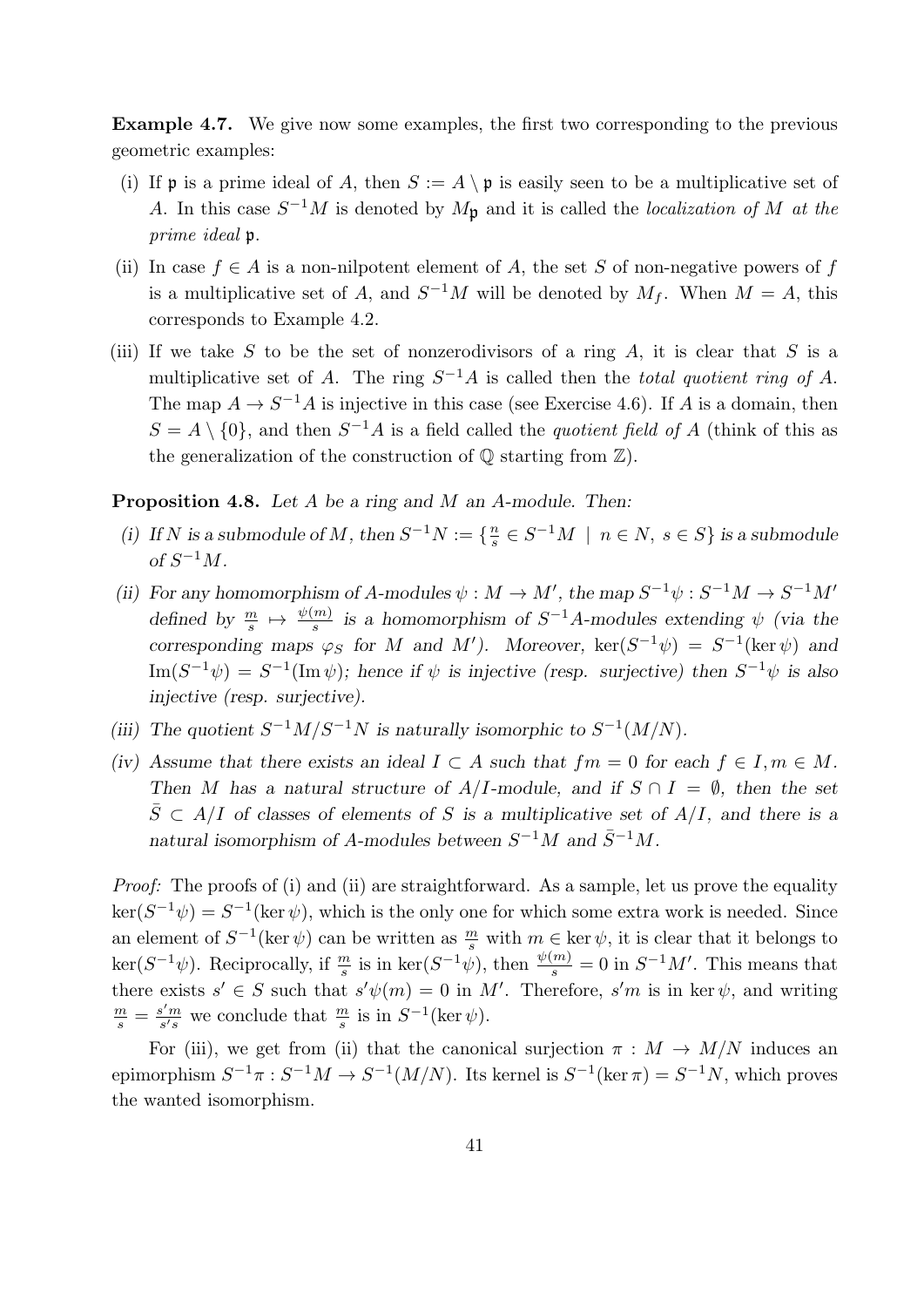**Example 4.7.** We give now some examples, the first two corresponding to the previous geometric examples:

(i) If $\mathfrak{p}$ is a prime ideal of $A$, then $S := A \setminus \mathfrak{p}$ is easily seen to be a multiplicative set of $A$. In this case $S^{-1}M$ is denoted by $M_{\mathfrak{p}}$ and it is called the *localization of $M$ at the prime ideal* $\mathfrak{p}$.

(ii) In case $f \in A$ is a non-nilpotent element of $A$, the set $S$ of non-negative powers of $f$ is a multiplicative set of $A$, and $S^{-1}M$ will be denoted by $M_f$. When $M = A$, this corresponds to Example 4.2.

(iii) If we take $S$ to be the set of nonzerodivisors of a ring $A$, it is clear that $S$ is a multiplicative set of $A$. The ring $S^{-1}A$ is called then the *total quotient ring of* $A$. The map $A \to S^{-1}A$ is injective in this case (see Exercise 4.6). If $A$ is a domain, then $S = A \setminus \{0\}$, and then $S^{-1}A$ is a field called the *quotient field of* $A$ (think of this as the generalization of the construction of $\mathbb{Q}$ starting from $\mathbb{Z}$).

**Proposition 4.8.** *Let $A$ be a ring and $M$ an $A$-module. Then:*

*(i) If $N$ is a submodule of $M$, then $S^{-1}N := \{\frac{n}{s} \in S^{-1}M \mid n \in N,\ s \in S\}$ is a submodule of $S^{-1}M$.*

*(ii) For any homomorphism of $A$-modules $\psi : M \to M'$, the map $S^{-1}\psi : S^{-1}M \to S^{-1}M'$ defined by $\frac{m}{s} \mapsto \frac{\psi(m)}{s}$ is a homomorphism of $S^{-1}A$-modules extending $\psi$ (via the corresponding maps $\varphi_S$ for $M$ and $M'$). Moreover, $\ker(S^{-1}\psi) = S^{-1}(\ker\psi)$ and $\operatorname{Im}(S^{-1}\psi) = S^{-1}(\operatorname{Im}\psi)$; hence if $\psi$ is injective (resp. surjective) then $S^{-1}\psi$ is also injective (resp. surjective).*

*(iii) The quotient $S^{-1}M/S^{-1}N$ is naturally isomorphic to $S^{-1}(M/N)$.*

*(iv) Assume that there exists an ideal $I \subset A$ such that $fm = 0$ for each $f \in I, m \in M$. Then $M$ has a natural structure of $A/I$-module, and if $S \cap I = \emptyset$, then the set $\bar{S} \subset A/I$ of classes of elements of $S$ is a multiplicative set of $A/I$, and there is a natural isomorphism of $A$-modules between $S^{-1}M$ and $\bar{S}^{-1}M$.*

*Proof:* The proofs of (i) and (ii) are straightforward. As a sample, let us prove the equality $\ker(S^{-1}\psi) = S^{-1}(\ker\psi)$, which is the only one for which some extra work is needed. Since an element of $S^{-1}(\ker\psi)$ can be written as $\frac{m}{s}$ with $m \in \ker\psi$, it is clear that it belongs to $\ker(S^{-1}\psi)$. Reciprocally, if $\frac{m}{s}$ is in $\ker(S^{-1}\psi)$, then $\frac{\psi(m)}{s} = 0$ in $S^{-1}M'$. This means that there exists $s' \in S$ such that $s'\psi(m) = 0$ in $M'$. Therefore, $s'm$ is in $\ker\psi$, and writing $\frac{m}{s} = \frac{s'm}{s's}$ we conclude that $\frac{m}{s}$ is in $S^{-1}(\ker\psi)$.

For (iii), we get from (ii) that the canonical surjection $\pi : M \to M/N$ induces an epimorphism $S^{-1}\pi : S^{-1}M \to S^{-1}(M/N)$. Its kernel is $S^{-1}(\ker\pi) = S^{-1}N$, which proves the wanted isomorphism.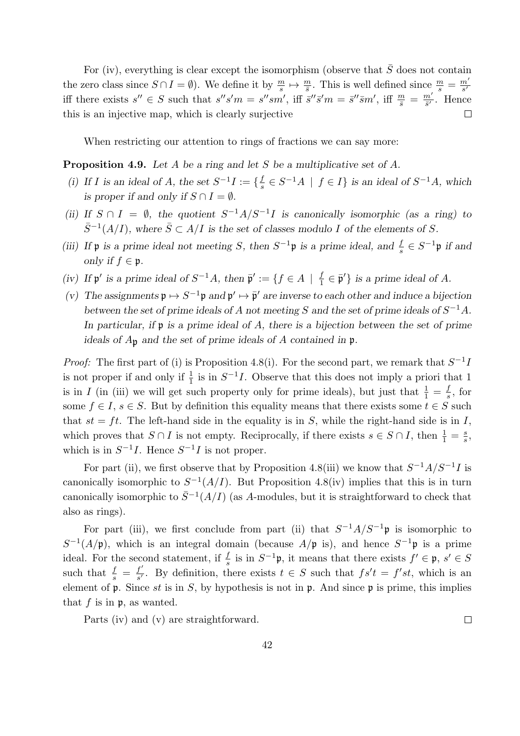For (iv), everything is clear except the isomorphism (observe that $\bar{S}$ does not contain the zero class since $S \cap I = \emptyset$). We define it by $\frac{m}{s} \mapsto \frac{m}{\bar{s}}$. This is well defined since $\frac{m}{s} = \frac{m'}{s'}$ iff there exists $s'' \in S$ such that $s''s'm = s''sm'$, iff $\bar{s}''\bar{s}'m = \bar{s}''\bar{s}m'$, iff $\frac{m}{\bar{s}} = \frac{m'}{\bar{s}'}$. Hence this is an injective map, which is clearly surjective $\square$

When restricting our attention to rings of fractions we can say more:

**Proposition 4.9.** *Let $A$ be a ring and let $S$ be a multiplicative set of $A$.*

*(i) If $I$ is an ideal of $A$, the set $S^{-1}I := \{\frac{f}{s} \in S^{-1}A \mid f \in I\}$ is an ideal of $S^{-1}A$, which is proper if and only if $S \cap I = \emptyset$.*

*(ii) If $S \cap I = \emptyset$, the quotient $S^{-1}A/S^{-1}I$ is canonically isomorphic (as a ring) to $\bar{S}^{-1}(A/I)$, where $\bar{S} \subset A/I$ is the set of classes modulo $I$ of the elements of $S$.*

*(iii) If $\mathfrak{p}$ is a prime ideal not meeting $S$, then $S^{-1}\mathfrak{p}$ is a prime ideal, and $\frac{f}{s} \in S^{-1}\mathfrak{p}$ if and only if $f \in \mathfrak{p}$.*

*(iv) If $\mathfrak{p}'$ is a prime ideal of $S^{-1}A$, then $\bar{\mathfrak{p}}' := \{f \in A \mid \frac{f}{1} \in \bar{\mathfrak{p}}'\}$ is a prime ideal of $A$.*

*(v) The assignments $\mathfrak{p} \mapsto S^{-1}\mathfrak{p}$ and $\mathfrak{p}' \mapsto \bar{\mathfrak{p}}'$ are inverse to each other and induce a bijection between the set of prime ideals of $A$ not meeting $S$ and the set of prime ideals of $S^{-1}A$. In particular, if $\mathfrak{p}$ is a prime ideal of $A$, there is a bijection between the set of prime ideals of $A_{\mathfrak{p}}$ and the set of prime ideals of $A$ contained in $\mathfrak{p}$.*

*Proof:* The first part of (i) is Proposition 4.8(i). For the second part, we remark that $S^{-1}I$ is not proper if and only if $\frac{1}{1}$ is in $S^{-1}I$. Observe that this does not imply a priori that 1 is in $I$ (in (iii) we will get such property only for prime ideals), but just that $\frac{1}{1} = \frac{f}{s}$, for some $f \in I$, $s \in S$. But by definition this equality means that there exists some $t \in S$ such that $st = ft$. The left-hand side in the equality is in $S$, while the right-hand side is in $I$, which proves that $S \cap I$ is not empty. Reciprocally, if there exists $s \in S \cap I$, then $\frac{1}{1} = \frac{s}{s}$, which is in $S^{-1}I$. Hence $S^{-1}I$ is not proper.

For part (ii), we first observe that by Proposition 4.8(iii) we know that $S^{-1}A/S^{-1}I$ is canonically isomorphic to $S^{-1}(A/I)$. But Proposition 4.8(iv) implies that this is in turn canonically isomorphic to $\bar{S}^{-1}(A/I)$ (as $A$-modules, but it is straightforward to check that also as rings).

For part (iii), we first conclude from part (ii) that $S^{-1}A/S^{-1}\mathfrak{p}$ is isomorphic to $S^{-1}(A/\mathfrak{p})$, which is an integral domain (because $A/\mathfrak{p}$ is), and hence $S^{-1}\mathfrak{p}$ is a prime ideal. For the second statement, if $\frac{f}{s}$ is in $S^{-1}\mathfrak{p}$, it means that there exists $f' \in \mathfrak{p}$, $s' \in S$ such that $\frac{f}{s} = \frac{f'}{s'}$. By definition, there exists $t \in S$ such that $fs't = f'st$, which is an element of $\mathfrak{p}$. Since $st$ is in $S$, by hypothesis is not in $\mathfrak{p}$. And since $\mathfrak{p}$ is prime, this implies that $f$ is in $\mathfrak{p}$, as wanted.

Parts (iv) and (v) are straightforward. $\square$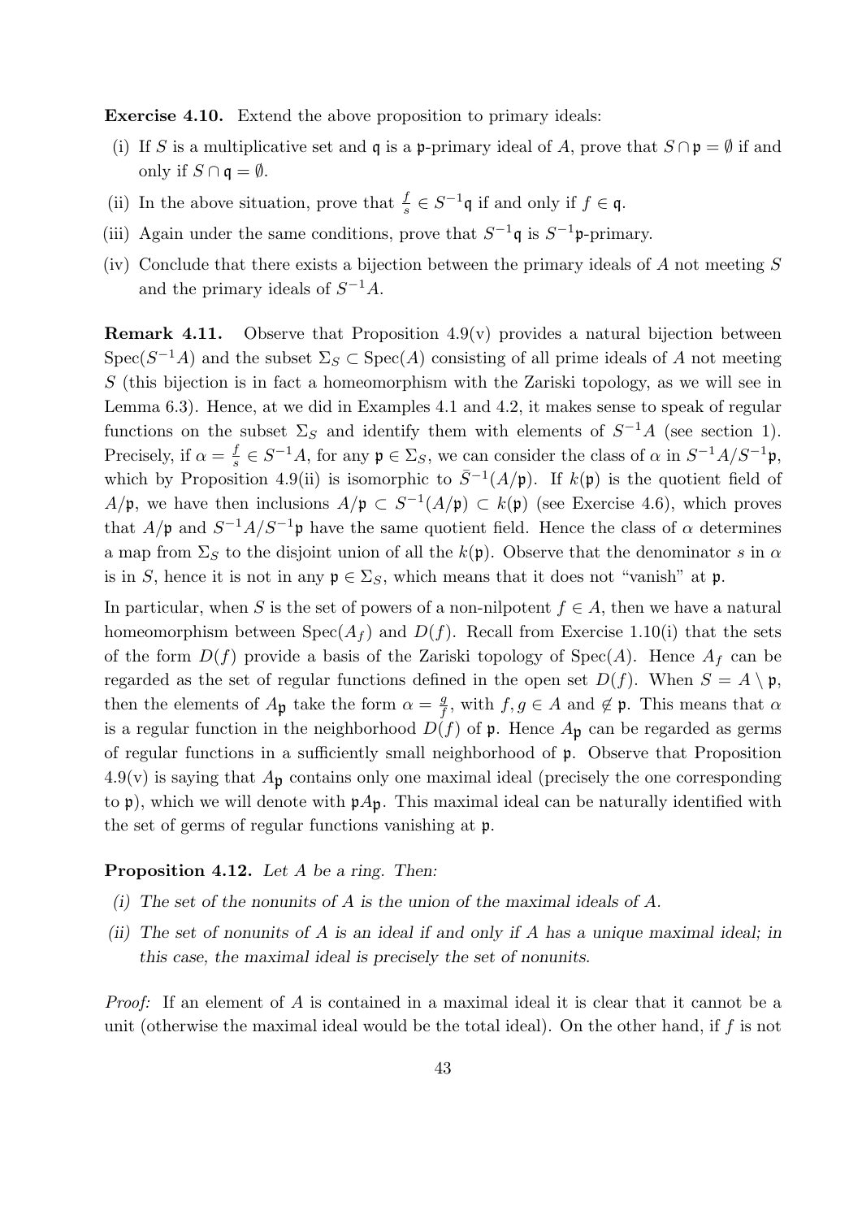**Exercise 4.10.** Extend the above proposition to primary ideals:

(i) If $S$ is a multiplicative set and $\mathfrak{q}$ is a $\mathfrak{p}$-primary ideal of $A$, prove that $S \cap \mathfrak{p} = \emptyset$ if and only if $S \cap \mathfrak{q} = \emptyset$.

(ii) In the above situation, prove that $\frac{f}{s} \in S^{-1}\mathfrak{q}$ if and only if $f \in \mathfrak{q}$.

(iii) Again under the same conditions, prove that $S^{-1}\mathfrak{q}$ is $S^{-1}\mathfrak{p}$-primary.

(iv) Conclude that there exists a bijection between the primary ideals of $A$ not meeting $S$ and the primary ideals of $S^{-1}A$.

**Remark 4.11.** Observe that Proposition 4.9(v) provides a natural bijection between $\mathrm{Spec}(S^{-1}A)$ and the subset $\Sigma_S \subset \mathrm{Spec}(A)$ consisting of all prime ideals of $A$ not meeting $S$ (this bijection is in fact a homeomorphism with the Zariski topology, as we will see in Lemma 6.3). Hence, at we did in Examples 4.1 and 4.2, it makes sense to speak of regular functions on the subset $\Sigma_S$ and identify them with elements of $S^{-1}A$ (see section 1). Precisely, if $\alpha = \frac{f}{s} \in S^{-1}A$, for any $\mathfrak{p} \in \Sigma_S$, we can consider the class of $\alpha$ in $S^{-1}A/S^{-1}\mathfrak{p}$, which by Proposition 4.9(ii) is isomorphic to $\bar{S}^{-1}(A/\mathfrak{p})$. If $k(\mathfrak{p})$ is the quotient field of $A/\mathfrak{p}$, we have then inclusions $A/\mathfrak{p} \subset S^{-1}(A/\mathfrak{p}) \subset k(\mathfrak{p})$ (see Exercise 4.6), which proves that $A/\mathfrak{p}$ and $S^{-1}A/S^{-1}\mathfrak{p}$ have the same quotient field. Hence the class of $\alpha$ determines a map from $\Sigma_S$ to the disjoint union of all the $k(\mathfrak{p})$. Observe that the denominator $s$ in $\alpha$ is in $S$, hence it is not in any $\mathfrak{p} \in \Sigma_S$, which means that it does not "vanish" at $\mathfrak{p}$.

In particular, when $S$ is the set of powers of a non-nilpotent $f \in A$, then we have a natural homeomorphism between $\mathrm{Spec}(A_f)$ and $D(f)$. Recall from Exercise 1.10(i) that the sets of the form $D(f)$ provide a basis of the Zariski topology of $\mathrm{Spec}(A)$. Hence $A_f$ can be regarded as the set of regular functions defined in the open set $D(f)$. When $S = A \setminus \mathfrak{p}$, then the elements of $A_\mathfrak{p}$ take the form $\alpha = \frac{g}{f}$, with $f, g \in A$ and $\notin \mathfrak{p}$. This means that $\alpha$ is a regular function in the neighborhood $D(f)$ of $\mathfrak{p}$. Hence $A_\mathfrak{p}$ can be regarded as germs of regular functions in a sufficiently small neighborhood of $\mathfrak{p}$. Observe that Proposition 4.9(v) is saying that $A_\mathfrak{p}$ contains only one maximal ideal (precisely the one corresponding to $\mathfrak{p}$), which we will denote with $\mathfrak{p}A_\mathfrak{p}$. This maximal ideal can be naturally identified with the set of germs of regular functions vanishing at $\mathfrak{p}$.

**Proposition 4.12.** *Let $A$ be a ring. Then:*

*(i) The set of the nonunits of $A$ is the union of the maximal ideals of $A$.*

*(ii) The set of nonunits of $A$ is an ideal if and only if $A$ has a unique maximal ideal; in this case, the maximal ideal is precisely the set of nonunits.*

*Proof:* If an element of $A$ is contained in a maximal ideal it is clear that it cannot be a unit (otherwise the maximal ideal would be the total ideal). On the other hand, if $f$ is not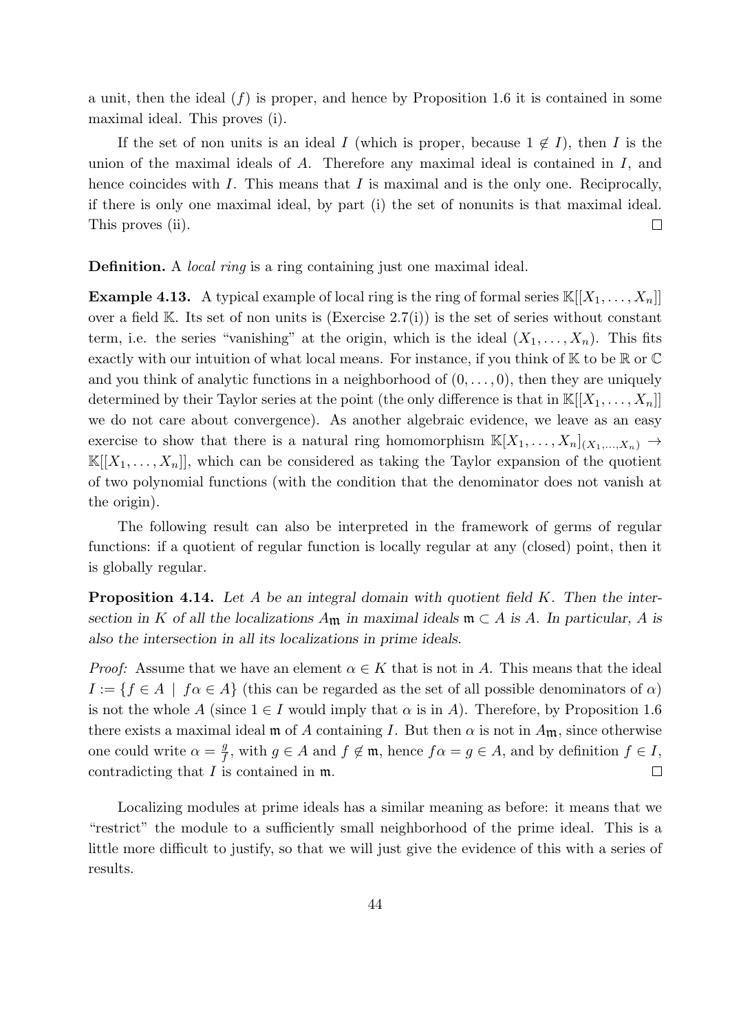a unit, then the ideal $(f)$ is proper, and hence by Proposition 1.6 it is contained in some maximal ideal. This proves (i).

If the set of non units is an ideal $I$ (which is proper, because $1 \notin I$), then $I$ is the union of the maximal ideals of $A$. Therefore any maximal ideal is contained in $I$, and hence coincides with $I$. This means that $I$ is maximal and is the only one. Reciprocally, if there is only one maximal ideal, by part (i) the set of nonunits is that maximal ideal. This proves (ii). $\square$

**Definition.** A *local ring* is a ring containing just one maximal ideal.

**Example 4.13.** A typical example of local ring is the ring of formal series $\mathbb{K}[[X_1,\dots,X_n]]$ over a field $\mathbb{K}$. Its set of non units is (Exercise 2.7(i)) is the set of series without constant term, i.e. the series "vanishing" at the origin, which is the ideal $(X_1,\dots,X_n)$. This fits exactly with our intuition of what local means. For instance, if you think of $\mathbb{K}$ to be $\mathbb{R}$ or $\mathbb{C}$ and you think of analytic functions in a neighborhood of $(0,\dots,0)$, then they are uniquely determined by their Taylor series at the point (the only difference is that in $\mathbb{K}[[X_1,\dots,X_n]]$ we do not care about convergence). As another algebraic evidence, we leave as an easy exercise to show that there is a natural ring homomorphism $\mathbb{K}[X_1,\dots,X_n]_{(X_1,\dots,X_n)} \to \mathbb{K}[[X_1,\dots,X_n]]$, which can be considered as taking the Taylor expansion of the quotient of two polynomial functions (with the condition that the denominator does not vanish at the origin).

The following result can also be interpreted in the framework of germs of regular functions: if a quotient of regular function is locally regular at any (closed) point, then it is globally regular.

**Proposition 4.14.** *Let $A$ be an integral domain with quotient field $K$. Then the intersection in $K$ of all the localizations $A_{\mathfrak{m}}$ in maximal ideals $\mathfrak{m} \subset A$ is $A$. In particular, $A$ is also the intersection in all its localizations in prime ideals.*

*Proof:* Assume that we have an element $\alpha \in K$ that is not in $A$. This means that the ideal $I := \{f \in A \mid f\alpha \in A\}$ (this can be regarded as the set of all possible denominators of $\alpha$) is not the whole $A$ (since $1 \in I$ would imply that $\alpha$ is in $A$). Therefore, by Proposition 1.6 there exists a maximal ideal $\mathfrak{m}$ of $A$ containing $I$. But then $\alpha$ is not in $A_{\mathfrak{m}}$, since otherwise one could write $\alpha = \frac{g}{f}$, with $g \in A$ and $f \notin \mathfrak{m}$, hence $f\alpha = g \in A$, and by definition $f \in I$, contradicting that $I$ is contained in $\mathfrak{m}$. $\square$

Localizing modules at prime ideals has a similar meaning as before: it means that we "restrict" the module to a sufficiently small neighborhood of the prime ideal. This is a little more difficult to justify, so that we will just give the evidence of this with a series of results.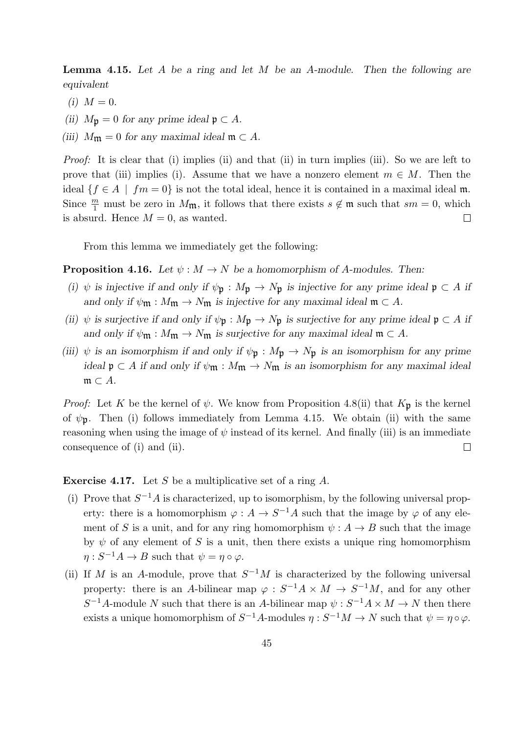**Lemma 4.15.** *Let $A$ be a ring and let $M$ be an $A$-module. Then the following are equivalent*

*(i)* $M = 0$.

*(ii)* $M_{\mathfrak{p}} = 0$ *for any prime ideal* $\mathfrak{p} \subset A$.

*(iii)* $M_{\mathfrak{m}} = 0$ *for any maximal ideal* $\mathfrak{m} \subset A$.

*Proof:* It is clear that (i) implies (ii) and that (ii) in turn implies (iii). So we are left to prove that (iii) implies (i). Assume that we have a nonzero element $m \in M$. Then the ideal $\{f \in A \mid fm = 0\}$ is not the total ideal, hence it is contained in a maximal ideal $\mathfrak{m}$. Since $\frac{m}{1}$ must be zero in $M_{\mathfrak{m}}$, it follows that there exists $s \notin \mathfrak{m}$ such that $sm = 0$, which is absurd. Hence $M = 0$, as wanted. $\square$

From this lemma we immediately get the following:

**Proposition 4.16.** *Let $\psi : M \to N$ be a homomorphism of $A$-modules. Then:*

*(i)* $\psi$ *is injective if and only if* $\psi_{\mathfrak{p}} : M_{\mathfrak{p}} \to N_{\mathfrak{p}}$ *is injective for any prime ideal* $\mathfrak{p} \subset A$ *if and only if* $\psi_{\mathfrak{m}} : M_{\mathfrak{m}} \to N_{\mathfrak{m}}$ *is injective for any maximal ideal* $\mathfrak{m} \subset A$.

*(ii)* $\psi$ *is surjective if and only if* $\psi_{\mathfrak{p}} : M_{\mathfrak{p}} \to N_{\mathfrak{p}}$ *is surjective for any prime ideal* $\mathfrak{p} \subset A$ *if and only if* $\psi_{\mathfrak{m}} : M_{\mathfrak{m}} \to N_{\mathfrak{m}}$ *is surjective for any maximal ideal* $\mathfrak{m} \subset A$.

*(iii)* $\psi$ *is an isomorphism if and only if* $\psi_{\mathfrak{p}} : M_{\mathfrak{p}} \to N_{\mathfrak{p}}$ *is an isomorphism for any prime ideal* $\mathfrak{p} \subset A$ *if and only if* $\psi_{\mathfrak{m}} : M_{\mathfrak{m}} \to N_{\mathfrak{m}}$ *is an isomorphism for any maximal ideal* $\mathfrak{m} \subset A$.

*Proof:* Let $K$ be the kernel of $\psi$. We know from Proposition 4.8(ii) that $K_{\mathfrak{p}}$ is the kernel of $\psi_{\mathfrak{p}}$. Then (i) follows immediately from Lemma 4.15. We obtain (ii) with the same reasoning when using the image of $\psi$ instead of its kernel. And finally (iii) is an immediate consequence of (i) and (ii). $\square$

**Exercise 4.17.** Let $S$ be a multiplicative set of a ring $A$.

(i) Prove that $S^{-1}A$ is characterized, up to isomorphism, by the following universal property: there is a homomorphism $\varphi : A \to S^{-1}A$ such that the image by $\varphi$ of any element of $S$ is a unit, and for any ring homomorphism $\psi : A \to B$ such that the image by $\psi$ of any element of $S$ is a unit, then there exists a unique ring homomorphism $\eta : S^{-1}A \to B$ such that $\psi = \eta \circ \varphi$.

(ii) If $M$ is an $A$-module, prove that $S^{-1}M$ is characterized by the following universal property: there is an $A$-bilinear map $\varphi : S^{-1}A \times M \to S^{-1}M$, and for any other $S^{-1}A$-module $N$ such that there is an $A$-bilinear map $\psi : S^{-1}A \times M \to N$ then there exists a unique homomorphism of $S^{-1}A$-modules $\eta : S^{-1}M \to N$ such that $\psi = \eta \circ \varphi$.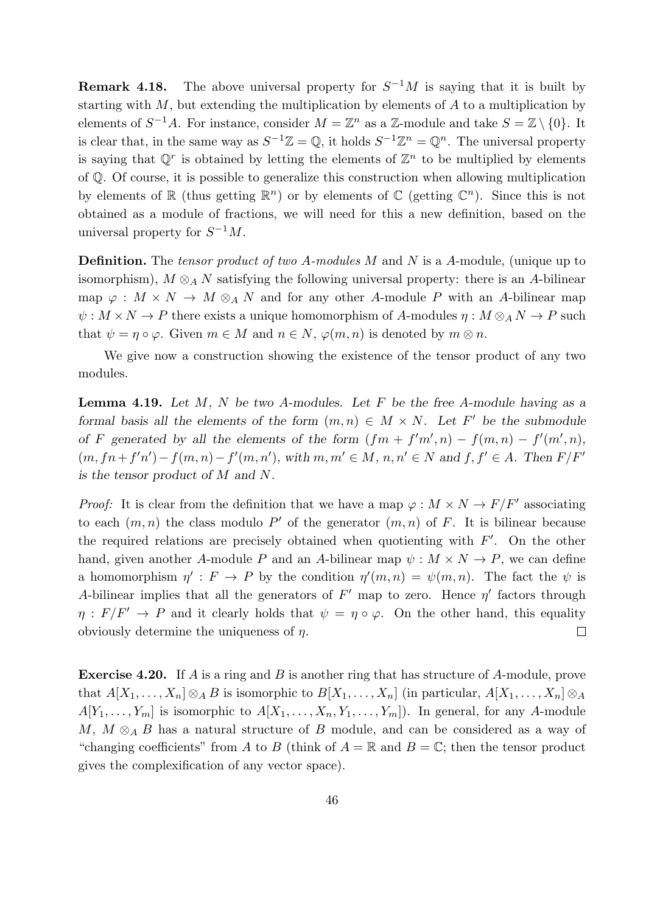**Remark 4.18.** The above universal property for $S^{-1}M$ is saying that it is built by starting with $M$, but extending the multiplication by elements of $A$ to a multiplication by elements of $S^{-1}A$. For instance, consider $M = \mathbb{Z}^n$ as a $\mathbb{Z}$-module and take $S = \mathbb{Z} \setminus \{0\}$. It is clear that, in the same way as $S^{-1}\mathbb{Z} = \mathbb{Q}$, it holds $S^{-1}\mathbb{Z}^n = \mathbb{Q}^n$. The universal property is saying that $\mathbb{Q}^r$ is obtained by letting the elements of $\mathbb{Z}^n$ to be multiplied by elements of $\mathbb{Q}$. Of course, it is possible to generalize this construction when allowing multiplication by elements of $\mathbb{R}$ (thus getting $\mathbb{R}^n$) or by elements of $\mathbb{C}$ (getting $\mathbb{C}^n$). Since this is not obtained as a module of fractions, we will need for this a new definition, based on the universal property for $S^{-1}M$.

**Definition.** The *tensor product of two $A$-modules* $M$ and $N$ is a $A$-module, (unique up to isomorphism), $M \otimes_A N$ satisfying the following universal property: there is an $A$-bilinear map $\varphi : M \times N \to M \otimes_A N$ and for any other $A$-module $P$ with an $A$-bilinear map $\psi : M \times N \to P$ there exists a unique homomorphism of $A$-modules $\eta : M \otimes_A N \to P$ such that $\psi = \eta \circ \varphi$. Given $m \in M$ and $n \in N$, $\varphi(m, n)$ is denoted by $m \otimes n$.

We give now a construction showing the existence of the tensor product of any two modules.

**Lemma 4.19.** *Let $M$, $N$ be two $A$-modules. Let $F$ be the free $A$-module having as a formal basis all the elements of the form $(m, n) \in M \times N$. Let $F'$ be the submodule of $F$ generated by all the elements of the form $(fm + f'm', n) - f(m, n) - f'(m', n)$, $(m, fn + f'n') - f(m, n) - f'(m, n')$, with $m, m' \in M$, $n, n' \in N$ and $f, f' \in A$. Then $F/F'$ is the tensor product of $M$ and $N$.*

*Proof:* It is clear from the definition that we have a map $\varphi : M \times N \to F/F'$ associating to each $(m, n)$ the class modulo $P'$ of the generator $(m, n)$ of $F$. It is bilinear because the required relations are precisely obtained when quotienting with $F'$. On the other hand, given another $A$-module $P$ and an $A$-bilinear map $\psi : M \times N \to P$, we can define a homomorphism $\eta' : F \to P$ by the condition $\eta'(m, n) = \psi(m, n)$. The fact the $\psi$ is $A$-bilinear implies that all the generators of $F'$ map to zero. Hence $\eta'$ factors through $\eta : F/F' \to P$ and it clearly holds that $\psi = \eta \circ \varphi$. On the other hand, this equality obviously determine the uniqueness of $\eta$. □

**Exercise 4.20.** If $A$ is a ring and $B$ is another ring that has structure of $A$-module, prove that $A[X_1, \ldots, X_n] \otimes_A B$ is isomorphic to $B[X_1, \ldots, X_n]$ (in particular, $A[X_1, \ldots, X_n] \otimes_A A[Y_1, \ldots, Y_m]$ is isomorphic to $A[X_1, \ldots, X_n, Y_1, \ldots, Y_m]$). In general, for any $A$-module $M$, $M \otimes_A B$ has a natural structure of $B$ module, and can be considered as a way of "changing coefficients" from $A$ to $B$ (think of $A = \mathbb{R}$ and $B = \mathbb{C}$; then the tensor product gives the complexification of any vector space).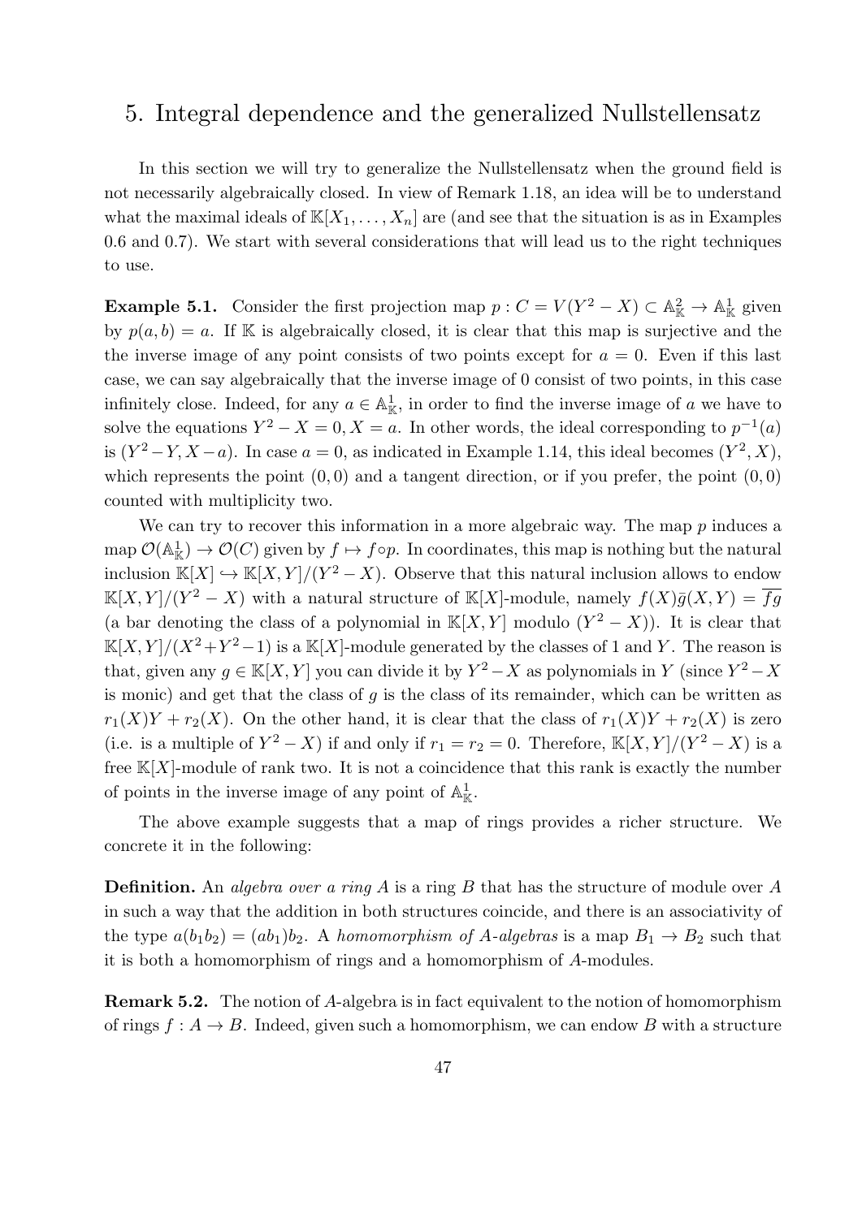# 5. Integral dependence and the generalized Nullstellensatz

In this section we will try to generalize the Nullstellensatz when the ground field is not necessarily algebraically closed. In view of Remark 1.18, an idea will be to understand what the maximal ideals of $\mathbb{K}[X_1, \dots, X_n]$ are (and see that the situation is as in Examples 0.6 and 0.7). We start with several considerations that will lead us to the right techniques to use.

**Example 5.1.** Consider the first projection map $p : C = V(Y^2 - X) \subset \mathbb{A}^2_{\mathbb{K}} \to \mathbb{A}^1_{\mathbb{K}}$ given by $p(a, b) = a$. If $\mathbb{K}$ is algebraically closed, it is clear that this map is surjective and the the inverse image of any point consists of two points except for $a = 0$. Even if this last case, we can say algebraically that the inverse image of 0 consist of two points, in this case infinitely close. Indeed, for any $a \in \mathbb{A}^1_{\mathbb{K}}$, in order to find the inverse image of $a$ we have to solve the equations $Y^2 - X = 0, X = a$. In other words, the ideal corresponding to $p^{-1}(a)$ is $(Y^2 - Y, X - a)$. In case $a = 0$, as indicated in Example 1.14, this ideal becomes $(Y^2, X)$, which represents the point $(0, 0)$ and a tangent direction, or if you prefer, the point $(0, 0)$ counted with multiplicity two.

We can try to recover this information in a more algebraic way. The map $p$ induces a map $\mathcal{O}(\mathbb{A}^1_{\mathbb{K}}) \to \mathcal{O}(C)$ given by $f \mapsto f \circ p$. In coordinates, this map is nothing but the natural inclusion $\mathbb{K}[X] \hookrightarrow \mathbb{K}[X, Y]/(Y^2 - X)$. Observe that this natural inclusion allows to endow $\mathbb{K}[X, Y]/(Y^2 - X)$ with a natural structure of $\mathbb{K}[X]$-module, namely $f(X)\bar{g}(X, Y) = \overline{fg}$ (a bar denoting the class of a polynomial in $\mathbb{K}[X, Y]$ modulo $(Y^2 - X)$). It is clear that $\mathbb{K}[X, Y]/(X^2 + Y^2 - 1)$ is a $\mathbb{K}[X]$-module generated by the classes of 1 and $Y$. The reason is that, given any $g \in \mathbb{K}[X, Y]$ you can divide it by $Y^2 - X$ as polynomials in $Y$ (since $Y^2 - X$ is monic) and get that the class of $g$ is the class of its remainder, which can be written as $r_1(X)Y + r_2(X)$. On the other hand, it is clear that the class of $r_1(X)Y + r_2(X)$ is zero (i.e. is a multiple of $Y^2 - X$) if and only if $r_1 = r_2 = 0$. Therefore, $\mathbb{K}[X, Y]/(Y^2 - X)$ is a free $\mathbb{K}[X]$-module of rank two. It is not a coincidence that this rank is exactly the number of points in the inverse image of any point of $\mathbb{A}^1_{\mathbb{K}}$.

The above example suggests that a map of rings provides a richer structure. We concrete it in the following:

**Definition.** An *algebra over a ring* $A$ is a ring $B$ that has the structure of module over $A$ in such a way that the addition in both structures coincide, and there is an associativity of the type $a(b_1b_2) = (ab_1)b_2$. A *homomorphism of $A$-algebras* is a map $B_1 \to B_2$ such that it is both a homomorphism of rings and a homomorphism of $A$-modules.

**Remark 5.2.** The notion of $A$-algebra is in fact equivalent to the notion of homomorphism of rings $f : A \to B$. Indeed, given such a homomorphism, we can endow $B$ with a structure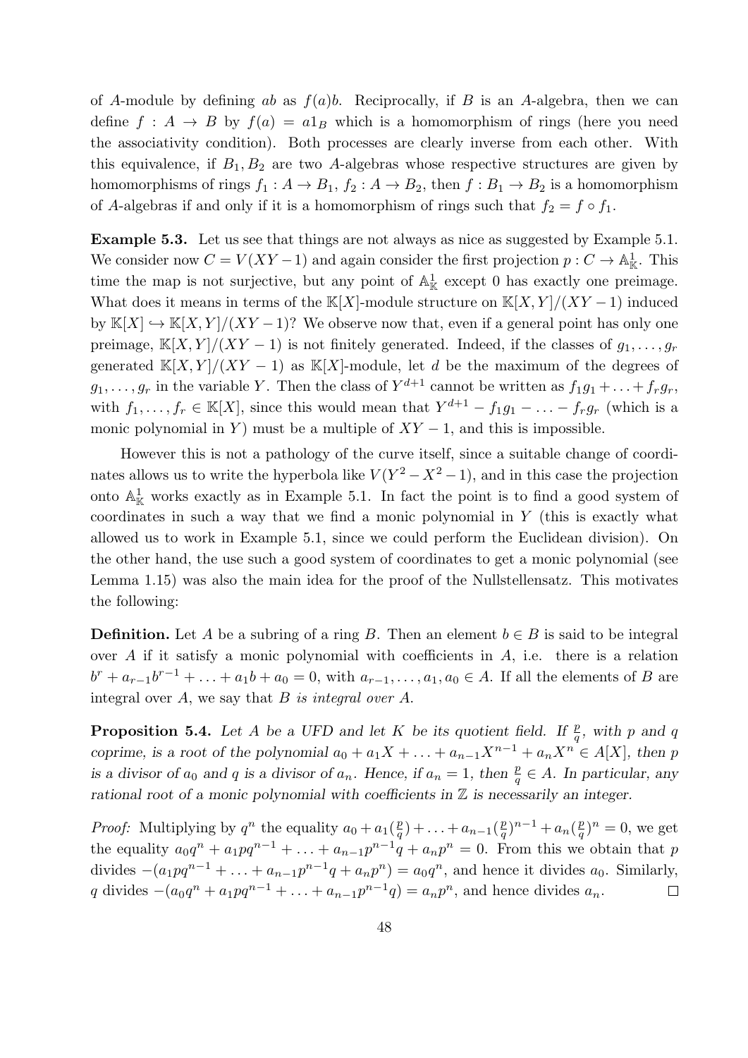of $A$-module by defining $ab$ as $f(a)b$. Reciprocally, if $B$ is an $A$-algebra, then we can define $f : A \to B$ by $f(a) = a1_B$ which is a homomorphism of rings (here you need the associativity condition). Both processes are clearly inverse from each other. With this equivalence, if $B_1, B_2$ are two $A$-algebras whose respective structures are given by homomorphisms of rings $f_1 : A \to B_1$, $f_2 : A \to B_2$, then $f : B_1 \to B_2$ is a homomorphism of $A$-algebras if and only if it is a homomorphism of rings such that $f_2 = f \circ f_1$.

**Example 5.3.** Let us see that things are not always as nice as suggested by Example 5.1. We consider now $C = V(XY - 1)$ and again consider the first projection $p : C \to \mathbb{A}^1_{\mathbb{K}}$. This time the map is not surjective, but any point of $\mathbb{A}^1_{\mathbb{K}}$ except 0 has exactly one preimage. What does it means in terms of the $\mathbb{K}[X]$-module structure on $\mathbb{K}[X,Y]/(XY-1)$ induced by $\mathbb{K}[X] \hookrightarrow \mathbb{K}[X,Y]/(XY-1)$? We observe now that, even if a general point has only one preimage, $\mathbb{K}[X,Y]/(XY-1)$ is not finitely generated. Indeed, if the classes of $g_1, \ldots, g_r$ generated $\mathbb{K}[X,Y]/(XY-1)$ as $\mathbb{K}[X]$-module, let $d$ be the maximum of the degrees of $g_1, \ldots, g_r$ in the variable $Y$. Then the class of $Y^{d+1}$ cannot be written as $f_1g_1 + \ldots + f_rg_r$, with $f_1, \ldots, f_r \in \mathbb{K}[X]$, since this would mean that $Y^{d+1} - f_1g_1 - \ldots - f_rg_r$ (which is a monic polynomial in $Y$) must be a multiple of $XY - 1$, and this is impossible.

However this is not a pathology of the curve itself, since a suitable change of coordinates allows us to write the hyperbola like $V(Y^2 - X^2 - 1)$, and in this case the projection onto $\mathbb{A}^1_{\mathbb{K}}$ works exactly as in Example 5.1. In fact the point is to find a good system of coordinates in such a way that we find a monic polynomial in $Y$ (this is exactly what allowed us to work in Example 5.1, since we could perform the Euclidean division). On the other hand, the use such a good system of coordinates to get a monic polynomial (see Lemma 1.15) was also the main idea for the proof of the Nullstellensatz. This motivates the following:

**Definition.** Let $A$ be a subring of a ring $B$. Then an element $b \in B$ is said to be integral over $A$ if it satisfy a monic polynomial with coefficients in $A$, i.e. there is a relation $b^r + a_{r-1}b^{r-1} + \ldots + a_1b + a_0 = 0$, with $a_{r-1}, \ldots, a_1, a_0 \in A$. If all the elements of $B$ are integral over $A$, we say that $B$ *is integral over $A$*.

**Proposition 5.4.** *Let $A$ be a UFD and let $K$ be its quotient field. If $\frac{p}{q}$, with $p$ and $q$ coprime, is a root of the polynomial $a_0 + a_1X + \ldots + a_{n-1}X^{n-1} + a_nX^n \in A[X]$, then $p$ is a divisor of $a_0$ and $q$ is a divisor of $a_n$. Hence, if $a_n = 1$, then $\frac{p}{q} \in A$. In particular, any rational root of a monic polynomial with coefficients in $\mathbb{Z}$ is necessarily an integer.*

*Proof:* Multiplying by $q^n$ the equality $a_0 + a_1(\frac{p}{q}) + \ldots + a_{n-1}(\frac{p}{q})^{n-1} + a_n(\frac{p}{q})^n = 0$, we get the equality $a_0q^n + a_1pq^{n-1} + \ldots + a_{n-1}p^{n-1}q + a_np^n = 0$. From this we obtain that $p$ divides $-(a_1pq^{n-1} + \ldots + a_{n-1}p^{n-1}q + a_np^n) = a_0q^n$, and hence it divides $a_0$. Similarly, $q$ divides $-(a_0q^n + a_1pq^{n-1} + \ldots + a_{n-1}p^{n-1}q) = a_np^n$, and hence divides $a_n$. $\square$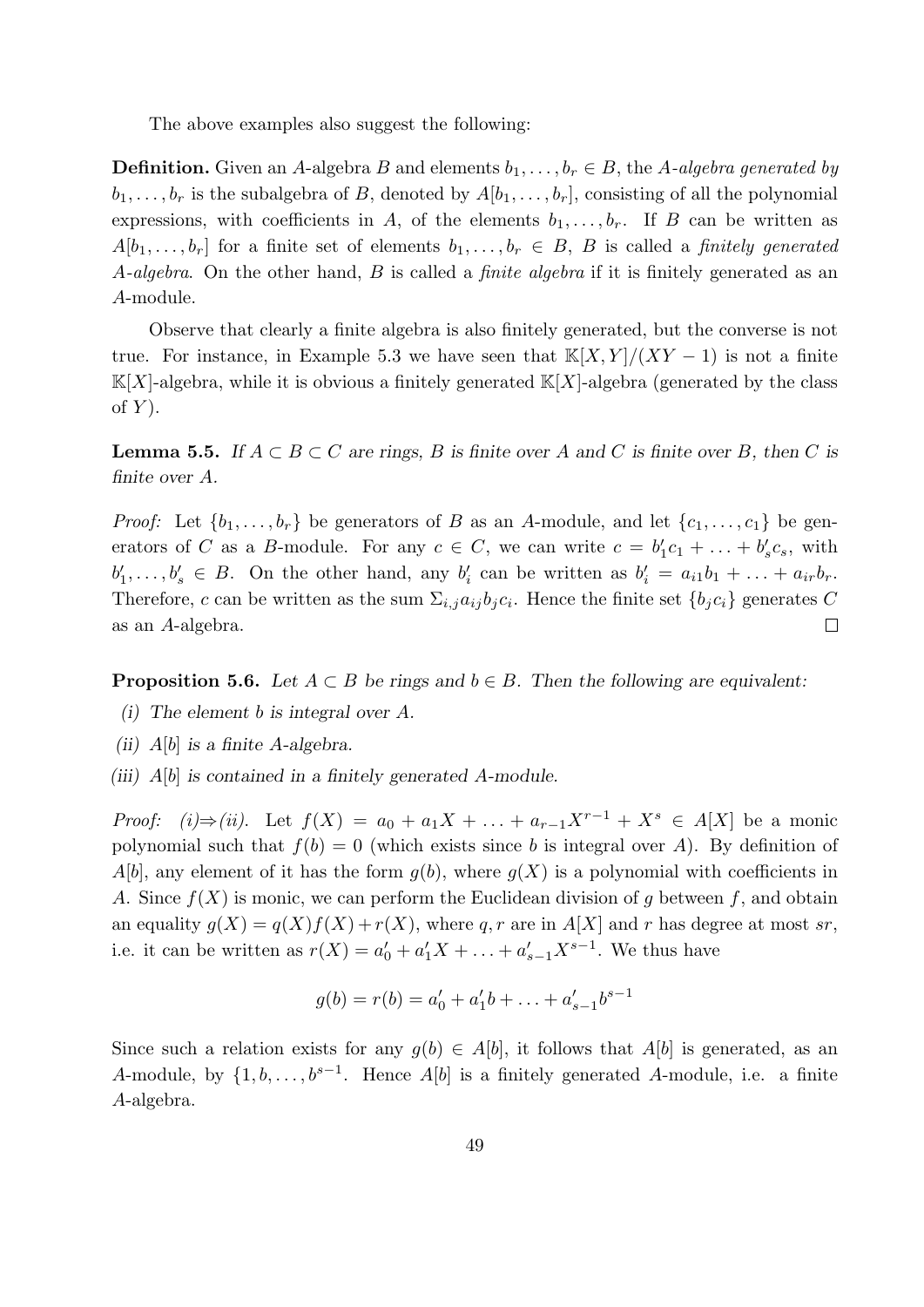The above examples also suggest the following:

**Definition.** Given an $A$-algebra $B$ and elements $b_1, \ldots, b_r \in B$, the *$A$-algebra generated by* $b_1, \ldots, b_r$ is the subalgebra of $B$, denoted by $A[b_1, \ldots, b_r]$, consisting of all the polynomial expressions, with coefficients in $A$, of the elements $b_1, \ldots, b_r$. If $B$ can be written as $A[b_1, \ldots, b_r]$ for a finite set of elements $b_1, \ldots, b_r \in B$, $B$ is called a *finitely generated $A$-algebra*. On the other hand, $B$ is called a *finite algebra* if it is finitely generated as an $A$-module.

Observe that clearly a finite algebra is also finitely generated, but the converse is not true. For instance, in Example 5.3 we have seen that $\mathbb{K}[X,Y]/(XY-1)$ is not a finite $\mathbb{K}[X]$-algebra, while it is obvious a finitely generated $\mathbb{K}[X]$-algebra (generated by the class of $Y$).

**Lemma 5.5.** *If $A \subset B \subset C$ are rings, $B$ is finite over $A$ and $C$ is finite over $B$, then $C$ is finite over $A$.*

*Proof:* Let $\{b_1, \ldots, b_r\}$ be generators of $B$ as an $A$-module, and let $\{c_1, \ldots, c_1\}$ be generators of $C$ as a $B$-module. For any $c \in C$, we can write $c = b'_1 c_1 + \ldots + b'_s c_s$, with $b'_1, \ldots, b'_s \in B$. On the other hand, any $b'_i$ can be written as $b'_i = a_{i1} b_1 + \ldots + a_{ir} b_r$. Therefore, $c$ can be written as the sum $\Sigma_{i,j} a_{ij} b_j c_i$. Hence the finite set $\{b_j c_i\}$ generates $C$ as an $A$-algebra. □

**Proposition 5.6.** *Let $A \subset B$ be rings and $b \in B$. Then the following are equivalent:*

*(i) The element $b$ is integral over $A$.*

*(ii) $A[b]$ is a finite $A$-algebra.*

*(iii) $A[b]$ is contained in a finitely generated $A$-module.*

*Proof:* *(i)⇒(ii).* Let $f(X) = a_0 + a_1 X + \ldots + a_{r-1} X^{r-1} + X^s \in A[X]$ be a monic polynomial such that $f(b) = 0$ (which exists since $b$ is integral over $A$). By definition of $A[b]$, any element of it has the form $g(b)$, where $g(X)$ is a polynomial with coefficients in $A$. Since $f(X)$ is monic, we can perform the Euclidean division of $g$ between $f$, and obtain an equality $g(X) = q(X)f(X) + r(X)$, where $q, r$ are in $A[X]$ and $r$ has degree at most $sr$, i.e. it can be written as $r(X) = a'_0 + a'_1 X + \ldots + a'_{s-1} X^{s-1}$. We thus have

$$g(b) = r(b) = a'_0 + a'_1 b + \ldots + a'_{s-1} b^{s-1}$$

Since such a relation exists for any $g(b) \in A[b]$, it follows that $A[b]$ is generated, as an $A$-module, by $\{1, b, \ldots, b^{s-1}\}$. Hence $A[b]$ is a finitely generated $A$-module, i.e. a finite $A$-algebra.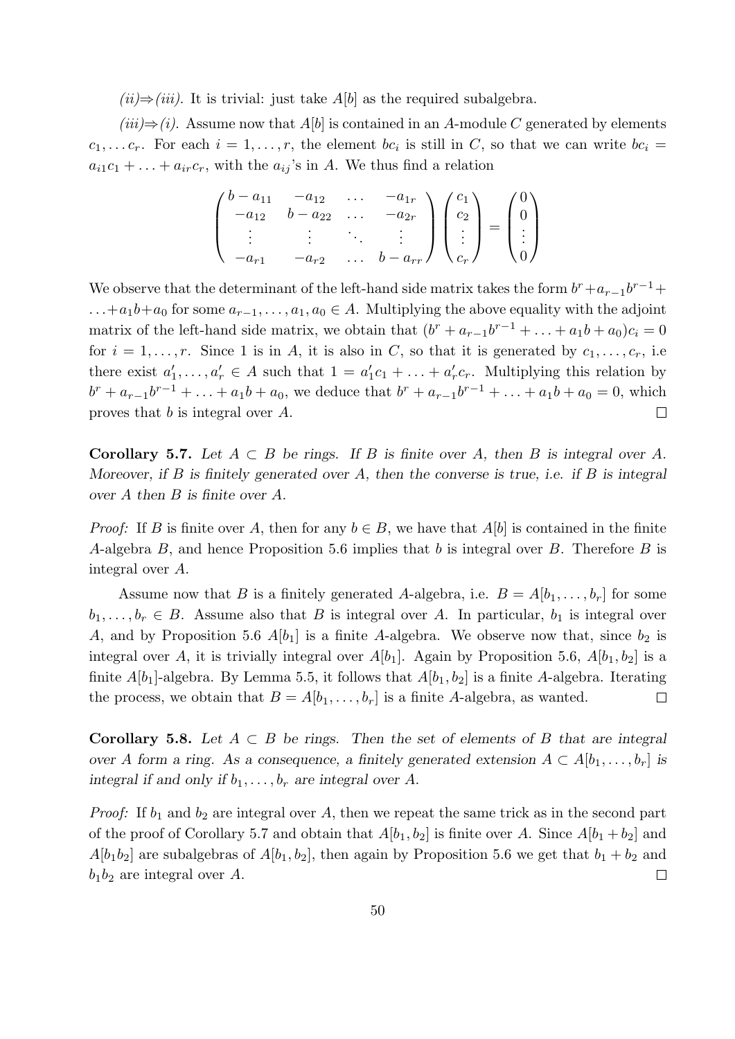*(ii)⇒(iii).* It is trivial: just take $A[b]$ as the required subalgebra.

*(iii)⇒(i).* Assume now that $A[b]$ is contained in an $A$-module $C$ generated by elements $c_1, \ldots c_r$. For each $i = 1, \ldots, r$, the element $bc_i$ is still in $C$, so that we can write $bc_i = a_{i1}c_1 + \ldots + a_{ir}c_r$, with the $a_{ij}$'s in $A$. We thus find a relation

$$\begin{pmatrix} b - a_{11} & -a_{12} & \ldots & -a_{1r} \\ -a_{12} & b - a_{22} & \ldots & -a_{2r} \\ \vdots & \vdots & \ddots & \vdots \\ -a_{r1} & -a_{r2} & \ldots & b - a_{rr} \end{pmatrix} \begin{pmatrix} c_1 \\ c_2 \\ \vdots \\ c_r \end{pmatrix} = \begin{pmatrix} 0 \\ 0 \\ \vdots \\ 0 \end{pmatrix}$$

We observe that the determinant of the left-hand side matrix takes the form $b^r + a_{r-1}b^{r-1} + \ldots + a_1 b + a_0$ for some $a_{r-1}, \ldots, a_1, a_0 \in A$. Multiplying the above equality with the adjoint matrix of the left-hand side matrix, we obtain that $(b^r + a_{r-1}b^{r-1} + \ldots + a_1 b + a_0)c_i = 0$ for $i = 1, \ldots, r$. Since 1 is in $A$, it is also in $C$, so that it is generated by $c_1, \ldots, c_r$, i.e there exist $a'_1, \ldots, a'_r \in A$ such that $1 = a'_1 c_1 + \ldots + a'_r c_r$. Multiplying this relation by $b^r + a_{r-1}b^{r-1} + \ldots + a_1 b + a_0$, we deduce that $b^r + a_{r-1}b^{r-1} + \ldots + a_1 b + a_0 = 0$, which proves that $b$ is integral over $A$. □

**Corollary 5.7.** *Let $A \subset B$ be rings. If $B$ is finite over $A$, then $B$ is integral over $A$. Moreover, if $B$ is finitely generated over $A$, then the converse is true, i.e. if $B$ is integral over $A$ then $B$ is finite over $A$.*

*Proof:* If $B$ is finite over $A$, then for any $b \in B$, we have that $A[b]$ is contained in the finite $A$-algebra $B$, and hence Proposition 5.6 implies that $b$ is integral over $B$. Therefore $B$ is integral over $A$.

Assume now that $B$ is a finitely generated $A$-algebra, i.e. $B = A[b_1, \ldots, b_r]$ for some $b_1, \ldots, b_r \in B$. Assume also that $B$ is integral over $A$. In particular, $b_1$ is integral over $A$, and by Proposition 5.6 $A[b_1]$ is a finite $A$-algebra. We observe now that, since $b_2$ is integral over $A$, it is trivially integral over $A[b_1]$. Again by Proposition 5.6, $A[b_1, b_2]$ is a finite $A[b_1]$-algebra. By Lemma 5.5, it follows that $A[b_1, b_2]$ is a finite $A$-algebra. Iterating the process, we obtain that $B = A[b_1, \ldots, b_r]$ is a finite $A$-algebra, as wanted. □

**Corollary 5.8.** *Let $A \subset B$ be rings. Then the set of elements of $B$ that are integral over $A$ form a ring. As a consequence, a finitely generated extension $A \subset A[b_1, \ldots, b_r]$ is integral if and only if $b_1, \ldots, b_r$ are integral over $A$.*

*Proof:* If $b_1$ and $b_2$ are integral over $A$, then we repeat the same trick as in the second part of the proof of Corollary 5.7 and obtain that $A[b_1, b_2]$ is finite over $A$. Since $A[b_1 + b_2]$ and $A[b_1 b_2]$ are subalgebras of $A[b_1, b_2]$, then again by Proposition 5.6 we get that $b_1 + b_2$ and $b_1 b_2$ are integral over $A$. □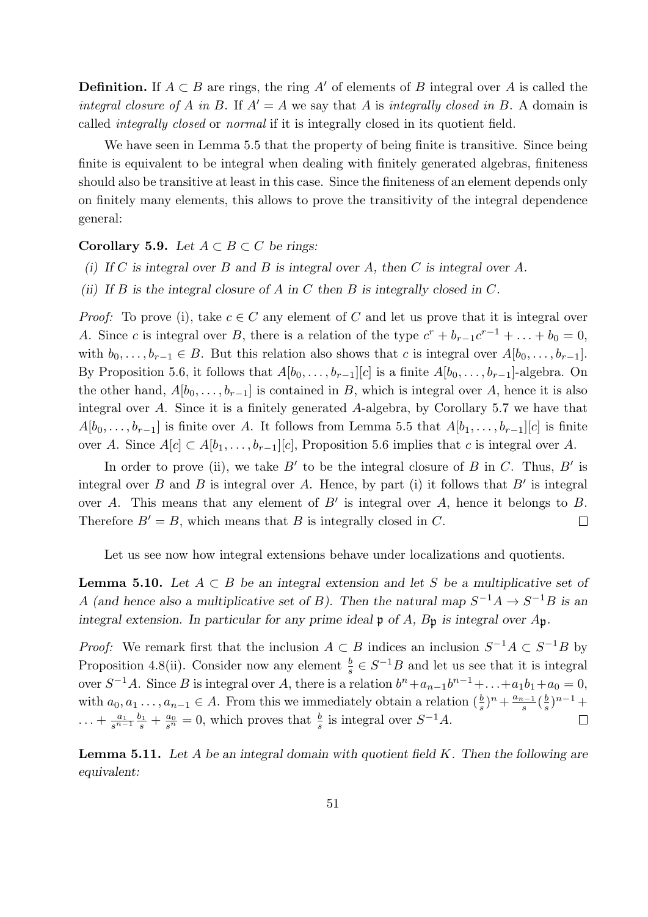**Definition.** If $A \subset B$ are rings, the ring $A'$ of elements of $B$ integral over $A$ is called the *integral closure of $A$ in $B$*. If $A' = A$ we say that $A$ is *integrally closed in $B$*. A domain is called *integrally closed* or *normal* if it is integrally closed in its quotient field.

We have seen in Lemma 5.5 that the property of being finite is transitive. Since being finite is equivalent to be integral when dealing with finitely generated algebras, finiteness should also be transitive at least in this case. Since the finiteness of an element depends only on finitely many elements, this allows to prove the transitivity of the integral dependence general:

**Corollary 5.9.** *Let $A \subset B \subset C$ be rings:*

*(i) If $C$ is integral over $B$ and $B$ is integral over $A$, then $C$ is integral over $A$.*

*(ii) If $B$ is the integral closure of $A$ in $C$ then $B$ is integrally closed in $C$.*

*Proof:* To prove (i), take $c \in C$ any element of $C$ and let us prove that it is integral over $A$. Since $c$ is integral over $B$, there is a relation of the type $c^r + b_{r-1}c^{r-1} + \ldots + b_0 = 0$, with $b_0, \ldots, b_{r-1} \in B$. But this relation also shows that $c$ is integral over $A[b_0, \ldots, b_{r-1}]$. By Proposition 5.6, it follows that $A[b_0, \ldots, b_{r-1}][c]$ is a finite $A[b_0, \ldots, b_{r-1}]$-algebra. On the other hand, $A[b_0, \ldots, b_{r-1}]$ is contained in $B$, which is integral over $A$, hence it is also integral over $A$. Since it is a finitely generated $A$-algebra, by Corollary 5.7 we have that $A[b_0, \ldots, b_{r-1}]$ is finite over $A$. It follows from Lemma 5.5 that $A[b_1, \ldots, b_{r-1}][c]$ is finite over $A$. Since $A[c] \subset A[b_1, \ldots, b_{r-1}][c]$, Proposition 5.6 implies that $c$ is integral over $A$.

In order to prove (ii), we take $B'$ to be the integral closure of $B$ in $C$. Thus, $B'$ is integral over $B$ and $B$ is integral over $A$. Hence, by part (i) it follows that $B'$ is integral over $A$. This means that any element of $B'$ is integral over $A$, hence it belongs to $B$. Therefore $B' = B$, which means that $B$ is integrally closed in $C$. $\square$

Let us see now how integral extensions behave under localizations and quotients.

**Lemma 5.10.** *Let $A \subset B$ be an integral extension and let $S$ be a multiplicative set of $A$ (and hence also a multiplicative set of $B$). Then the natural map $S^{-1}A \to S^{-1}B$ is an integral extension. In particular for any prime ideal $\mathfrak{p}$ of $A$, $B_\mathfrak{p}$ is integral over $A_\mathfrak{p}$.*

*Proof:* We remark first that the inclusion $A \subset B$ indices an inclusion $S^{-1}A \subset S^{-1}B$ by Proposition 4.8(ii). Consider now any element $\frac{b}{s} \in S^{-1}B$ and let us see that it is integral over $S^{-1}A$. Since $B$ is integral over $A$, there is a relation $b^n + a_{n-1}b^{n-1} + \ldots + a_1 b_1 + a_0 = 0$, with $a_0, a_1 \ldots, a_{n-1} \in A$. From this we immediately obtain a relation $(\frac{b}{s})^n + \frac{a_{n-1}}{s}(\frac{b}{s})^{n-1} + \ldots + \frac{a_1}{s^{n-1}}\frac{b_1}{s} + \frac{a_0}{s^n} = 0$, which proves that $\frac{b}{s}$ is integral over $S^{-1}A$. $\square$

**Lemma 5.11.** *Let $A$ be an integral domain with quotient field $K$. Then the following are equivalent:*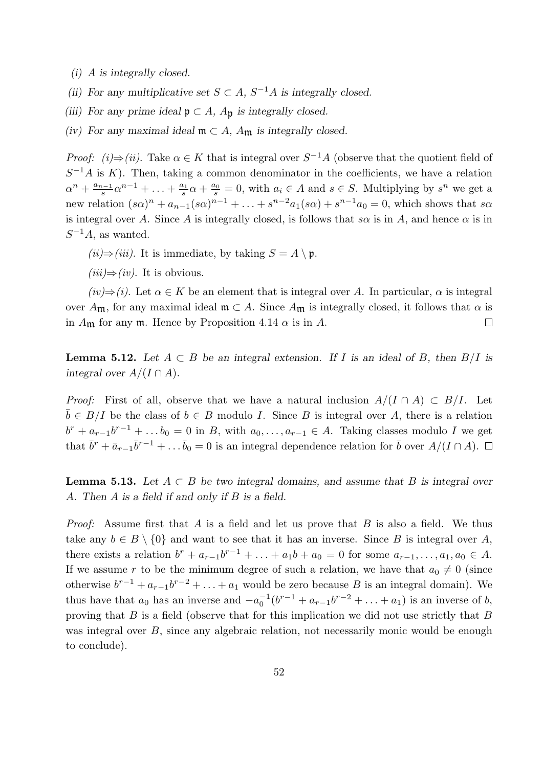*(i) $A$ is integrally closed.*

*(ii) For any multiplicative set $S \subset A$, $S^{-1}A$ is integrally closed.*

*(iii) For any prime ideal $\mathfrak{p} \subset A$, $A_{\mathfrak{p}}$ is integrally closed.*

*(iv) For any maximal ideal $\mathfrak{m} \subset A$, $A_{\mathfrak{m}}$ is integrally closed.*

*Proof:* *(i)⇒(ii).* Take $\alpha \in K$ that is integral over $S^{-1}A$ (observe that the quotient field of $S^{-1}A$ is $K$). Then, taking a common denominator in the coefficients, we have a relation $\alpha^n + \frac{a_{n-1}}{s}\alpha^{n-1} + \ldots + \frac{a_1}{s}\alpha + \frac{a_0}{s} = 0$, with $a_i \in A$ and $s \in S$. Multiplying by $s^n$ we get a new relation $(s\alpha)^n + a_{n-1}(s\alpha)^{n-1} + \ldots + s^{n-2}a_1(s\alpha) + s^{n-1}a_0 = 0$, which shows that $s\alpha$ is integral over $A$. Since $A$ is integrally closed, is follows that $s\alpha$ is in $A$, and hence $\alpha$ is in $S^{-1}A$, as wanted.

*(ii)⇒(iii).* It is immediate, by taking $S = A \setminus \mathfrak{p}$.

*(iii)⇒(iv).* It is obvious.

*(iv)⇒(i).* Let $\alpha \in K$ be an element that is integral over $A$. In particular, $\alpha$ is integral over $A_{\mathfrak{m}}$, for any maximal ideal $\mathfrak{m} \subset A$. Since $A_{\mathfrak{m}}$ is integrally closed, it follows that $\alpha$ is in $A_{\mathfrak{m}}$ for any $\mathfrak{m}$. Hence by Proposition 4.14 $\alpha$ is in $A$. □

**Lemma 5.12.** *Let $A \subset B$ be an integral extension. If $I$ is an ideal of $B$, then $B/I$ is integral over $A/(I \cap A)$.*

*Proof:* First of all, observe that we have a natural inclusion $A/(I \cap A) \subset B/I$. Let $\bar{b} \in B/I$ be the class of $b \in B$ modulo $I$. Since $B$ is integral over $A$, there is a relation $b^r + a_{r-1}b^{r-1} + \ldots b_0 = 0$ in $B$, with $a_0, \ldots, a_{r-1} \in A$. Taking classes modulo $I$ we get that $\bar{b}^r + \bar{a}_{r-1}\bar{b}^{r-1} + \ldots \bar{b}_0 = 0$ is an integral dependence relation for $\bar{b}$ over $A/(I \cap A)$. □

**Lemma 5.13.** *Let $A \subset B$ be two integral domains, and assume that $B$ is integral over $A$. Then $A$ is a field if and only if $B$ is a field.*

*Proof:* Assume first that $A$ is a field and let us prove that $B$ is also a field. We thus take any $b \in B \setminus \{0\}$ and want to see that it has an inverse. Since $B$ is integral over $A$, there exists a relation $b^r + a_{r-1}b^{r-1} + \ldots + a_1b + a_0 = 0$ for some $a_{r-1}, \ldots, a_1, a_0 \in A$. If we assume $r$ to be the minimum degree of such a relation, we have that $a_0 \neq 0$ (since otherwise $b^{r-1} + a_{r-1}b^{r-2} + \ldots + a_1$ would be zero because $B$ is an integral domain). We thus have that $a_0$ has an inverse and $-a_0^{-1}(b^{r-1} + a_{r-1}b^{r-2} + \ldots + a_1)$ is an inverse of $b$, proving that $B$ is a field (observe that for this implication we did not use strictly that $B$ was integral over $B$, since any algebraic relation, not necessarily monic would be enough to conclude).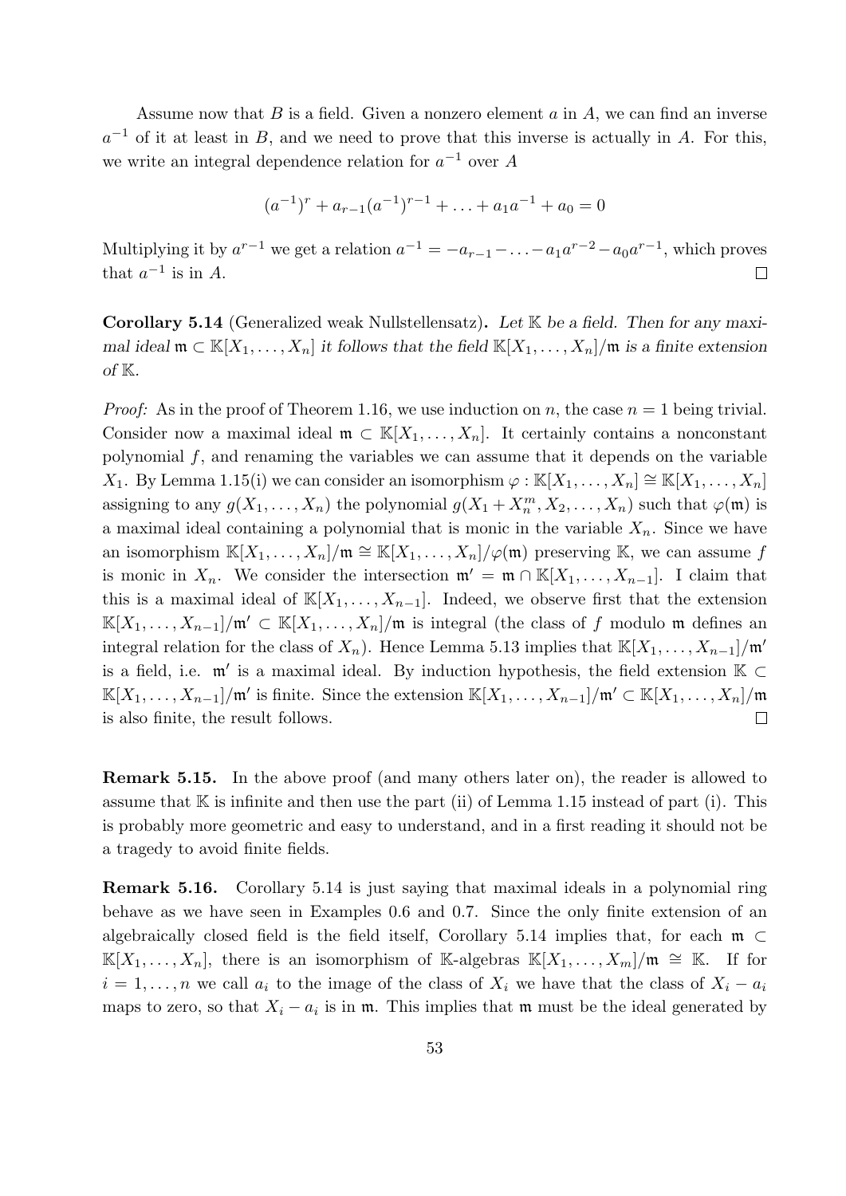Assume now that $B$ is a field. Given a nonzero element $a$ in $A$, we can find an inverse $a^{-1}$ of it at least in $B$, and we need to prove that this inverse is actually in $A$. For this, we write an integral dependence relation for $a^{-1}$ over $A$

$$(a^{-1})^r + a_{r-1}(a^{-1})^{r-1} + \ldots + a_1 a^{-1} + a_0 = 0$$

Multiplying it by $a^{r-1}$ we get a relation $a^{-1} = -a_{r-1} - \ldots - a_1 a^{r-2} - a_0 a^{r-1}$, which proves that $a^{-1}$ is in $A$. $\square$

**Corollary 5.14** (Generalized weak Nullstellensatz)**.** *Let $\mathbb{K}$ be a field. Then for any maximal ideal $\mathfrak{m} \subset \mathbb{K}[X_1, \ldots, X_n]$ it follows that the field $\mathbb{K}[X_1, \ldots, X_n]/\mathfrak{m}$ is a finite extension of $\mathbb{K}$.*

*Proof:* As in the proof of Theorem 1.16, we use induction on $n$, the case $n = 1$ being trivial. Consider now a maximal ideal $\mathfrak{m} \subset \mathbb{K}[X_1, \ldots, X_n]$. It certainly contains a nonconstant polynomial $f$, and renaming the variables we can assume that it depends on the variable $X_1$. By Lemma 1.15(i) we can consider an isomorphism $\varphi : \mathbb{K}[X_1, \ldots, X_n] \cong \mathbb{K}[X_1, \ldots, X_n]$ assigning to any $g(X_1, \ldots, X_n)$ the polynomial $g(X_1 + X_n^m, X_2, \ldots, X_n)$ such that $\varphi(\mathfrak{m})$ is a maximal ideal containing a polynomial that is monic in the variable $X_n$. Since we have an isomorphism $\mathbb{K}[X_1, \ldots, X_n]/\mathfrak{m} \cong \mathbb{K}[X_1, \ldots, X_n]/\varphi(\mathfrak{m})$ preserving $\mathbb{K}$, we can assume $f$ is monic in $X_n$. We consider the intersection $\mathfrak{m}' = \mathfrak{m} \cap \mathbb{K}[X_1, \ldots, X_{n-1}]$. I claim that this is a maximal ideal of $\mathbb{K}[X_1, \ldots, X_{n-1}]$. Indeed, we observe first that the extension $\mathbb{K}[X_1, \ldots, X_{n-1}]/\mathfrak{m}' \subset \mathbb{K}[X_1, \ldots, X_n]/\mathfrak{m}$ is integral (the class of $f$ modulo $\mathfrak{m}$ defines an integral relation for the class of $X_n$). Hence Lemma 5.13 implies that $\mathbb{K}[X_1, \ldots, X_{n-1}]/\mathfrak{m}'$ is a field, i.e. $\mathfrak{m}'$ is a maximal ideal. By induction hypothesis, the field extension $\mathbb{K} \subset \mathbb{K}[X_1, \ldots, X_{n-1}]/\mathfrak{m}'$ is finite. Since the extension $\mathbb{K}[X_1, \ldots, X_{n-1}]/\mathfrak{m}' \subset \mathbb{K}[X_1, \ldots, X_n]/\mathfrak{m}$ is also finite, the result follows. $\square$

**Remark 5.15.** In the above proof (and many others later on), the reader is allowed to assume that $\mathbb{K}$ is infinite and then use the part (ii) of Lemma 1.15 instead of part (i). This is probably more geometric and easy to understand, and in a first reading it should not be a tragedy to avoid finite fields.

**Remark 5.16.** Corollary 5.14 is just saying that maximal ideals in a polynomial ring behave as we have seen in Examples 0.6 and 0.7. Since the only finite extension of an algebraically closed field is the field itself, Corollary 5.14 implies that, for each $\mathfrak{m} \subset \mathbb{K}[X_1, \ldots, X_n]$, there is an isomorphism of $\mathbb{K}$-algebras $\mathbb{K}[X_1, \ldots, X_m]/\mathfrak{m} \cong \mathbb{K}$. If for $i = 1, \ldots, n$ we call $a_i$ to the image of the class of $X_i$ we have that the class of $X_i - a_i$ maps to zero, so that $X_i - a_i$ is in $\mathfrak{m}$. This implies that $\mathfrak{m}$ must be the ideal generated by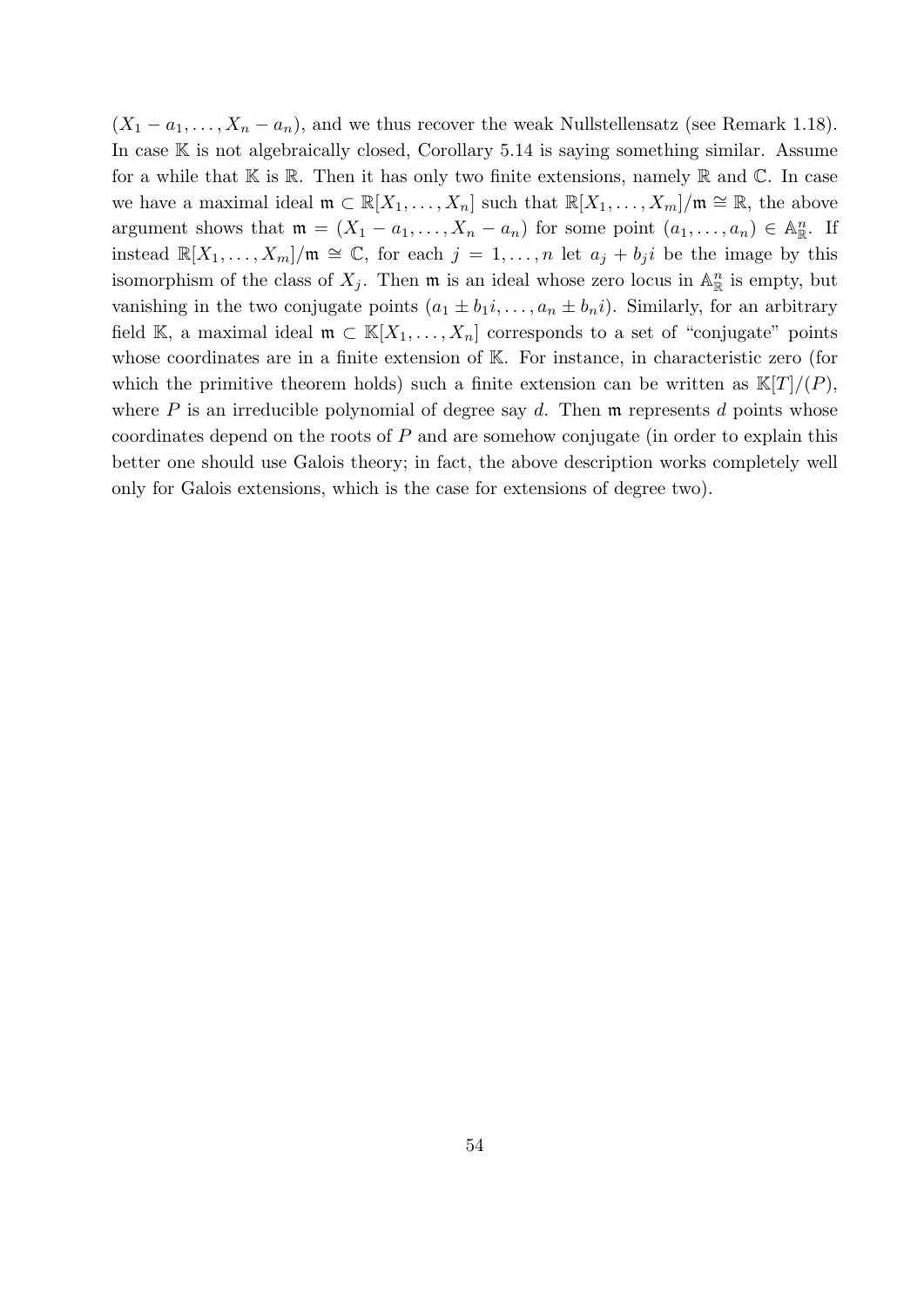$(X_1 - a_1, \ldots, X_n - a_n)$, and we thus recover the weak Nullstellensatz (see Remark 1.18). In case $\mathbb{K}$ is not algebraically closed, Corollary 5.14 is saying something similar. Assume for a while that $\mathbb{K}$ is $\mathbb{R}$. Then it has only two finite extensions, namely $\mathbb{R}$ and $\mathbb{C}$. In case we have a maximal ideal $\mathfrak{m} \subset \mathbb{R}[X_1, \ldots, X_n]$ such that $\mathbb{R}[X_1, \ldots, X_m]/\mathfrak{m} \cong \mathbb{R}$, the above argument shows that $\mathfrak{m} = (X_1 - a_1, \ldots, X_n - a_n)$ for some point $(a_1, \ldots, a_n) \in \mathbb{A}^n_{\mathbb{R}}$. If instead $\mathbb{R}[X_1, \ldots, X_m]/\mathfrak{m} \cong \mathbb{C}$, for each $j = 1, \ldots, n$ let $a_j + b_j i$ be the image by this isomorphism of the class of $X_j$. Then $\mathfrak{m}$ is an ideal whose zero locus in $\mathbb{A}^n_{\mathbb{R}}$ is empty, but vanishing in the two conjugate points $(a_1 \pm b_1 i, \ldots, a_n \pm b_n i)$. Similarly, for an arbitrary field $\mathbb{K}$, a maximal ideal $\mathfrak{m} \subset \mathbb{K}[X_1, \ldots, X_n]$ corresponds to a set of "conjugate" points whose coordinates are in a finite extension of $\mathbb{K}$. For instance, in characteristic zero (for which the primitive theorem holds) such a finite extension can be written as $\mathbb{K}[T]/(P)$, where $P$ is an irreducible polynomial of degree say $d$. Then $\mathfrak{m}$ represents $d$ points whose coordinates depend on the roots of $P$ and are somehow conjugate (in order to explain this better one should use Galois theory; in fact, the above description works completely well only for Galois extensions, which is the case for extensions of degree two).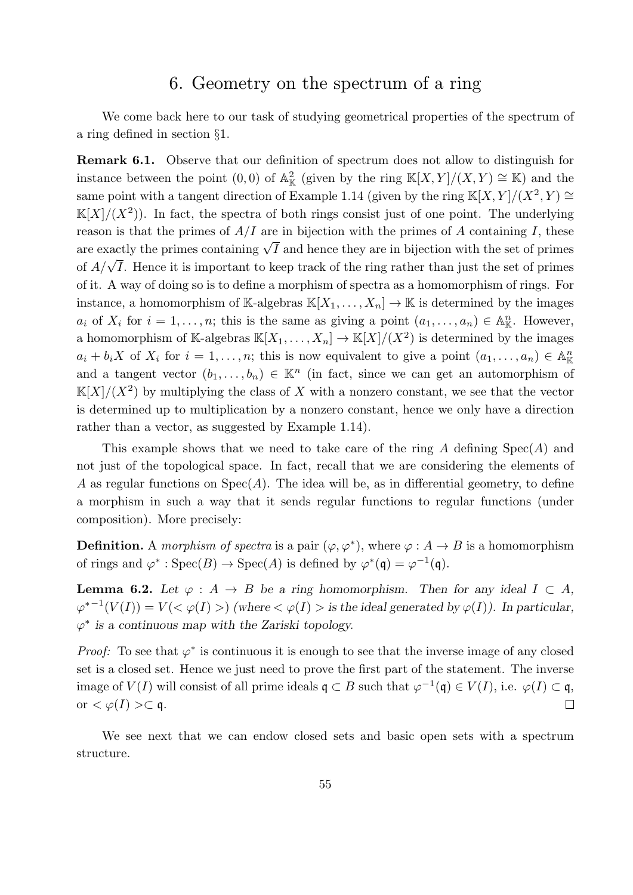# 6. Geometry on the spectrum of a ring

We come back here to our task of studying geometrical properties of the spectrum of a ring defined in section §1.

**Remark 6.1.** Observe that our definition of spectrum does not allow to distinguish for instance between the point $(0,0)$ of $\mathbb{A}^2_{\mathbb{K}}$ (given by the ring $\mathbb{K}[X,Y]/(X,Y) \cong \mathbb{K}$) and the same point with a tangent direction of Example 1.14 (given by the ring $\mathbb{K}[X,Y]/(X^2,Y) \cong \mathbb{K}[X]/(X^2)$). In fact, the spectra of both rings consist just of one point. The underlying reason is that the primes of $A/I$ are in bijection with the primes of $A$ containing $I$, these are exactly the primes containing $\sqrt{I}$ and hence they are in bijection with the set of primes of $A/\sqrt{I}$. Hence it is important to keep track of the ring rather than just the set of primes of it. A way of doing so is to define a morphism of spectra as a homomorphism of rings. For instance, a homomorphism of $\mathbb{K}$-algebras $\mathbb{K}[X_1,\ldots,X_n] \to \mathbb{K}$ is determined by the images $a_i$ of $X_i$ for $i = 1,\ldots,n$; this is the same as giving a point $(a_1,\ldots,a_n) \in \mathbb{A}^n_{\mathbb{K}}$. However, a homomorphism of $\mathbb{K}$-algebras $\mathbb{K}[X_1,\ldots,X_n] \to \mathbb{K}[X]/(X^2)$ is determined by the images $a_i + b_iX$ of $X_i$ for $i = 1,\ldots,n$; this is now equivalent to give a point $(a_1,\ldots,a_n) \in \mathbb{A}^n_{\mathbb{K}}$ and a tangent vector $(b_1,\ldots,b_n) \in \mathbb{K}^n$ (in fact, since we can get an automorphism of $\mathbb{K}[X]/(X^2)$ by multiplying the class of $X$ with a nonzero constant, we see that the vector is determined up to multiplication by a nonzero constant, hence we only have a direction rather than a vector, as suggested by Example 1.14).

This example shows that we need to take care of the ring $A$ defining $\operatorname{Spec}(A)$ and not just of the topological space. In fact, recall that we are considering the elements of $A$ as regular functions on $\operatorname{Spec}(A)$. The idea will be, as in differential geometry, to define a morphism in such a way that it sends regular functions to regular functions (under composition). More precisely:

**Definition.** A *morphism of spectra* is a pair $(\varphi, \varphi^*)$, where $\varphi : A \to B$ is a homomorphism of rings and $\varphi^* : \operatorname{Spec}(B) \to \operatorname{Spec}(A)$ is defined by $\varphi^*(\mathfrak{q}) = \varphi^{-1}(\mathfrak{q})$.

**Lemma 6.2.** *Let $\varphi : A \to B$ be a ring homomorphism. Then for any ideal $I \subset A$, ${\varphi^*}^{-1}(V(I)) = V(<\varphi(I)>)$ (where $<\varphi(I)>$ is the ideal generated by $\varphi(I)$). In particular, $\varphi^*$ is a continuous map with the Zariski topology.*

*Proof:* To see that $\varphi^*$ is continuous it is enough to see that the inverse image of any closed set is a closed set. Hence we just need to prove the first part of the statement. The inverse image of $V(I)$ will consist of all prime ideals $\mathfrak{q} \subset B$ such that $\varphi^{-1}(\mathfrak{q}) \in V(I)$, i.e. $\varphi(I) \subset \mathfrak{q}$, or $<\varphi(I)> \subset \mathfrak{q}$. $\square$

We see next that we can endow closed sets and basic open sets with a spectrum structure.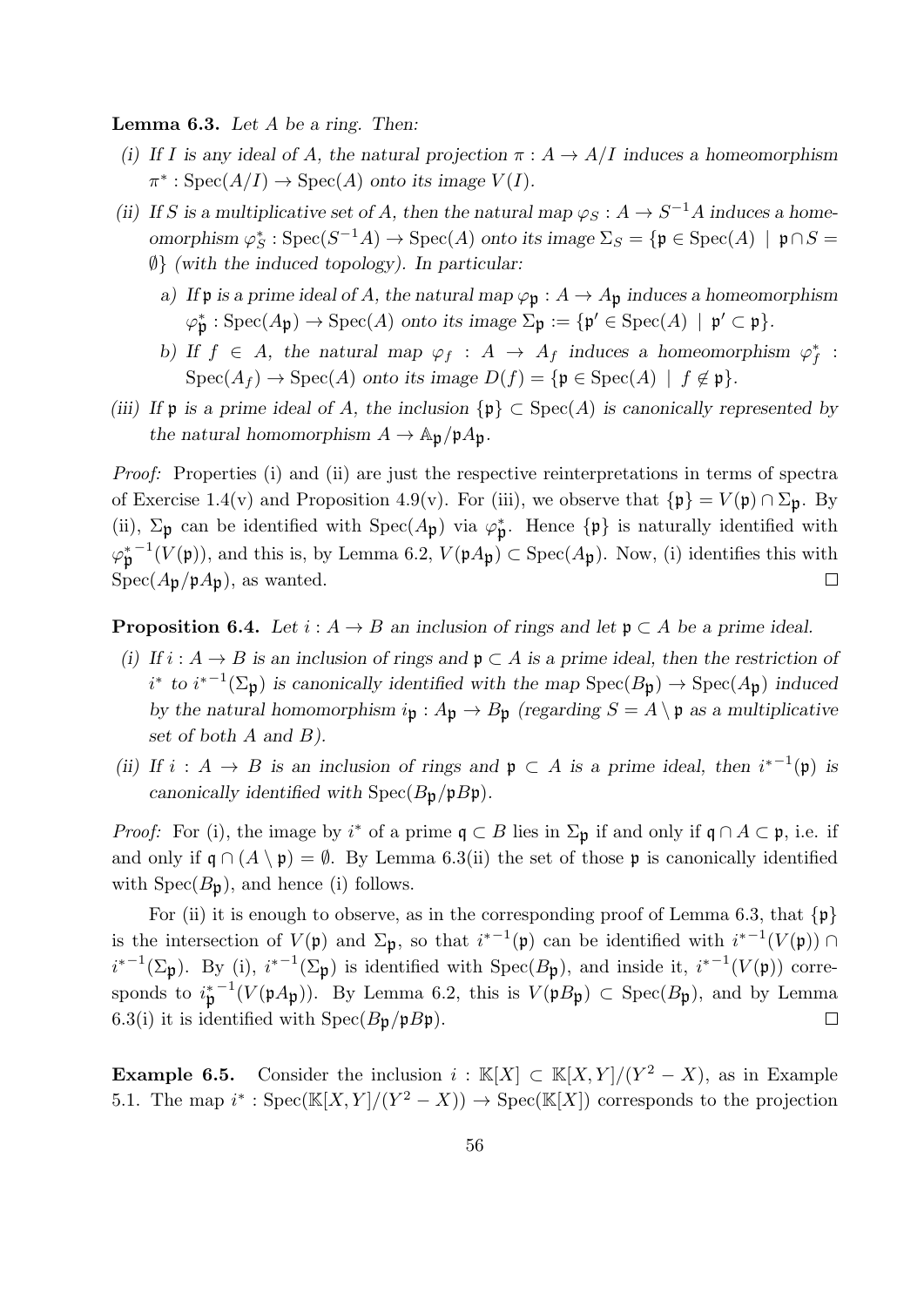**Lemma 6.3.** *Let $A$ be a ring. Then:*

*(i) If $I$ is any ideal of $A$, the natural projection $\pi : A \to A/I$ induces a homeomorphism $\pi^* : \mathrm{Spec}(A/I) \to \mathrm{Spec}(A)$ onto its image $V(I)$.*

*(ii) If $S$ is a multiplicative set of $A$, then the natural map $\varphi_S : A \to S^{-1}A$ induces a homeomorphism $\varphi_S^* : \mathrm{Spec}(S^{-1}A) \to \mathrm{Spec}(A)$ onto its image $\Sigma_S = \{\mathfrak{p} \in \mathrm{Spec}(A) \mid \mathfrak{p} \cap S = \emptyset\}$ (with the induced topology). In particular:*

*a) If $\mathfrak{p}$ is a prime ideal of $A$, the natural map $\varphi_{\mathfrak{p}} : A \to A_{\mathfrak{p}}$ induces a homeomorphism $\varphi_{\mathfrak{p}}^* : \mathrm{Spec}(A_{\mathfrak{p}}) \to \mathrm{Spec}(A)$ onto its image $\Sigma_{\mathfrak{p}} := \{\mathfrak{p}' \in \mathrm{Spec}(A) \mid \mathfrak{p}' \subset \mathfrak{p}\}$.*

*b) If $f \in A$, the natural map $\varphi_f : A \to A_f$ induces a homeomorphism $\varphi_f^* : \mathrm{Spec}(A_f) \to \mathrm{Spec}(A)$ onto its image $D(f) = \{\mathfrak{p} \in \mathrm{Spec}(A) \mid f \not\in \mathfrak{p}\}$.*

*(iii) If $\mathfrak{p}$ is a prime ideal of $A$, the inclusion $\{\mathfrak{p}\} \subset \mathrm{Spec}(A)$ is canonically represented by the natural homomorphism $A \to \mathbb{A}_{\mathfrak{p}}/\mathfrak{p}A_{\mathfrak{p}}$.*

*Proof:* Properties (i) and (ii) are just the respective reinterpretations in terms of spectra of Exercise 1.4(v) and Proposition 4.9(v). For (iii), we observe that $\{\mathfrak{p}\} = V(\mathfrak{p}) \cap \Sigma_{\mathfrak{p}}$. By (ii), $\Sigma_{\mathfrak{p}}$ can be identified with $\mathrm{Spec}(A_{\mathfrak{p}})$ via $\varphi_{\mathfrak{p}}^*$. Hence $\{\mathfrak{p}\}$ is naturally identified with ${\varphi_{\mathfrak{p}}^*}^{-1}(V(\mathfrak{p}))$, and this is, by Lemma 6.2, $V(\mathfrak{p}A_{\mathfrak{p}}) \subset \mathrm{Spec}(A_{\mathfrak{p}})$. Now, (i) identifies this with $\mathrm{Spec}(A_{\mathfrak{p}}/\mathfrak{p}A_{\mathfrak{p}})$, as wanted. □

**Proposition 6.4.** *Let $i : A \to B$ an inclusion of rings and let $\mathfrak{p} \subset A$ be a prime ideal.*

*(i) If $i : A \to B$ is an inclusion of rings and $\mathfrak{p} \subset A$ is a prime ideal, then the restriction of $i^*$ to ${i^*}^{-1}(\Sigma_{\mathfrak{p}})$ is canonically identified with the map $\mathrm{Spec}(B_{\mathfrak{p}}) \to \mathrm{Spec}(A_{\mathfrak{p}})$ induced by the natural homomorphism $i_{\mathfrak{p}} : A_{\mathfrak{p}} \to B_{\mathfrak{p}}$ (regarding $S = A \setminus \mathfrak{p}$ as a multiplicative set of both $A$ and $B$).*

*(ii) If $i : A \to B$ is an inclusion of rings and $\mathfrak{p} \subset A$ is a prime ideal, then ${i^*}^{-1}(\mathfrak{p})$ is canonically identified with $\mathrm{Spec}(B_{\mathfrak{p}}/\mathfrak{p}B\mathfrak{p})$.*

*Proof:* For (i), the image by $i^*$ of a prime $\mathfrak{q} \subset B$ lies in $\Sigma_{\mathfrak{p}}$ if and only if $\mathfrak{q} \cap A \subset \mathfrak{p}$, i.e. if and only if $\mathfrak{q} \cap (A \setminus \mathfrak{p}) = \emptyset$. By Lemma 6.3(ii) the set of those $\mathfrak{p}$ is canonically identified with $\mathrm{Spec}(B_{\mathfrak{p}})$, and hence (i) follows.

For (ii) it is enough to observe, as in the corresponding proof of Lemma 6.3, that $\{\mathfrak{p}\}$ is the intersection of $V(\mathfrak{p})$ and $\Sigma_{\mathfrak{p}}$, so that ${i^*}^{-1}(\mathfrak{p})$ can be identified with ${i^*}^{-1}(V(\mathfrak{p})) \cap {i^*}^{-1}(\Sigma_{\mathfrak{p}})$. By (i), ${i^*}^{-1}(\Sigma_{\mathfrak{p}})$ is identified with $\mathrm{Spec}(B_{\mathfrak{p}})$, and inside it, ${i^*}^{-1}(V(\mathfrak{p}))$ corresponds to ${i_{\mathfrak{p}}^*}^{-1}(V(\mathfrak{p}A_{\mathfrak{p}}))$. By Lemma 6.2, this is $V(\mathfrak{p}B_{\mathfrak{p}}) \subset \mathrm{Spec}(B_{\mathfrak{p}})$, and by Lemma 6.3(i) it is identified with $\mathrm{Spec}(B_{\mathfrak{p}}/\mathfrak{p}B\mathfrak{p})$. □

**Example 6.5.** Consider the inclusion $i : \mathbb{K}[X] \subset \mathbb{K}[X,Y]/(Y^2 - X)$, as in Example 5.1. The map $i^* : \mathrm{Spec}(\mathbb{K}[X,Y]/(Y^2 - X)) \to \mathrm{Spec}(\mathbb{K}[X])$ corresponds to the projection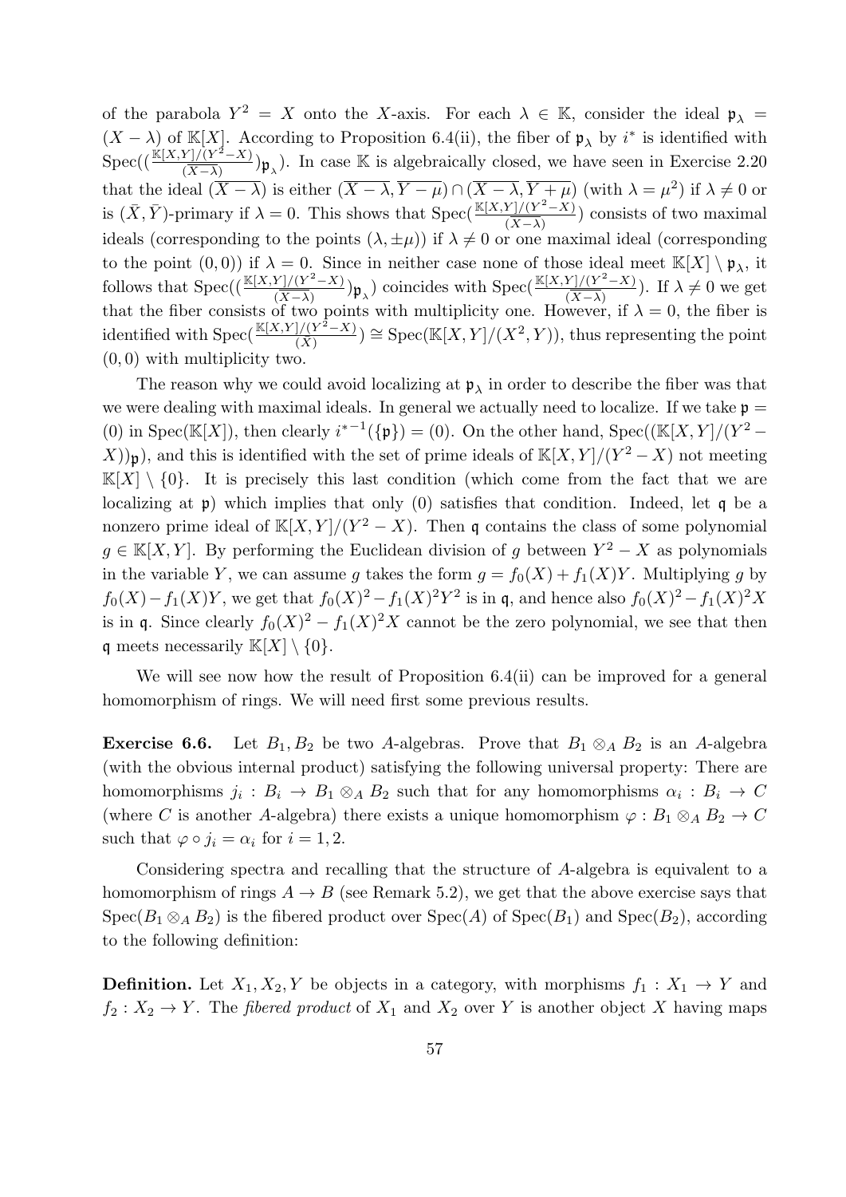of the parabola $Y^2 = X$ onto the $X$-axis. For each $\lambda \in \mathbb{K}$, consider the ideal $\mathfrak{p}_\lambda = (X-\lambda)$ of $\mathbb{K}[X]$. According to Proposition 6.4(ii), the fiber of $\mathfrak{p}_\lambda$ by $i^*$ is identified with $\mathrm{Spec}((\frac{\mathbb{K}[X,Y]/(Y^2-X)}{(\overline{X-\lambda})})_{\mathfrak{p}_\lambda})$. In case $\mathbb{K}$ is algebraically closed, we have seen in Exercise 2.20 that the ideal $(\overline{X-\lambda})$ is either $(\overline{X-\lambda}, \overline{Y-\mu}) \cap (\overline{X-\lambda}, \overline{Y+\mu})$ (with $\lambda = \mu^2$) if $\lambda \neq 0$ or is $(\bar{X}, \bar{Y})$-primary if $\lambda = 0$. This shows that $\mathrm{Spec}(\frac{\mathbb{K}[X,Y]/(Y^2-X)}{(\overline{X-\lambda})})$ consists of two maximal ideals (corresponding to the points $(\lambda, \pm\mu)$) if $\lambda \neq 0$ or one maximal ideal (corresponding to the point $(0,0)$) if $\lambda = 0$. Since in neither case none of those ideal meet $\mathbb{K}[X] \setminus \mathfrak{p}_\lambda$, it follows that $\mathrm{Spec}((\frac{\mathbb{K}[X,Y]/(Y^2-X)}{(\overline{X-\lambda})})_{\mathfrak{p}_\lambda})$ coincides with $\mathrm{Spec}(\frac{\mathbb{K}[X,Y]/(Y^2-X)}{(\overline{X-\lambda})})$. If $\lambda \neq 0$ we get that the fiber consists of two points with multiplicity one. However, if $\lambda = 0$, the fiber is identified with $\mathrm{Spec}(\frac{\mathbb{K}[X,Y]/(Y^2-X)}{(\bar{X})}) \cong \mathrm{Spec}(\mathbb{K}[X,Y]/(X^2, Y))$, thus representing the point $(0,0)$ with multiplicity two.

The reason why we could avoid localizing at $\mathfrak{p}_\lambda$ in order to describe the fiber was that we were dealing with maximal ideals. In general we actually need to localize. If we take $\mathfrak{p} = (0)$ in $\mathrm{Spec}(\mathbb{K}[X])$, then clearly $i^{*-1}(\{\mathfrak{p}\}) = (0)$. On the other hand, $\mathrm{Spec}((\mathbb{K}[X,Y]/(Y^2 - X))_{\mathfrak{p}})$, and this is identified with the set of prime ideals of $\mathbb{K}[X,Y]/(Y^2-X)$ not meeting $\mathbb{K}[X] \setminus \{0\}$. It is precisely this last condition (which come from the fact that we are localizing at $\mathfrak{p}$) which implies that only $(0)$ satisfies that condition. Indeed, let $\mathfrak{q}$ be a nonzero prime ideal of $\mathbb{K}[X,Y]/(Y^2-X)$. Then $\mathfrak{q}$ contains the class of some polynomial $g \in \mathbb{K}[X,Y]$. By performing the Euclidean division of $g$ between $Y^2 - X$ as polynomials in the variable $Y$, we can assume $g$ takes the form $g = f_0(X) + f_1(X)Y$. Multiplying $g$ by $f_0(X) - f_1(X)Y$, we get that $f_0(X)^2 - f_1(X)^2Y^2$ is in $\mathfrak{q}$, and hence also $f_0(X)^2 - f_1(X)^2X$ is in $\mathfrak{q}$. Since clearly $f_0(X)^2 - f_1(X)^2X$ cannot be the zero polynomial, we see that then $\mathfrak{q}$ meets necessarily $\mathbb{K}[X] \setminus \{0\}$.

We will see now how the result of Proposition 6.4(ii) can be improved for a general homomorphism of rings. We will need first some previous results.

**Exercise 6.6.** Let $B_1, B_2$ be two $A$-algebras. Prove that $B_1 \otimes_A B_2$ is an $A$-algebra (with the obvious internal product) satisfying the following universal property: There are homomorphisms $j_i : B_i \to B_1 \otimes_A B_2$ such that for any homomorphisms $\alpha_i : B_i \to C$ (where $C$ is another $A$-algebra) there exists a unique homomorphism $\varphi : B_1 \otimes_A B_2 \to C$ such that $\varphi \circ j_i = \alpha_i$ for $i = 1, 2$.

Considering spectra and recalling that the structure of $A$-algebra is equivalent to a homomorphism of rings $A \to B$ (see Remark 5.2), we get that the above exercise says that $\mathrm{Spec}(B_1 \otimes_A B_2)$ is the fibered product over $\mathrm{Spec}(A)$ of $\mathrm{Spec}(B_1)$ and $\mathrm{Spec}(B_2)$, according to the following definition:

**Definition.** Let $X_1, X_2, Y$ be objects in a category, with morphisms $f_1 : X_1 \to Y$ and $f_2 : X_2 \to Y$. The *fibered product* of $X_1$ and $X_2$ over $Y$ is another object $X$ having maps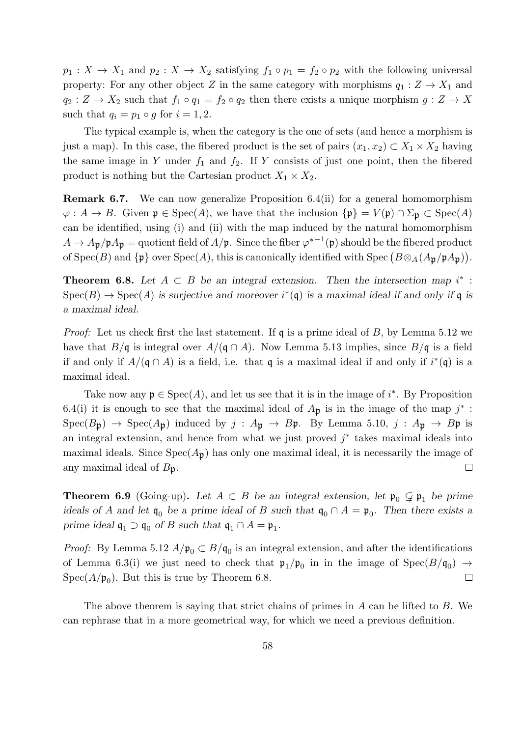$p_1 : X \to X_1$ and $p_2 : X \to X_2$ satisfying $f_1 \circ p_1 = f_2 \circ p_2$ with the following universal property: For any other object $Z$ in the same category with morphisms $q_1 : Z \to X_1$ and $q_2 : Z \to X_2$ such that $f_1 \circ q_1 = f_2 \circ q_2$ then there exists a unique morphism $g : Z \to X$ such that $q_i = p_1 \circ g$ for $i = 1, 2$.

The typical example is, when the category is the one of sets (and hence a morphism is just a map). In this case, the fibered product is the set of pairs $(x_1, x_2) \subset X_1 \times X_2$ having the same image in $Y$ under $f_1$ and $f_2$. If $Y$ consists of just one point, then the fibered product is nothing but the Cartesian product $X_1 \times X_2$.

**Remark 6.7.** We can now generalize Proposition 6.4(ii) for a general homomorphism $\varphi : A \to B$. Given $\mathfrak{p} \in \mathrm{Spec}(A)$, we have that the inclusion $\{\mathfrak{p}\} = V(\mathfrak{p}) \cap \Sigma_{\mathfrak{p}} \subset \mathrm{Spec}(A)$ can be identified, using (i) and (ii) with the map induced by the natural homomorphism $A \to A_{\mathfrak{p}}/\mathfrak{p}A_{\mathfrak{p}} =$ quotient field of $A/\mathfrak{p}$. Since the fiber ${\varphi^*}^{-1}(\mathfrak{p})$ should be the fibered product of $\mathrm{Spec}(B)$ and $\{\mathfrak{p}\}$ over $\mathrm{Spec}(A)$, this is canonically identified with $\mathrm{Spec}\left(B \otimes_A (A_{\mathfrak{p}}/\mathfrak{p}A_{\mathfrak{p}})\right)$.

**Theorem 6.8.** *Let $A \subset B$ be an integral extension. Then the intersection map $i^* : \mathrm{Spec}(B) \to \mathrm{Spec}(A)$ is surjective and moreover $i^*(\mathfrak{q})$ is a maximal ideal if and only if $\mathfrak{q}$ is a maximal ideal.*

*Proof:* Let us check first the last statement. If $\mathfrak{q}$ is a prime ideal of $B$, by Lemma 5.12 we have that $B/\mathfrak{q}$ is integral over $A/(\mathfrak{q} \cap A)$. Now Lemma 5.13 implies, since $B/\mathfrak{q}$ is a field if and only if $A/(\mathfrak{q} \cap A)$ is a field, i.e. that $\mathfrak{q}$ is a maximal ideal if and only if $i^*(\mathfrak{q})$ is a maximal ideal.

Take now any $\mathfrak{p} \in \mathrm{Spec}(A)$, and let us see that it is in the image of $i^*$. By Proposition 6.4(i) it is enough to see that the maximal ideal of $A_{\mathfrak{p}}$ is in the image of the map $j^* : \mathrm{Spec}(B_{\mathfrak{p}}) \to \mathrm{Spec}(A_{\mathfrak{p}})$ induced by $j : A_{\mathfrak{p}} \to B\mathfrak{p}$. By Lemma 5.10, $j : A_{\mathfrak{p}} \to B\mathfrak{p}$ is an integral extension, and hence from what we just proved $j^*$ takes maximal ideals into maximal ideals. Since $\mathrm{Spec}(A_{\mathfrak{p}})$ has only one maximal ideal, it is necessarily the image of any maximal ideal of $B_{\mathfrak{p}}$. $\square$

**Theorem 6.9** (Going-up)**.** *Let $A \subset B$ be an integral extension, let $\mathfrak{p}_0 \subsetneq \mathfrak{p}_1$ be prime ideals of $A$ and let $\mathfrak{q}_0$ be a prime ideal of $B$ such that $\mathfrak{q}_0 \cap A = \mathfrak{p}_0$. Then there exists a prime ideal $\mathfrak{q}_1 \supset \mathfrak{q}_0$ of $B$ such that $\mathfrak{q}_1 \cap A = \mathfrak{p}_1$.*

*Proof:* By Lemma 5.12 $A/\mathfrak{p}_0 \subset B/\mathfrak{q}_0$ is an integral extension, and after the identifications of Lemma 6.3(i) we just need to check that $\mathfrak{p}_1/\mathfrak{p}_0$ in in the image of $\mathrm{Spec}(B/\mathfrak{q}_0) \to \mathrm{Spec}(A/\mathfrak{p}_0)$. But this is true by Theorem 6.8. $\square$

The above theorem is saying that strict chains of primes in $A$ can be lifted to $B$. We can rephrase that in a more geometrical way, for which we need a previous definition.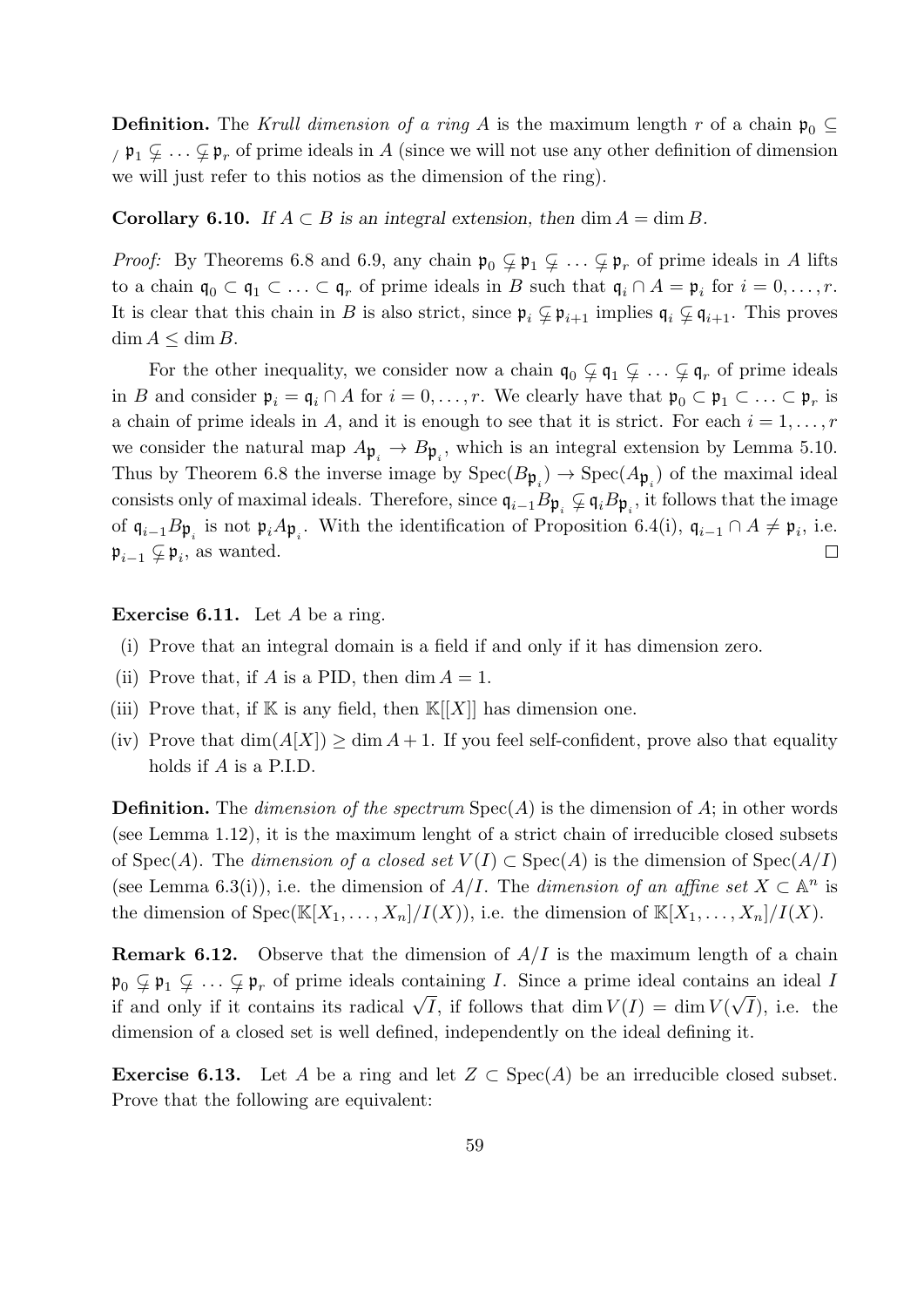**Definition.** The *Krull dimension of a ring* $A$ is the maximum length $r$ of a chain $\mathfrak{p}_0 \subsetneq \mathfrak{p}_1 \subsetneq \ldots \subsetneq \mathfrak{p}_r$ of prime ideals in $A$ (since we will not use any other definition of dimension we will just refer to this notios as the dimension of the ring).

**Corollary 6.10.** *If $A \subset B$ is an integral extension, then* $\dim A = \dim B$.

*Proof:* By Theorems 6.8 and 6.9, any chain $\mathfrak{p}_0 \subsetneq \mathfrak{p}_1 \subsetneq \ldots \subsetneq \mathfrak{p}_r$ of prime ideals in $A$ lifts to a chain $\mathfrak{q}_0 \subset \mathfrak{q}_1 \subset \ldots \subset \mathfrak{q}_r$ of prime ideals in $B$ such that $\mathfrak{q}_i \cap A = \mathfrak{p}_i$ for $i = 0, \ldots, r$. It is clear that this chain in $B$ is also strict, since $\mathfrak{p}_i \subsetneq \mathfrak{p}_{i+1}$ implies $\mathfrak{q}_i \subsetneq \mathfrak{q}_{i+1}$. This proves $\dim A \leq \dim B$.

For the other inequality, we consider now a chain $\mathfrak{q}_0 \subsetneq \mathfrak{q}_1 \subsetneq \ldots \subsetneq \mathfrak{q}_r$ of prime ideals in $B$ and consider $\mathfrak{p}_i = \mathfrak{q}_i \cap A$ for $i = 0, \ldots, r$. We clearly have that $\mathfrak{p}_0 \subset \mathfrak{p}_1 \subset \ldots \subset \mathfrak{p}_r$ is a chain of prime ideals in $A$, and it is enough to see that it is strict. For each $i = 1, \ldots, r$ we consider the natural map $A_{\mathfrak{p}_i} \to B_{\mathfrak{p}_i}$, which is an integral extension by Lemma 5.10. Thus by Theorem 6.8 the inverse image by $\operatorname{Spec}(B_{\mathfrak{p}_i}) \to \operatorname{Spec}(A_{\mathfrak{p}_i})$ of the maximal ideal consists only of maximal ideals. Therefore, since $\mathfrak{q}_{i-1}B_{\mathfrak{p}_i} \subsetneq \mathfrak{q}_i B_{\mathfrak{p}_i}$, it follows that the image of $\mathfrak{q}_{i-1}B_{\mathfrak{p}_i}$ is not $\mathfrak{p}_i A_{\mathfrak{p}_i}$. With the identification of Proposition 6.4(i), $\mathfrak{q}_{i-1} \cap A \neq \mathfrak{p}_i$, i.e. $\mathfrak{p}_{i-1} \subsetneq \mathfrak{p}_i$, as wanted. $\square$

**Exercise 6.11.** Let $A$ be a ring.

(i) Prove that an integral domain is a field if and only if it has dimension zero.

(ii) Prove that, if $A$ is a PID, then $\dim A = 1$.

(iii) Prove that, if $\mathbb{K}$ is any field, then $\mathbb{K}[[X]]$ has dimension one.

(iv) Prove that $\dim(A[X]) \geq \dim A + 1$. If you feel self-confident, prove also that equality holds if $A$ is a P.I.D.

**Definition.** The *dimension of the spectrum* $\operatorname{Spec}(A)$ is the dimension of $A$; in other words (see Lemma 1.12), it is the maximum lenght of a strict chain of irreducible closed subsets of $\operatorname{Spec}(A)$. The *dimension of a closed set* $V(I) \subset \operatorname{Spec}(A)$ is the dimension of $\operatorname{Spec}(A/I)$ (see Lemma 6.3(i)), i.e. the dimension of $A/I$. The *dimension of an affine set* $X \subset \mathbb{A}^n$ is the dimension of $\operatorname{Spec}(\mathbb{K}[X_1, \ldots, X_n]/I(X))$, i.e. the dimension of $\mathbb{K}[X_1, \ldots, X_n]/I(X)$.

**Remark 6.12.** Observe that the dimension of $A/I$ is the maximum length of a chain $\mathfrak{p}_0 \subsetneq \mathfrak{p}_1 \subsetneq \ldots \subsetneq \mathfrak{p}_r$ of prime ideals containing $I$. Since a prime ideal contains an ideal $I$ if and only if it contains its radical $\sqrt{I}$, if follows that $\dim V(I) = \dim V(\sqrt{I})$, i.e. the dimension of a closed set is well defined, independently on the ideal defining it.

**Exercise 6.13.** Let $A$ be a ring and let $Z \subset \operatorname{Spec}(A)$ be an irreducible closed subset. Prove that the following are equivalent: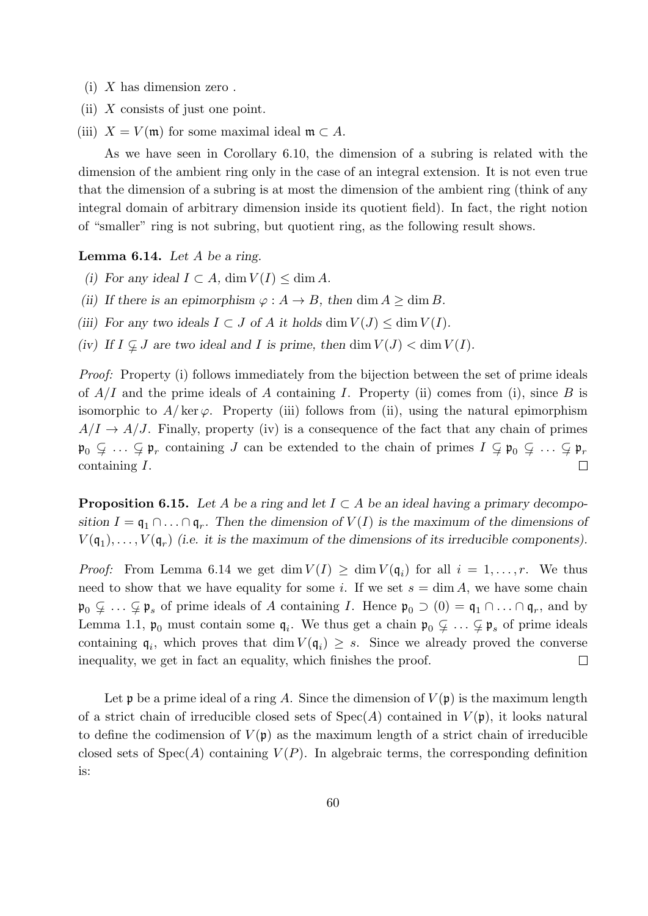(i) $X$ has dimension zero .

(ii) $X$ consists of just one point.

(iii) $X = V(\mathfrak{m})$ for some maximal ideal $\mathfrak{m} \subset A$.

As we have seen in Corollary 6.10, the dimension of a subring is related with the dimension of the ambient ring only in the case of an integral extension. It is not even true that the dimension of a subring is at most the dimension of the ambient ring (think of any integral domain of arbitrary dimension inside its quotient field). In fact, the right notion of "smaller" ring is not subring, but quotient ring, as the following result shows.

**Lemma 6.14.** *Let $A$ be a ring.*

*(i) For any ideal $I \subset A$, $\dim V(I) \leq \dim A$.*

*(ii) If there is an epimorphism $\varphi : A \to B$, then $\dim A \geq \dim B$.*

*(iii) For any two ideals $I \subset J$ of $A$ it holds $\dim V(J) \leq \dim V(I)$.*

*(iv) If $I \subsetneq J$ are two ideal and $I$ is prime, then $\dim V(J) < \dim V(I)$.*

*Proof:* Property (i) follows immediately from the bijection between the set of prime ideals of $A/I$ and the prime ideals of $A$ containing $I$. Property (ii) comes from (i), since $B$ is isomorphic to $A/\ker\varphi$. Property (iii) follows from (ii), using the natural epimorphism $A/I \to A/J$. Finally, property (iv) is a consequence of the fact that any chain of primes $\mathfrak{p}_0 \subsetneq \ldots \subsetneq \mathfrak{p}_r$ containing $J$ can be extended to the chain of primes $I \subsetneq \mathfrak{p}_0 \subsetneq \ldots \subsetneq \mathfrak{p}_r$ containing $I$. $\square$

**Proposition 6.15.** *Let $A$ be a ring and let $I \subset A$ be an ideal having a primary decomposition $I = \mathfrak{q}_1 \cap \ldots \cap \mathfrak{q}_r$. Then the dimension of $V(I)$ is the maximum of the dimensions of $V(\mathfrak{q}_1), \ldots, V(\mathfrak{q}_r)$ (i.e. it is the maximum of the dimensions of its irreducible components).*

*Proof:* From Lemma 6.14 we get $\dim V(I) \geq \dim V(\mathfrak{q}_i)$ for all $i = 1, \ldots, r$. We thus need to show that we have equality for some $i$. If we set $s = \dim A$, we have some chain $\mathfrak{p}_0 \subsetneq \ldots \subsetneq \mathfrak{p}_s$ of prime ideals of $A$ containing $I$. Hence $\mathfrak{p}_0 \supset (0) = \mathfrak{q}_1 \cap \ldots \cap \mathfrak{q}_r$, and by Lemma 1.1, $\mathfrak{p}_0$ must contain some $\mathfrak{q}_i$. We thus get a chain $\mathfrak{p}_0 \subsetneq \ldots \subsetneq \mathfrak{p}_s$ of prime ideals containing $\mathfrak{q}_i$, which proves that $\dim V(\mathfrak{q}_i) \geq s$. Since we already proved the converse inequality, we get in fact an equality, which finishes the proof. $\square$

Let $\mathfrak{p}$ be a prime ideal of a ring $A$. Since the dimension of $V(\mathfrak{p})$ is the maximum length of a strict chain of irreducible closed sets of $\mathrm{Spec}(A)$ contained in $V(\mathfrak{p})$, it looks natural to define the codimension of $V(\mathfrak{p})$ as the maximum length of a strict chain of irreducible closed sets of $\mathrm{Spec}(A)$ containing $V(P)$. In algebraic terms, the corresponding definition is: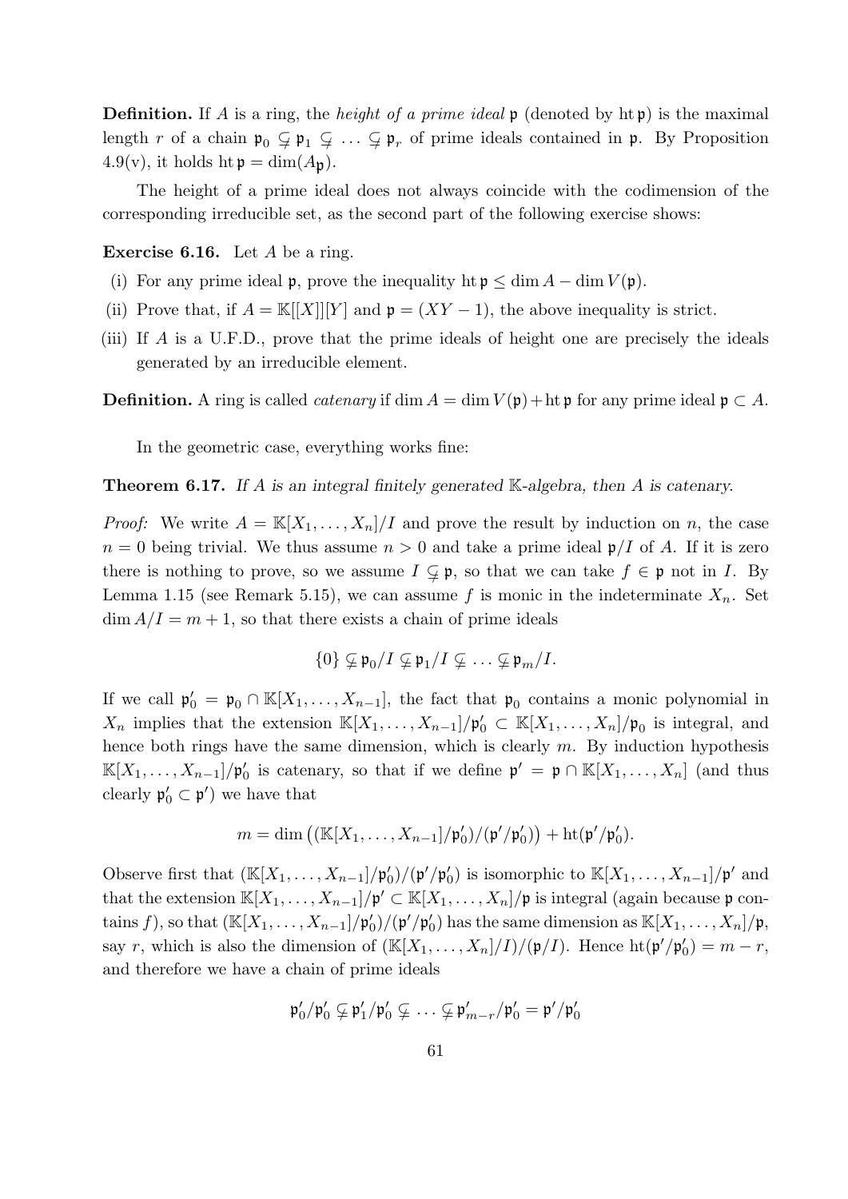**Definition.** If $A$ is a ring, the *height of a prime ideal* $\mathfrak{p}$ (denoted by $\operatorname{ht}\mathfrak{p}$) is the maximal length $r$ of a chain $\mathfrak{p}_0 \subsetneq \mathfrak{p}_1 \subsetneq \ldots \subsetneq \mathfrak{p}_r$ of prime ideals contained in $\mathfrak{p}$. By Proposition 4.9(v), it holds $\operatorname{ht}\mathfrak{p} = \dim(A_{\mathfrak{p}})$.

The height of a prime ideal does not always coincide with the codimension of the corresponding irreducible set, as the second part of the following exercise shows:

**Exercise 6.16.** Let $A$ be a ring.

(i) For any prime ideal $\mathfrak{p}$, prove the inequality $\operatorname{ht}\mathfrak{p} \leq \dim A - \dim V(\mathfrak{p})$.

(ii) Prove that, if $A = \mathbb{K}[[X]][Y]$ and $\mathfrak{p} = (XY-1)$, the above inequality is strict.

(iii) If $A$ is a U.F.D., prove that the prime ideals of height one are precisely the ideals generated by an irreducible element.

**Definition.** A ring is called *catenary* if $\dim A = \dim V(\mathfrak{p}) + \operatorname{ht}\mathfrak{p}$ for any prime ideal $\mathfrak{p} \subset A$.

In the geometric case, everything works fine:

**Theorem 6.17.** *If $A$ is an integral finitely generated $\mathbb{K}$-algebra, then $A$ is catenary.*

*Proof:* We write $A = \mathbb{K}[X_1,\ldots,X_n]/I$ and prove the result by induction on $n$, the case $n=0$ being trivial. We thus assume $n>0$ and take a prime ideal $\mathfrak{p}/I$ of $A$. If it is zero there is nothing to prove, so we assume $I \subsetneq \mathfrak{p}$, so that we can take $f \in \mathfrak{p}$ not in $I$. By Lemma 1.15 (see Remark 5.15), we can assume $f$ is monic in the indeterminate $X_n$. Set $\dim A/I = m+1$, so that there exists a chain of prime ideals

$$\{0\} \subsetneq \mathfrak{p}_0/I \subsetneq \mathfrak{p}_1/I \subsetneq \ldots \subsetneq \mathfrak{p}_m/I.$$

If we call $\mathfrak{p}_0' = \mathfrak{p}_0 \cap \mathbb{K}[X_1,\ldots,X_{n-1}]$, the fact that $\mathfrak{p}_0$ contains a monic polynomial in $X_n$ implies that the extension $\mathbb{K}[X_1,\ldots,X_{n-1}]/\mathfrak{p}_0' \subset \mathbb{K}[X_1,\ldots,X_n]/\mathfrak{p}_0$ is integral, and hence both rings have the same dimension, which is clearly $m$. By induction hypothesis $\mathbb{K}[X_1,\ldots,X_{n-1}]/\mathfrak{p}_0'$ is catenary, so that if we define $\mathfrak{p}' = \mathfrak{p} \cap \mathbb{K}[X_1,\ldots,X_n]$ (and thus clearly $\mathfrak{p}_0' \subset \mathfrak{p}'$) we have that

$$m = \dim\big((\mathbb{K}[X_1,\ldots,X_{n-1}]/\mathfrak{p}_0')/(\mathfrak{p}'/\mathfrak{p}_0')\big) + \operatorname{ht}(\mathfrak{p}'/\mathfrak{p}_0').$$

Observe first that $(\mathbb{K}[X_1,\ldots,X_{n-1}]/\mathfrak{p}_0')/(\mathfrak{p}'/\mathfrak{p}_0')$ is isomorphic to $\mathbb{K}[X_1,\ldots,X_{n-1}]/\mathfrak{p}'$ and that the extension $\mathbb{K}[X_1,\ldots,X_{n-1}]/\mathfrak{p}' \subset \mathbb{K}[X_1,\ldots,X_n]/\mathfrak{p}$ is integral (again because $\mathfrak{p}$ contains $f$), so that $(\mathbb{K}[X_1,\ldots,X_{n-1}]/\mathfrak{p}_0')/(\mathfrak{p}'/\mathfrak{p}_0')$ has the same dimension as $\mathbb{K}[X_1,\ldots,X_n]/\mathfrak{p}$, say $r$, which is also the dimension of $(\mathbb{K}[X_1,\ldots,X_n]/I)/(\mathfrak{p}/I)$. Hence $\operatorname{ht}(\mathfrak{p}'/\mathfrak{p}_0') = m-r$, and therefore we have a chain of prime ideals

$$\mathfrak{p}_0'/\mathfrak{p}_0' \subsetneq \mathfrak{p}_1'/\mathfrak{p}_0' \subsetneq \ldots \subsetneq \mathfrak{p}_{m-r}'/\mathfrak{p}_0' = \mathfrak{p}'/\mathfrak{p}_0'$$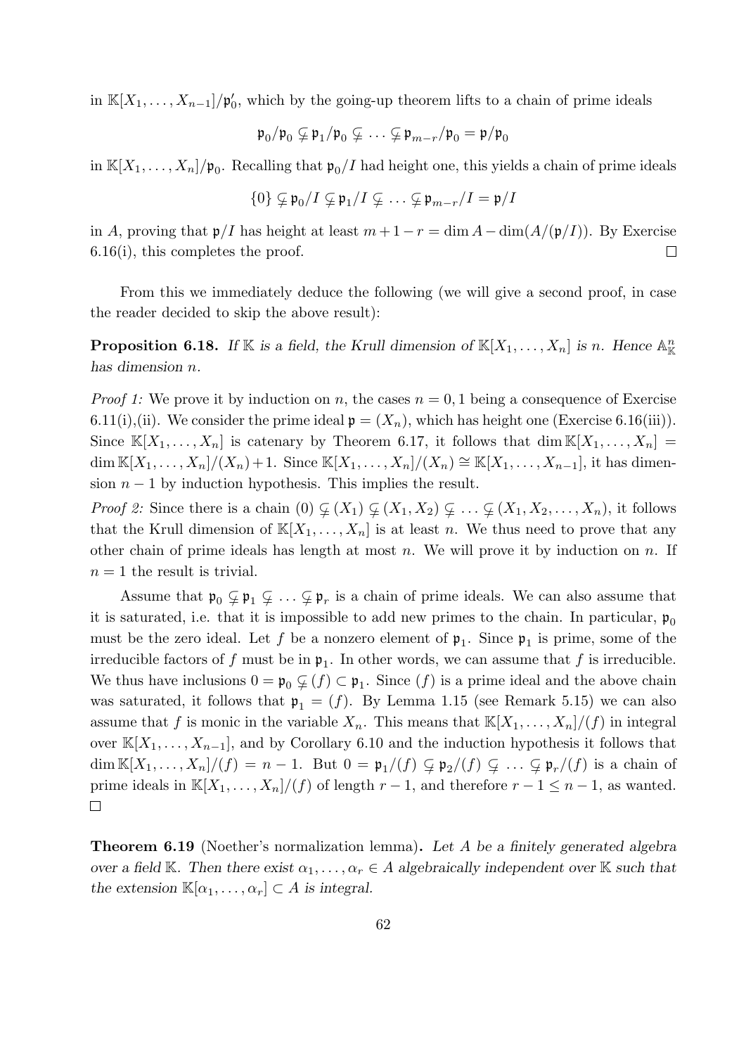in $\mathbb{K}[X_1, \ldots, X_{n-1}]/\mathfrak{p}_0'$, which by the going-up theorem lifts to a chain of prime ideals

$$\mathfrak{p}_0/\mathfrak{p}_0 \subsetneq \mathfrak{p}_1/\mathfrak{p}_0 \subsetneq \ldots \subsetneq \mathfrak{p}_{m-r}/\mathfrak{p}_0 = \mathfrak{p}/\mathfrak{p}_0$$

in $\mathbb{K}[X_1, \ldots, X_n]/\mathfrak{p}_0$. Recalling that $\mathfrak{p}_0/I$ had height one, this yields a chain of prime ideals

$$\{0\} \subsetneq \mathfrak{p}_0/I \subsetneq \mathfrak{p}_1/I \subsetneq \ldots \subsetneq \mathfrak{p}_{m-r}/I = \mathfrak{p}/I$$

in $A$, proving that $\mathfrak{p}/I$ has height at least $m+1-r = \dim A - \dim(A/(\mathfrak{p}/I))$. By Exercise 6.16(i), this completes the proof. $\square$

From this we immediately deduce the following (we will give a second proof, in case the reader decided to skip the above result):

**Proposition 6.18.** *If $\mathbb{K}$ is a field, the Krull dimension of $\mathbb{K}[X_1, \ldots, X_n]$ is $n$. Hence $\mathbb{A}^n_{\mathbb{K}}$ has dimension $n$.*

*Proof 1:* We prove it by induction on $n$, the cases $n = 0, 1$ being a consequence of Exercise 6.11(i),(ii). We consider the prime ideal $\mathfrak{p} = (X_n)$, which has height one (Exercise 6.16(iii)). Since $\mathbb{K}[X_1, \ldots, X_n]$ is catenary by Theorem 6.17, it follows that $\dim \mathbb{K}[X_1, \ldots, X_n] = \dim \mathbb{K}[X_1, \ldots, X_n]/(X_n) + 1$. Since $\mathbb{K}[X_1, \ldots, X_n]/(X_n) \cong \mathbb{K}[X_1, \ldots, X_{n-1}]$, it has dimension $n-1$ by induction hypothesis. This implies the result.

*Proof 2:* Since there is a chain $(0) \subsetneq (X_1) \subsetneq (X_1, X_2) \subsetneq \ldots \subsetneq (X_1, X_2, \ldots, X_n)$, it follows that the Krull dimension of $\mathbb{K}[X_1, \ldots, X_n]$ is at least $n$. We thus need to prove that any other chain of prime ideals has length at most $n$. We will prove it by induction on $n$. If $n = 1$ the result is trivial.

Assume that $\mathfrak{p}_0 \subsetneq \mathfrak{p}_1 \subsetneq \ldots \subsetneq \mathfrak{p}_r$ is a chain of prime ideals. We can also assume that it is saturated, i.e. that it is impossible to add new primes to the chain. In particular, $\mathfrak{p}_0$ must be the zero ideal. Let $f$ be a nonzero element of $\mathfrak{p}_1$. Since $\mathfrak{p}_1$ is prime, some of the irreducible factors of $f$ must be in $\mathfrak{p}_1$. In other words, we can assume that $f$ is irreducible. We thus have inclusions $0 = \mathfrak{p}_0 \subsetneq (f) \subset \mathfrak{p}_1$. Since $(f)$ is a prime ideal and the above chain was saturated, it follows that $\mathfrak{p}_1 = (f)$. By Lemma 1.15 (see Remark 5.15) we can also assume that $f$ is monic in the variable $X_n$. This means that $\mathbb{K}[X_1, \ldots, X_n]/(f)$ in integral over $\mathbb{K}[X_1, \ldots, X_{n-1}]$, and by Corollary 6.10 and the induction hypothesis it follows that $\dim \mathbb{K}[X_1, \ldots, X_n]/(f) = n-1$. But $0 = \mathfrak{p}_1/(f) \subsetneq \mathfrak{p}_2/(f) \subsetneq \ldots \subsetneq \mathfrak{p}_r/(f)$ is a chain of prime ideals in $\mathbb{K}[X_1, \ldots, X_n]/(f)$ of length $r-1$, and therefore $r - 1 \leq n - 1$, as wanted. $\square$

**Theorem 6.19** (Noether's normalization lemma)**.** *Let $A$ be a finitely generated algebra over a field $\mathbb{K}$. Then there exist $\alpha_1, \ldots, \alpha_r \in A$ algebraically independent over $\mathbb{K}$ such that the extension $\mathbb{K}[\alpha_1, \ldots, \alpha_r] \subset A$ is integral.*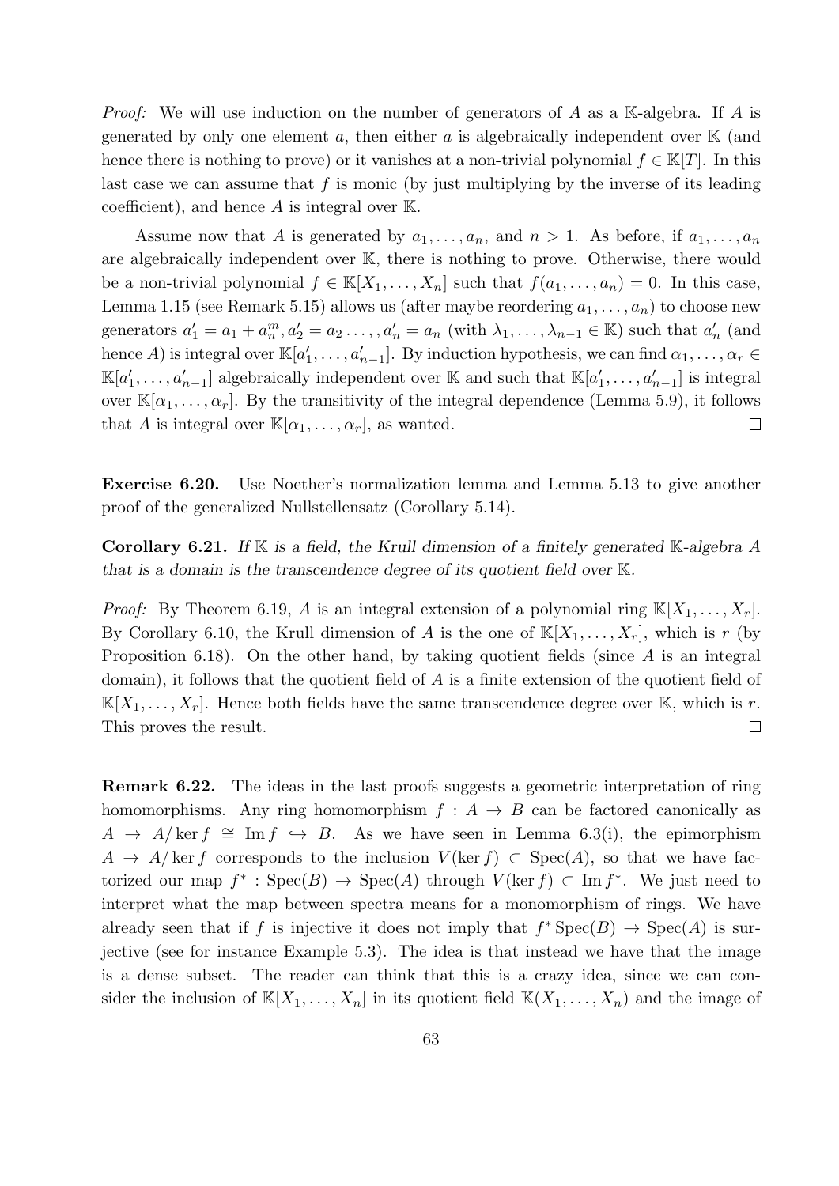*Proof:* We will use induction on the number of generators of $A$ as a $\mathbb{K}$-algebra. If $A$ is generated by only one element $a$, then either $a$ is algebraically independent over $\mathbb{K}$ (and hence there is nothing to prove) or it vanishes at a non-trivial polynomial $f \in \mathbb{K}[T]$. In this last case we can assume that $f$ is monic (by just multiplying by the inverse of its leading coefficient), and hence $A$ is integral over $\mathbb{K}$.

Assume now that $A$ is generated by $a_1, \ldots, a_n$, and $n > 1$. As before, if $a_1, \ldots, a_n$ are algebraically independent over $\mathbb{K}$, there is nothing to prove. Otherwise, there would be a non-trivial polynomial $f \in \mathbb{K}[X_1, \ldots, X_n]$ such that $f(a_1, \ldots, a_n) = 0$. In this case, Lemma 1.15 (see Remark 5.15) allows us (after maybe reordering $a_1, \ldots, a_n$) to choose new generators $a'_1 = a_1 + a_n^m, a'_2 = a_2 \ldots, a'_n = a_n$ (with $\lambda_1, \ldots, \lambda_{n-1} \in \mathbb{K}$) such that $a'_n$ (and hence $A$) is integral over $\mathbb{K}[a'_1, \ldots, a'_{n-1}]$. By induction hypothesis, we can find $\alpha_1, \ldots, \alpha_r \in \mathbb{K}[a'_1, \ldots, a'_{n-1}]$ algebraically independent over $\mathbb{K}$ and such that $\mathbb{K}[a'_1, \ldots, a'_{n-1}]$ is integral over $\mathbb{K}[\alpha_1, \ldots, \alpha_r]$. By the transitivity of the integral dependence (Lemma 5.9), it follows that $A$ is integral over $\mathbb{K}[\alpha_1, \ldots, \alpha_r]$, as wanted. $\square$

**Exercise 6.20.** Use Noether's normalization lemma and Lemma 5.13 to give another proof of the generalized Nullstellensatz (Corollary 5.14).

**Corollary 6.21.** *If $\mathbb{K}$ is a field, the Krull dimension of a finitely generated $\mathbb{K}$-algebra $A$ that is a domain is the transcendence degree of its quotient field over $\mathbb{K}$.*

*Proof:* By Theorem 6.19, $A$ is an integral extension of a polynomial ring $\mathbb{K}[X_1, \ldots, X_r]$. By Corollary 6.10, the Krull dimension of $A$ is the one of $\mathbb{K}[X_1, \ldots, X_r]$, which is $r$ (by Proposition 6.18). On the other hand, by taking quotient fields (since $A$ is an integral domain), it follows that the quotient field of $A$ is a finite extension of the quotient field of $\mathbb{K}[X_1, \ldots, X_r]$. Hence both fields have the same transcendence degree over $\mathbb{K}$, which is $r$. This proves the result. $\square$

**Remark 6.22.** The ideas in the last proofs suggests a geometric interpretation of ring homomorphisms. Any ring homomorphism $f : A \to B$ can be factored canonically as $A \to A/\ker f \cong \operatorname{Im} f \hookrightarrow B$. As we have seen in Lemma 6.3(i), the epimorphism $A \to A/\ker f$ corresponds to the inclusion $V(\ker f) \subset \operatorname{Spec}(A)$, so that we have factorized our map $f^* : \operatorname{Spec}(B) \to \operatorname{Spec}(A)$ through $V(\ker f) \subset \operatorname{Im} f^*$. We just need to interpret what the map between spectra means for a monomorphism of rings. We have already seen that if $f$ is injective it does not imply that $f^* \operatorname{Spec}(B) \to \operatorname{Spec}(A)$ is surjective (see for instance Example 5.3). The idea is that instead we have that the image is a dense subset. The reader can think that this is a crazy idea, since we can consider the inclusion of $\mathbb{K}[X_1, \ldots, X_n]$ in its quotient field $\mathbb{K}(X_1, \ldots, X_n)$ and the image of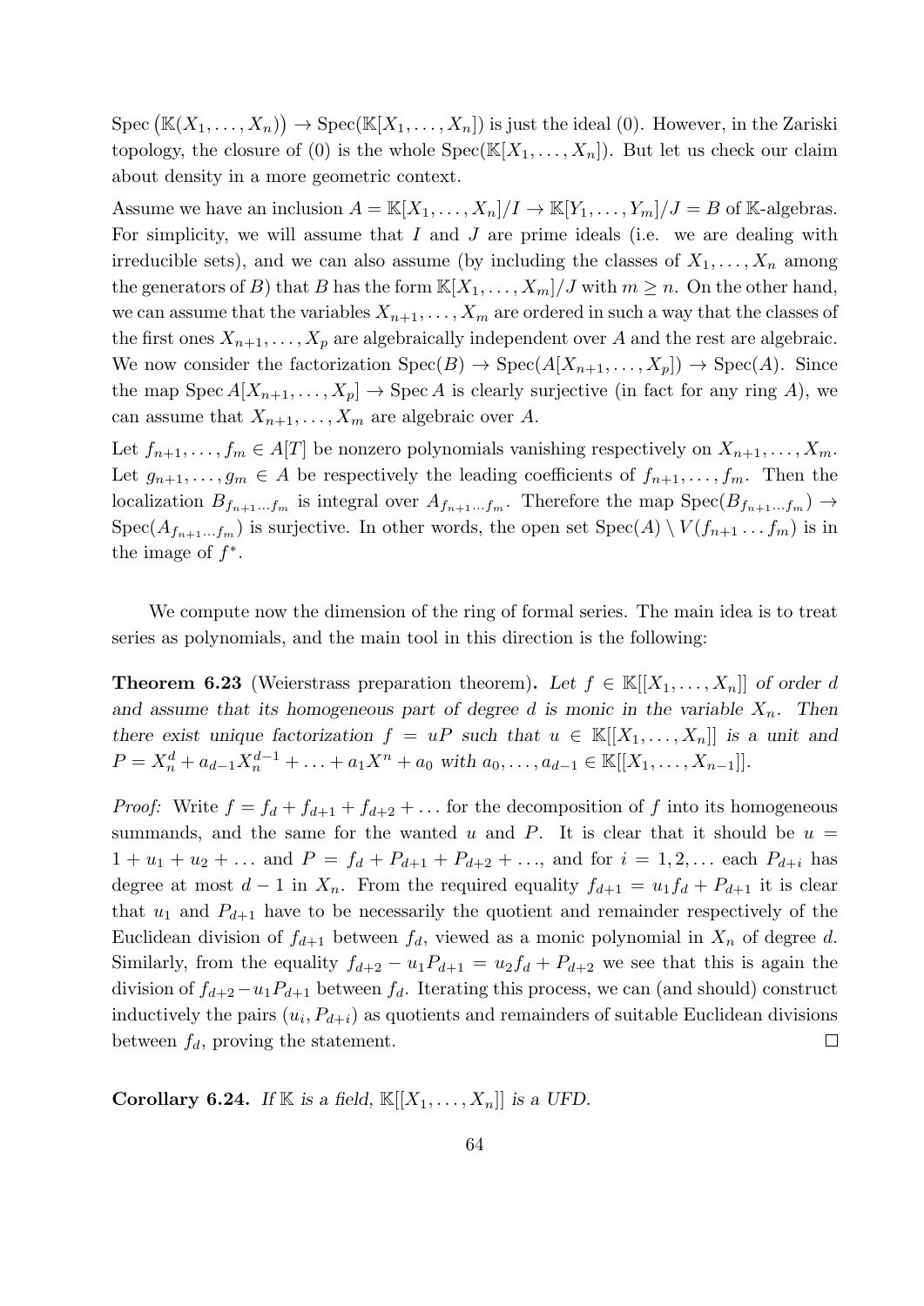Spec $\big(\mathbb{K}(X_1,\dots,X_n)\big) \to \mathrm{Spec}(\mathbb{K}[X_1,\dots,X_n])$ is just the ideal (0). However, in the Zariski topology, the closure of (0) is the whole $\mathrm{Spec}(\mathbb{K}[X_1,\dots,X_n])$. But let us check our claim about density in a more geometric context.

Assume we have an inclusion $A = \mathbb{K}[X_1,\dots,X_n]/I \to \mathbb{K}[Y_1,\dots,Y_m]/J = B$ of $\mathbb{K}$-algebras. For simplicity, we will assume that $I$ and $J$ are prime ideals (i.e. we are dealing with irreducible sets), and we can also assume (by including the classes of $X_1,\dots,X_n$ among the generators of $B$) that $B$ has the form $\mathbb{K}[X_1,\dots,X_m]/J$ with $m \geq n$. On the other hand, we can assume that the variables $X_{n+1},\dots,X_m$ are ordered in such a way that the classes of the first ones $X_{n+1},\dots,X_p$ are algebraically independent over $A$ and the rest are algebraic. We now consider the factorization $\mathrm{Spec}(B) \to \mathrm{Spec}(A[X_{n+1},\dots,X_p]) \to \mathrm{Spec}(A)$. Since the map $\mathrm{Spec}\, A[X_{n+1},\dots,X_p] \to \mathrm{Spec}\, A$ is clearly surjective (in fact for any ring $A$), we can assume that $X_{n+1},\dots,X_m$ are algebraic over $A$.

Let $f_{n+1},\dots,f_m \in A[T]$ be nonzero polynomials vanishing respectively on $X_{n+1},\dots,X_m$. Let $g_{n+1},\dots,g_m \in A$ be respectively the leading coefficients of $f_{n+1},\dots,f_m$. Then the localization $B_{f_{n+1}\dots f_m}$ is integral over $A_{f_{n+1}\dots f_m}$. Therefore the map $\mathrm{Spec}(B_{f_{n+1}\dots f_m}) \to \mathrm{Spec}(A_{f_{n+1}\dots f_m})$ is surjective. In other words, the open set $\mathrm{Spec}(A) \setminus V(f_{n+1}\dots f_m)$ is in the image of $f^*$.

We compute now the dimension of the ring of formal series. The main idea is to treat series as polynomials, and the main tool in this direction is the following:

**Theorem 6.23** (Weierstrass preparation theorem). *Let $f \in \mathbb{K}[[X_1,\dots,X_n]]$ of order $d$ and assume that its homogeneous part of degree $d$ is monic in the variable $X_n$. Then there exist unique factorization $f = uP$ such that $u \in \mathbb{K}[[X_1,\dots,X_n]]$ is a unit and $P = X_n^d + a_{d-1}X_n^{d-1} + \dots + a_1X^n + a_0$ with $a_0,\dots,a_{d-1} \in \mathbb{K}[[X_1,\dots,X_{n-1}]]$.*

*Proof:* Write $f = f_d + f_{d+1} + f_{d+2} + \dots$ for the decomposition of $f$ into its homogeneous summands, and the same for the wanted $u$ and $P$. It is clear that it should be $u = 1 + u_1 + u_2 + \dots$ and $P = f_d + P_{d+1} + P_{d+2} + \dots$, and for $i = 1, 2, \dots$ each $P_{d+i}$ has degree at most $d-1$ in $X_n$. From the required equality $f_{d+1} = u_1 f_d + P_{d+1}$ it is clear that $u_1$ and $P_{d+1}$ have to be necessarily the quotient and remainder respectively of the Euclidean division of $f_{d+1}$ between $f_d$, viewed as a monic polynomial in $X_n$ of degree $d$. Similarly, from the equality $f_{d+2} - u_1 P_{d+1} = u_2 f_d + P_{d+2}$ we see that this is again the division of $f_{d+2} - u_1 P_{d+1}$ between $f_d$. Iterating this process, we can (and should) construct inductively the pairs $(u_i, P_{d+i})$ as quotients and remainders of suitable Euclidean divisions between $f_d$, proving the statement. $\square$

**Corollary 6.24.** *If $\mathbb{K}$ is a field, $\mathbb{K}[[X_1,\dots,X_n]]$ is a UFD.*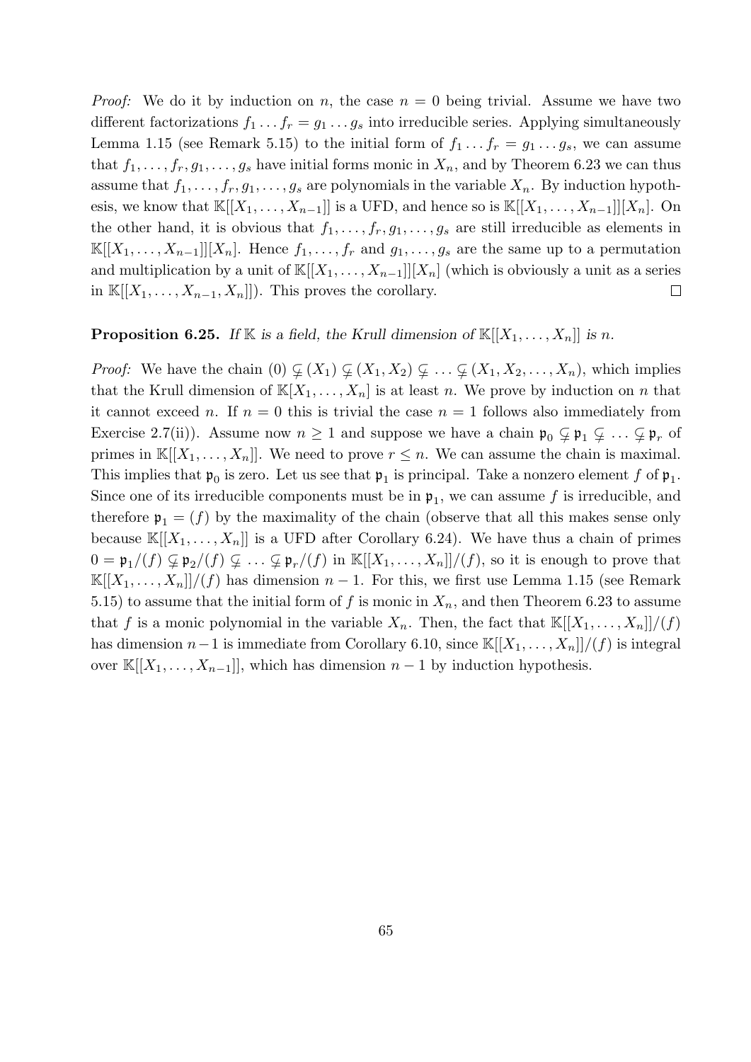*Proof:* We do it by induction on $n$, the case $n = 0$ being trivial. Assume we have two different factorizations $f_1 \dots f_r = g_1 \dots g_s$ into irreducible series. Applying simultaneously Lemma 1.15 (see Remark 5.15) to the initial form of $f_1 \dots f_r = g_1 \dots g_s$, we can assume that $f_1, \dots, f_r, g_1, \dots, g_s$ have initial forms monic in $X_n$, and by Theorem 6.23 we can thus assume that $f_1, \dots, f_r, g_1, \dots, g_s$ are polynomials in the variable $X_n$. By induction hypothesis, we know that $\mathbb{K}[[X_1, \dots, X_{n-1}]]$ is a UFD, and hence so is $\mathbb{K}[[X_1, \dots, X_{n-1}]][X_n]$. On the other hand, it is obvious that $f_1, \dots, f_r, g_1, \dots, g_s$ are still irreducible as elements in $\mathbb{K}[[X_1, \dots, X_{n-1}]][X_n]$. Hence $f_1, \dots, f_r$ and $g_1, \dots, g_s$ are the same up to a permutation and multiplication by a unit of $\mathbb{K}[[X_1, \dots, X_{n-1}]][X_n]$ (which is obviously a unit as a series in $\mathbb{K}[[X_1, \dots, X_{n-1}, X_n]]$). This proves the corollary. $\square$

**Proposition 6.25.** *If $\mathbb{K}$ is a field, the Krull dimension of $\mathbb{K}[[X_1, \dots, X_n]]$ is $n$.*

*Proof:* We have the chain $(0) \subsetneq (X_1) \subsetneq (X_1, X_2) \subsetneq \dots \subsetneq (X_1, X_2, \dots, X_n)$, which implies that the Krull dimension of $\mathbb{K}[X_1, \dots, X_n]$ is at least $n$. We prove by induction on $n$ that it cannot exceed $n$. If $n = 0$ this is trivial the case $n = 1$ follows also immediately from Exercise 2.7(ii)). Assume now $n \geq 1$ and suppose we have a chain $\mathfrak{p}_0 \subsetneq \mathfrak{p}_1 \subsetneq \dots \subsetneq \mathfrak{p}_r$ of primes in $\mathbb{K}[[X_1, \dots, X_n]]$. We need to prove $r \leq n$. We can assume the chain is maximal. This implies that $\mathfrak{p}_0$ is zero. Let us see that $\mathfrak{p}_1$ is principal. Take a nonzero element $f$ of $\mathfrak{p}_1$. Since one of its irreducible components must be in $\mathfrak{p}_1$, we can assume $f$ is irreducible, and therefore $\mathfrak{p}_1 = (f)$ by the maximality of the chain (observe that all this makes sense only because $\mathbb{K}[[X_1, \dots, X_n]]$ is a UFD after Corollary 6.24). We have thus a chain of primes $0 = \mathfrak{p}_1/(f) \subsetneq \mathfrak{p}_2/(f) \subsetneq \dots \subsetneq \mathfrak{p}_r/(f)$ in $\mathbb{K}[[X_1, \dots, X_n]]/(f)$, so it is enough to prove that $\mathbb{K}[[X_1, \dots, X_n]]/(f)$ has dimension $n - 1$. For this, we first use Lemma 1.15 (see Remark 5.15) to assume that the initial form of $f$ is monic in $X_n$, and then Theorem 6.23 to assume that $f$ is a monic polynomial in the variable $X_n$. Then, the fact that $\mathbb{K}[[X_1, \dots, X_n]]/(f)$ has dimension $n-1$ is immediate from Corollary 6.10, since $\mathbb{K}[[X_1, \dots, X_n]]/(f)$ is integral over $\mathbb{K}[[X_1, \dots, X_{n-1}]]$, which has dimension $n - 1$ by induction hypothesis.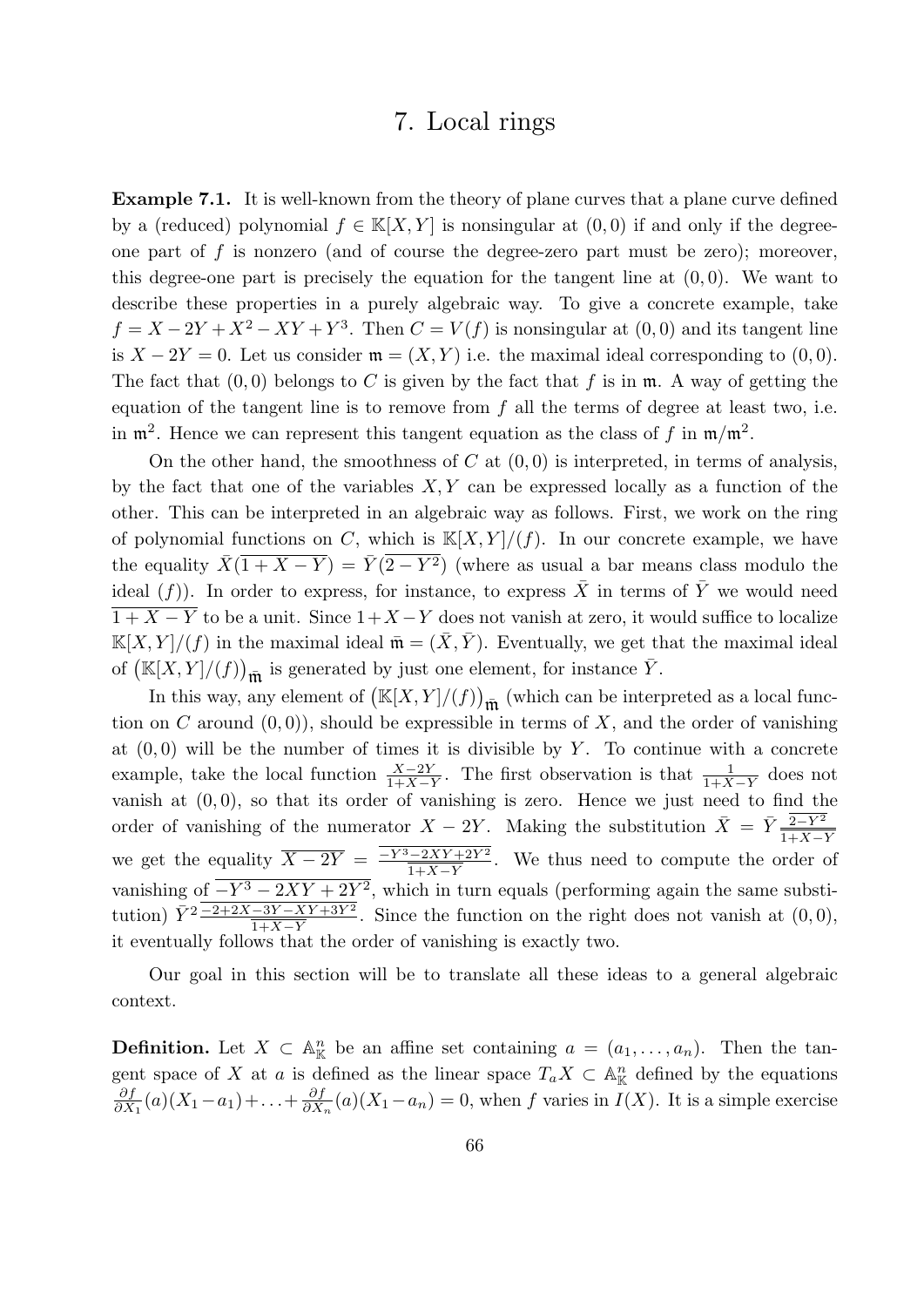# 7. Local rings

**Example 7.1.** It is well-known from the theory of plane curves that a plane curve defined by a (reduced) polynomial $f \in \mathbb{K}[X,Y]$ is nonsingular at $(0,0)$ if and only if the degree-one part of $f$ is nonzero (and of course the degree-zero part must be zero); moreover, this degree-one part is precisely the equation for the tangent line at $(0,0)$. We want to describe these properties in a purely algebraic way. To give a concrete example, take $f = X - 2Y + X^2 - XY + Y^3$. Then $C = V(f)$ is nonsingular at $(0,0)$ and its tangent line is $X - 2Y = 0$. Let us consider $\mathfrak{m} = (X,Y)$ i.e. the maximal ideal corresponding to $(0,0)$. The fact that $(0,0)$ belongs to $C$ is given by the fact that $f$ is in $\mathfrak{m}$. A way of getting the equation of the tangent line is to remove from $f$ all the terms of degree at least two, i.e. in $\mathfrak{m}^2$. Hence we can represent this tangent equation as the class of $f$ in $\mathfrak{m}/\mathfrak{m}^2$.

On the other hand, the smoothness of $C$ at $(0,0)$ is interpreted, in terms of analysis, by the fact that one of the variables $X, Y$ can be expressed locally as a function of the other. This can be interpreted in an algebraic way as follows. First, we work on the ring of polynomial functions on $C$, which is $\mathbb{K}[X,Y]/(f)$. In our concrete example, we have the equality $\bar{X}(\overline{1+X-Y}) = \bar{Y}(\overline{2-Y^2})$ (where as usual a bar means class modulo the ideal $(f)$). In order to express, for instance, to express $\bar{X}$ in terms of $\bar{Y}$ we would need $\overline{1+X-Y}$ to be a unit. Since $1+X-Y$ does not vanish at zero, it would suffice to localize $\mathbb{K}[X,Y]/(f)$ in the maximal ideal $\bar{\mathfrak{m}} = (\bar{X}, \bar{Y})$. Eventually, we get that the maximal ideal of $\big(\mathbb{K}[X,Y]/(f)\big)_{\bar{\mathfrak{m}}}$ is generated by just one element, for instance $\bar{Y}$.

In this way, any element of $\big(\mathbb{K}[X,Y]/(f)\big)_{\bar{\mathfrak{m}}}$ (which can be interpreted as a local function on $C$ around $(0,0)$), should be expressible in terms of $X$, and the order of vanishing at $(0,0)$ will be the number of times it is divisible by $Y$. To continue with a concrete example, take the local function $\frac{X-2Y}{1+X-Y}$. The first observation is that $\frac{1}{1+X-Y}$ does not vanish at $(0,0)$, so that its order of vanishing is zero. Hence we just need to find the order of vanishing of the numerator $X - 2Y$. Making the substitution $\bar{X} = \bar{Y}\frac{\overline{2-Y^2}}{\overline{1+X-Y}}$ we get the equality $\overline{X-2Y} = \frac{\overline{-Y^3-2XY+2Y^2}}{\overline{1+X-Y}}$. We thus need to compute the order of vanishing of $\overline{-Y^3-2XY+2Y^2}$, which in turn equals (performing again the same substitution) $\bar{Y}^2\frac{\overline{-2+2X-3Y-XY+3Y^2}}{\overline{1+X-Y}}$. Since the function on the right does not vanish at $(0,0)$, it eventually follows that the order of vanishing is exactly two.

Our goal in this section will be to translate all these ideas to a general algebraic context.

**Definition.** Let $X \subset \mathbb{A}^n_{\mathbb{K}}$ be an affine set containing $a = (a_1, \ldots, a_n)$. Then the tangent space of $X$ at $a$ is defined as the linear space $T_aX \subset \mathbb{A}^n_{\mathbb{K}}$ defined by the equations $\frac{\partial f}{\partial X_1}(a)(X_1 - a_1) + \ldots + \frac{\partial f}{\partial X_n}(a)(X_1 - a_n) = 0$, when $f$ varies in $I(X)$. It is a simple exercise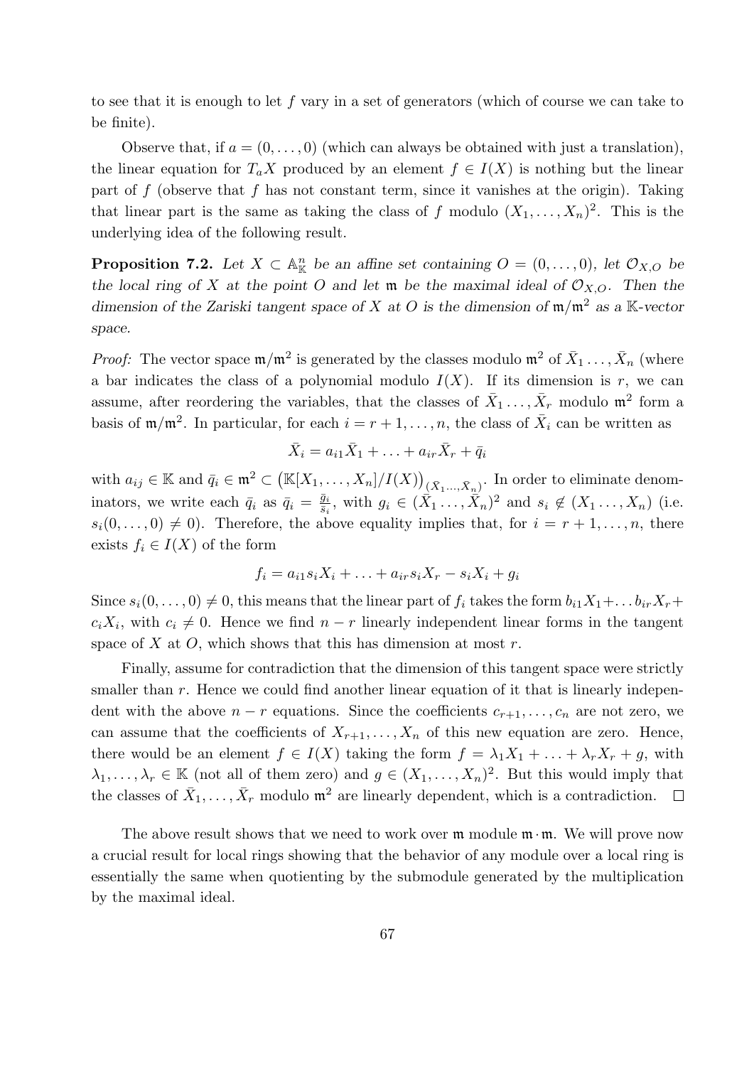to see that it is enough to let $f$ vary in a set of generators (which of course we can take to be finite).

Observe that, if $a = (0, \ldots, 0)$ (which can always be obtained with just a translation), the linear equation for $T_aX$ produced by an element $f \in I(X)$ is nothing but the linear part of $f$ (observe that $f$ has not constant term, since it vanishes at the origin). Taking that linear part is the same as taking the class of $f$ modulo $(X_1, \ldots, X_n)^2$. This is the underlying idea of the following result.

**Proposition 7.2.** *Let $X \subset \mathbb{A}^n_{\mathbb{K}}$ be an affine set containing $O = (0, \ldots, 0)$, let $\mathcal{O}_{X,O}$ be the local ring of $X$ at the point $O$ and let $\mathfrak{m}$ be the maximal ideal of $\mathcal{O}_{X,O}$. Then the dimension of the Zariski tangent space of $X$ at $O$ is the dimension of $\mathfrak{m}/\mathfrak{m}^2$ as a $\mathbb{K}$-vector space.*

*Proof:* The vector space $\mathfrak{m}/\mathfrak{m}^2$ is generated by the classes modulo $\mathfrak{m}^2$ of $\bar{X}_1 \ldots, \bar{X}_n$ (where a bar indicates the class of a polynomial modulo $I(X)$. If its dimension is $r$, we can assume, after reordering the variables, that the classes of $\bar{X}_1 \ldots, \bar{X}_r$ modulo $\mathfrak{m}^2$ form a basis of $\mathfrak{m}/\mathfrak{m}^2$. In particular, for each $i = r+1, \ldots, n$, the class of $\bar{X}_i$ can be written as

$$\bar{X}_i = a_{i1}\bar{X}_1 + \ldots + a_{ir}\bar{X}_r + \bar{q}_i$$

with $a_{ij} \in \mathbb{K}$ and $\bar{q}_i \in \mathfrak{m}^2 \subset \big(\mathbb{K}[X_1, \ldots, X_n]/I(X)\big)_{(\bar{X}_1 \ldots, \bar{X}_n)}$. In order to eliminate denominators, we write each $\bar{q}_i$ as $\bar{q}_i = \frac{\bar{g}_i}{\bar{s}_i}$, with $g_i \in (\bar{X}_1 \ldots, \bar{X}_n)^2$ and $s_i \notin (X_1 \ldots, X_n)$ (i.e. $s_i(0, \ldots, 0) \neq 0$). Therefore, the above equality implies that, for $i = r+1, \ldots, n$, there exists $f_i \in I(X)$ of the form

$$f_i = a_{i1}s_iX_i + \ldots + a_{ir}s_iX_r - s_iX_i + g_i$$

Since $s_i(0, \ldots, 0) \neq 0$, this means that the linear part of $f_i$ takes the form $b_{i1}X_1 + \ldots b_{ir}X_r + c_iX_i$, with $c_i \neq 0$. Hence we find $n - r$ linearly independent linear forms in the tangent space of $X$ at $O$, which shows that this has dimension at most $r$.

Finally, assume for contradiction that the dimension of this tangent space were strictly smaller than $r$. Hence we could find another linear equation of it that is linearly independent with the above $n - r$ equations. Since the coefficients $c_{r+1}, \ldots, c_n$ are not zero, we can assume that the coefficients of $X_{r+1}, \ldots, X_n$ of this new equation are zero. Hence, there would be an element $f \in I(X)$ taking the form $f = \lambda_1X_1 + \ldots + \lambda_rX_r + g$, with $\lambda_1, \ldots, \lambda_r \in \mathbb{K}$ (not all of them zero) and $g \in (X_1, \ldots, X_n)^2$. But this would imply that the classes of $\bar{X}_1, \ldots, \bar{X}_r$ modulo $\mathfrak{m}^2$ are linearly dependent, which is a contradiction. $\square$

The above result shows that we need to work over $\mathfrak{m}$ module $\mathfrak{m} \cdot \mathfrak{m}$. We will prove now a crucial result for local rings showing that the behavior of any module over a local ring is essentially the same when quotienting by the submodule generated by the multiplication by the maximal ideal.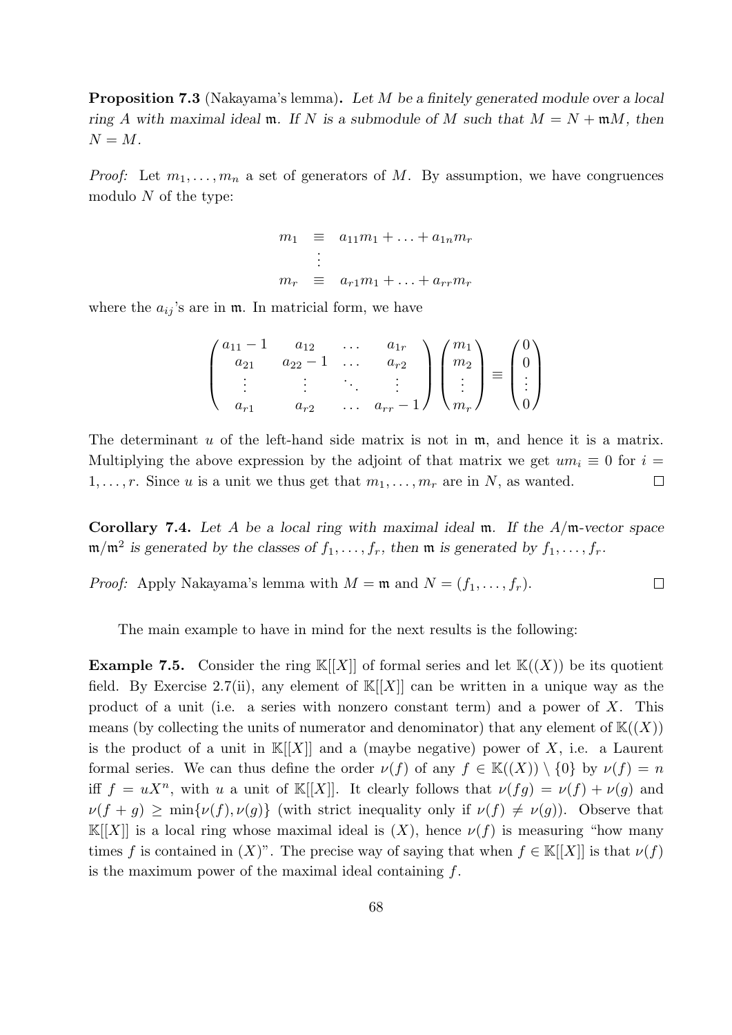**Proposition 7.3** (Nakayama's lemma)**.** *Let $M$ be a finitely generated module over a local ring $A$ with maximal ideal $\mathfrak{m}$. If $N$ is a submodule of $M$ such that $M = N + \mathfrak{m}M$, then $N = M$.*

*Proof:* Let $m_1, \ldots, m_n$ a set of generators of $M$. By assumption, we have congruences modulo $N$ of the type:

$$\begin{array}{rcl} m_1 & \equiv & a_{11}m_1 + \ldots + a_{1n}m_r \\ & \vdots & \\ m_r & \equiv & a_{r1}m_1 + \ldots + a_{rr}m_r \end{array}$$

where the $a_{ij}$'s are in $\mathfrak{m}$. In matricial form, we have

$$\begin{pmatrix} a_{11}-1 & a_{12} & \ldots & a_{1r} \\ a_{21} & a_{22}-1 & \ldots & a_{r2} \\ \vdots & \vdots & \ddots & \vdots \\ a_{r1} & a_{r2} & \ldots & a_{rr}-1 \end{pmatrix} \begin{pmatrix} m_1 \\ m_2 \\ \vdots \\ m_r \end{pmatrix} \equiv \begin{pmatrix} 0 \\ 0 \\ \vdots \\ 0 \end{pmatrix}$$

The determinant $u$ of the left-hand side matrix is not in $\mathfrak{m}$, and hence it is a matrix. Multiplying the above expression by the adjoint of that matrix we get $um_i \equiv 0$ for $i = 1, \ldots, r$. Since $u$ is a unit we thus get that $m_1, \ldots, m_r$ are in $N$, as wanted. $\square$

**Corollary 7.4.** *Let $A$ be a local ring with maximal ideal $\mathfrak{m}$. If the $A/\mathfrak{m}$-vector space $\mathfrak{m}/\mathfrak{m}^2$ is generated by the classes of $f_1, \ldots, f_r$, then $\mathfrak{m}$ is generated by $f_1, \ldots, f_r$.*

*Proof:* Apply Nakayama's lemma with $M = \mathfrak{m}$ and $N = (f_1, \ldots, f_r)$. $\square$

The main example to have in mind for the next results is the following:

**Example 7.5.** Consider the ring $\mathbb{K}[[X]]$ of formal series and let $\mathbb{K}((X))$ be its quotient field. By Exercise 2.7(ii), any element of $\mathbb{K}[[X]]$ can be written in a unique way as the product of a unit (i.e. a series with nonzero constant term) and a power of $X$. This means (by collecting the units of numerator and denominator) that any element of $\mathbb{K}((X))$ is the product of a unit in $\mathbb{K}[[X]]$ and a (maybe negative) power of $X$, i.e. a Laurent formal series. We can thus define the order $\nu(f)$ of any $f \in \mathbb{K}((X)) \setminus \{0\}$ by $\nu(f) = n$ iff $f = uX^n$, with $u$ a unit of $\mathbb{K}[[X]]$. It clearly follows that $\nu(fg) = \nu(f) + \nu(g)$ and $\nu(f+g) \geq \min\{\nu(f), \nu(g)\}$ (with strict inequality only if $\nu(f) \neq \nu(g)$). Observe that $\mathbb{K}[[X]]$ is a local ring whose maximal ideal is $(X)$, hence $\nu(f)$ is measuring "how many times $f$ is contained in $(X)$". The precise way of saying that when $f \in \mathbb{K}[[X]]$ is that $\nu(f)$ is the maximum power of the maximal ideal containing $f$.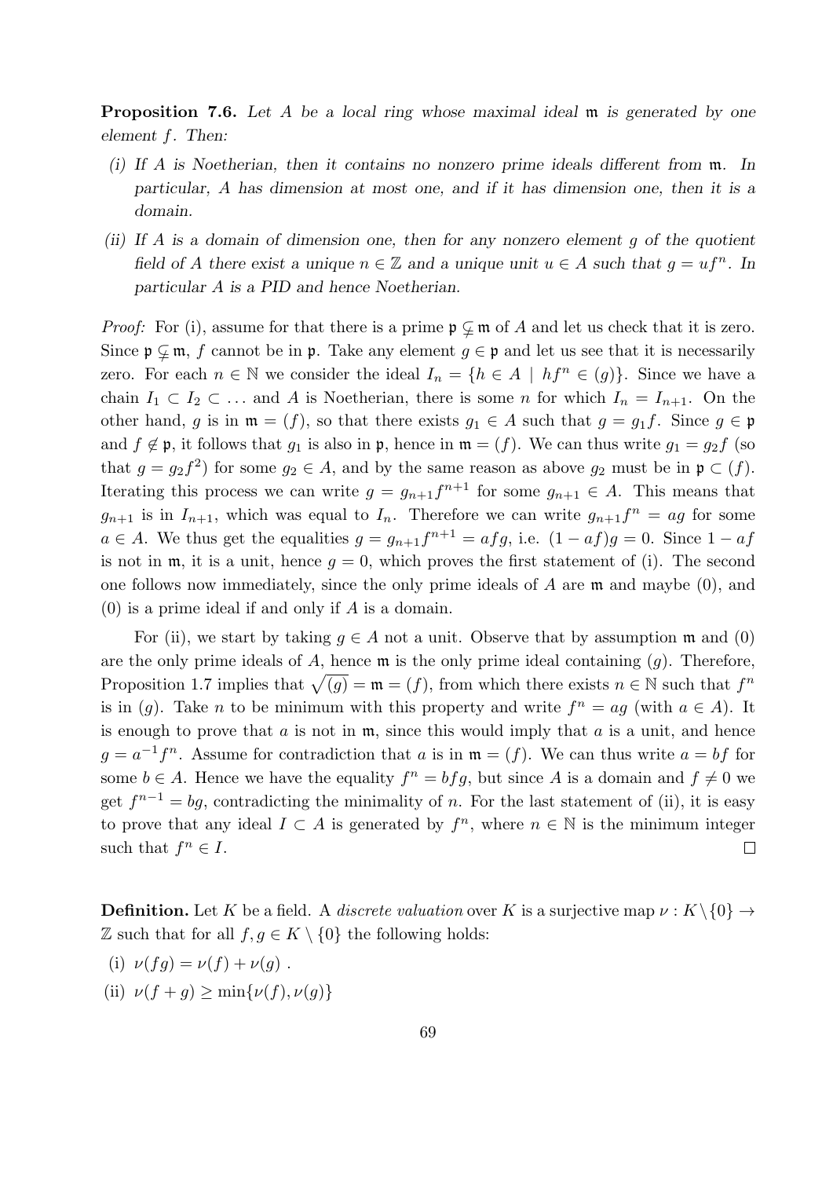**Proposition 7.6.** *Let $A$ be a local ring whose maximal ideal $\mathfrak{m}$ is generated by one element $f$. Then:*

*(i) If $A$ is Noetherian, then it contains no nonzero prime ideals different from $\mathfrak{m}$. In particular, $A$ has dimension at most one, and if it has dimension one, then it is a domain.*

*(ii) If $A$ is a domain of dimension one, then for any nonzero element $g$ of the quotient field of $A$ there exist a unique $n \in \mathbb{Z}$ and a unique unit $u \in A$ such that $g = uf^n$. In particular $A$ is a PID and hence Noetherian.*

*Proof:* For (i), assume for that there is a prime $\mathfrak{p} \subsetneq \mathfrak{m}$ of $A$ and let us check that it is zero. Since $\mathfrak{p} \subsetneq \mathfrak{m}$, $f$ cannot be in $\mathfrak{p}$. Take any element $g \in \mathfrak{p}$ and let us see that it is necessarily zero. For each $n \in \mathbb{N}$ we consider the ideal $I_n = \{h \in A \mid hf^n \in (g)\}$. Since we have a chain $I_1 \subset I_2 \subset \ldots$ and $A$ is Noetherian, there is some $n$ for which $I_n = I_{n+1}$. On the other hand, $g$ is in $\mathfrak{m} = (f)$, so that there exists $g_1 \in A$ such that $g = g_1 f$. Since $g \in \mathfrak{p}$ and $f \notin \mathfrak{p}$, it follows that $g_1$ is also in $\mathfrak{p}$, hence in $\mathfrak{m} = (f)$. We can thus write $g_1 = g_2 f$ (so that $g = g_2 f^2$) for some $g_2 \in A$, and by the same reason as above $g_2$ must be in $\mathfrak{p} \subset (f)$. Iterating this process we can write $g = g_{n+1} f^{n+1}$ for some $g_{n+1} \in A$. This means that $g_{n+1}$ is in $I_{n+1}$, which was equal to $I_n$. Therefore we can write $g_{n+1} f^n = ag$ for some $a \in A$. We thus get the equalities $g = g_{n+1} f^{n+1} = afg$, i.e. $(1 - af)g = 0$. Since $1 - af$ is not in $\mathfrak{m}$, it is a unit, hence $g = 0$, which proves the first statement of (i). The second one follows now immediately, since the only prime ideals of $A$ are $\mathfrak{m}$ and maybe $(0)$, and $(0)$ is a prime ideal if and only if $A$ is a domain.

For (ii), we start by taking $g \in A$ not a unit. Observe that by assumption $\mathfrak{m}$ and $(0)$ are the only prime ideals of $A$, hence $\mathfrak{m}$ is the only prime ideal containing $(g)$. Therefore, Proposition 1.7 implies that $\sqrt{(g)} = \mathfrak{m} = (f)$, from which there exists $n \in \mathbb{N}$ such that $f^n$ is in $(g)$. Take $n$ to be minimum with this property and write $f^n = ag$ (with $a \in A$). It is enough to prove that $a$ is not in $\mathfrak{m}$, since this would imply that $a$ is a unit, and hence $g = a^{-1} f^n$. Assume for contradiction that $a$ is in $\mathfrak{m} = (f)$. We can thus write $a = bf$ for some $b \in A$. Hence we have the equality $f^n = bfg$, but since $A$ is a domain and $f \neq 0$ we get $f^{n-1} = bg$, contradicting the minimality of $n$. For the last statement of (ii), it is easy to prove that any ideal $I \subset A$ is generated by $f^n$, where $n \in \mathbb{N}$ is the minimum integer such that $f^n \in I$. $\square$

**Definition.** Let $K$ be a field. A *discrete valuation* over $K$ is a surjective map $\nu : K \setminus \{0\} \to \mathbb{Z}$ such that for all $f, g \in K \setminus \{0\}$ the following holds:

(i) $\nu(fg) = \nu(f) + \nu(g)$ .

(ii) $\nu(f + g) \geq \min\{\nu(f), \nu(g)\}$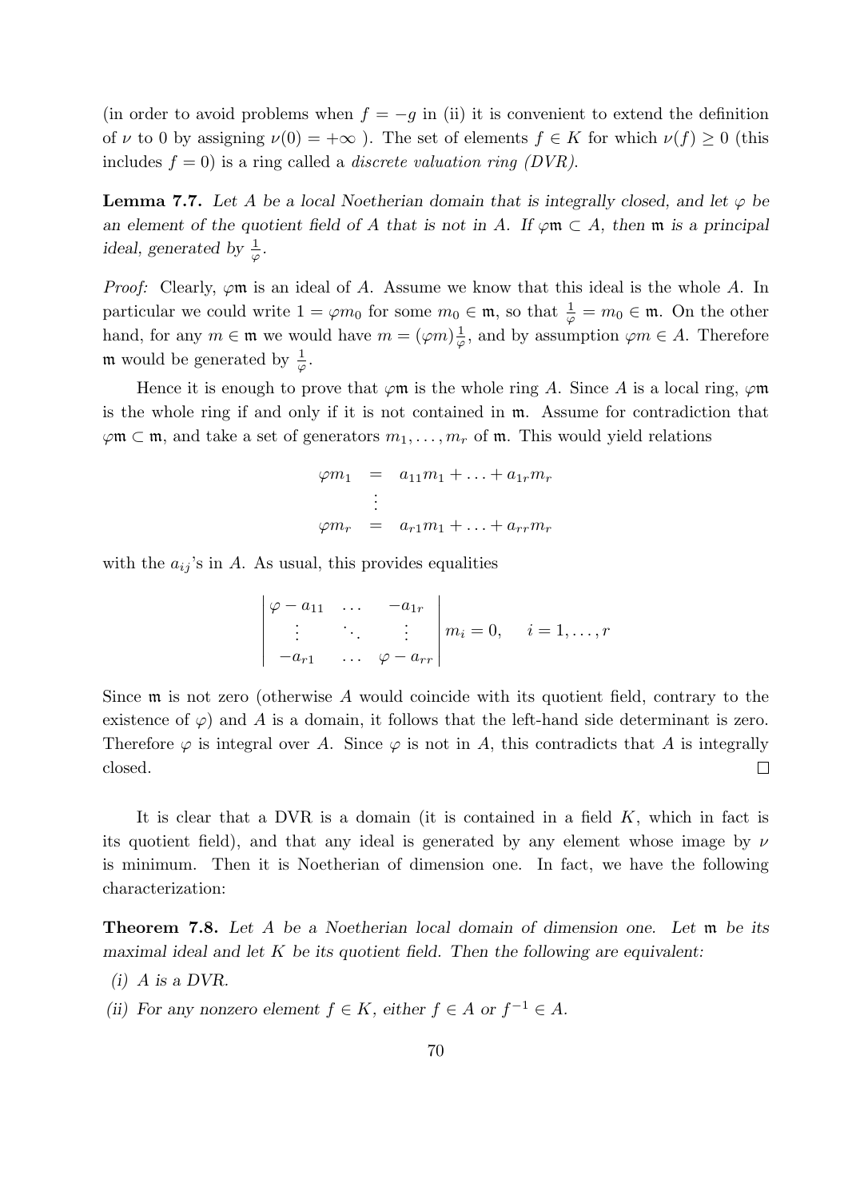(in order to avoid problems when $f = -g$ in (ii) it is convenient to extend the definition of $\nu$ to 0 by assigning $\nu(0) = +\infty$ ). The set of elements $f \in K$ for which $\nu(f) \geq 0$ (this includes $f = 0$) is a ring called a *discrete valuation ring (DVR)*.

**Lemma 7.7.** *Let $A$ be a local Noetherian domain that is integrally closed, and let $\varphi$ be an element of the quotient field of $A$ that is not in $A$. If $\varphi\mathfrak{m} \subset A$, then $\mathfrak{m}$ is a principal ideal, generated by $\frac{1}{\varphi}$.*

*Proof:* Clearly, $\varphi\mathfrak{m}$ is an ideal of $A$. Assume we know that this ideal is the whole $A$. In particular we could write $1 = \varphi m_0$ for some $m_0 \in \mathfrak{m}$, so that $\frac{1}{\varphi} = m_0 \in \mathfrak{m}$. On the other hand, for any $m \in \mathfrak{m}$ we would have $m = (\varphi m)\frac{1}{\varphi}$, and by assumption $\varphi m \in A$. Therefore $\mathfrak{m}$ would be generated by $\frac{1}{\varphi}$.

Hence it is enough to prove that $\varphi\mathfrak{m}$ is the whole ring $A$. Since $A$ is a local ring, $\varphi\mathfrak{m}$ is the whole ring if and only if it is not contained in $\mathfrak{m}$. Assume for contradiction that $\varphi\mathfrak{m} \subset \mathfrak{m}$, and take a set of generators $m_1, \ldots, m_r$ of $\mathfrak{m}$. This would yield relations

$$
\begin{aligned}
\varphi m_1 &= a_{11}m_1 + \ldots + a_{1r}m_r \\
&\vdots \\
\varphi m_r &= a_{r1}m_1 + \ldots + a_{rr}m_r
\end{aligned}
$$

with the $a_{ij}$'s in $A$. As usual, this provides equalities

$$
\begin{vmatrix}
\varphi - a_{11} & \ldots & -a_{1r} \\
\vdots & \ddots & \vdots \\
-a_{r1} & \ldots & \varphi - a_{rr}
\end{vmatrix}
m_i = 0, \qquad i = 1, \ldots, r
$$

Since $\mathfrak{m}$ is not zero (otherwise $A$ would coincide with its quotient field, contrary to the existence of $\varphi$) and $A$ is a domain, it follows that the left-hand side determinant is zero. Therefore $\varphi$ is integral over $A$. Since $\varphi$ is not in $A$, this contradicts that $A$ is integrally closed. $\square$

It is clear that a DVR is a domain (it is contained in a field $K$, which in fact is its quotient field), and that any ideal is generated by any element whose image by $\nu$ is minimum. Then it is Noetherian of dimension one. In fact, we have the following characterization:

**Theorem 7.8.** *Let $A$ be a Noetherian local domain of dimension one. Let $\mathfrak{m}$ be its maximal ideal and let $K$ be its quotient field. Then the following are equivalent:*

*(i) $A$ is a DVR.*

*(ii) For any nonzero element $f \in K$, either $f \in A$ or $f^{-1} \in A$.*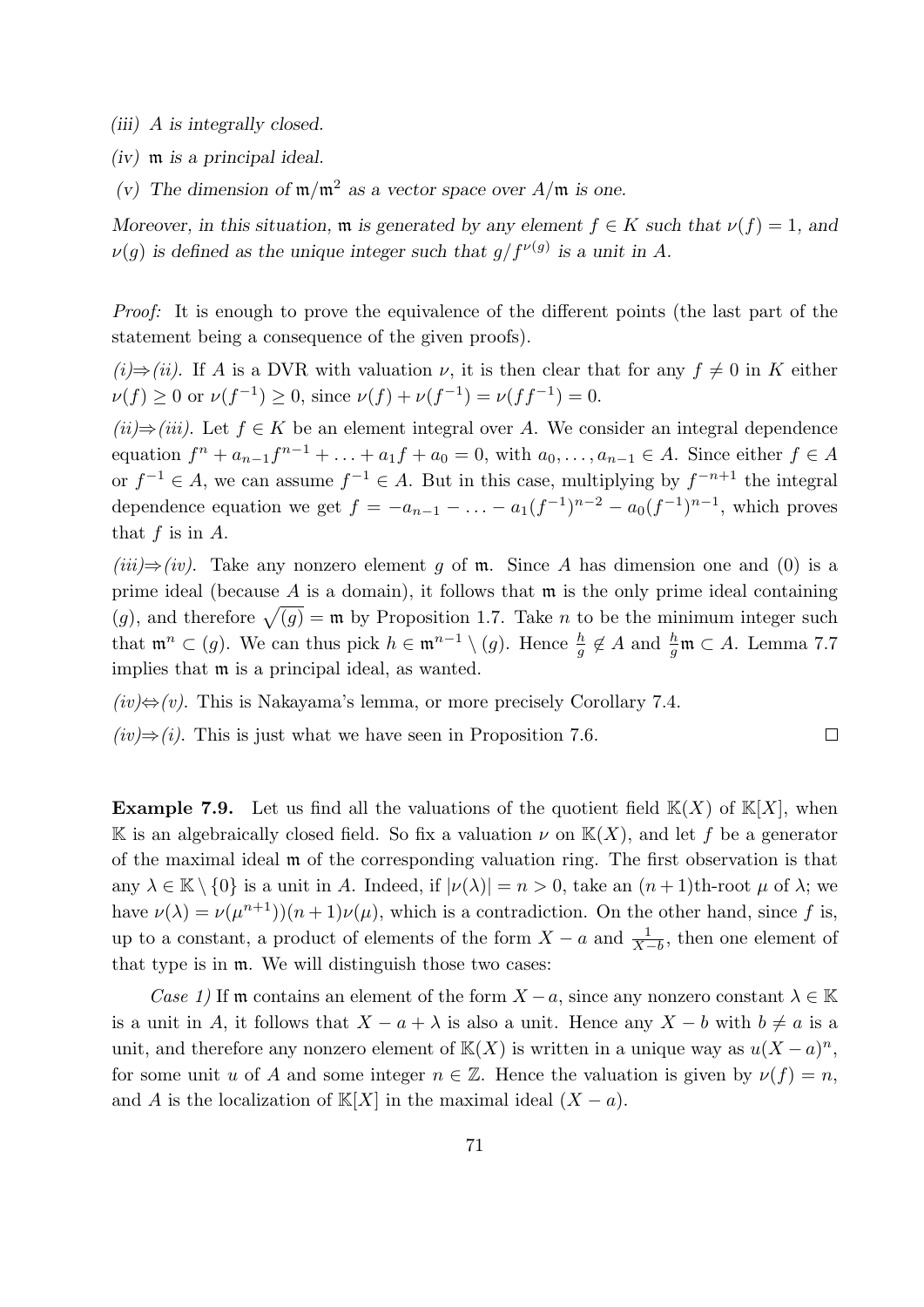*(iii) $A$ is integrally closed.*

*(iv) $\mathfrak{m}$ is a principal ideal.*

*(v) The dimension of $\mathfrak{m}/\mathfrak{m}^2$ as a vector space over $A/\mathfrak{m}$ is one.*

*Moreover, in this situation, $\mathfrak{m}$ is generated by any element $f \in K$ such that $\nu(f) = 1$, and $\nu(g)$ is defined as the unique integer such that $g/f^{\nu(g)}$ is a unit in $A$.*

*Proof:* It is enough to prove the equivalence of the different points (the last part of the statement being a consequence of the given proofs).

*(i)⇒(ii).* If $A$ is a DVR with valuation $\nu$, it is then clear that for any $f \neq 0$ in $K$ either $\nu(f) \geq 0$ or $\nu(f^{-1}) \geq 0$, since $\nu(f) + \nu(f^{-1}) = \nu(ff^{-1}) = 0$.

*(ii)⇒(iii).* Let $f \in K$ be an element integral over $A$. We consider an integral dependence equation $f^n + a_{n-1}f^{n-1} + \ldots + a_1 f + a_0 = 0$, with $a_0, \ldots, a_{n-1} \in A$. Since either $f \in A$ or $f^{-1} \in A$, we can assume $f^{-1} \in A$. But in this case, multiplying by $f^{-n+1}$ the integral dependence equation we get $f = -a_{n-1} - \ldots - a_1(f^{-1})^{n-2} - a_0(f^{-1})^{n-1}$, which proves that $f$ is in $A$.

*(iii)⇒(iv).* Take any nonzero element $g$ of $\mathfrak{m}$. Since $A$ has dimension one and $(0)$ is a prime ideal (because $A$ is a domain), it follows that $\mathfrak{m}$ is the only prime ideal containing $(g)$, and therefore $\sqrt{(g)} = \mathfrak{m}$ by Proposition 1.7. Take $n$ to be the minimum integer such that $\mathfrak{m}^n \subset (g)$. We can thus pick $h \in \mathfrak{m}^{n-1} \setminus (g)$. Hence $\frac{h}{g} \notin A$ and $\frac{h}{g}\mathfrak{m} \subset A$. Lemma 7.7 implies that $\mathfrak{m}$ is a principal ideal, as wanted.

*(iv)⇔(v).* This is Nakayama's lemma, or more precisely Corollary 7.4.

*(iv)⇒(i).* This is just what we have seen in Proposition 7.6. $\square$

**Example 7.9.** Let us find all the valuations of the quotient field $\mathbb{K}(X)$ of $\mathbb{K}[X]$, when $\mathbb{K}$ is an algebraically closed field. So fix a valuation $\nu$ on $\mathbb{K}(X)$, and let $f$ be a generator of the maximal ideal $\mathfrak{m}$ of the corresponding valuation ring. The first observation is that any $\lambda \in \mathbb{K} \setminus \{0\}$ is a unit in $A$. Indeed, if $|\nu(\lambda)| = n > 0$, take an $(n+1)$th-root $\mu$ of $\lambda$; we have $\nu(\lambda) = \nu(\mu^{n+1}))(n+1)\nu(\mu)$, which is a contradiction. On the other hand, since $f$ is, up to a constant, a product of elements of the form $X - a$ and $\frac{1}{X-b}$, then one element of that type is in $\mathfrak{m}$. We will distinguish those two cases:

*Case 1)* If $\mathfrak{m}$ contains an element of the form $X - a$, since any nonzero constant $\lambda \in \mathbb{K}$ is a unit in $A$, it follows that $X - a + \lambda$ is also a unit. Hence any $X - b$ with $b \neq a$ is a unit, and therefore any nonzero element of $\mathbb{K}(X)$ is written in a unique way as $u(X-a)^n$, for some unit $u$ of $A$ and some integer $n \in \mathbb{Z}$. Hence the valuation is given by $\nu(f) = n$, and $A$ is the localization of $\mathbb{K}[X]$ in the maximal ideal $(X - a)$.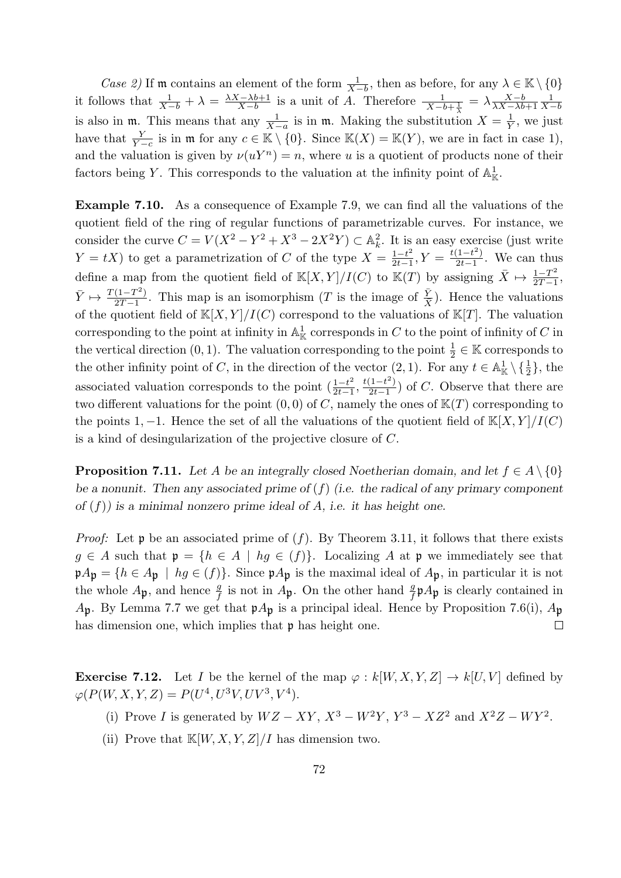*Case 2)* If $\mathfrak{m}$ contains an element of the form $\frac{1}{X-b}$, then as before, for any $\lambda \in \mathbb{K} \setminus \{0\}$ it follows that $\frac{1}{X-b} + \lambda = \frac{\lambda X - \lambda b + 1}{X-b}$ is a unit of $A$. Therefore $\frac{1}{X-b+\frac{1}{\lambda}} = \lambda \frac{X-b}{\lambda X - \lambda b+1} \frac{1}{X-b}$ is also in $\mathfrak{m}$. This means that any $\frac{1}{X-a}$ is in $\mathfrak{m}$. Making the substitution $X = \frac{1}{Y}$, we just have that $\frac{Y}{Y-c}$ is in $\mathfrak{m}$ for any $c \in \mathbb{K} \setminus \{0\}$. Since $\mathbb{K}(X) = \mathbb{K}(Y)$, we are in fact in case 1), and the valuation is given by $\nu(uY^n) = n$, where $u$ is a quotient of products none of their factors being $Y$. This corresponds to the valuation at the infinity point of $\mathbb{A}^1_{\mathbb{K}}$.

**Example 7.10.** As a consequence of Example 7.9, we can find all the valuations of the quotient field of the ring of regular functions of parametrizable curves. For instance, we consider the curve $C = V(X^2 - Y^2 + X^3 - 2X^2Y) \subset \mathbb{A}^2_k$. It is an easy exercise (just write $Y = tX$) to get a parametrization of $C$ of the type $X = \frac{1-t^2}{2t-1}, Y = \frac{t(1-t^2)}{2t-1}$. We can thus define a map from the quotient field of $\mathbb{K}[X,Y]/I(C)$ to $\mathbb{K}(T)$ by assigning $\bar{X} \mapsto \frac{1-T^2}{2T-1}$, $\bar{Y} \mapsto \frac{T(1-T^2)}{2T-1}$. This map is an isomorphism ($T$ is the image of $\frac{\bar{Y}}{\bar{X}}$). Hence the valuations of the quotient field of $\mathbb{K}[X,Y]/I(C)$ correspond to the valuations of $\mathbb{K}[T]$. The valuation corresponding to the point at infinity in $\mathbb{A}^1_{\mathbb{K}}$ corresponds in $C$ to the point of infinity of $C$ in the vertical direction $(0,1)$. The valuation corresponding to the point $\frac{1}{2} \in \mathbb{K}$ corresponds to the other infinity point of $C$, in the direction of the vector $(2,1)$. For any $t \in \mathbb{A}^1_{\mathbb{K}} \setminus \{\frac{1}{2}\}$, the associated valuation corresponds to the point $(\frac{1-t^2}{2t-1}, \frac{t(1-t^2)}{2t-1})$ of $C$. Observe that there are two different valuations for the point $(0,0)$ of $C$, namely the ones of $\mathbb{K}(T)$ corresponding to the points $1, -1$. Hence the set of all the valuations of the quotient field of $\mathbb{K}[X,Y]/I(C)$ is a kind of desingularization of the projective closure of $C$.

**Proposition 7.11.** *Let $A$ be an integrally closed Noetherian domain, and let $f \in A \setminus \{0\}$ be a nonunit. Then any associated prime of $(f)$ (i.e. the radical of any primary component of $(f)$) is a minimal nonzero prime ideal of $A$, i.e. it has height one.*

*Proof:* Let $\mathfrak{p}$ be an associated prime of $(f)$. By Theorem 3.11, it follows that there exists $g \in A$ such that $\mathfrak{p} = \{h \in A \mid hg \in (f)\}$. Localizing $A$ at $\mathfrak{p}$ we immediately see that $\mathfrak{p}A_{\mathfrak{p}} = \{h \in A_{\mathfrak{p}} \mid hg \in (f)\}$. Since $\mathfrak{p}A_{\mathfrak{p}}$ is the maximal ideal of $A_{\mathfrak{p}}$, in particular it is not the whole $A_{\mathfrak{p}}$, and hence $\frac{g}{f}$ is not in $A_{\mathfrak{p}}$. On the other hand $\frac{g}{f}\mathfrak{p}A_{\mathfrak{p}}$ is clearly contained in $A_{\mathfrak{p}}$. By Lemma 7.7 we get that $\mathfrak{p}A_{\mathfrak{p}}$ is a principal ideal. Hence by Proposition 7.6(i), $A_{\mathfrak{p}}$ has dimension one, which implies that $\mathfrak{p}$ has height one. $\square$

**Exercise 7.12.** Let $I$ be the kernel of the map $\varphi : k[W,X,Y,Z] \to k[U,V]$ defined by $\varphi(P(W,X,Y,Z) = P(U^4, U^3V, UV^3, V^4)$.

(i) Prove $I$ is generated by $WZ - XY$, $X^3 - W^2Y$, $Y^3 - XZ^2$ and $X^2Z - WY^2$.

(ii) Prove that $\mathbb{K}[W,X,Y,Z]/I$ has dimension two.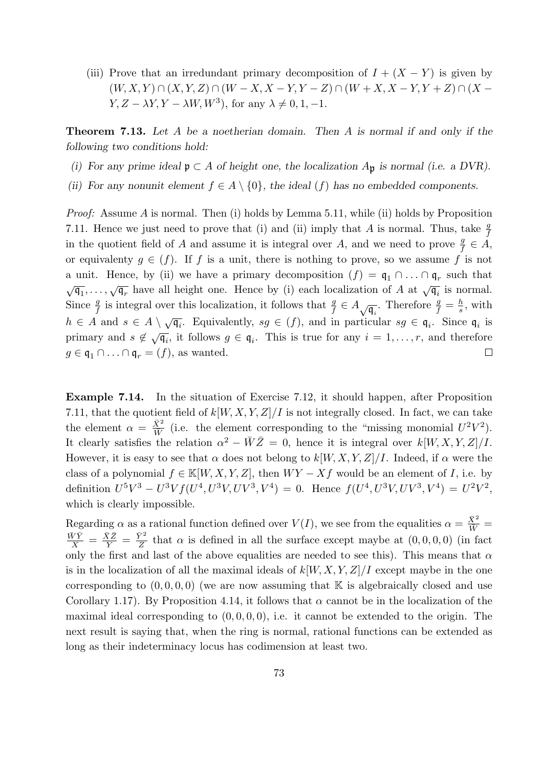(iii) Prove that an irredundant primary decomposition of $I+(X-Y)$ is given by $(W,X,Y)\cap(X,Y,Z)\cap(W-X,X-Y,Y-Z)\cap(W+X,X-Y,Y+Z)\cap(X-Y,Z-\lambda Y,Y-\lambda W,W^3)$, for any $\lambda\neq 0,1,-1$.

**Theorem 7.13.** *Let $A$ be a noetherian domain. Then $A$ is normal if and only if the following two conditions hold:*

*(i) For any prime ideal $\mathfrak{p}\subset A$ of height one, the localization $A_{\mathfrak{p}}$ is normal (i.e. a DVR).*

*(ii) For any nonunit element $f\in A\setminus\{0\}$, the ideal $(f)$ has no embedded components.*

*Proof:* Assume $A$ is normal. Then (i) holds by Lemma 5.11, while (ii) holds by Proposition 7.11. Hence we just need to prove that (i) and (ii) imply that $A$ is normal. Thus, take $\frac{g}{f}$ in the quotient field of $A$ and assume it is integral over $A$, and we need to prove $\frac{g}{f}\in A$, or equivalenty $g\in(f)$. If $f$ is a unit, there is nothing to prove, so we assume $f$ is not a unit. Hence, by (ii) we have a primary decomposition $(f)=\mathfrak{q}_1\cap\ldots\cap\mathfrak{q}_r$ such that $\sqrt{\mathfrak{q}_1},\ldots,\sqrt{\mathfrak{q}_r}$ have all height one. Hence by (i) each localization of $A$ at $\sqrt{\mathfrak{q}_i}$ is normal. Since $\frac{g}{f}$ is integral over this localization, it follows that $\frac{g}{f}\in A_{\sqrt{\mathfrak{q}_i}}$. Therefore $\frac{g}{f}=\frac{h}{s}$, with $h\in A$ and $s\in A\setminus\sqrt{\mathfrak{q}_i}$. Equivalently, $sg\in(f)$, and in particular $sg\in\mathfrak{q}_i$. Since $\mathfrak{q}_i$ is primary and $s\notin\sqrt{\mathfrak{q}_i}$, it follows $g\in\mathfrak{q}_i$. This is true for any $i=1,\ldots,r$, and therefore $g\in\mathfrak{q}_1\cap\ldots\cap\mathfrak{q}_r=(f)$, as wanted. $\square$

**Example 7.14.** In the situation of Exercise 7.12, it should happen, after Proposition 7.11, that the quotient field of $k[W,X,Y,Z]/I$ is not integrally closed. In fact, we can take the element $\alpha=\frac{\bar{X}^2}{\bar{W}}$ (i.e. the element corresponding to the "missing monomial $U^2V^2$). It clearly satisfies the relation $\alpha^2-\bar{W}\bar{Z}=0$, hence it is integral over $k[W,X,Y,Z]/I$. However, it is easy to see that $\alpha$ does not belong to $k[W,X,Y,Z]/I$. Indeed, if $\alpha$ were the class of a polynomial $f\in\mathbb{K}[W,X,Y,Z]$, then $WY-Xf$ would be an element of $I$, i.e. by definition $U^5V^3-U^3Vf(U^4,U^3V,UV^3,V^4)=0$. Hence $f(U^4,U^3V,UV^3,V^4)=U^2V^2$, which is clearly impossible.

Regarding $\alpha$ as a rational function defined over $V(I)$, we see from the equalities $\alpha=\frac{\bar{X}^2}{\bar{W}}=\frac{\bar{W}\bar{Y}}{\bar{X}}=\frac{\bar{X}\bar{Z}}{\bar{Y}}=\frac{\bar{Y}^2}{\bar{Z}}$ that $\alpha$ is defined in all the surface except maybe at $(0,0,0,0)$ (in fact only the first and last of the above equalities are needed to see this). This means that $\alpha$ is in the localization of all the maximal ideals of $k[W,X,Y,Z]/I$ except maybe in the one corresponding to $(0,0,0,0)$ (we are now assuming that $\mathbb{K}$ is algebraically closed and use Corollary 1.17). By Proposition 4.14, it follows that $\alpha$ cannot be in the localization of the maximal ideal corresponding to $(0,0,0,0)$, i.e. it cannot be extended to the origin. The next result is saying that, when the ring is normal, rational functions can be extended as long as their indeterminacy locus has codimension at least two.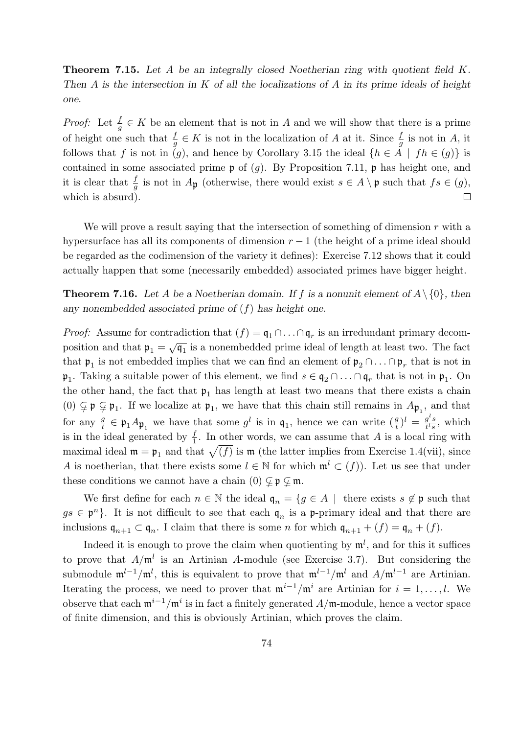**Theorem 7.15.** *Let $A$ be an integrally closed Noetherian ring with quotient field $K$. Then $A$ is the intersection in $K$ of all the localizations of $A$ in its prime ideals of height one.*

*Proof:* Let $\frac{f}{g} \in K$ be an element that is not in $A$ and we will show that there is a prime of height one such that $\frac{f}{g} \in K$ is not in the localization of $A$ at it. Since $\frac{f}{g}$ is not in $A$, it follows that $f$ is not in $(g)$, and hence by Corollary 3.15 the ideal $\{h \in A \mid fh \in (g)\}$ is contained in some associated prime $\mathfrak{p}$ of $(g)$. By Proposition 7.11, $\mathfrak{p}$ has height one, and it is clear that $\frac{f}{g}$ is not in $A_\mathfrak{p}$ (otherwise, there would exist $s \in A \setminus \mathfrak{p}$ such that $fs \in (g)$, which is absurd). $\square$

We will prove a result saying that the intersection of something of dimension $r$ with a hypersurface has all its components of dimension $r-1$ (the height of a prime ideal should be regarded as the codimension of the variety it defines): Exercise 7.12 shows that it could actually happen that some (necessarily embedded) associated primes have bigger height.

**Theorem 7.16.** *Let $A$ be a Noetherian domain. If $f$ is a nonunit element of $A \setminus \{0\}$, then any nonembedded associated prime of $(f)$ has height one.*

*Proof:* Assume for contradiction that $(f) = \mathfrak{q}_1 \cap \ldots \cap \mathfrak{q}_r$ is an irredundant primary decomposition and that $\mathfrak{p}_1 = \sqrt{\mathfrak{q}_1}$ is a nonembedded prime ideal of length at least two. The fact that $\mathfrak{p}_1$ is not embedded implies that we can find an element of $\mathfrak{p}_2 \cap \ldots \cap \mathfrak{p}_r$ that is not in $\mathfrak{p}_1$. Taking a suitable power of this element, we find $s \in \mathfrak{q}_2 \cap \ldots \cap \mathfrak{q}_r$ that is not in $\mathfrak{p}_1$. On the other hand, the fact that $\mathfrak{p}_1$ has length at least two means that there exists a chain $(0) \subsetneq \mathfrak{p} \subsetneq \mathfrak{p}_1$. If we localize at $\mathfrak{p}_1$, we have that this chain still remains in $A_{\mathfrak{p}_1}$, and that for any $\frac{g}{t} \in \mathfrak{p}_1 A_{\mathfrak{p}_1}$ we have that some $g^l$ is in $\mathfrak{q}_1$, hence we can write $(\frac{g}{t})^l = \frac{g^l s}{t^l s}$, which is in the ideal generated by $\frac{f}{1}$. In other words, we can assume that $A$ is a local ring with maximal ideal $\mathfrak{m} = \mathfrak{p}_1$ and that $\sqrt{(f)}$ is $\mathfrak{m}$ (the latter implies from Exercise 1.4(vii), since $A$ is noetherian, that there exists some $l \in \mathbb{N}$ for which $\mathfrak{m}^l \subset (f)$). Let us see that under these conditions we cannot have a chain $(0) \subsetneq \mathfrak{p} \subsetneq \mathfrak{m}$.

We first define for each $n \in \mathbb{N}$ the ideal $\mathfrak{q}_n = \{g \in A \mid$ there exists $s \notin \mathfrak{p}$ such that $gs \in \mathfrak{p}^n\}$. It is not difficult to see that each $\mathfrak{q}_n$ is a $\mathfrak{p}$-primary ideal and that there are inclusions $\mathfrak{q}_{n+1} \subset \mathfrak{q}_n$. I claim that there is some $n$ for which $\mathfrak{q}_{n+1} + (f) = \mathfrak{q}_n + (f)$.

Indeed it is enough to prove the claim when quotienting by $\mathfrak{m}^l$, and for this it suffices to prove that $A/\mathfrak{m}^l$ is an Artinian $A$-module (see Exercise 3.7). But considering the submodule $\mathfrak{m}^{l-1}/\mathfrak{m}^l$, this is equivalent to prove that $\mathfrak{m}^{l-1}/\mathfrak{m}^l$ and $A/\mathfrak{m}^{l-1}$ are Artinian. Iterating the process, we need to prover that $\mathfrak{m}^{i-1}/\mathfrak{m}^i$ are Artinian for $i = 1, \ldots, l$. We observe that each $\mathfrak{m}^{i-1}/\mathfrak{m}^i$ is in fact a finitely generated $A/\mathfrak{m}$-module, hence a vector space of finite dimension, and this is obviously Artinian, which proves the claim.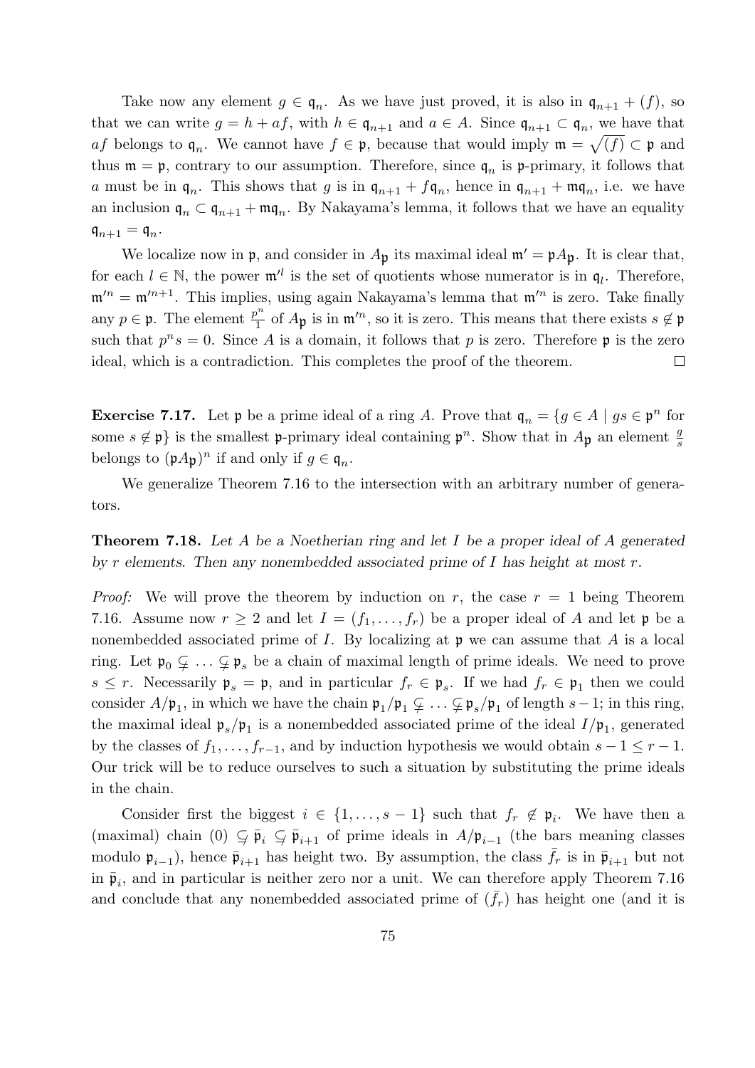Take now any element $g \in \mathfrak{q}_n$. As we have just proved, it is also in $\mathfrak{q}_{n+1} + (f)$, so that we can write $g = h + af$, with $h \in \mathfrak{q}_{n+1}$ and $a \in A$. Since $\mathfrak{q}_{n+1} \subset \mathfrak{q}_n$, we have that $af$ belongs to $\mathfrak{q}_n$. We cannot have $f \in \mathfrak{p}$, because that would imply $\mathfrak{m} = \sqrt{(f)} \subset \mathfrak{p}$ and thus $\mathfrak{m} = \mathfrak{p}$, contrary to our assumption. Therefore, since $\mathfrak{q}_n$ is $\mathfrak{p}$-primary, it follows that $a$ must be in $\mathfrak{q}_n$. This shows that $g$ is in $\mathfrak{q}_{n+1} + f\mathfrak{q}_n$, hence in $\mathfrak{q}_{n+1} + \mathfrak{m}\mathfrak{q}_n$, i.e. we have an inclusion $\mathfrak{q}_n \subset \mathfrak{q}_{n+1} + \mathfrak{m}\mathfrak{q}_n$. By Nakayama's lemma, it follows that we have an equality $\mathfrak{q}_{n+1} = \mathfrak{q}_n$.

We localize now in $\mathfrak{p}$, and consider in $A_\mathfrak{p}$ its maximal ideal $\mathfrak{m}' = \mathfrak{p}A_\mathfrak{p}$. It is clear that, for each $l \in \mathbb{N}$, the power $\mathfrak{m}'^l$ is the set of quotients whose numerator is in $\mathfrak{q}_l$. Therefore, $\mathfrak{m}'^n = \mathfrak{m}'^{n+1}$. This implies, using again Nakayama's lemma that $\mathfrak{m}'^n$ is zero. Take finally any $p \in \mathfrak{p}$. The element $\frac{p^n}{1}$ of $A_\mathfrak{p}$ is in $\mathfrak{m}'^n$, so it is zero. This means that there exists $s \notin \mathfrak{p}$ such that $p^n s = 0$. Since $A$ is a domain, it follows that $p$ is zero. Therefore $\mathfrak{p}$ is the zero ideal, which is a contradiction. This completes the proof of the theorem. $\square$

**Exercise 7.17.** Let $\mathfrak{p}$ be a prime ideal of a ring $A$. Prove that $\mathfrak{q}_n = \{g \in A \mid gs \in \mathfrak{p}^n$ for some $s \notin \mathfrak{p}\}$ is the smallest $\mathfrak{p}$-primary ideal containing $\mathfrak{p}^n$. Show that in $A_\mathfrak{p}$ an element $\frac{g}{s}$ belongs to $(\mathfrak{p}A_\mathfrak{p})^n$ if and only if $g \in \mathfrak{q}_n$.

We generalize Theorem 7.16 to the intersection with an arbitrary number of generators.

**Theorem 7.18.** *Let $A$ be a Noetherian ring and let $I$ be a proper ideal of $A$ generated by $r$ elements. Then any nonembedded associated prime of $I$ has height at most $r$.*

*Proof:* We will prove the theorem by induction on $r$, the case $r = 1$ being Theorem 7.16. Assume now $r \geq 2$ and let $I = (f_1, \ldots, f_r)$ be a proper ideal of $A$ and let $\mathfrak{p}$ be a nonembedded associated prime of $I$. By localizing at $\mathfrak{p}$ we can assume that $A$ is a local ring. Let $\mathfrak{p}_0 \subsetneq \ldots \subsetneq \mathfrak{p}_s$ be a chain of maximal length of prime ideals. We need to prove $s \leq r$. Necessarily $\mathfrak{p}_s = \mathfrak{p}$, and in particular $f_r \in \mathfrak{p}_s$. If we had $f_r \in \mathfrak{p}_1$ then we could consider $A/\mathfrak{p}_1$, in which we have the chain $\mathfrak{p}_1/\mathfrak{p}_1 \subsetneq \ldots \subsetneq \mathfrak{p}_s/\mathfrak{p}_1$ of length $s-1$; in this ring, the maximal ideal $\mathfrak{p}_s/\mathfrak{p}_1$ is a nonembedded associated prime of the ideal $I/\mathfrak{p}_1$, generated by the classes of $f_1, \ldots, f_{r-1}$, and by induction hypothesis we would obtain $s-1 \leq r-1$. Our trick will be to reduce ourselves to such a situation by substituting the prime ideals in the chain.

Consider first the biggest $i \in \{1, \ldots, s-1\}$ such that $f_r \notin \mathfrak{p}_i$. We have then a (maximal) chain $(0) \subsetneq \bar{\mathfrak{p}}_i \subsetneq \bar{\mathfrak{p}}_{i+1}$ of prime ideals in $A/\mathfrak{p}_{i-1}$ (the bars meaning classes modulo $\mathfrak{p}_{i-1}$), hence $\bar{\mathfrak{p}}_{i+1}$ has height two. By assumption, the class $\bar{f}_r$ is in $\bar{\mathfrak{p}}_{i+1}$ but not in $\bar{\mathfrak{p}}_i$, and in particular is neither zero nor a unit. We can therefore apply Theorem 7.16 and conclude that any nonembedded associated prime of $(\bar{f}_r)$ has height one (and it is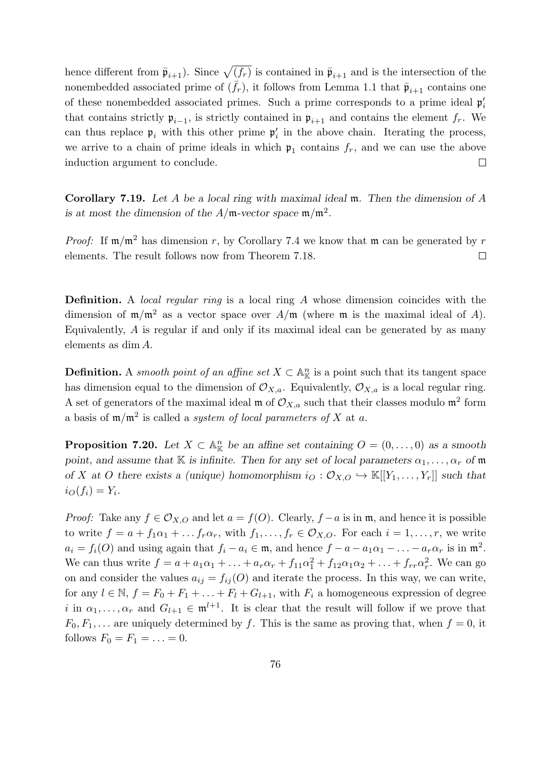hence different from $\bar{\mathfrak{p}}_{i+1}$). Since $\sqrt{(f_r)}$ is contained in $\bar{\mathfrak{p}}_{i+1}$ and is the intersection of the nonembedded associated prime of $(\bar{f}_r)$, it follows from Lemma 1.1 that $\bar{\mathfrak{p}}_{i+1}$ contains one of these nonembedded associated primes. Such a prime corresponds to a prime ideal $\mathfrak{p}'_i$ that contains strictly $\mathfrak{p}_{i-1}$, is strictly contained in $\mathfrak{p}_{i+1}$ and contains the element $f_r$. We can thus replace $\mathfrak{p}_i$ with this other prime $\mathfrak{p}'_i$ in the above chain. Iterating the process, we arrive to a chain of prime ideals in which $\mathfrak{p}_1$ contains $f_r$, and we can use the above induction argument to conclude. □

**Corollary 7.19.** *Let $A$ be a local ring with maximal ideal $\mathfrak{m}$. Then the dimension of $A$ is at most the dimension of the $A/\mathfrak{m}$-vector space $\mathfrak{m}/\mathfrak{m}^2$.*

*Proof:* If $\mathfrak{m}/\mathfrak{m}^2$ has dimension $r$, by Corollary 7.4 we know that $\mathfrak{m}$ can be generated by $r$ elements. The result follows now from Theorem 7.18. □

**Definition.** A *local regular ring* is a local ring $A$ whose dimension coincides with the dimension of $\mathfrak{m}/\mathfrak{m}^2$ as a vector space over $A/\mathfrak{m}$ (where $\mathfrak{m}$ is the maximal ideal of $A$). Equivalently, $A$ is regular if and only if its maximal ideal can be generated by as many elements as $\dim A$.

**Definition.** A *smooth point of an affine set $X \subset \mathbb{A}^n_{\mathbb{K}}$* is a point such that its tangent space has dimension equal to the dimension of $\mathcal{O}_{X,a}$. Equivalently, $\mathcal{O}_{X,a}$ is a local regular ring. A set of generators of the maximal ideal $\mathfrak{m}$ of $\mathcal{O}_{X,a}$ such that their classes modulo $\mathfrak{m}^2$ form a basis of $\mathfrak{m}/\mathfrak{m}^2$ is called a *system of local parameters of $X$* at $a$.

**Proposition 7.20.** *Let $X \subset \mathbb{A}^n_{\mathbb{K}}$ be an affine set containing $O = (0, \ldots, 0)$ as a smooth point, and assume that $\mathbb{K}$ is infinite. Then for any set of local parameters $\alpha_1, \ldots, \alpha_r$ of $\mathfrak{m}$ of $X$ at $O$ there exists a (unique) homomorphism $i_O : \mathcal{O}_{X,O} \hookrightarrow \mathbb{K}[[Y_1, \ldots, Y_r]]$ such that $i_O(f_i) = Y_i$.*

*Proof:* Take any $f \in \mathcal{O}_{X,O}$ and let $a = f(O)$. Clearly, $f - a$ is in $\mathfrak{m}$, and hence it is possible to write $f = a + f_1\alpha_1 + \ldots f_r\alpha_r$, with $f_1, \ldots, f_r \in \mathcal{O}_{X,O}$. For each $i = 1, \ldots, r$, we write $a_i = f_i(O)$ and using again that $f_i - a_i \in \mathfrak{m}$, and hence $f - a - a_1\alpha_1 - \ldots - a_r\alpha_r$ is in $\mathfrak{m}^2$. We can thus write $f = a + a_1\alpha_1 + \ldots + a_r\alpha_r + f_{11}\alpha_1^2 + f_{12}\alpha_1\alpha_2 + \ldots + f_{rr}\alpha_r^2$. We can go on and consider the values $a_{ij} = f_{ij}(O)$ and iterate the process. In this way, we can write, for any $l \in \mathbb{N}$, $f = F_0 + F_1 + \ldots + F_l + G_{l+1}$, with $F_i$ a homogeneous expression of degree $i$ in $\alpha_1, \ldots, \alpha_r$ and $G_{l+1} \in \mathfrak{m}^{l+1}$. It is clear that the result will follow if we prove that $F_0, F_1, \ldots$ are uniquely determined by $f$. This is the same as proving that, when $f = 0$, it follows $F_0 = F_1 = \ldots = 0$.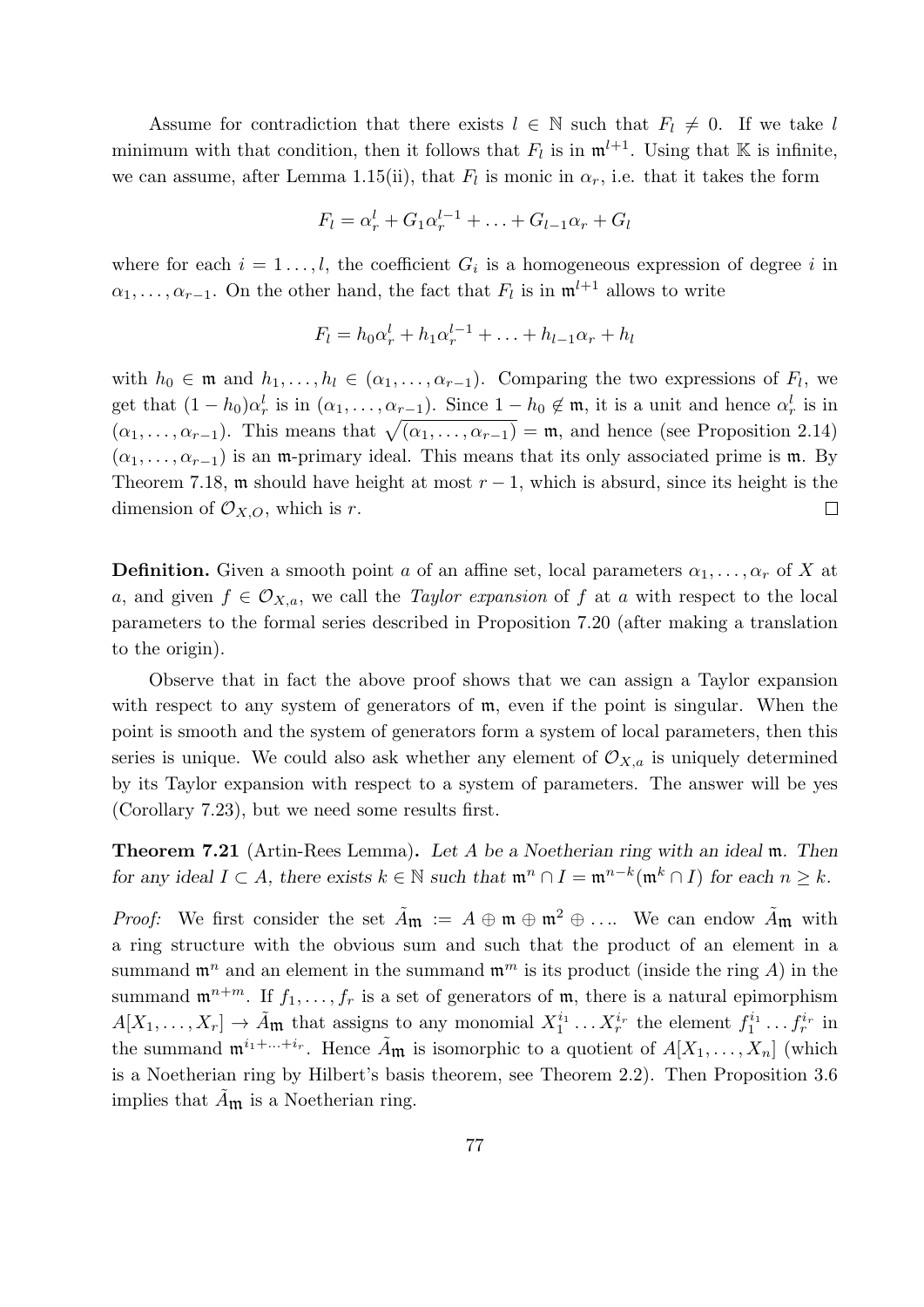Assume for contradiction that there exists $l \in \mathbb{N}$ such that $F_l \neq 0$. If we take $l$ minimum with that condition, then it follows that $F_l$ is in $\mathfrak{m}^{l+1}$. Using that $\mathbb{K}$ is infinite, we can assume, after Lemma 1.15(ii), that $F_l$ is monic in $\alpha_r$, i.e. that it takes the form

$$F_l = \alpha_r^l + G_1\alpha_r^{l-1} + \ldots + G_{l-1}\alpha_r + G_l$$

where for each $i = 1 \ldots, l$, the coefficient $G_i$ is a homogeneous expression of degree $i$ in $\alpha_1, \ldots, \alpha_{r-1}$. On the other hand, the fact that $F_l$ is in $\mathfrak{m}^{l+1}$ allows to write

$$F_l = h_0\alpha_r^l + h_1\alpha_r^{l-1} + \ldots + h_{l-1}\alpha_r + h_l$$

with $h_0 \in \mathfrak{m}$ and $h_1, \ldots, h_l \in (\alpha_1, \ldots, \alpha_{r-1})$. Comparing the two expressions of $F_l$, we get that $(1-h_0)\alpha_r^l$ is in $(\alpha_1, \ldots, \alpha_{r-1})$. Since $1 - h_0 \notin \mathfrak{m}$, it is a unit and hence $\alpha_r^l$ is in $(\alpha_1, \ldots, \alpha_{r-1})$. This means that $\sqrt{(\alpha_1, \ldots, \alpha_{r-1})} = \mathfrak{m}$, and hence (see Proposition 2.14) $(\alpha_1, \ldots, \alpha_{r-1})$ is an $\mathfrak{m}$-primary ideal. This means that its only associated prime is $\mathfrak{m}$. By Theorem 7.18, $\mathfrak{m}$ should have height at most $r-1$, which is absurd, since its height is the dimension of $\mathcal{O}_{X,O}$, which is $r$. $\square$

**Definition.** Given a smooth point $a$ of an affine set, local parameters $\alpha_1, \ldots, \alpha_r$ of $X$ at $a$, and given $f \in \mathcal{O}_{X,a}$, we call the *Taylor expansion* of $f$ at $a$ with respect to the local parameters to the formal series described in Proposition 7.20 (after making a translation to the origin).

Observe that in fact the above proof shows that we can assign a Taylor expansion with respect to any system of generators of $\mathfrak{m}$, even if the point is singular. When the point is smooth and the system of generators form a system of local parameters, then this series is unique. We could also ask whether any element of $\mathcal{O}_{X,a}$ is uniquely determined by its Taylor expansion with respect to a system of parameters. The answer will be yes (Corollary 7.23), but we need some results first.

**Theorem 7.21** (Artin-Rees Lemma)**.** *Let $A$ be a Noetherian ring with an ideal $\mathfrak{m}$. Then for any ideal $I \subset A$, there exists $k \in \mathbb{N}$ such that $\mathfrak{m}^n \cap I = \mathfrak{m}^{n-k}(\mathfrak{m}^k \cap I)$ for each $n \geq k$.*

*Proof:* We first consider the set $\tilde{A}_{\mathfrak{m}} := A \oplus \mathfrak{m} \oplus \mathfrak{m}^2 \oplus \ldots$. We can endow $\tilde{A}_{\mathfrak{m}}$ with a ring structure with the obvious sum and such that the product of an element in a summand $\mathfrak{m}^n$ and an element in the summand $\mathfrak{m}^m$ is its product (inside the ring $A$) in the summand $\mathfrak{m}^{n+m}$. If $f_1, \ldots, f_r$ is a set of generators of $\mathfrak{m}$, there is a natural epimorphism $A[X_1, \ldots, X_r] \to \tilde{A}_{\mathfrak{m}}$ that assigns to any monomial $X_1^{i_1} \ldots X_r^{i_r}$ the element $f_1^{i_1} \ldots f_r^{i_r}$ in the summand $\mathfrak{m}^{i_1+\ldots+i_r}$. Hence $\tilde{A}_{\mathfrak{m}}$ is isomorphic to a quotient of $A[X_1, \ldots, X_n]$ (which is a Noetherian ring by Hilbert's basis theorem, see Theorem 2.2). Then Proposition 3.6 implies that $\tilde{A}_{\mathfrak{m}}$ is a Noetherian ring.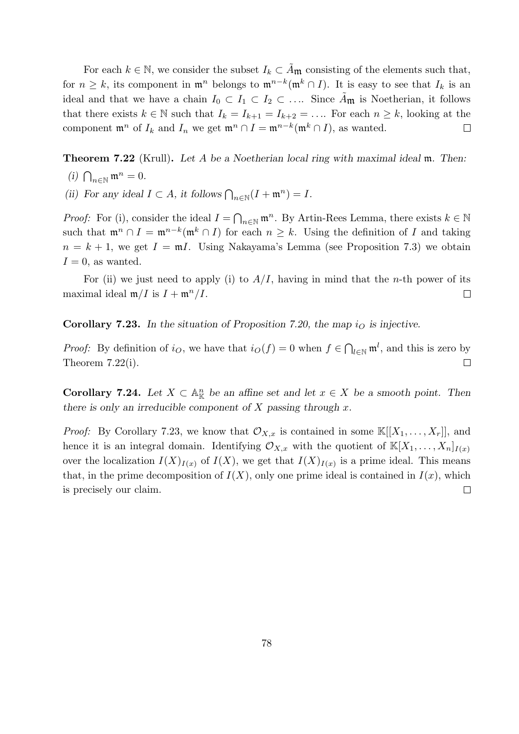For each $k \in \mathbb{N}$, we consider the subset $I_k \subset \tilde{A}_{\mathfrak{m}}$ consisting of the elements such that, for $n \geq k$, its component in $\mathfrak{m}^n$ belongs to $\mathfrak{m}^{n-k}(\mathfrak{m}^k \cap I)$. It is easy to see that $I_k$ is an ideal and that we have a chain $I_0 \subset I_1 \subset I_2 \subset \ldots$. Since $\tilde{A}_{\mathfrak{m}}$ is Noetherian, it follows that there exists $k \in \mathbb{N}$ such that $I_k = I_{k+1} = I_{k+2} = \ldots$. For each $n \geq k$, looking at the component $\mathfrak{m}^n$ of $I_k$ and $I_n$ we get $\mathfrak{m}^n \cap I = \mathfrak{m}^{n-k}(\mathfrak{m}^k \cap I)$, as wanted. □

**Theorem 7.22** (Krull)**.** *Let $A$ be a Noetherian local ring with maximal ideal $\mathfrak{m}$. Then:*

*(i)* $\bigcap_{n \in \mathbb{N}} \mathfrak{m}^n = 0$.

*(ii) For any ideal $I \subset A$, it follows $\bigcap_{n \in \mathbb{N}} (I + \mathfrak{m}^n) = I$.*

*Proof:* For (i), consider the ideal $I = \bigcap_{n \in \mathbb{N}} \mathfrak{m}^n$. By Artin-Rees Lemma, there exists $k \in \mathbb{N}$ such that $\mathfrak{m}^n \cap I = \mathfrak{m}^{n-k}(\mathfrak{m}^k \cap I)$ for each $n \geq k$. Using the definition of $I$ and taking $n = k+1$, we get $I = \mathfrak{m}I$. Using Nakayama's Lemma (see Proposition 7.3) we obtain $I = 0$, as wanted.

For (ii) we just need to apply (i) to $A/I$, having in mind that the $n$-th power of its maximal ideal $\mathfrak{m}/I$ is $I + \mathfrak{m}^n/I$. □

**Corollary 7.23.** *In the situation of Proposition 7.20, the map $i_O$ is injective.*

*Proof:* By definition of $i_O$, we have that $i_O(f) = 0$ when $f \in \bigcap_{l \in \mathbb{N}} \mathfrak{m}^l$, and this is zero by Theorem 7.22(i). □

**Corollary 7.24.** *Let $X \subset \mathbb{A}^n_{\mathbb{K}}$ be an affine set and let $x \in X$ be a smooth point. Then there is only an irreducible component of $X$ passing through $x$.*

*Proof:* By Corollary 7.23, we know that $\mathcal{O}_{X,x}$ is contained in some $\mathbb{K}[[X_1, \ldots, X_r]]$, and hence it is an integral domain. Identifying $\mathcal{O}_{X,x}$ with the quotient of $\mathbb{K}[X_1, \ldots, X_n]_{I(x)}$ over the localization $I(X)_{I(x)}$ of $I(X)$, we get that $I(X)_{I(x)}$ is a prime ideal. This means that, in the prime decomposition of $I(X)$, only one prime ideal is contained in $I(x)$, which is precisely our claim. □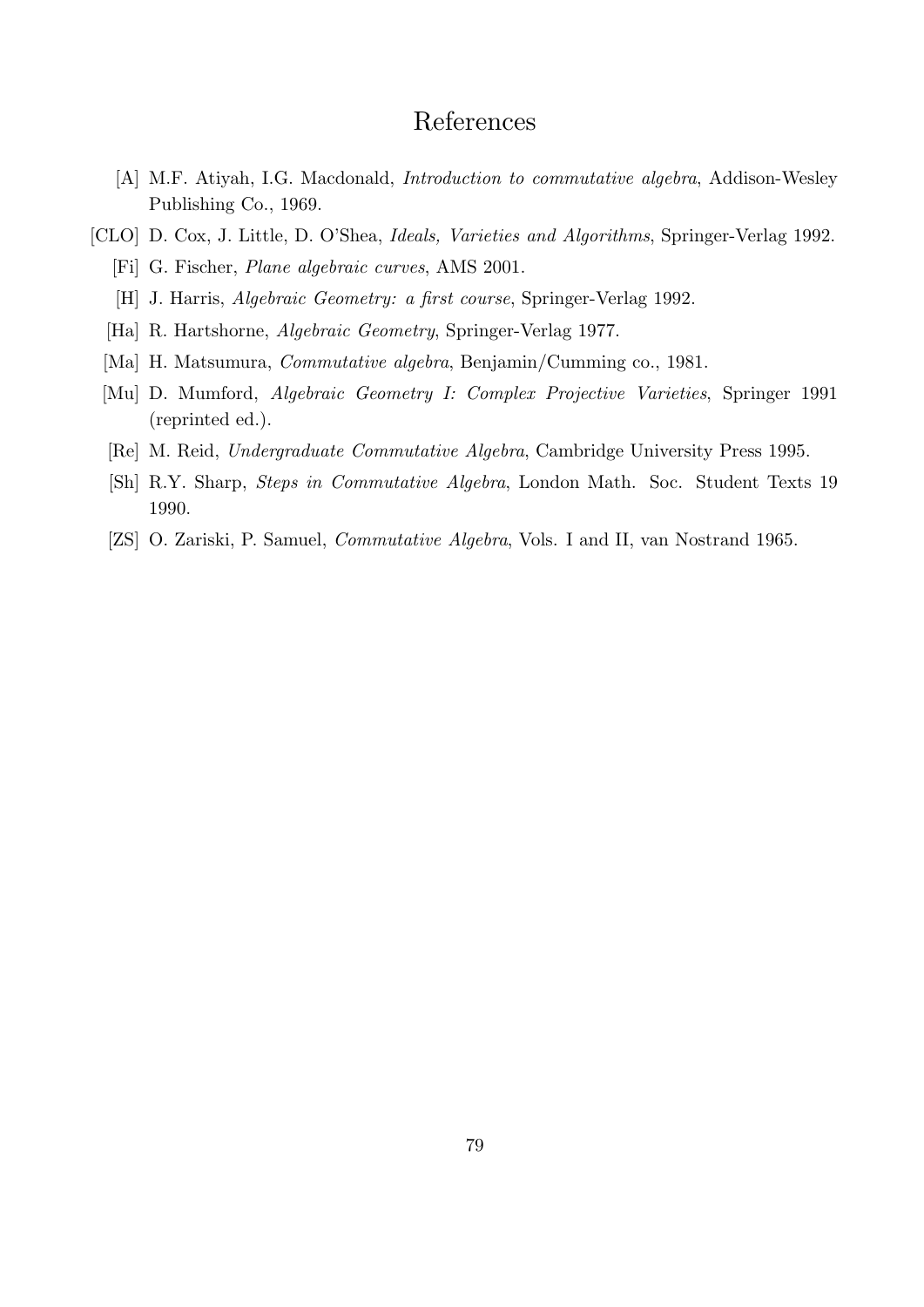# References

[A] M.F. Atiyah, I.G. Macdonald, *Introduction to commutative algebra*, Addison-Wesley Publishing Co., 1969.

[CLO] D. Cox, J. Little, D. O'Shea, *Ideals, Varieties and Algorithms*, Springer-Verlag 1992.

[Fi] G. Fischer, *Plane algebraic curves*, AMS 2001.

[H] J. Harris, *Algebraic Geometry: a first course*, Springer-Verlag 1992.

[Ha] R. Hartshorne, *Algebraic Geometry*, Springer-Verlag 1977.

[Ma] H. Matsumura, *Commutative algebra*, Benjamin/Cumming co., 1981.

[Mu] D. Mumford, *Algebraic Geometry I: Complex Projective Varieties*, Springer 1991 (reprinted ed.).

[Re] M. Reid, *Undergraduate Commutative Algebra*, Cambridge University Press 1995.

[Sh] R.Y. Sharp, *Steps in Commutative Algebra*, London Math. Soc. Student Texts 19 1990.

[ZS] O. Zariski, P. Samuel, *Commutative Algebra*, Vols. I and II, van Nostrand 1965.